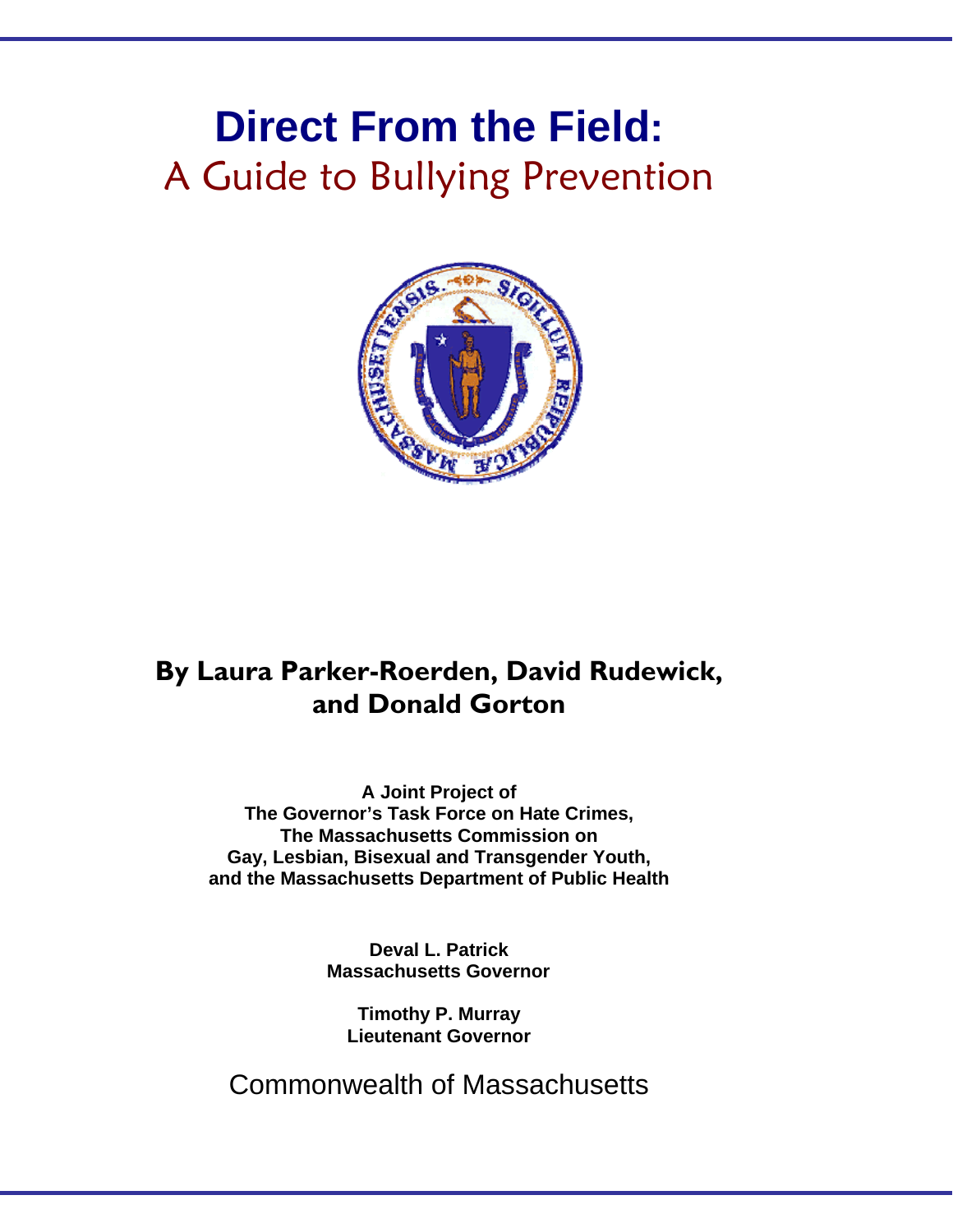# Direct From the Field:

## A Guide to Bullying Prevention

**By Laura Parker-Roerden, David Rudewick, and Donald Gorton**

**A Joint Project of**
**The Governor's Task Force on Hate Crimes,**
**The Massachusetts Commission on**
**Gay, Lesbian, Bisexual and Transgender Youth,**
**and the Massachusetts Department of Public Health**

**Deval L. Patrick**
**Massachusetts Governor**

**Timothy P. Murray**
**Lieutenant Governor**

Commonwealth of Massachusetts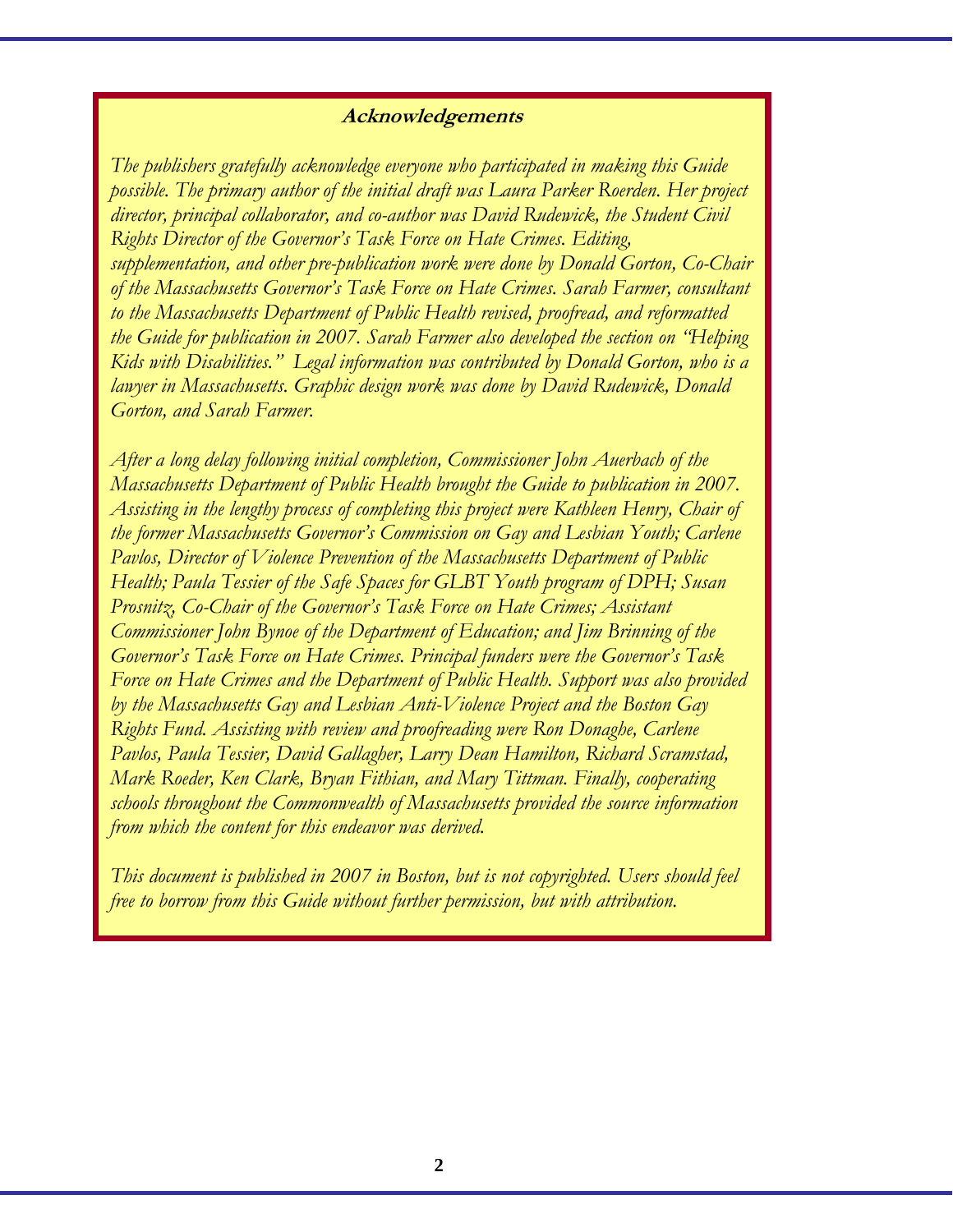## Acknowledgements

*The publishers gratefully acknowledge everyone who participated in making this Guide possible. The primary author of the initial draft was Laura Parker Roerden. Her project director, principal collaborator, and co-author was David Rudewick, the Student Civil Rights Director of the Governor's Task Force on Hate Crimes. Editing, supplementation, and other pre-publication work were done by Donald Gorton, Co-Chair of the Massachusetts Governor's Task Force on Hate Crimes. Sarah Farmer, consultant to the Massachusetts Department of Public Health revised, proofread, and reformatted the Guide for publication in 2007. Sarah Farmer also developed the section on "Helping Kids with Disabilities." Legal information was contributed by Donald Gorton, who is a lawyer in Massachusetts. Graphic design work was done by David Rudewick, Donald Gorton, and Sarah Farmer.*

*After a long delay following initial completion, Commissioner John Auerbach of the Massachusetts Department of Public Health brought the Guide to publication in 2007. Assisting in the lengthy process of completing this project were Kathleen Henry, Chair of the former Massachusetts Governor's Commission on Gay and Lesbian Youth; Carlene Pavlos, Director of Violence Prevention of the Massachusetts Department of Public Health; Paula Tessier of the Safe Spaces for GLBT Youth program of DPH; Susan Prosnitz, Co-Chair of the Governor's Task Force on Hate Crimes; Assistant Commissioner John Bynoe of the Department of Education; and Jim Brinning of the Governor's Task Force on Hate Crimes. Principal funders were the Governor's Task Force on Hate Crimes and the Department of Public Health. Support was also provided by the Massachusetts Gay and Lesbian Anti-Violence Project and the Boston Gay Rights Fund. Assisting with review and proofreading were Ron Donaghe, Carlene Pavlos, Paula Tessier, David Gallagher, Larry Dean Hamilton, Richard Scramstad, Mark Roeder, Ken Clark, Bryan Fithian, and Mary Tittman. Finally, cooperating schools throughout the Commonwealth of Massachusetts provided the source information from which the content for this endeavor was derived.*

*This document is published in 2007 in Boston, but is not copyrighted. Users should feel free to borrow from this Guide without further permission, but with attribution.*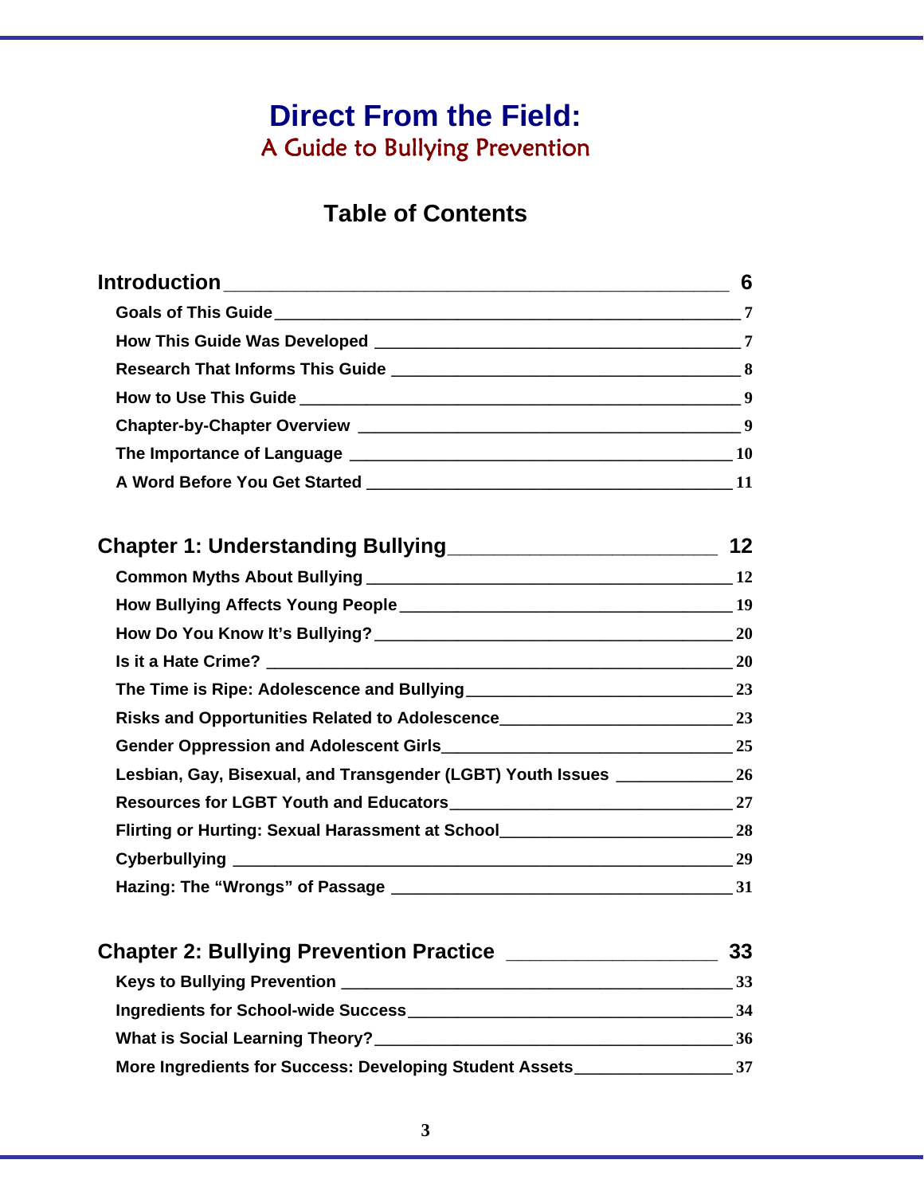# Direct From the Field:

## A Guide to Bullying Prevention

## Table of Contents

| Section | Page |
|---|---|
| **Introduction** | **6** |
| Goals of This Guide | 7 |
| How This Guide Was Developed | 7 |
| Research That Informs This Guide | 8 |
| How to Use This Guide | 9 |
| Chapter-by-Chapter Overview | 9 |
| The Importance of Language | 10 |
| A Word Before You Get Started | 11 |
| **Chapter 1: Understanding Bullying** | **12** |
| Common Myths About Bullying | 12 |
| How Bullying Affects Young People | 19 |
| How Do You Know It's Bullying? | 20 |
| Is it a Hate Crime? | 20 |
| The Time is Ripe: Adolescence and Bullying | 23 |
| Risks and Opportunities Related to Adolescence | 23 |
| Gender Oppression and Adolescent Girls | 25 |
| Lesbian, Gay, Bisexual, and Transgender (LGBT) Youth Issues | 26 |
| Resources for LGBT Youth and Educators | 27 |
| Flirting or Hurting: Sexual Harassment at School | 28 |
| Cyberbullying | 29 |
| Hazing: The "Wrongs" of Passage | 31 |
| **Chapter 2: Bullying Prevention Practice** | **33** |
| Keys to Bullying Prevention | 33 |
| Ingredients for School-wide Success | 34 |
| What is Social Learning Theory? | 36 |
| More Ingredients for Success: Developing Student Assets | 37 |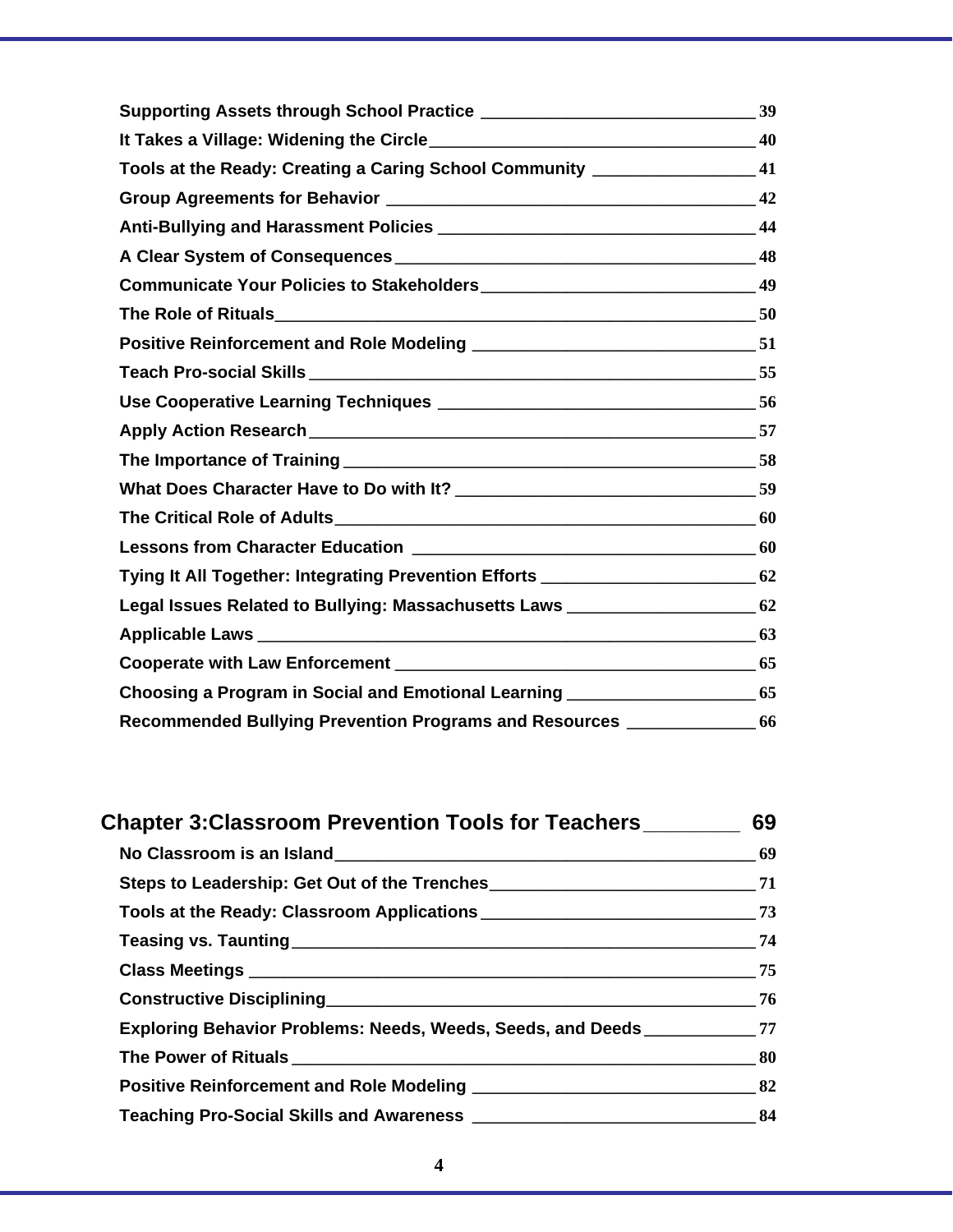Supporting Assets through School Practice — 39
It Takes a Village: Widening the Circle — 40
Tools at the Ready: Creating a Caring School Community — 41
Group Agreements for Behavior — 42
Anti-Bullying and Harassment Policies — 44
A Clear System of Consequences — 48
Communicate Your Policies to Stakeholders — 49
The Role of Rituals — 50
Positive Reinforcement and Role Modeling — 51
Teach Pro-social Skills — 55
Use Cooperative Learning Techniques — 56
Apply Action Research — 57
The Importance of Training — 58
What Does Character Have to Do with It? — 59
The Critical Role of Adults — 60
Lessons from Character Education — 60
Tying It All Together: Integrating Prevention Efforts — 62
Legal Issues Related to Bullying: Massachusetts Laws — 62
Applicable Laws — 63
Cooperate with Law Enforcement — 65
Choosing a Program in Social and Emotional Learning — 65
Recommended Bullying Prevention Programs and Resources — 66

## Chapter 3: Classroom Prevention Tools for Teachers — 69

No Classroom is an Island — 69
Steps to Leadership: Get Out of the Trenches — 71
Tools at the Ready: Classroom Applications — 73
Teasing vs. Taunting — 74
Class Meetings — 75
Constructive Disciplining — 76
Exploring Behavior Problems: Needs, Weeds, Seeds, and Deeds — 77
The Power of Rituals — 80
Positive Reinforcement and Role Modeling — 82
Teaching Pro-Social Skills and Awareness — 84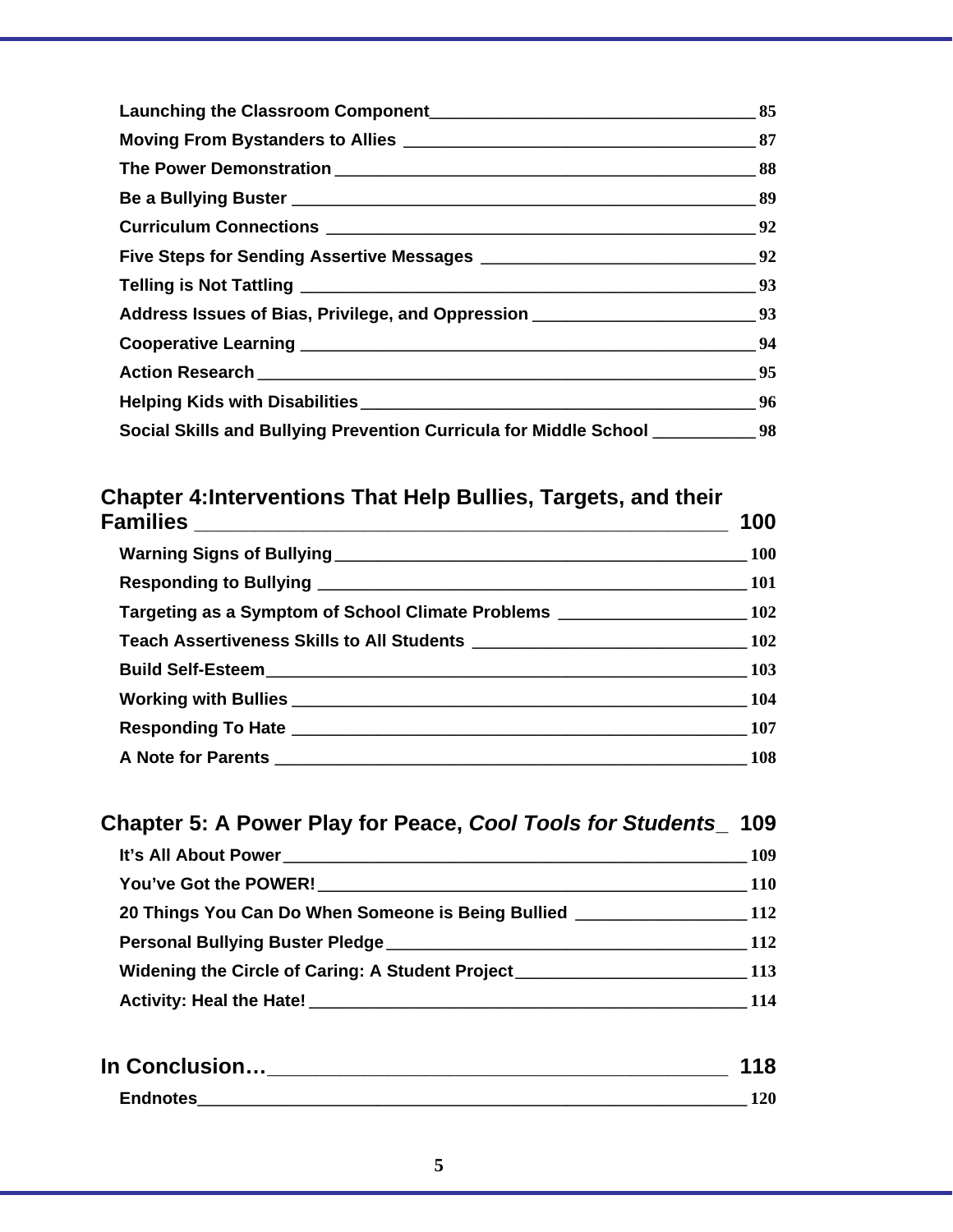Launching the Classroom Component ____ 85
Moving From Bystanders to Allies ____ 87
The Power Demonstration ____ 88
Be a Bullying Buster ____ 89
Curriculum Connections ____ 92
Five Steps for Sending Assertive Messages ____ 92
Telling is Not Tattling ____ 93
Address Issues of Bias, Privilege, and Oppression ____ 93
Cooperative Learning ____ 94
Action Research ____ 95
Helping Kids with Disabilities ____ 96
Social Skills and Bullying Prevention Curricula for Middle School ____ 98

## Chapter 4:Interventions That Help Bullies, Targets, and their Families ____ 100

Warning Signs of Bullying ____ 100
Responding to Bullying ____ 101
Targeting as a Symptom of School Climate Problems ____ 102
Teach Assertiveness Skills to All Students ____ 102
Build Self-Esteem ____ 103
Working with Bullies ____ 104
Responding To Hate ____ 107
A Note for Parents ____ 108

## Chapter 5: A Power Play for Peace, *Cool Tools for Students* ____ 109

It's All About Power ____ 109
You've Got the POWER! ____ 110
20 Things You Can Do When Someone is Being Bullied ____ 112
Personal Bullying Buster Pledge ____ 112
Widening the Circle of Caring: A Student Project ____ 113
Activity: Heal the Hate! ____ 114

## In Conclusion… ____ 118

Endnotes ____ 120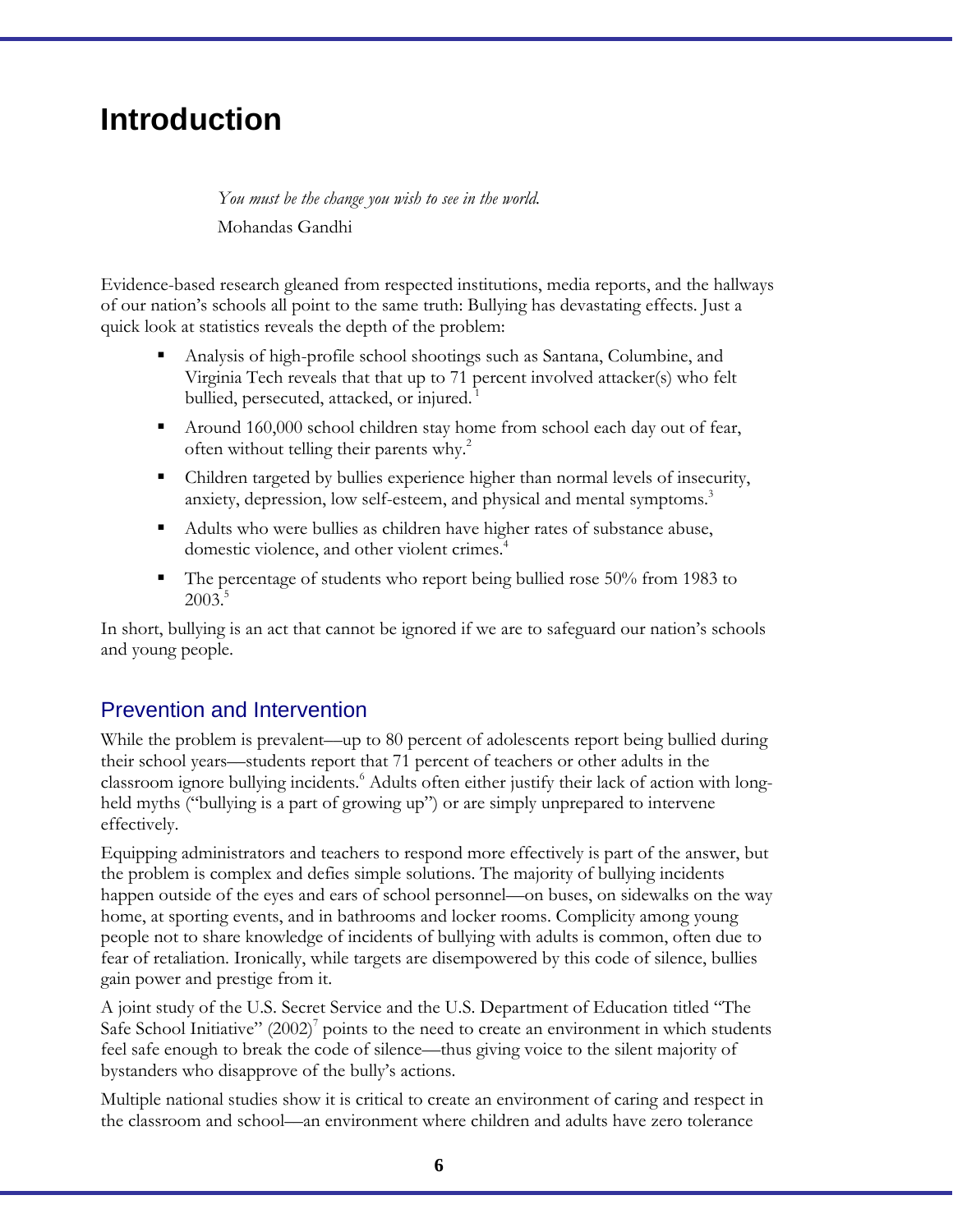# Introduction

*You must be the change you wish to see in the world.*

Mohandas Gandhi

Evidence-based research gleaned from respected institutions, media reports, and the hallways of our nation's schools all point to the same truth: Bullying has devastating effects. Just a quick look at statistics reveals the depth of the problem:

- Analysis of high-profile school shootings such as Santana, Columbine, and Virginia Tech reveals that that up to 71 percent involved attacker(s) who felt bullied, persecuted, attacked, or injured.[1]
- Around 160,000 school children stay home from school each day out of fear, often without telling their parents why.[2]
- Children targeted by bullies experience higher than normal levels of insecurity, anxiety, depression, low self-esteem, and physical and mental symptoms.[3]
- Adults who were bullies as children have higher rates of substance abuse, domestic violence, and other violent crimes.[4]
- The percentage of students who report being bullied rose 50% from 1983 to 2003.[5]

In short, bullying is an act that cannot be ignored if we are to safeguard our nation's schools and young people.

## Prevention and Intervention

While the problem is prevalent—up to 80 percent of adolescents report being bullied during their school years—students report that 71 percent of teachers or other adults in the classroom ignore bullying incidents.[6] Adults often either justify their lack of action with long-held myths ("bullying is a part of growing up") or are simply unprepared to intervene effectively.

Equipping administrators and teachers to respond more effectively is part of the answer, but the problem is complex and defies simple solutions. The majority of bullying incidents happen outside of the eyes and ears of school personnel—on buses, on sidewalks on the way home, at sporting events, and in bathrooms and locker rooms. Complicity among young people not to share knowledge of incidents of bullying with adults is common, often due to fear of retaliation. Ironically, while targets are disempowered by this code of silence, bullies gain power and prestige from it.

A joint study of the U.S. Secret Service and the U.S. Department of Education titled "The Safe School Initiative" (2002)[7] points to the need to create an environment in which students feel safe enough to break the code of silence—thus giving voice to the silent majority of bystanders who disapprove of the bully's actions.

Multiple national studies show it is critical to create an environment of caring and respect in the classroom and school—an environment where children and adults have zero tolerance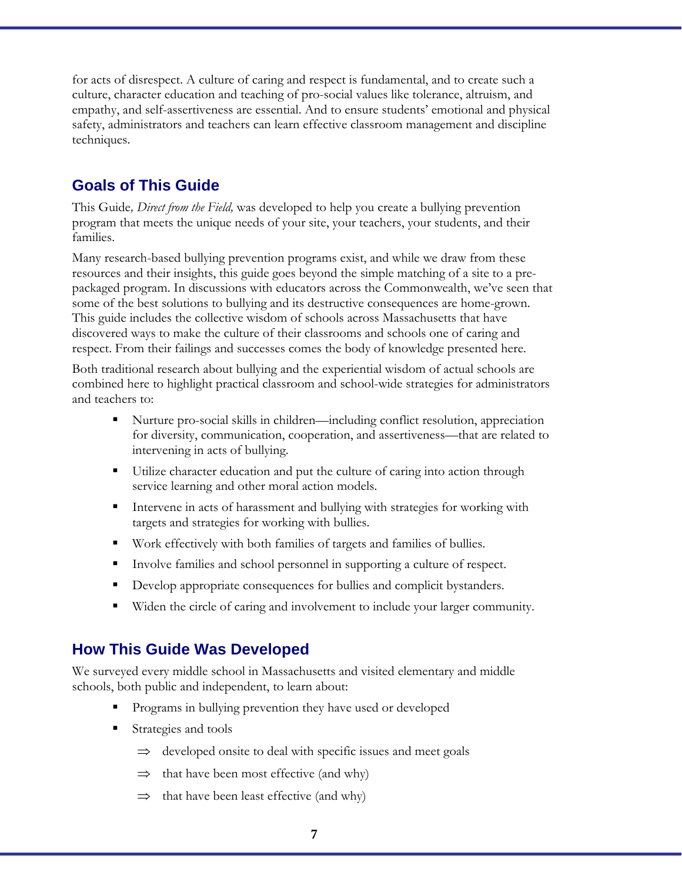for acts of disrespect. A culture of caring and respect is fundamental, and to create such a culture, character education and teaching of pro-social values like tolerance, altruism, and empathy, and self-assertiveness are essential. And to ensure students' emotional and physical safety, administrators and teachers can learn effective classroom management and discipline techniques.

## Goals of This Guide

This Guide*, Direct from the Field,* was developed to help you create a bullying prevention program that meets the unique needs of your site, your teachers, your students, and their families.

Many research-based bullying prevention programs exist, and while we draw from these resources and their insights, this guide goes beyond the simple matching of a site to a pre-packaged program. In discussions with educators across the Commonwealth, we've seen that some of the best solutions to bullying and its destructive consequences are home-grown. This guide includes the collective wisdom of schools across Massachusetts that have discovered ways to make the culture of their classrooms and schools one of caring and respect. From their failings and successes comes the body of knowledge presented here.

Both traditional research about bullying and the experiential wisdom of actual schools are combined here to highlight practical classroom and school-wide strategies for administrators and teachers to:

- Nurture pro-social skills in children—including conflict resolution, appreciation for diversity, communication, cooperation, and assertiveness—that are related to intervening in acts of bullying.
- Utilize character education and put the culture of caring into action through service learning and other moral action models.
- Intervene in acts of harassment and bullying with strategies for working with targets and strategies for working with bullies.
- Work effectively with both families of targets and families of bullies.
- Involve families and school personnel in supporting a culture of respect.
- Develop appropriate consequences for bullies and complicit bystanders.
- Widen the circle of caring and involvement to include your larger community.

## How This Guide Was Developed

We surveyed every middle school in Massachusetts and visited elementary and middle schools, both public and independent, to learn about:

- Programs in bullying prevention they have used or developed
- Strategies and tools
  - ⇒ developed onsite to deal with specific issues and meet goals
  - ⇒ that have been most effective (and why)
  - ⇒ that have been least effective (and why)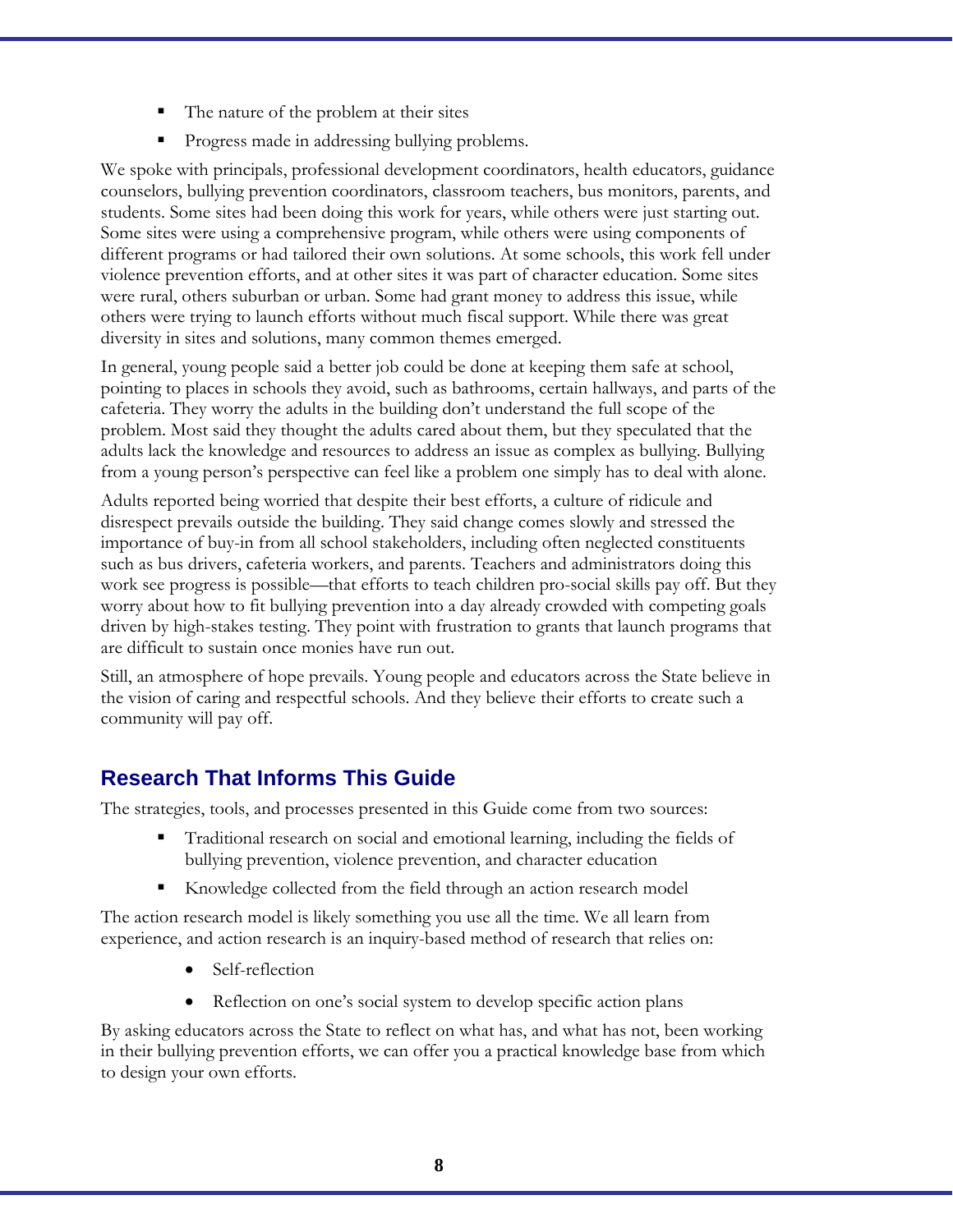- The nature of the problem at their sites
- Progress made in addressing bullying problems.

We spoke with principals, professional development coordinators, health educators, guidance counselors, bullying prevention coordinators, classroom teachers, bus monitors, parents, and students. Some sites had been doing this work for years, while others were just starting out. Some sites were using a comprehensive program, while others were using components of different programs or had tailored their own solutions. At some schools, this work fell under violence prevention efforts, and at other sites it was part of character education. Some sites were rural, others suburban or urban. Some had grant money to address this issue, while others were trying to launch efforts without much fiscal support. While there was great diversity in sites and solutions, many common themes emerged.

In general, young people said a better job could be done at keeping them safe at school, pointing to places in schools they avoid, such as bathrooms, certain hallways, and parts of the cafeteria. They worry the adults in the building don't understand the full scope of the problem. Most said they thought the adults cared about them, but they speculated that the adults lack the knowledge and resources to address an issue as complex as bullying. Bullying from a young person's perspective can feel like a problem one simply has to deal with alone.

Adults reported being worried that despite their best efforts, a culture of ridicule and disrespect prevails outside the building. They said change comes slowly and stressed the importance of buy-in from all school stakeholders, including often neglected constituents such as bus drivers, cafeteria workers, and parents. Teachers and administrators doing this work see progress is possible—that efforts to teach children pro-social skills pay off. But they worry about how to fit bullying prevention into a day already crowded with competing goals driven by high-stakes testing. They point with frustration to grants that launch programs that are difficult to sustain once monies have run out.

Still, an atmosphere of hope prevails. Young people and educators across the State believe in the vision of caring and respectful schools. And they believe their efforts to create such a community will pay off.

## Research That Informs This Guide

The strategies, tools, and processes presented in this Guide come from two sources:

- Traditional research on social and emotional learning, including the fields of bullying prevention, violence prevention, and character education
- Knowledge collected from the field through an action research model

The action research model is likely something you use all the time. We all learn from experience, and action research is an inquiry-based method of research that relies on:

- Self-reflection
- Reflection on one's social system to develop specific action plans

By asking educators across the State to reflect on what has, and what has not, been working in their bullying prevention efforts, we can offer you a practical knowledge base from which to design your own efforts.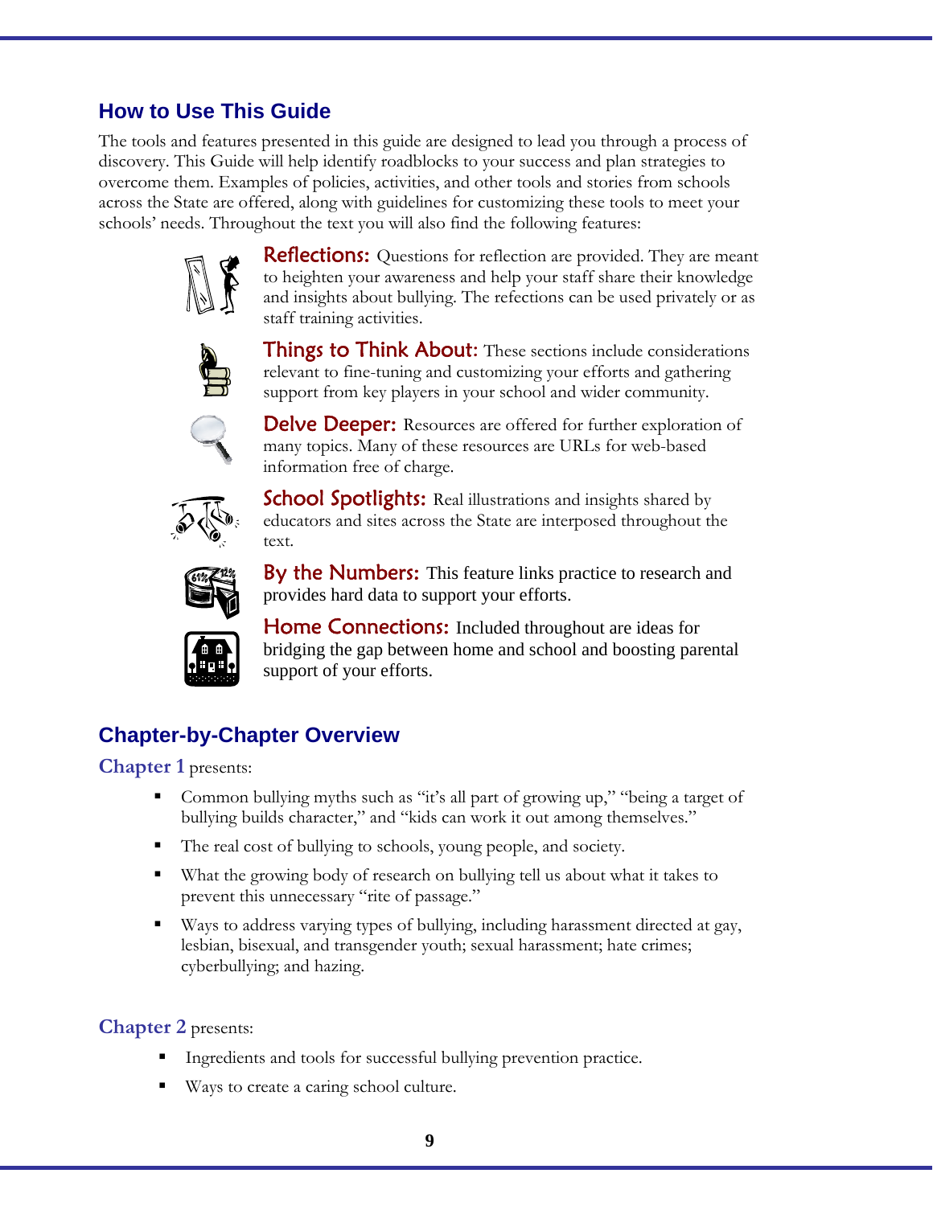## How to Use This Guide

The tools and features presented in this guide are designed to lead you through a process of discovery. This Guide will help identify roadblocks to your success and plan strategies to overcome them. Examples of policies, activities, and other tools and stories from schools across the State are offered, along with guidelines for customizing these tools to meet your schools' needs. Throughout the text you will also find the following features:

**Reflections:** Questions for reflection are provided. They are meant to heighten your awareness and help your staff share their knowledge and insights about bullying. The refections can be used privately or as staff training activities.

**Things to Think About:** These sections include considerations relevant to fine-tuning and customizing your efforts and gathering support from key players in your school and wider community.

**Delve Deeper:** Resources are offered for further exploration of many topics. Many of these resources are URLs for web-based information free of charge.

**School Spotlights:** Real illustrations and insights shared by educators and sites across the State are interposed throughout the text.

**By the Numbers:** This feature links practice to research and provides hard data to support your efforts.

**Home Connections:** Included throughout are ideas for bridging the gap between home and school and boosting parental support of your efforts.

## Chapter-by-Chapter Overview

**Chapter 1** presents:

- Common bullying myths such as "it's all part of growing up," "being a target of bullying builds character," and "kids can work it out among themselves."
- The real cost of bullying to schools, young people, and society.
- What the growing body of research on bullying tell us about what it takes to prevent this unnecessary "rite of passage."
- Ways to address varying types of bullying, including harassment directed at gay, lesbian, bisexual, and transgender youth; sexual harassment; hate crimes; cyberbullying; and hazing.

**Chapter 2** presents:

- Ingredients and tools for successful bullying prevention practice.
- Ways to create a caring school culture.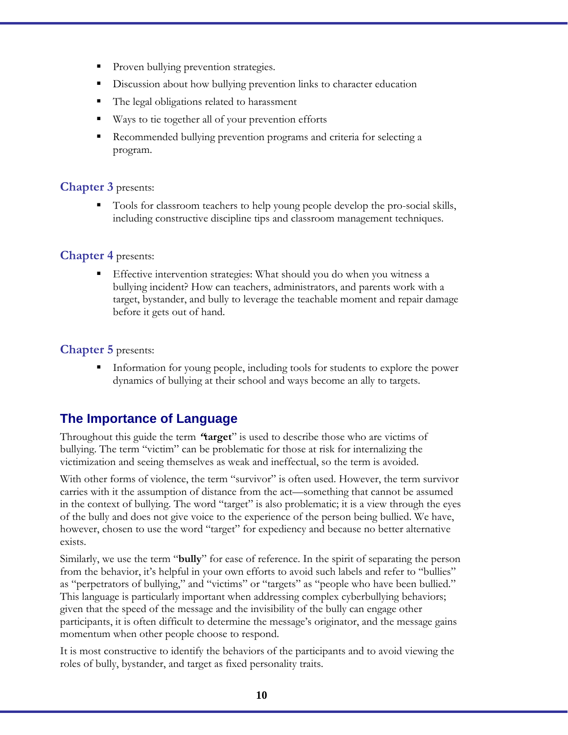- Proven bullying prevention strategies.
- Discussion about how bullying prevention links to character education
- The legal obligations related to harassment
- Ways to tie together all of your prevention efforts
- Recommended bullying prevention programs and criteria for selecting a program.

**Chapter 3** presents:

- Tools for classroom teachers to help young people develop the pro-social skills, including constructive discipline tips and classroom management techniques.

**Chapter 4** presents:

- Effective intervention strategies: What should you do when you witness a bullying incident? How can teachers, administrators, and parents work with a target, bystander, and bully to leverage the teachable moment and repair damage before it gets out of hand.

**Chapter 5** presents:

- Information for young people, including tools for students to explore the power dynamics of bullying at their school and ways become an ally to targets.

## The Importance of Language

Throughout this guide the term "**target**" is used to describe those who are victims of bullying. The term "victim" can be problematic for those at risk for internalizing the victimization and seeing themselves as weak and ineffectual, so the term is avoided.

With other forms of violence, the term "survivor" is often used. However, the term survivor carries with it the assumption of distance from the act—something that cannot be assumed in the context of bullying. The word "target" is also problematic; it is a view through the eyes of the bully and does not give voice to the experience of the person being bullied. We have, however, chosen to use the word "target" for expediency and because no better alternative exists.

Similarly, we use the term "**bully**" for ease of reference. In the spirit of separating the person from the behavior, it's helpful in your own efforts to avoid such labels and refer to "bullies" as "perpetrators of bullying," and "victims" or "targets" as "people who have been bullied." This language is particularly important when addressing complex cyberbullying behaviors; given that the speed of the message and the invisibility of the bully can engage other participants, it is often difficult to determine the message's originator, and the message gains momentum when other people choose to respond.

It is most constructive to identify the behaviors of the participants and to avoid viewing the roles of bully, bystander, and target as fixed personality traits.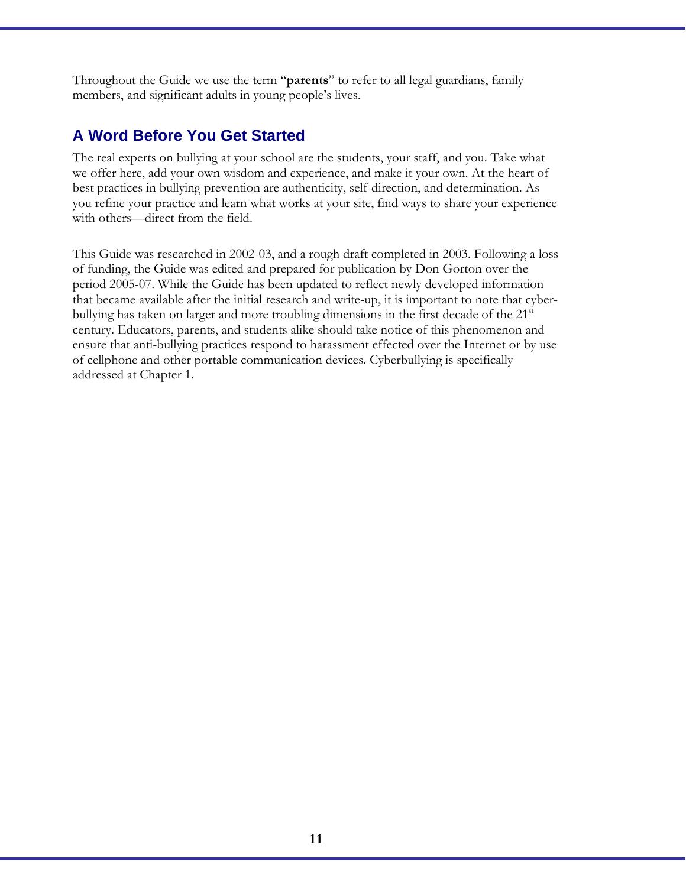Throughout the Guide we use the term "**parents**" to refer to all legal guardians, family members, and significant adults in young people's lives.

## A Word Before You Get Started

The real experts on bullying at your school are the students, your staff, and you. Take what we offer here, add your own wisdom and experience, and make it your own. At the heart of best practices in bullying prevention are authenticity, self-direction, and determination. As you refine your practice and learn what works at your site, find ways to share your experience with others—direct from the field.

This Guide was researched in 2002-03, and a rough draft completed in 2003. Following a loss of funding, the Guide was edited and prepared for publication by Don Gorton over the period 2005-07. While the Guide has been updated to reflect newly developed information that became available after the initial research and write-up, it is important to note that cyber-bullying has taken on larger and more troubling dimensions in the first decade of the 21st century. Educators, parents, and students alike should take notice of this phenomenon and ensure that anti-bullying practices respond to harassment effected over the Internet or by use of cellphone and other portable communication devices. Cyberbullying is specifically addressed at Chapter 1.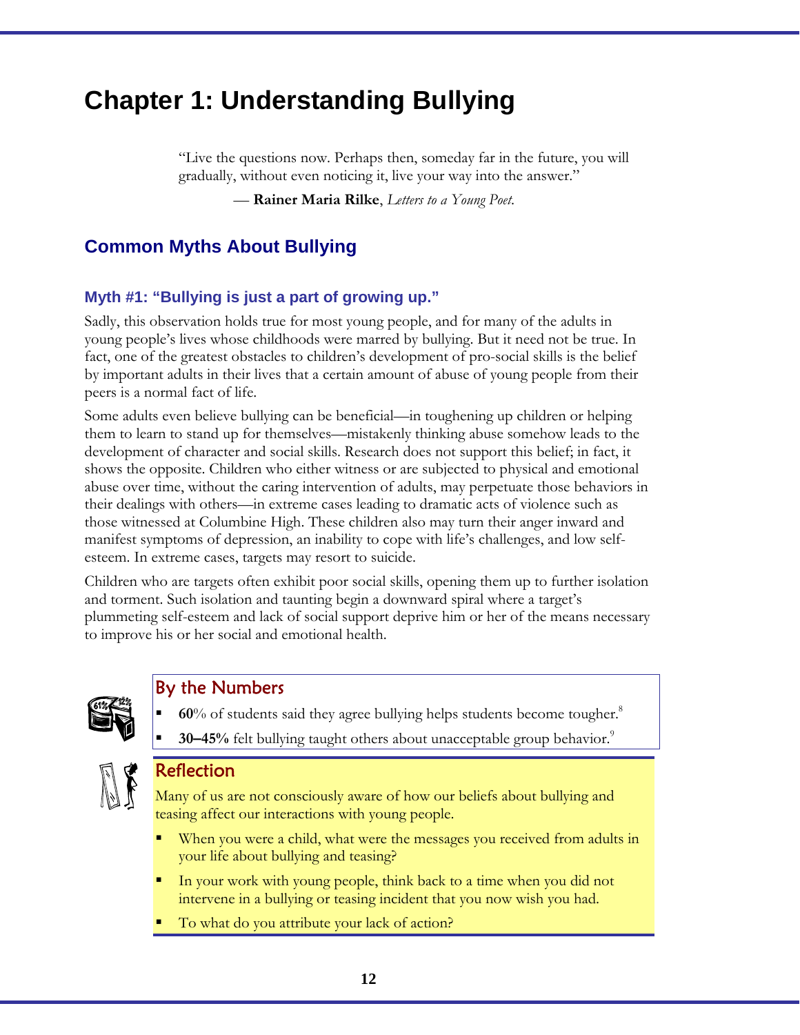# Chapter 1: Understanding Bullying

> "Live the questions now. Perhaps then, someday far in the future, you will gradually, without even noticing it, live your way into the answer."
>
> — **Rainer Maria Rilke**, *Letters to a Young Poet.*

## Common Myths About Bullying

### Myth #1: "Bullying is just a part of growing up."

Sadly, this observation holds true for most young people, and for many of the adults in young people's lives whose childhoods were marred by bullying. But it need not be true. In fact, one of the greatest obstacles to children's development of pro-social skills is the belief by important adults in their lives that a certain amount of abuse of young people from their peers is a normal fact of life.

Some adults even believe bullying can be beneficial—in toughening up children or helping them to learn to stand up for themselves—mistakenly thinking abuse somehow leads to the development of character and social skills. Research does not support this belief; in fact, it shows the opposite. Children who either witness or are subjected to physical and emotional abuse over time, without the caring intervention of adults, may perpetuate those behaviors in their dealings with others—in extreme cases leading to dramatic acts of violence such as those witnessed at Columbine High. These children also may turn their anger inward and manifest symptoms of depression, an inability to cope with life's challenges, and low self-esteem. In extreme cases, targets may resort to suicide.

Children who are targets often exhibit poor social skills, opening them up to further isolation and torment. Such isolation and taunting begin a downward spiral where a target's plummeting self-esteem and lack of social support deprive him or her of the means necessary to improve his or her social and emotional health.

#### By the Numbers

- **60**% of students said they agree bullying helps students become tougher.[8]
- **30–45%** felt bullying taught others about unacceptable group behavior.[9]

#### Reflection

Many of us are not consciously aware of how our beliefs about bullying and teasing affect our interactions with young people.

- When you were a child, what were the messages you received from adults in your life about bullying and teasing?
- In your work with young people, think back to a time when you did not intervene in a bullying or teasing incident that you now wish you had.
- To what do you attribute your lack of action?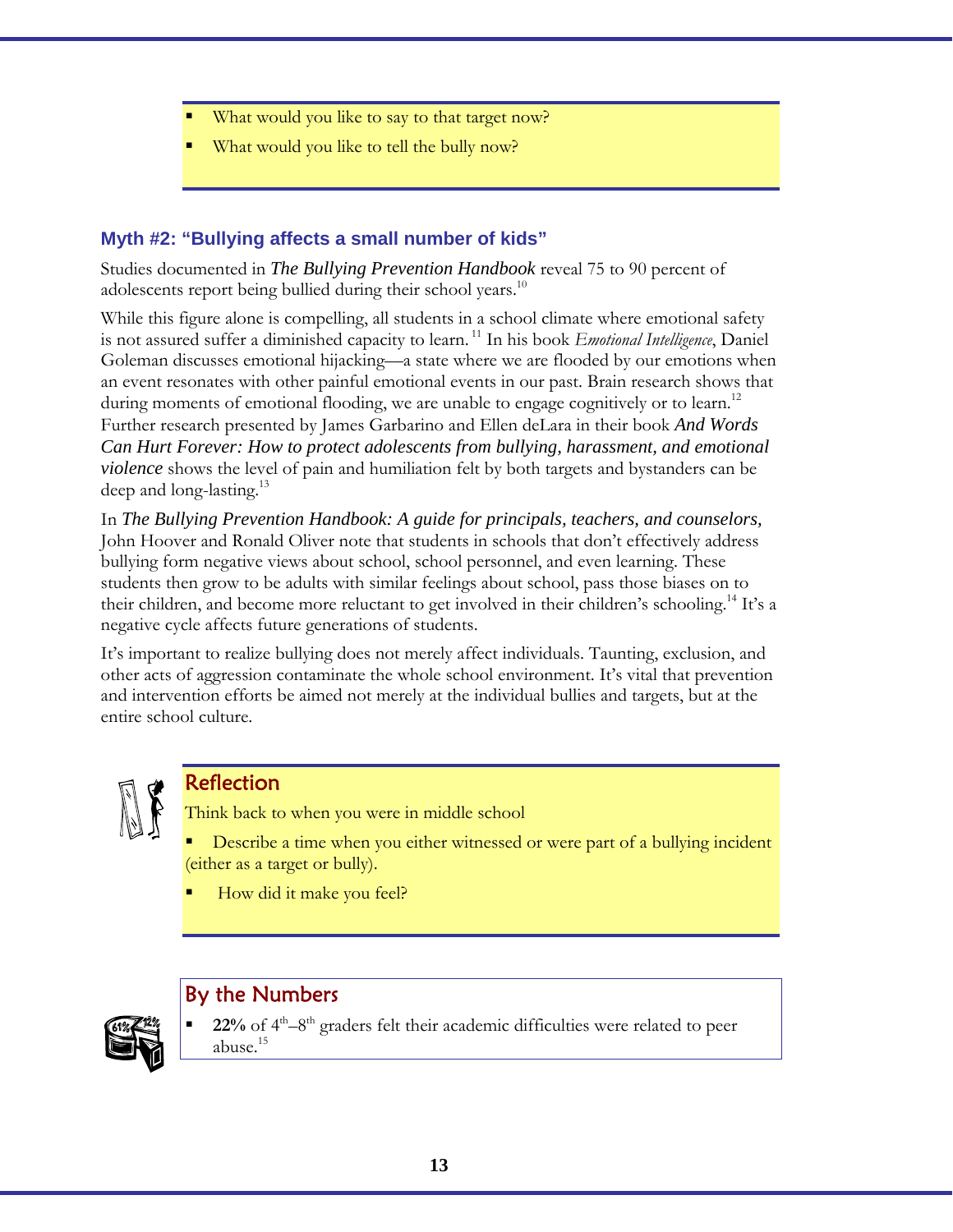- What would you like to say to that target now?
- What would you like to tell the bully now?

### Myth #2: "Bullying affects a small number of kids"

Studies documented in ***The Bullying Prevention Handbook*** reveal 75 to 90 percent of adolescents report being bullied during their school years.[10]

While this figure alone is compelling, all students in a school climate where emotional safety is not assured suffer a diminished capacity to learn.[11] In his book *Emotional Intelligence*, Daniel Goleman discusses emotional hijacking—a state where we are flooded by our emotions when an event resonates with other painful emotional events in our past. Brain research shows that during moments of emotional flooding, we are unable to engage cognitively or to learn.[12] Further research presented by James Garbarino and Ellen deLara in their book ***And Words Can Hurt Forever: How to protect adolescents from bullying, harassment, and emotional violence*** shows the level of pain and humiliation felt by both targets and bystanders can be deep and long-lasting.[13]

In ***The Bullying Prevention Handbook: A guide for principals, teachers, and counselors,*** John Hoover and Ronald Oliver note that students in schools that don't effectively address bullying form negative views about school, school personnel, and even learning. These students then grow to be adults with similar feelings about school, pass those biases on to their children, and become more reluctant to get involved in their children's schooling.[14] It's a negative cycle affects future generations of students.

It's important to realize bullying does not merely affect individuals. Taunting, exclusion, and other acts of aggression contaminate the whole school environment. It's vital that prevention and intervention efforts be aimed not merely at the individual bullies and targets, but at the entire school culture.

#### Reflection

Think back to when you were in middle school

- Describe a time when you either witnessed or were part of a bullying incident (either as a target or bully).
- How did it make you feel?

#### By the Numbers

- **22%** of 4th–8th graders felt their academic difficulties were related to peer abuse.[15]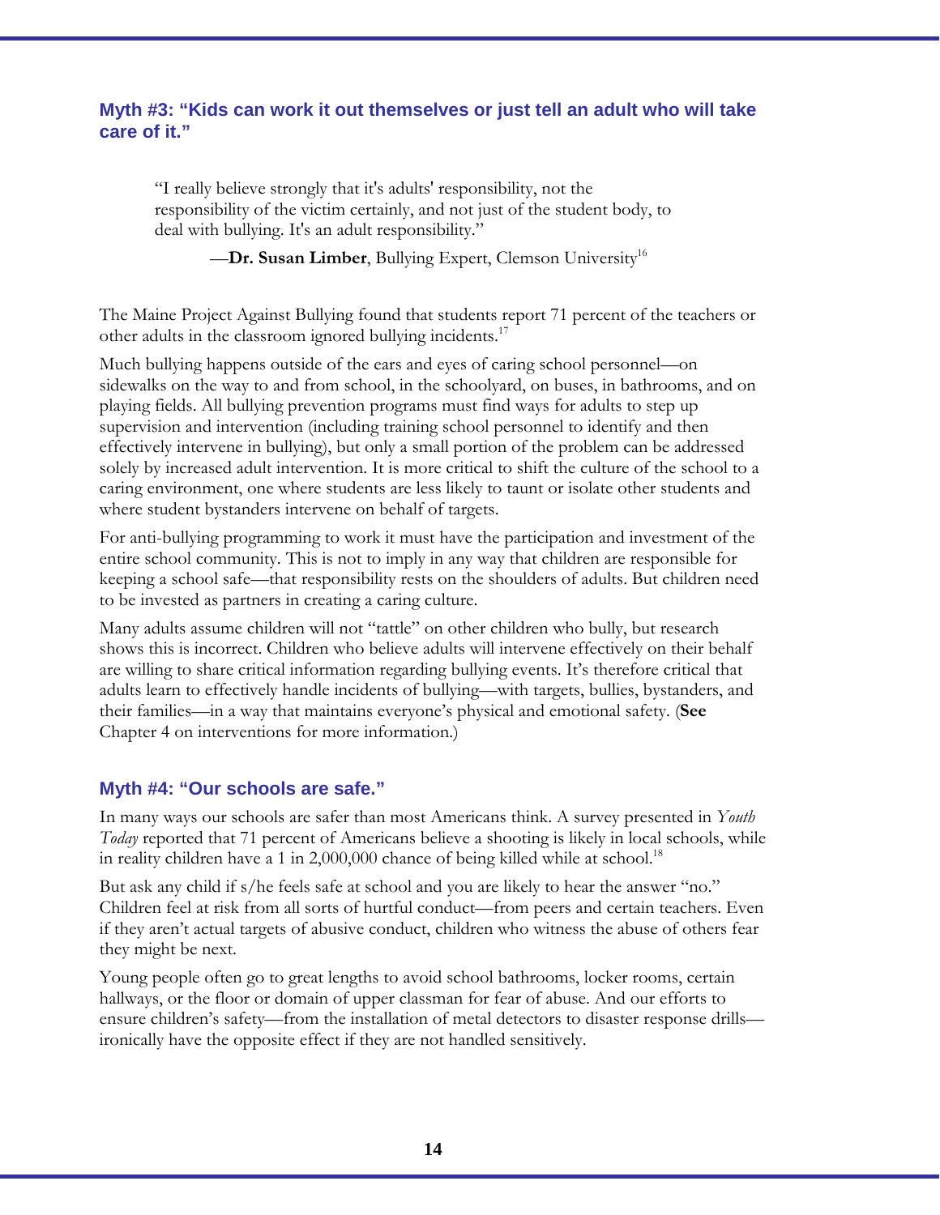### Myth #3: "Kids can work it out themselves or just tell an adult who will take care of it."

> "I really believe strongly that it's adults' responsibility, not the responsibility of the victim certainly, and not just of the student body, to deal with bullying. It's an adult responsibility."
>
> —**Dr. Susan Limber**, Bullying Expert, Clemson University[16]

The Maine Project Against Bullying found that students report 71 percent of the teachers or other adults in the classroom ignored bullying incidents.[17]

Much bullying happens outside of the ears and eyes of caring school personnel—on sidewalks on the way to and from school, in the schoolyard, on buses, in bathrooms, and on playing fields. All bullying prevention programs must find ways for adults to step up supervision and intervention (including training school personnel to identify and then effectively intervene in bullying), but only a small portion of the problem can be addressed solely by increased adult intervention. It is more critical to shift the culture of the school to a caring environment, one where students are less likely to taunt or isolate other students and where student bystanders intervene on behalf of targets.

For anti-bullying programming to work it must have the participation and investment of the entire school community. This is not to imply in any way that children are responsible for keeping a school safe—that responsibility rests on the shoulders of adults. But children need to be invested as partners in creating a caring culture.

Many adults assume children will not "tattle" on other children who bully, but research shows this is incorrect. Children who believe adults will intervene effectively on their behalf are willing to share critical information regarding bullying events. It's therefore critical that adults learn to effectively handle incidents of bullying—with targets, bullies, bystanders, and their families—in a way that maintains everyone's physical and emotional safety. (**See** Chapter 4 on interventions for more information.)

### Myth #4: "Our schools are safe."

In many ways our schools are safer than most Americans think. A survey presented in *Youth Today* reported that 71 percent of Americans believe a shooting is likely in local schools, while in reality children have a 1 in 2,000,000 chance of being killed while at school.[18]

But ask any child if s/he feels safe at school and you are likely to hear the answer "no." Children feel at risk from all sorts of hurtful conduct—from peers and certain teachers. Even if they aren't actual targets of abusive conduct, children who witness the abuse of others fear they might be next.

Young people often go to great lengths to avoid school bathrooms, locker rooms, certain hallways, or the floor or domain of upper classman for fear of abuse. And our efforts to ensure children's safety—from the installation of metal detectors to disaster response drills—ironically have the opposite effect if they are not handled sensitively.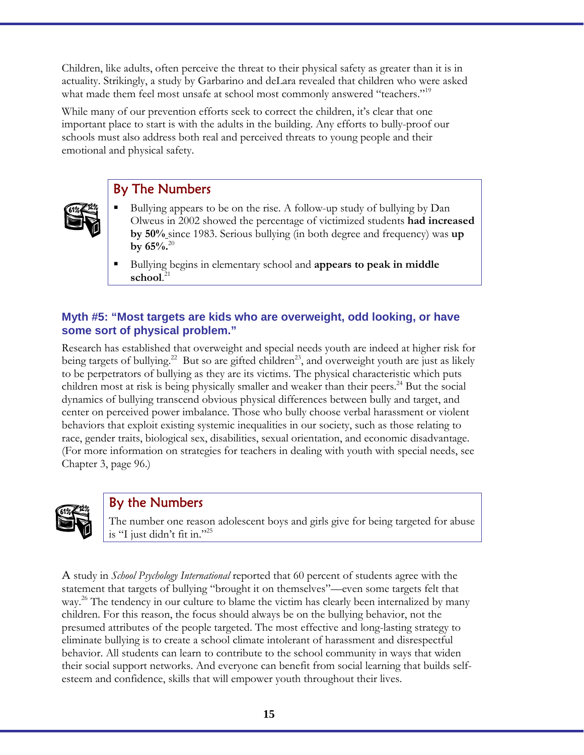Children, like adults, often perceive the threat to their physical safety as greater than it is in actuality. Strikingly, a study by Garbarino and deLara revealed that children who were asked what made them feel most unsafe at school most commonly answered "teachers."[19]

While many of our prevention efforts seek to correct the children, it's clear that one important place to start is with the adults in the building. Any efforts to bully-proof our schools must also address both real and perceived threats to young people and their emotional and physical safety.

### By The Numbers

- Bullying appears to be on the rise. A follow-up study of bullying by Dan Olweus in 2002 showed the percentage of victimized students **had increased by 50%** since 1983. Serious bullying (in both degree and frequency) was **up by 65%.**[20]
- Bullying begins in elementary school and **appears to peak in middle school**.[21]

### Myth #5: "Most targets are kids who are overweight, odd looking, or have some sort of physical problem."

Research has established that overweight and special needs youth are indeed at higher risk for being targets of bullying.[22] But so are gifted children[23], and overweight youth are just as likely to be perpetrators of bullying as they are its victims. The physical characteristic which puts children most at risk is being physically smaller and weaker than their peers.[24] But the social dynamics of bullying transcend obvious physical differences between bully and target, and center on perceived power imbalance. Those who bully choose verbal harassment or violent behaviors that exploit existing systemic inequalities in our society, such as those relating to race, gender traits, biological sex, disabilities, sexual orientation, and economic disadvantage. (For more information on strategies for teachers in dealing with youth with special needs, see Chapter 3, page 96.)

### By the Numbers

The number one reason adolescent boys and girls give for being targeted for abuse is "I just didn't fit in."[25]

A study in *School Psychology International* reported that 60 percent of students agree with the statement that targets of bullying "brought it on themselves"—even some targets felt that way.[26] The tendency in our culture to blame the victim has clearly been internalized by many children. For this reason, the focus should always be on the bullying behavior, not the presumed attributes of the people targeted. The most effective and long-lasting strategy to eliminate bullying is to create a school climate intolerant of harassment and disrespectful behavior. All students can learn to contribute to the school community in ways that widen their social support networks. And everyone can benefit from social learning that builds self-esteem and confidence, skills that will empower youth throughout their lives.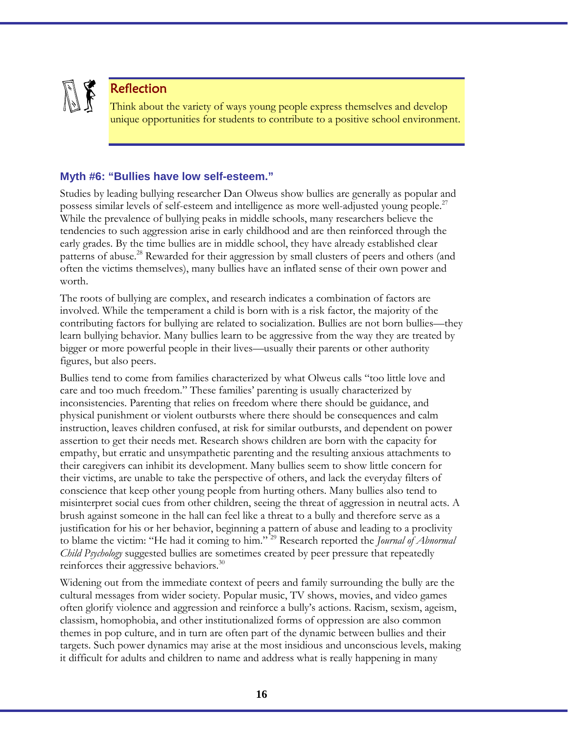### Reflection

Think about the variety of ways young people express themselves and develop unique opportunities for students to contribute to a positive school environment.

### Myth #6: "Bullies have low self-esteem."

Studies by leading bullying researcher Dan Olweus show bullies are generally as popular and possess similar levels of self-esteem and intelligence as more well-adjusted young people.[27] While the prevalence of bullying peaks in middle schools, many researchers believe the tendencies to such aggression arise in early childhood and are then reinforced through the early grades. By the time bullies are in middle school, they have already established clear patterns of abuse.[28] Rewarded for their aggression by small clusters of peers and others (and often the victims themselves), many bullies have an inflated sense of their own power and worth.

The roots of bullying are complex, and research indicates a combination of factors are involved. While the temperament a child is born with is a risk factor, the majority of the contributing factors for bullying are related to socialization. Bullies are not born bullies—they learn bullying behavior. Many bullies learn to be aggressive from the way they are treated by bigger or more powerful people in their lives—usually their parents or other authority figures, but also peers.

Bullies tend to come from families characterized by what Olweus calls "too little love and care and too much freedom." These families' parenting is usually characterized by inconsistencies. Parenting that relies on freedom where there should be guidance, and physical punishment or violent outbursts where there should be consequences and calm instruction, leaves children confused, at risk for similar outbursts, and dependent on power assertion to get their needs met. Research shows children are born with the capacity for empathy, but erratic and unsympathetic parenting and the resulting anxious attachments to their caregivers can inhibit its development. Many bullies seem to show little concern for their victims, are unable to take the perspective of others, and lack the everyday filters of conscience that keep other young people from hurting others. Many bullies also tend to misinterpret social cues from other children, seeing the threat of aggression in neutral acts. A brush against someone in the hall can feel like a threat to a bully and therefore serve as a justification for his or her behavior, beginning a pattern of abuse and leading to a proclivity to blame the victim: "He had it coming to him."[29] Research reported the *Journal of Abnormal Child Psychology* suggested bullies are sometimes created by peer pressure that repeatedly reinforces their aggressive behaviors.[30]

Widening out from the immediate context of peers and family surrounding the bully are the cultural messages from wider society. Popular music, TV shows, movies, and video games often glorify violence and aggression and reinforce a bully's actions. Racism, sexism, ageism, classism, homophobia, and other institutionalized forms of oppression are also common themes in pop culture, and in turn are often part of the dynamic between bullies and their targets. Such power dynamics may arise at the most insidious and unconscious levels, making it difficult for adults and children to name and address what is really happening in many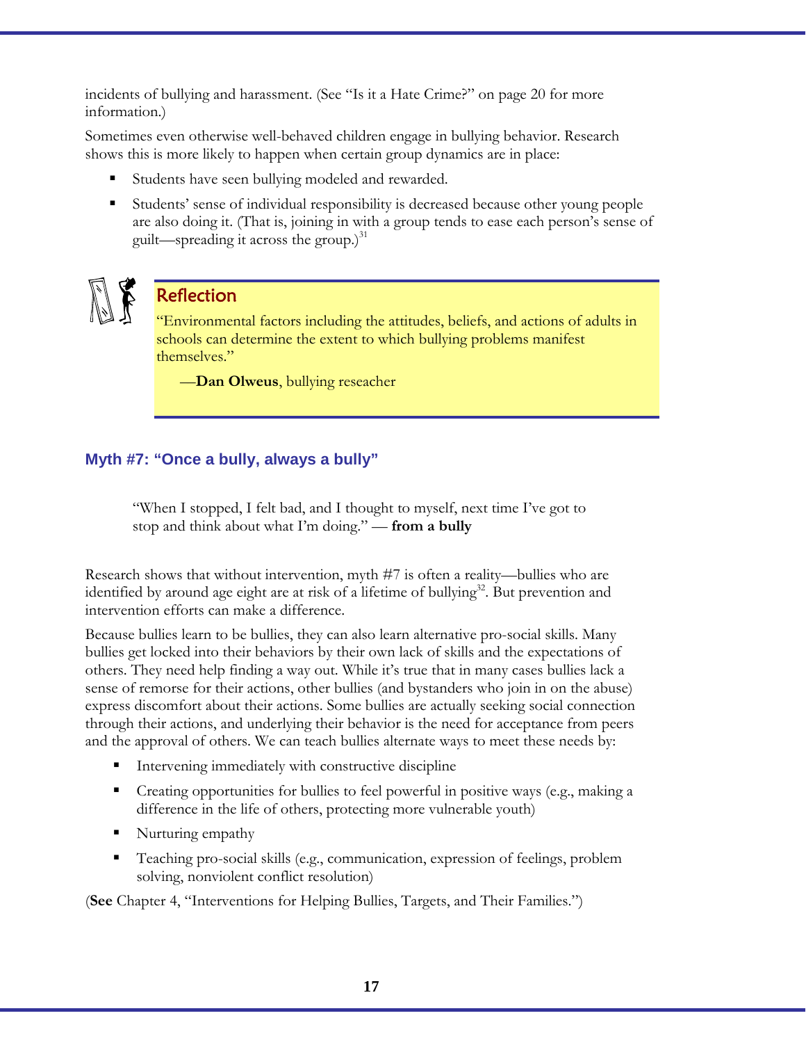incidents of bullying and harassment. (See "Is it a Hate Crime?" on page 20 for more information.)

Sometimes even otherwise well-behaved children engage in bullying behavior. Research shows this is more likely to happen when certain group dynamics are in place:

- Students have seen bullying modeled and rewarded.
- Students' sense of individual responsibility is decreased because other young people are also doing it. (That is, joining in with a group tends to ease each person's sense of guilt—spreading it across the group.)[31]

> **Reflection**
>
> "Environmental factors including the attitudes, beliefs, and actions of adults in schools can determine the extent to which bullying problems manifest themselves."
>
> —**Dan Olweus**, bullying reseacher

### Myth #7: "Once a bully, always a bully"

> "When I stopped, I felt bad, and I thought to myself, next time I've got to stop and think about what I'm doing." — **from a bully**

Research shows that without intervention, myth #7 is often a reality—bullies who are identified by around age eight are at risk of a lifetime of bullying[32]. But prevention and intervention efforts can make a difference.

Because bullies learn to be bullies, they can also learn alternative pro-social skills. Many bullies get locked into their behaviors by their own lack of skills and the expectations of others. They need help finding a way out. While it's true that in many cases bullies lack a sense of remorse for their actions, other bullies (and bystanders who join in on the abuse) express discomfort about their actions. Some bullies are actually seeking social connection through their actions, and underlying their behavior is the need for acceptance from peers and the approval of others. We can teach bullies alternate ways to meet these needs by:

- Intervening immediately with constructive discipline
- Creating opportunities for bullies to feel powerful in positive ways (e.g., making a difference in the life of others, protecting more vulnerable youth)
- Nurturing empathy
- Teaching pro-social skills (e.g., communication, expression of feelings, problem solving, nonviolent conflict resolution)

(**See** Chapter 4, "Interventions for Helping Bullies, Targets, and Their Families.")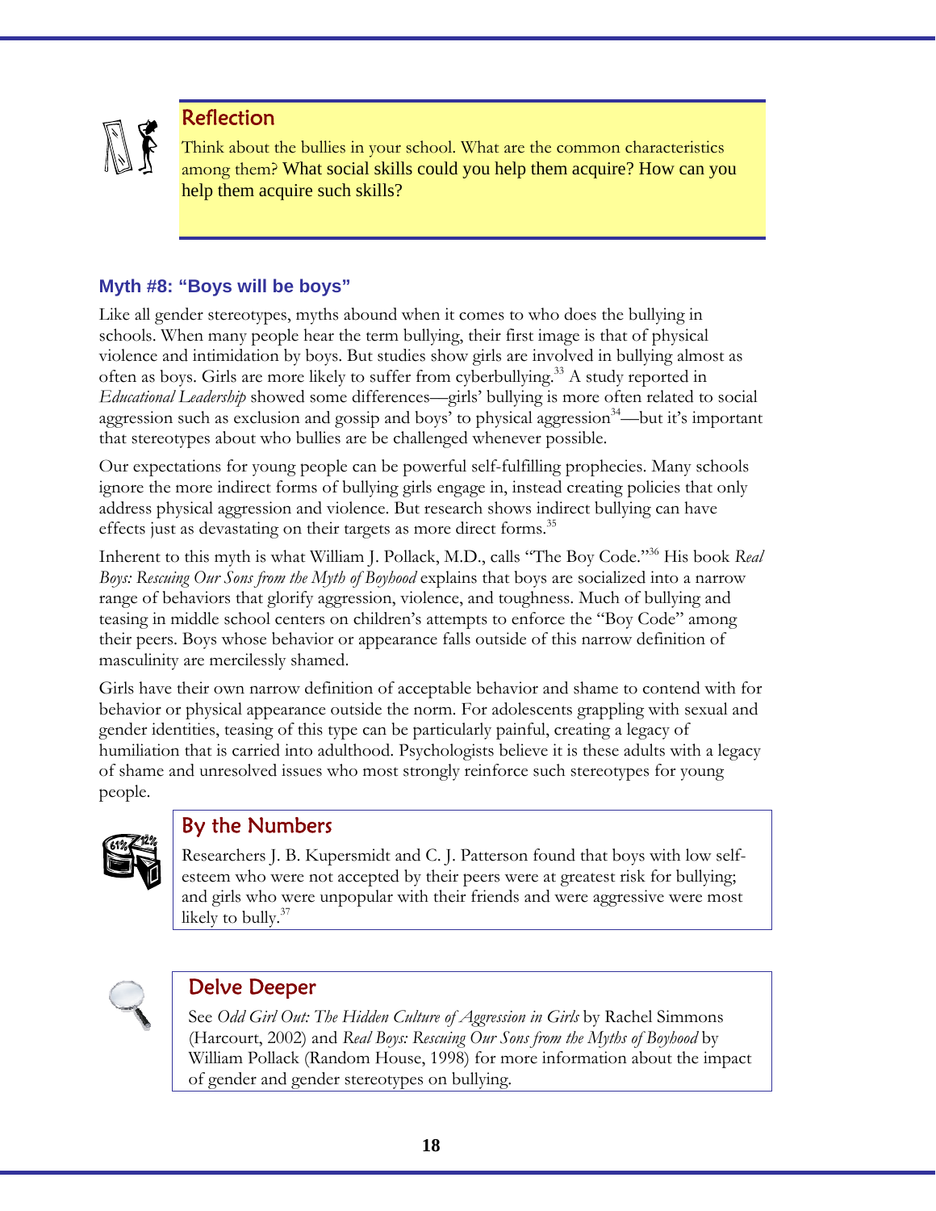### Reflection

Think about the bullies in your school. What are the common characteristics among them? What social skills could you help them acquire? How can you help them acquire such skills?

### Myth #8: "Boys will be boys"

Like all gender stereotypes, myths abound when it comes to who does the bullying in schools. When many people hear the term bullying, their first image is that of physical violence and intimidation by boys. But studies show girls are involved in bullying almost as often as boys. Girls are more likely to suffer from cyberbullying.[33] A study reported in *Educational Leadership* showed some differences—girls' bullying is more often related to social aggression such as exclusion and gossip and boys' to physical aggression[34]—but it's important that stereotypes about who bullies are be challenged whenever possible.

Our expectations for young people can be powerful self-fulfilling prophecies. Many schools ignore the more indirect forms of bullying girls engage in, instead creating policies that only address physical aggression and violence. But research shows indirect bullying can have effects just as devastating on their targets as more direct forms.[35]

Inherent to this myth is what William J. Pollack, M.D., calls "The Boy Code."[36] His book *Real Boys: Rescuing Our Sons from the Myth of Boyhood* explains that boys are socialized into a narrow range of behaviors that glorify aggression, violence, and toughness. Much of bullying and teasing in middle school centers on children's attempts to enforce the "Boy Code" among their peers. Boys whose behavior or appearance falls outside of this narrow definition of masculinity are mercilessly shamed.

Girls have their own narrow definition of acceptable behavior and shame to contend with for behavior or physical appearance outside the norm. For adolescents grappling with sexual and gender identities, teasing of this type can be particularly painful, creating a legacy of humiliation that is carried into adulthood. Psychologists believe it is these adults with a legacy of shame and unresolved issues who most strongly reinforce such stereotypes for young people.

### By the Numbers

Researchers J. B. Kupersmidt and C. J. Patterson found that boys with low self-esteem who were not accepted by their peers were at greatest risk for bullying; and girls who were unpopular with their friends and were aggressive were most likely to bully.[37]

### Delve Deeper

See *Odd Girl Out: The Hidden Culture of Aggression in Girls* by Rachel Simmons (Harcourt, 2002) and *Real Boys: Rescuing Our Sons from the Myths of Boyhood* by William Pollack (Random House, 1998) for more information about the impact of gender and gender stereotypes on bullying.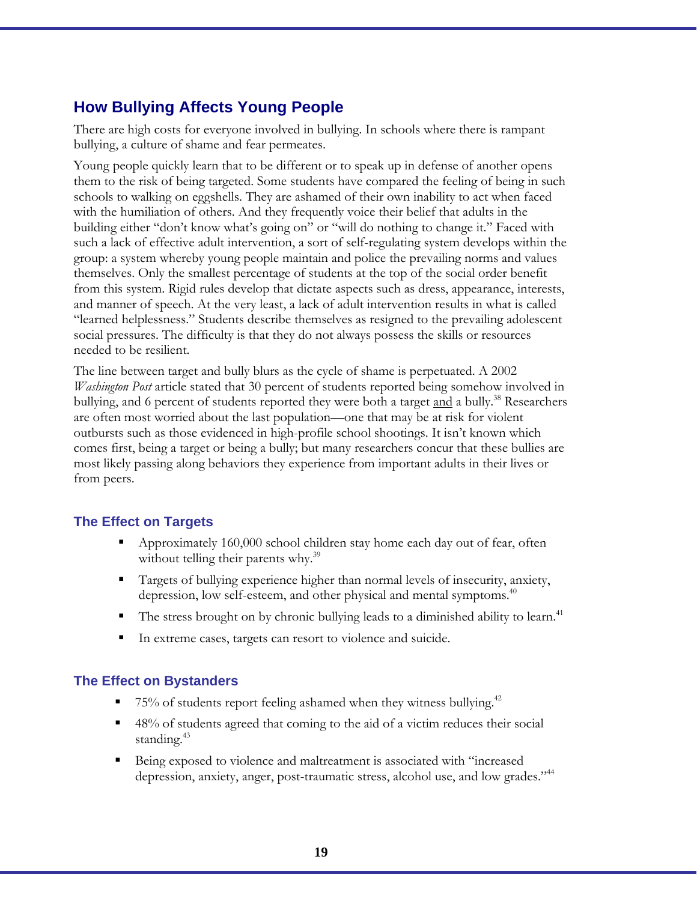## How Bullying Affects Young People

There are high costs for everyone involved in bullying. In schools where there is rampant bullying, a culture of shame and fear permeates.

Young people quickly learn that to be different or to speak up in defense of another opens them to the risk of being targeted. Some students have compared the feeling of being in such schools to walking on eggshells. They are ashamed of their own inability to act when faced with the humiliation of others. And they frequently voice their belief that adults in the building either "don't know what's going on" or "will do nothing to change it." Faced with such a lack of effective adult intervention, a sort of self-regulating system develops within the group: a system whereby young people maintain and police the prevailing norms and values themselves. Only the smallest percentage of students at the top of the social order benefit from this system. Rigid rules develop that dictate aspects such as dress, appearance, interests, and manner of speech. At the very least, a lack of adult intervention results in what is called "learned helplessness." Students describe themselves as resigned to the prevailing adolescent social pressures. The difficulty is that they do not always possess the skills or resources needed to be resilient.

The line between target and bully blurs as the cycle of shame is perpetuated. A 2002 *Washington Post* article stated that 30 percent of students reported being somehow involved in bullying, and 6 percent of students reported they were both a target <u>and</u> a bully.[38] Researchers are often most worried about the last population—one that may be at risk for violent outbursts such as those evidenced in high-profile school shootings. It isn't known which comes first, being a target or being a bully; but many researchers concur that these bullies are most likely passing along behaviors they experience from important adults in their lives or from peers.

### The Effect on Targets

- Approximately 160,000 school children stay home each day out of fear, often without telling their parents why.[39]
- Targets of bullying experience higher than normal levels of insecurity, anxiety, depression, low self-esteem, and other physical and mental symptoms.[40]
- The stress brought on by chronic bullying leads to a diminished ability to learn.[41]
- In extreme cases, targets can resort to violence and suicide.

### The Effect on Bystanders

- 75% of students report feeling ashamed when they witness bullying.[42]
- 48% of students agreed that coming to the aid of a victim reduces their social standing.[43]
- Being exposed to violence and maltreatment is associated with "increased depression, anxiety, anger, post-traumatic stress, alcohol use, and low grades."[44]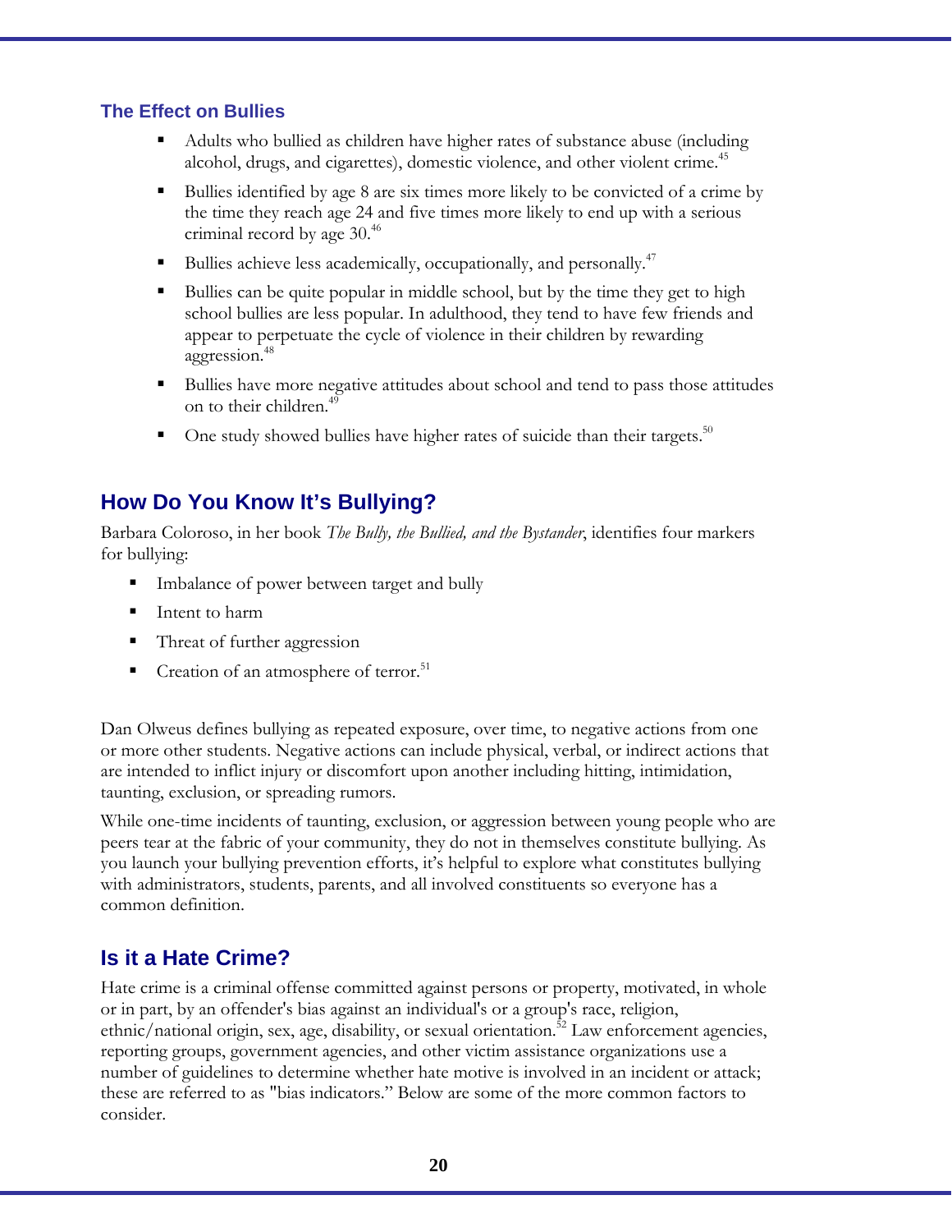### The Effect on Bullies

- Adults who bullied as children have higher rates of substance abuse (including alcohol, drugs, and cigarettes), domestic violence, and other violent crime.[45]
- Bullies identified by age 8 are six times more likely to be convicted of a crime by the time they reach age 24 and five times more likely to end up with a serious criminal record by age 30.[46]
- Bullies achieve less academically, occupationally, and personally.[47]
- Bullies can be quite popular in middle school, but by the time they get to high school bullies are less popular. In adulthood, they tend to have few friends and appear to perpetuate the cycle of violence in their children by rewarding aggression.[48]
- Bullies have more negative attitudes about school and tend to pass those attitudes on to their children.[49]
- One study showed bullies have higher rates of suicide than their targets.[50]

## How Do You Know It's Bullying?

Barbara Coloroso, in her book *The Bully, the Bullied, and the Bystander*, identifies four markers for bullying:

- Imbalance of power between target and bully
- Intent to harm
- Threat of further aggression
- Creation of an atmosphere of terror.[51]

Dan Olweus defines bullying as repeated exposure, over time, to negative actions from one or more other students. Negative actions can include physical, verbal, or indirect actions that are intended to inflict injury or discomfort upon another including hitting, intimidation, taunting, exclusion, or spreading rumors.

While one-time incidents of taunting, exclusion, or aggression between young people who are peers tear at the fabric of your community, they do not in themselves constitute bullying. As you launch your bullying prevention efforts, it's helpful to explore what constitutes bullying with administrators, students, parents, and all involved constituents so everyone has a common definition.

## Is it a Hate Crime?

Hate crime is a criminal offense committed against persons or property, motivated, in whole or in part, by an offender's bias against an individual's or a group's race, religion, ethnic/national origin, sex, age, disability, or sexual orientation.[52] Law enforcement agencies, reporting groups, government agencies, and other victim assistance organizations use a number of guidelines to determine whether hate motive is involved in an incident or attack; these are referred to as "bias indicators." Below are some of the more common factors to consider.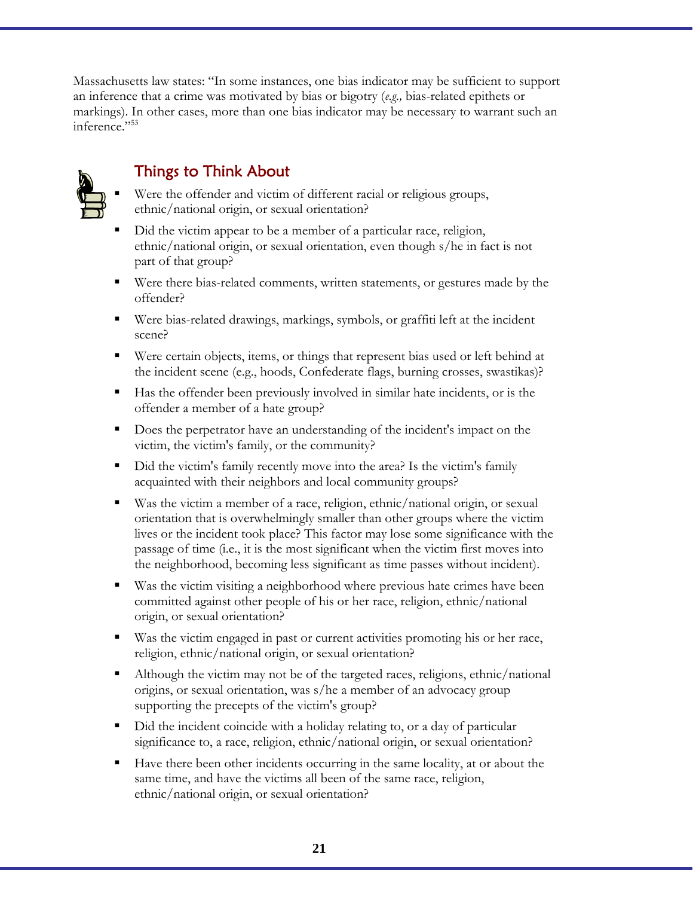Massachusetts law states: "In some instances, one bias indicator may be sufficient to support an inference that a crime was motivated by bias or bigotry (*e.g.,* bias-related epithets or markings). In other cases, more than one bias indicator may be necessary to warrant such an inference."[53]

## Things to Think About

- Were the offender and victim of different racial or religious groups, ethnic/national origin, or sexual orientation?
- Did the victim appear to be a member of a particular race, religion, ethnic/national origin, or sexual orientation, even though s/he in fact is not part of that group?
- Were there bias-related comments, written statements, or gestures made by the offender?
- Were bias-related drawings, markings, symbols, or graffiti left at the incident scene?
- Were certain objects, items, or things that represent bias used or left behind at the incident scene (e.g., hoods, Confederate flags, burning crosses, swastikas)?
- Has the offender been previously involved in similar hate incidents, or is the offender a member of a hate group?
- Does the perpetrator have an understanding of the incident's impact on the victim, the victim's family, or the community?
- Did the victim's family recently move into the area? Is the victim's family acquainted with their neighbors and local community groups?
- Was the victim a member of a race, religion, ethnic/national origin, or sexual orientation that is overwhelmingly smaller than other groups where the victim lives or the incident took place? This factor may lose some significance with the passage of time (i.e., it is the most significant when the victim first moves into the neighborhood, becoming less significant as time passes without incident).
- Was the victim visiting a neighborhood where previous hate crimes have been committed against other people of his or her race, religion, ethnic/national origin, or sexual orientation?
- Was the victim engaged in past or current activities promoting his or her race, religion, ethnic/national origin, or sexual orientation?
- Although the victim may not be of the targeted races, religions, ethnic/national origins, or sexual orientation, was s/he a member of an advocacy group supporting the precepts of the victim's group?
- Did the incident coincide with a holiday relating to, or a day of particular significance to, a race, religion, ethnic/national origin, or sexual orientation?
- Have there been other incidents occurring in the same locality, at or about the same time, and have the victims all been of the same race, religion, ethnic/national origin, or sexual orientation?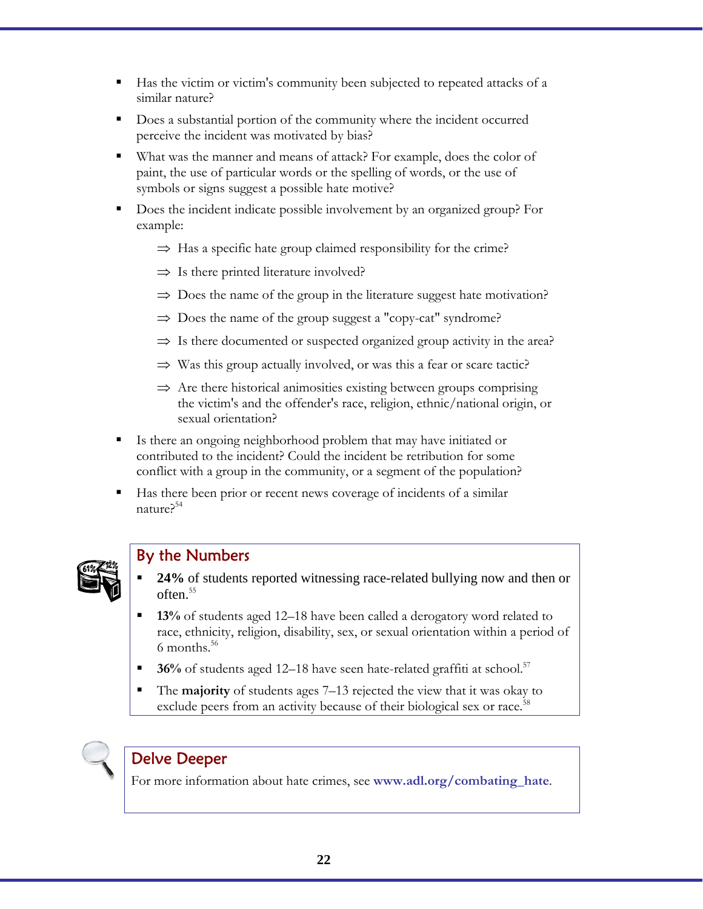- Has the victim or victim's community been subjected to repeated attacks of a similar nature?
- Does a substantial portion of the community where the incident occurred perceive the incident was motivated by bias?
- What was the manner and means of attack? For example, does the color of paint, the use of particular words or the spelling of words, or the use of symbols or signs suggest a possible hate motive?
- Does the incident indicate possible involvement by an organized group? For example:
  - ⇒ Has a specific hate group claimed responsibility for the crime?
  - ⇒ Is there printed literature involved?
  - ⇒ Does the name of the group in the literature suggest hate motivation?
  - ⇒ Does the name of the group suggest a "copy-cat" syndrome?
  - ⇒ Is there documented or suspected organized group activity in the area?
  - ⇒ Was this group actually involved, or was this a fear or scare tactic?
  - ⇒ Are there historical animosities existing between groups comprising the victim's and the offender's race, religion, ethnic/national origin, or sexual orientation?
- Is there an ongoing neighborhood problem that may have initiated or contributed to the incident? Could the incident be retribution for some conflict with a group in the community, or a segment of the population?
- Has there been prior or recent news coverage of incidents of a similar nature?[54]

## By the Numbers

- **24%** of students reported witnessing race-related bullying now and then or often.[55]
- **13%** of students aged 12–18 have been called a derogatory word related to race, ethnicity, religion, disability, sex, or sexual orientation within a period of 6 months.[56]
- **36%** of students aged 12–18 have seen hate-related graffiti at school.[57]
- The **majority** of students ages 7–13 rejected the view that it was okay to exclude peers from an activity because of their biological sex or race.[58]

## Delve Deeper

For more information about hate crimes, see **www.adl.org/combating_hate**.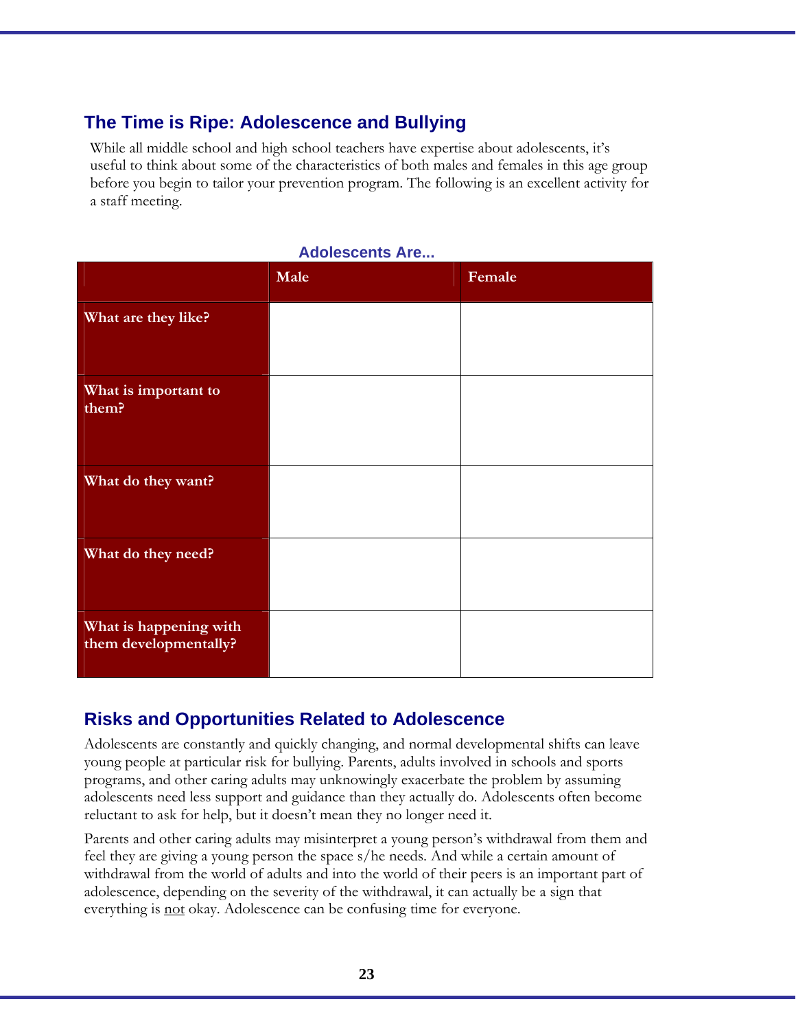## The Time is Ripe: Adolescence and Bullying

While all middle school and high school teachers have expertise about adolescents, it's useful to think about some of the characteristics of both males and females in this age group before you begin to tailor your prevention program. The following is an excellent activity for a staff meeting.

**Adolescents Are...**

| | Male | Female |
|---|---|---|
| **What are they like?** | | |
| **What is important to them?** | | |
| **What do they want?** | | |
| **What do they need?** | | |
| **What is happening with them developmentally?** | | |

## Risks and Opportunities Related to Adolescence

Adolescents are constantly and quickly changing, and normal developmental shifts can leave young people at particular risk for bullying. Parents, adults involved in schools and sports programs, and other caring adults may unknowingly exacerbate the problem by assuming adolescents need less support and guidance than they actually do. Adolescents often become reluctant to ask for help, but it doesn't mean they no longer need it.

Parents and other caring adults may misinterpret a young person's withdrawal from them and feel they are giving a young person the space s/he needs. And while a certain amount of withdrawal from the world of adults and into the world of their peers is an important part of adolescence, depending on the severity of the withdrawal, it can actually be a sign that everything is <u>not</u> okay. Adolescence can be confusing time for everyone.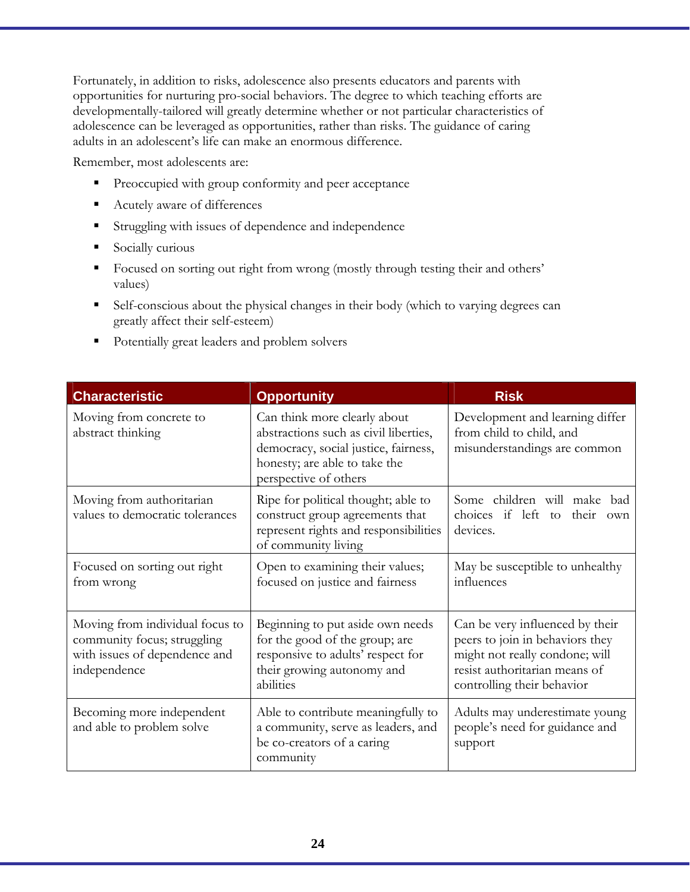Fortunately, in addition to risks, adolescence also presents educators and parents with opportunities for nurturing pro-social behaviors. The degree to which teaching efforts are developmentally-tailored will greatly determine whether or not particular characteristics of adolescence can be leveraged as opportunities, rather than risks. The guidance of caring adults in an adolescent's life can make an enormous difference.

Remember, most adolescents are:

- Preoccupied with group conformity and peer acceptance
- Acutely aware of differences
- Struggling with issues of dependence and independence
- Socially curious
- Focused on sorting out right from wrong (mostly through testing their and others' values)
- Self-conscious about the physical changes in their body (which to varying degrees can greatly affect their self-esteem)
- Potentially great leaders and problem solvers

| Characteristic | Opportunity | Risk |
|---|---|---|
| Moving from concrete to abstract thinking | Can think more clearly about abstractions such as civil liberties, democracy, social justice, fairness, honesty; are able to take the perspective of others | Development and learning differ from child to child, and misunderstandings are common |
| Moving from authoritarian values to democratic tolerances | Ripe for political thought; able to construct group agreements that represent rights and responsibilities of community living | Some children will make bad choices if left to their own devices. |
| Focused on sorting out right from wrong | Open to examining their values; focused on justice and fairness | May be susceptible to unhealthy influences |
| Moving from individual focus to community focus; struggling with issues of dependence and independence | Beginning to put aside own needs for the good of the group; are responsive to adults' respect for their growing autonomy and abilities | Can be very influenced by their peers to join in behaviors they might not really condone; will resist authoritarian means of controlling their behavior |
| Becoming more independent and able to problem solve | Able to contribute meaningfully to a community, serve as leaders, and be co-creators of a caring community | Adults may underestimate young people's need for guidance and support |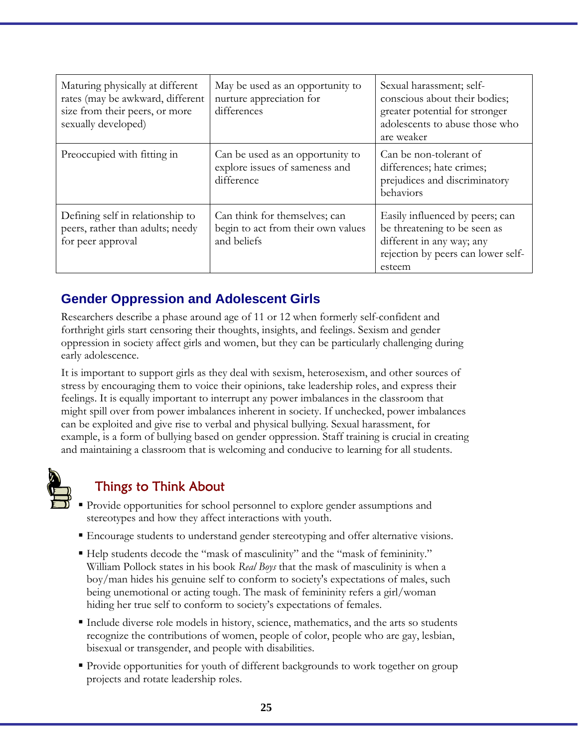| | | |
|---|---|---|
| Maturing physically at different rates (may be awkward, different size from their peers, or more sexually developed) | May be used as an opportunity to nurture appreciation for differences | Sexual harassment; self-conscious about their bodies; greater potential for stronger adolescents to abuse those who are weaker |
| Preoccupied with fitting in | Can be used as an opportunity to explore issues of sameness and difference | Can be non-tolerant of differences; hate crimes; prejudices and discriminatory behaviors |
| Defining self in relationship to peers, rather than adults; needy for peer approval | Can think for themselves; can begin to act from their own values and beliefs | Easily influenced by peers; can be threatening to be seen as different in any way; any rejection by peers can lower self-esteem |

## Gender Oppression and Adolescent Girls

Researchers describe a phase around age of 11 or 12 when formerly self-confident and forthright girls start censoring their thoughts, insights, and feelings. Sexism and gender oppression in society affect girls and women, but they can be particularly challenging during early adolescence.

It is important to support girls as they deal with sexism, heterosexism, and other sources of stress by encouraging them to voice their opinions, take leadership roles, and express their feelings. It is equally important to interrupt any power imbalances in the classroom that might spill over from power imbalances inherent in society. If unchecked, power imbalances can be exploited and give rise to verbal and physical bullying. Sexual harassment, for example, is a form of bullying based on gender oppression. Staff training is crucial in creating and maintaining a classroom that is welcoming and conducive to learning for all students.

### Things to Think About

- Provide opportunities for school personnel to explore gender assumptions and stereotypes and how they affect interactions with youth.
- Encourage students to understand gender stereotyping and offer alternative visions.
- Help students decode the "mask of masculinity" and the "mask of femininity." William Pollock states in his book *Real Boys* that the mask of masculinity is when a boy/man hides his genuine self to conform to society's expectations of males, such being unemotional or acting tough. The mask of femininity refers a girl/woman hiding her true self to conform to society's expectations of females.
- Include diverse role models in history, science, mathematics, and the arts so students recognize the contributions of women, people of color, people who are gay, lesbian, bisexual or transgender, and people with disabilities.
- Provide opportunities for youth of different backgrounds to work together on group projects and rotate leadership roles.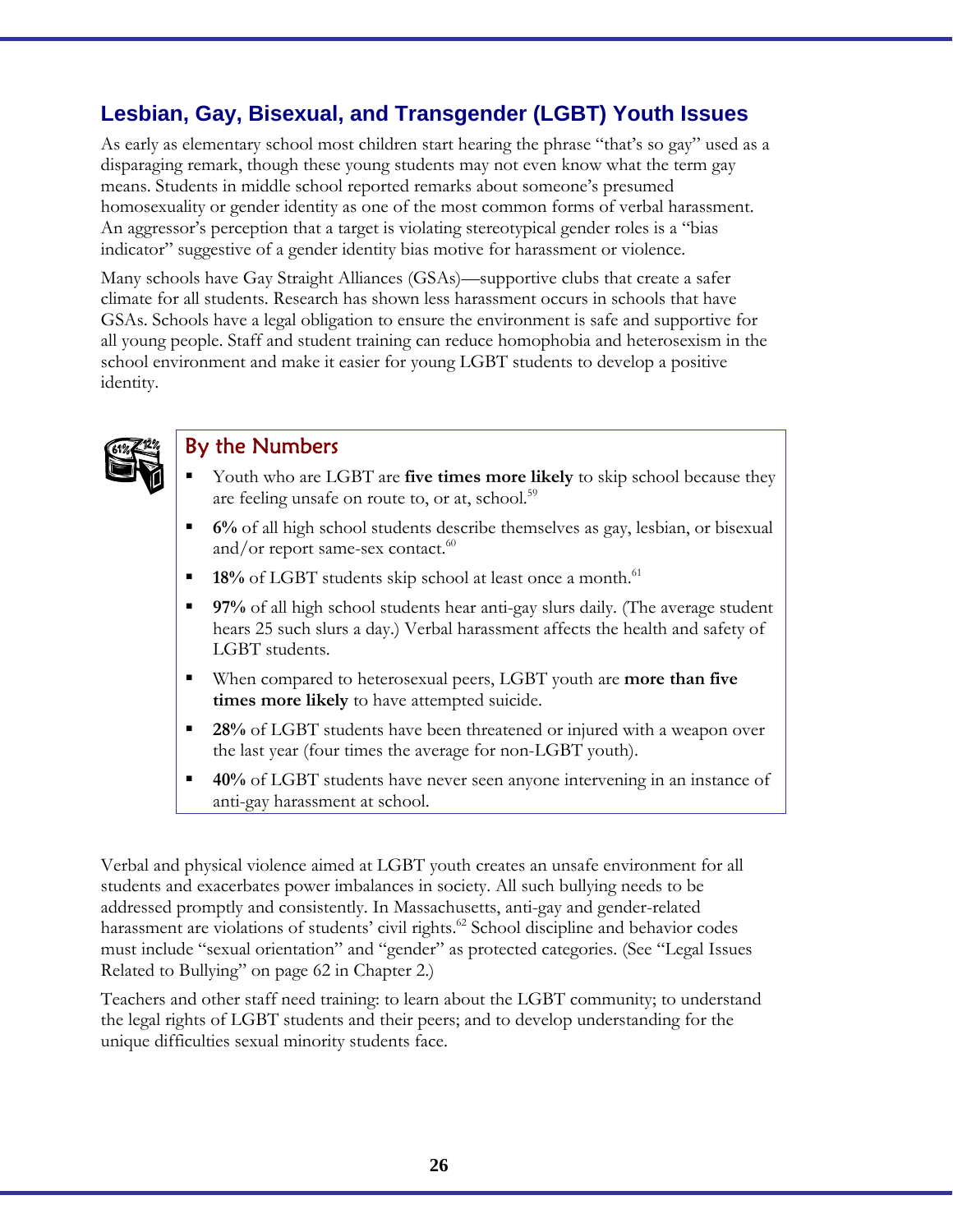## Lesbian, Gay, Bisexual, and Transgender (LGBT) Youth Issues

As early as elementary school most children start hearing the phrase "that's so gay" used as a disparaging remark, though these young students may not even know what the term gay means. Students in middle school reported remarks about someone's presumed homosexuality or gender identity as one of the most common forms of verbal harassment. An aggressor's perception that a target is violating stereotypical gender roles is a "bias indicator" suggestive of a gender identity bias motive for harassment or violence.

Many schools have Gay Straight Alliances (GSAs)—supportive clubs that create a safer climate for all students. Research has shown less harassment occurs in schools that have GSAs. Schools have a legal obligation to ensure the environment is safe and supportive for all young people. Staff and student training can reduce homophobia and heterosexism in the school environment and make it easier for young LGBT students to develop a positive identity.

### By the Numbers

- Youth who are LGBT are **five times more likely** to skip school because they are feeling unsafe on route to, or at, school.[59]
- **6%** of all high school students describe themselves as gay, lesbian, or bisexual and/or report same-sex contact.[60]
- **18%** of LGBT students skip school at least once a month.[61]
- **97%** of all high school students hear anti-gay slurs daily. (The average student hears 25 such slurs a day.) Verbal harassment affects the health and safety of LGBT students.
- When compared to heterosexual peers, LGBT youth are **more than five times more likely** to have attempted suicide.
- **28%** of LGBT students have been threatened or injured with a weapon over the last year (four times the average for non-LGBT youth).
- **40%** of LGBT students have never seen anyone intervening in an instance of anti-gay harassment at school.

Verbal and physical violence aimed at LGBT youth creates an unsafe environment for all students and exacerbates power imbalances in society. All such bullying needs to be addressed promptly and consistently. In Massachusetts, anti-gay and gender-related harassment are violations of students' civil rights.[62] School discipline and behavior codes must include "sexual orientation" and "gender" as protected categories. (See "Legal Issues Related to Bullying" on page 62 in Chapter 2.)

Teachers and other staff need training: to learn about the LGBT community; to understand the legal rights of LGBT students and their peers; and to develop understanding for the unique difficulties sexual minority students face.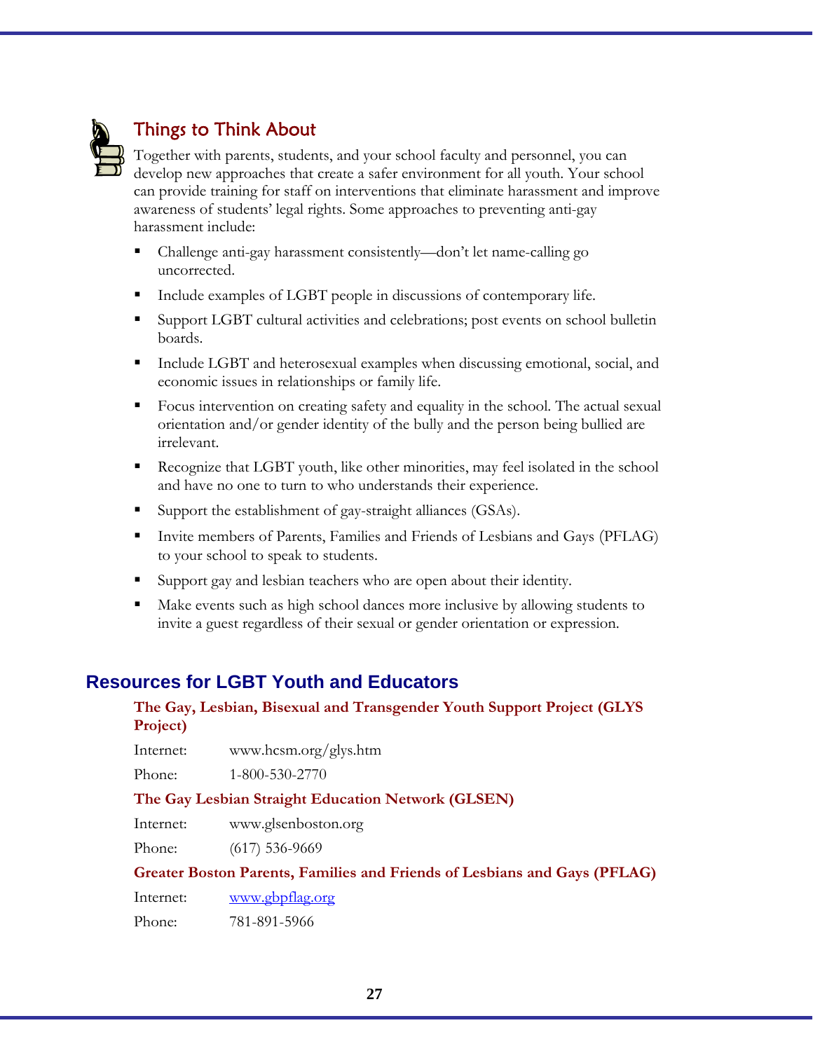### Things to Think About

Together with parents, students, and your school faculty and personnel, you can develop new approaches that create a safer environment for all youth. Your school can provide training for staff on interventions that eliminate harassment and improve awareness of students' legal rights. Some approaches to preventing anti-gay harassment include:

- Challenge anti-gay harassment consistently—don't let name-calling go uncorrected.
- Include examples of LGBT people in discussions of contemporary life.
- Support LGBT cultural activities and celebrations; post events on school bulletin boards.
- Include LGBT and heterosexual examples when discussing emotional, social, and economic issues in relationships or family life.
- Focus intervention on creating safety and equality in the school. The actual sexual orientation and/or gender identity of the bully and the person being bullied are irrelevant.
- Recognize that LGBT youth, like other minorities, may feel isolated in the school and have no one to turn to who understands their experience.
- Support the establishment of gay-straight alliances (GSAs).
- Invite members of Parents, Families and Friends of Lesbians and Gays (PFLAG) to your school to speak to students.
- Support gay and lesbian teachers who are open about their identity.
- Make events such as high school dances more inclusive by allowing students to invite a guest regardless of their sexual or gender orientation or expression.

## Resources for LGBT Youth and Educators

**The Gay, Lesbian, Bisexual and Transgender Youth Support Project (GLYS Project)**

Internet: www.hcsm.org/glys.htm

Phone: 1-800-530-2770

**The Gay Lesbian Straight Education Network (GLSEN)**

Internet: www.glsenboston.org

Phone: (617) 536-9669

**Greater Boston Parents, Families and Friends of Lesbians and Gays (PFLAG)**

Internet: www.gbpflag.org

Phone: 781-891-5966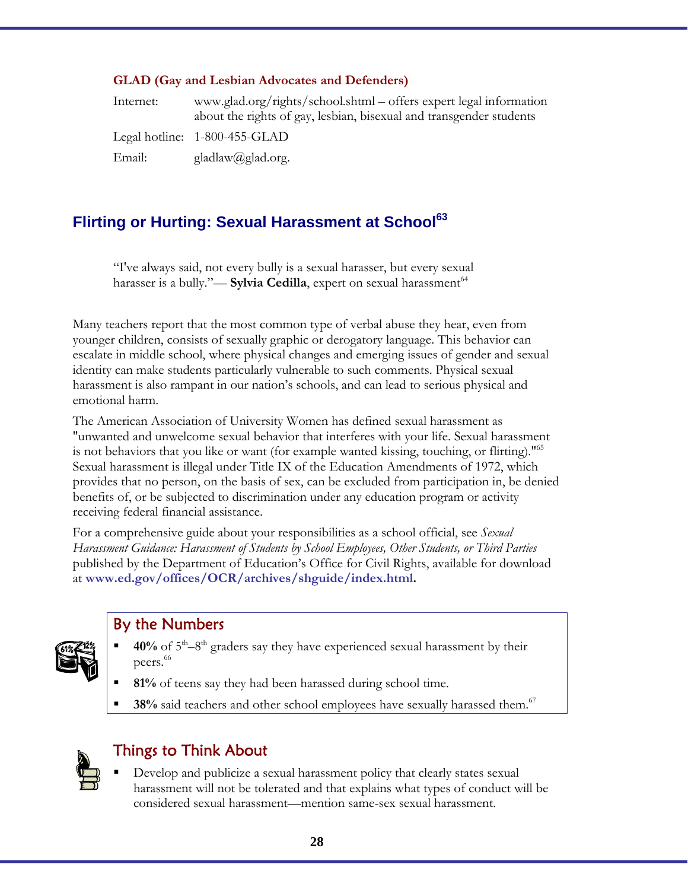**GLAD (Gay and Lesbian Advocates and Defenders)**

Internet: www.glad.org/rights/school.shtml – offers expert legal information about the rights of gay, lesbian, bisexual and transgender students

Legal hotline: 1-800-455-GLAD

Email: gladlaw@glad.org.

## Flirting or Hurting: Sexual Harassment at School[63]

> "I've always said, not every bully is a sexual harasser, but every sexual harasser is a bully."— **Sylvia Cedilla**, expert on sexual harassment[64]

Many teachers report that the most common type of verbal abuse they hear, even from younger children, consists of sexually graphic or derogatory language. This behavior can escalate in middle school, where physical changes and emerging issues of gender and sexual identity can make students particularly vulnerable to such comments. Physical sexual harassment is also rampant in our nation's schools, and can lead to serious physical and emotional harm.

The American Association of University Women has defined sexual harassment as "unwanted and unwelcome sexual behavior that interferes with your life. Sexual harassment is not behaviors that you like or want (for example wanted kissing, touching, or flirting)."[65] Sexual harassment is illegal under Title IX of the Education Amendments of 1972, which provides that no person, on the basis of sex, can be excluded from participation in, be denied benefits of, or be subjected to discrimination under any education program or activity receiving federal financial assistance.

For a comprehensive guide about your responsibilities as a school official, see *Sexual Harassment Guidance: Harassment of Students by School Employees, Other Students, or Third Parties* published by the Department of Education's Office for Civil Rights, available for download at **www.ed.gov/offices/OCR/archives/shguide/index.html.**

### By the Numbers

- **40%** of 5th–8th graders say they have experienced sexual harassment by their peers.[66]
- **81%** of teens say they had been harassed during school time.
- **38%** said teachers and other school employees have sexually harassed them.[67]

### Things to Think About

- Develop and publicize a sexual harassment policy that clearly states sexual harassment will not be tolerated and that explains what types of conduct will be considered sexual harassment—mention same-sex sexual harassment.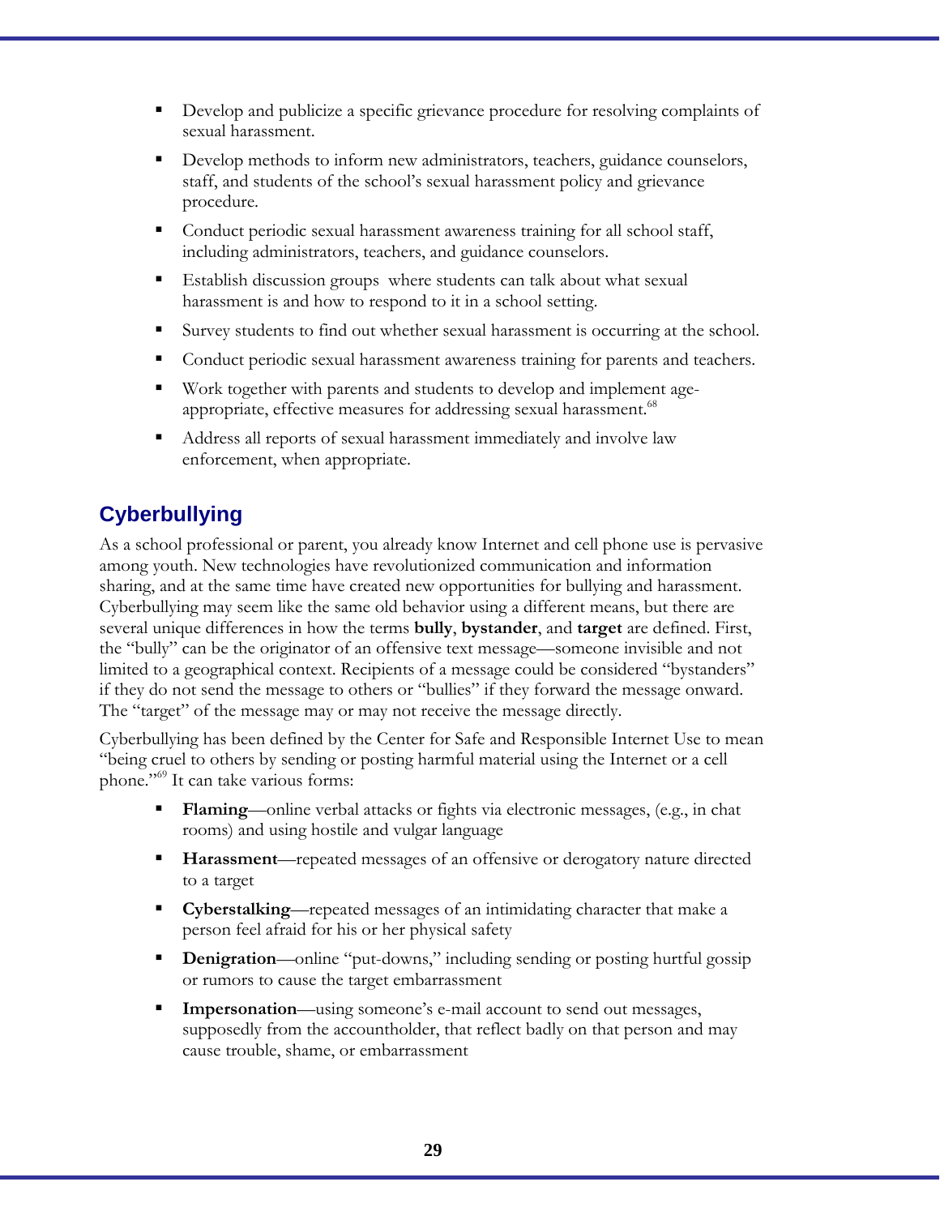- Develop and publicize a specific grievance procedure for resolving complaints of sexual harassment.
- Develop methods to inform new administrators, teachers, guidance counselors, staff, and students of the school's sexual harassment policy and grievance procedure.
- Conduct periodic sexual harassment awareness training for all school staff, including administrators, teachers, and guidance counselors.
- Establish discussion groups where students can talk about what sexual harassment is and how to respond to it in a school setting.
- Survey students to find out whether sexual harassment is occurring at the school.
- Conduct periodic sexual harassment awareness training for parents and teachers.
- Work together with parents and students to develop and implement age-appropriate, effective measures for addressing sexual harassment.[68]
- Address all reports of sexual harassment immediately and involve law enforcement, when appropriate.

## Cyberbullying

As a school professional or parent, you already know Internet and cell phone use is pervasive among youth. New technologies have revolutionized communication and information sharing, and at the same time have created new opportunities for bullying and harassment. Cyberbullying may seem like the same old behavior using a different means, but there are several unique differences in how the terms **bully**, **bystander**, and **target** are defined. First, the "bully" can be the originator of an offensive text message—someone invisible and not limited to a geographical context. Recipients of a message could be considered "bystanders" if they do not send the message to others or "bullies" if they forward the message onward. The "target" of the message may or may not receive the message directly.

Cyberbullying has been defined by the Center for Safe and Responsible Internet Use to mean "being cruel to others by sending or posting harmful material using the Internet or a cell phone."[69] It can take various forms:

- **Flaming**—online verbal attacks or fights via electronic messages, (e.g., in chat rooms) and using hostile and vulgar language
- **Harassment**—repeated messages of an offensive or derogatory nature directed to a target
- **Cyberstalking**—repeated messages of an intimidating character that make a person feel afraid for his or her physical safety
- **Denigration**—online "put-downs," including sending or posting hurtful gossip or rumors to cause the target embarrassment
- **Impersonation**—using someone's e-mail account to send out messages, supposedly from the accountholder, that reflect badly on that person and may cause trouble, shame, or embarrassment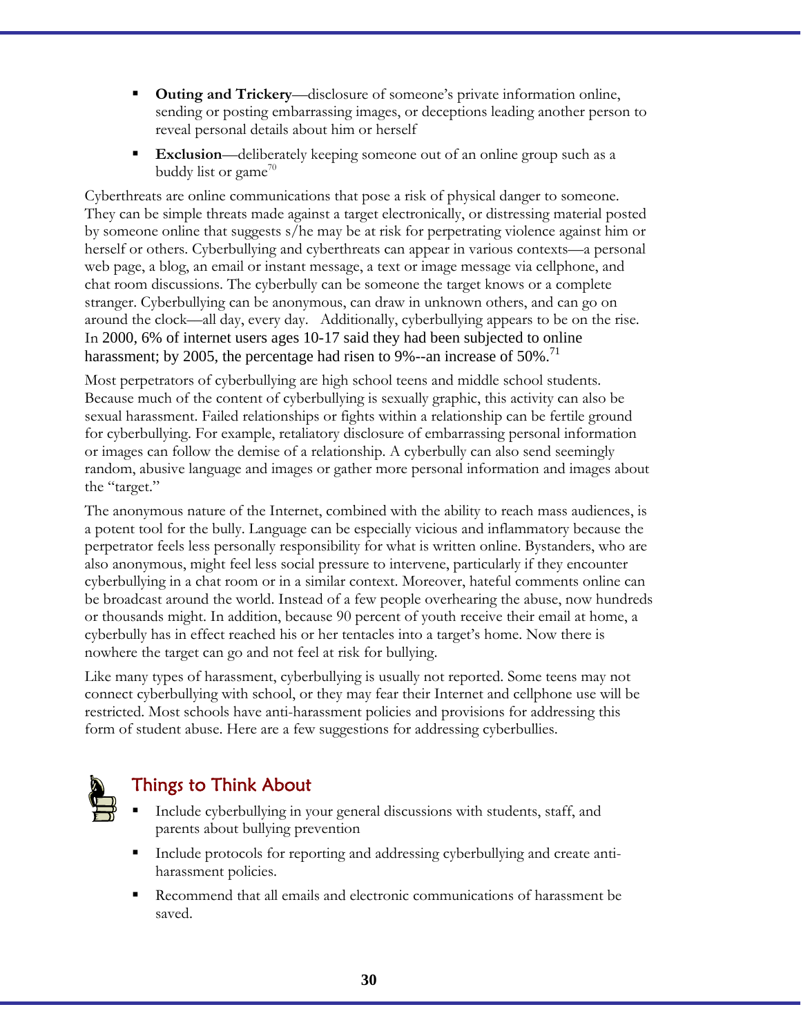- **Outing and Trickery**—disclosure of someone's private information online, sending or posting embarrassing images, or deceptions leading another person to reveal personal details about him or herself
- **Exclusion**—deliberately keeping someone out of an online group such as a buddy list or game[70]

Cyberthreats are online communications that pose a risk of physical danger to someone. They can be simple threats made against a target electronically, or distressing material posted by someone online that suggests s/he may be at risk for perpetrating violence against him or herself or others. Cyberbullying and cyberthreats can appear in various contexts—a personal web page, a blog, an email or instant message, a text or image message via cellphone, and chat room discussions. The cyberbully can be someone the target knows or a complete stranger. Cyberbullying can be anonymous, can draw in unknown others, and can go on around the clock—all day, every day. Additionally, cyberbullying appears to be on the rise. In 2000, 6% of internet users ages 10-17 said they had been subjected to online harassment; by 2005, the percentage had risen to 9%--an increase of 50%.[71]

Most perpetrators of cyberbullying are high school teens and middle school students. Because much of the content of cyberbullying is sexually graphic, this activity can also be sexual harassment. Failed relationships or fights within a relationship can be fertile ground for cyberbullying. For example, retaliatory disclosure of embarrassing personal information or images can follow the demise of a relationship. A cyberbully can also send seemingly random, abusive language and images or gather more personal information and images about the "target."

The anonymous nature of the Internet, combined with the ability to reach mass audiences, is a potent tool for the bully. Language can be especially vicious and inflammatory because the perpetrator feels less personally responsibility for what is written online. Bystanders, who are also anonymous, might feel less social pressure to intervene, particularly if they encounter cyberbullying in a chat room or in a similar context. Moreover, hateful comments online can be broadcast around the world. Instead of a few people overhearing the abuse, now hundreds or thousands might. In addition, because 90 percent of youth receive their email at home, a cyberbully has in effect reached his or her tentacles into a target's home. Now there is nowhere the target can go and not feel at risk for bullying.

Like many types of harassment, cyberbullying is usually not reported. Some teens may not connect cyberbullying with school, or they may fear their Internet and cellphone use will be restricted. Most schools have anti-harassment policies and provisions for addressing this form of student abuse. Here are a few suggestions for addressing cyberbullies.

## Things to Think About

- Include cyberbullying in your general discussions with students, staff, and parents about bullying prevention
- Include protocols for reporting and addressing cyberbullying and create anti-harassment policies.
- Recommend that all emails and electronic communications of harassment be saved.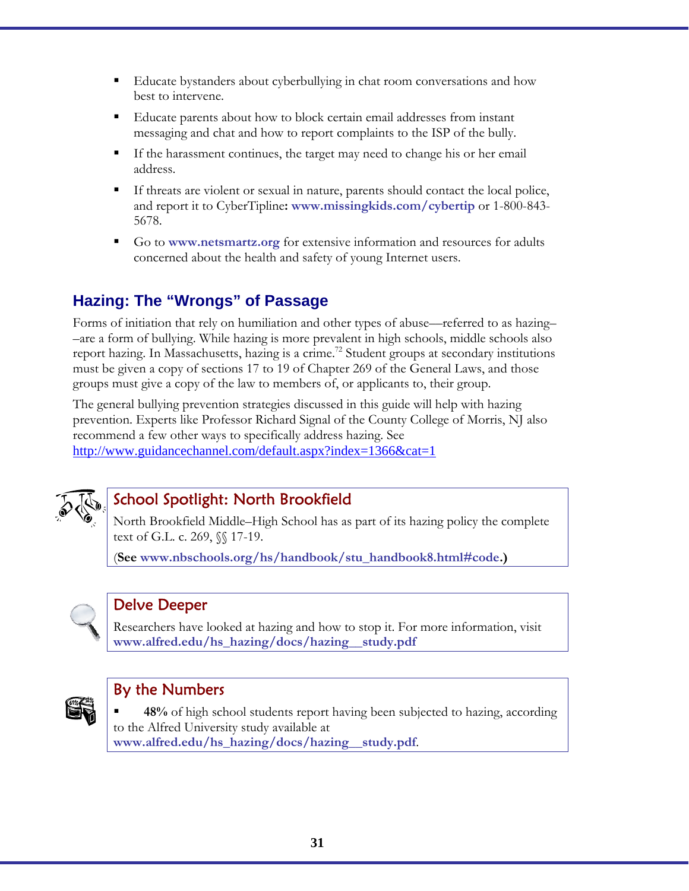- Educate bystanders about cyberbullying in chat room conversations and how best to intervene.
- Educate parents about how to block certain email addresses from instant messaging and chat and how to report complaints to the ISP of the bully.
- If the harassment continues, the target may need to change his or her email address.
- If threats are violent or sexual in nature, parents should contact the local police, and report it to CyberTipline**:** **www.missingkids.com/cybertip** or 1-800-843-5678.
- Go to **www.netsmartz.org** for extensive information and resources for adults concerned about the health and safety of young Internet users.

## Hazing: The "Wrongs" of Passage

Forms of initiation that rely on humiliation and other types of abuse—referred to as hazing––are a form of bullying. While hazing is more prevalent in high schools, middle schools also report hazing. In Massachusetts, hazing is a crime.[72] Student groups at secondary institutions must be given a copy of sections 17 to 19 of Chapter 269 of the General Laws, and those groups must give a copy of the law to members of, or applicants to, their group.

The general bullying prevention strategies discussed in this guide will help with hazing prevention. Experts like Professor Richard Signal of the County College of Morris, NJ also recommend a few other ways to specifically address hazing. See http://www.guidancechannel.com/default.aspx?index=1366&cat=1

### School Spotlight: North Brookfield

North Brookfield Middle–High School has as part of its hazing policy the complete text of G.L. c. 269, §§ 17-19.

(**See www.nbschools.org/hs/handbook/stu_handbook8.html#code.)**

### Delve Deeper

Researchers have looked at hazing and how to stop it. For more information, visit **www.alfred.edu/hs_hazing/docs/hazing__study.pdf**

### By the Numbers

- **48%** of high school students report having been subjected to hazing, according to the Alfred University study available at **www.alfred.edu/hs_hazing/docs/hazing__study.pdf**.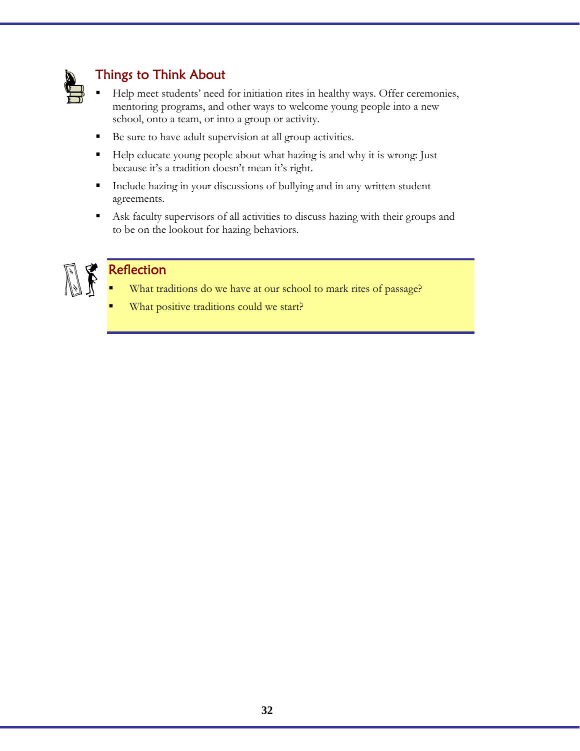## Things to Think About

- Help meet students' need for initiation rites in healthy ways. Offer ceremonies, mentoring programs, and other ways to welcome young people into a new school, onto a team, or into a group or activity.
- Be sure to have adult supervision at all group activities.
- Help educate young people about what hazing is and why it is wrong: Just because it's a tradition doesn't mean it's right.
- Include hazing in your discussions of bullying and in any written student agreements.
- Ask faculty supervisors of all activities to discuss hazing with their groups and to be on the lookout for hazing behaviors.

## Reflection

- What traditions do we have at our school to mark rites of passage?
- What positive traditions could we start?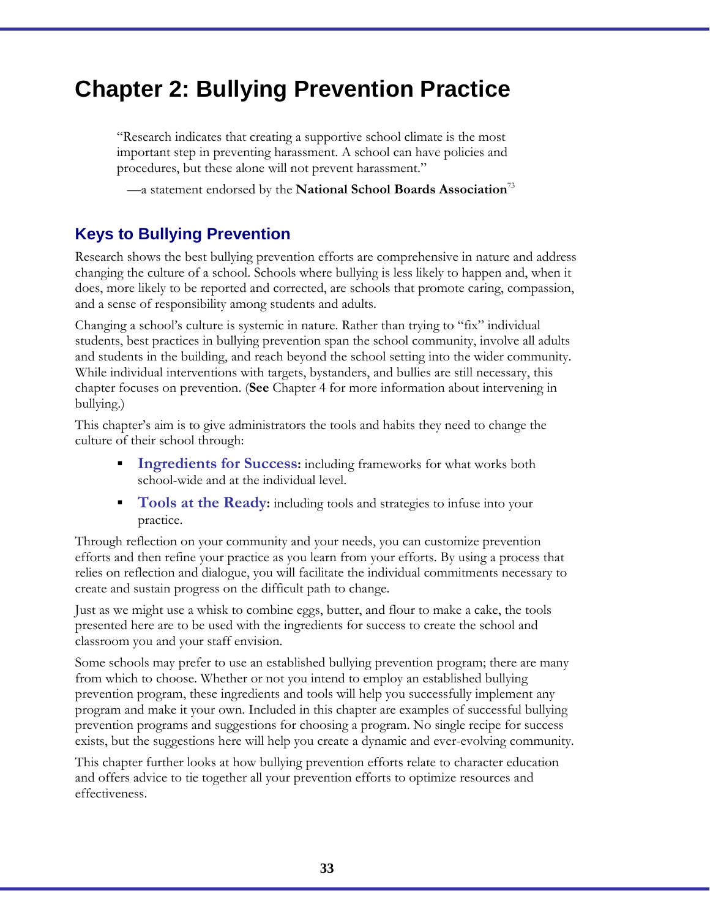# Chapter 2: Bullying Prevention Practice

> "Research indicates that creating a supportive school climate is the most important step in preventing harassment. A school can have policies and procedures, but these alone will not prevent harassment."
>
> —a statement endorsed by the **National School Boards Association**[73]

## Keys to Bullying Prevention

Research shows the best bullying prevention efforts are comprehensive in nature and address changing the culture of a school. Schools where bullying is less likely to happen and, when it does, more likely to be reported and corrected, are schools that promote caring, compassion, and a sense of responsibility among students and adults.

Changing a school's culture is systemic in nature. Rather than trying to "fix" individual students, best practices in bullying prevention span the school community, involve all adults and students in the building, and reach beyond the school setting into the wider community. While individual interventions with targets, bystanders, and bullies are still necessary, this chapter focuses on prevention. (**See** Chapter 4 for more information about intervening in bullying.)

This chapter's aim is to give administrators the tools and habits they need to change the culture of their school through:

- **Ingredients for Success:** including frameworks for what works both school-wide and at the individual level.
- **Tools at the Ready:** including tools and strategies to infuse into your practice.

Through reflection on your community and your needs, you can customize prevention efforts and then refine your practice as you learn from your efforts. By using a process that relies on reflection and dialogue, you will facilitate the individual commitments necessary to create and sustain progress on the difficult path to change.

Just as we might use a whisk to combine eggs, butter, and flour to make a cake, the tools presented here are to be used with the ingredients for success to create the school and classroom you and your staff envision.

Some schools may prefer to use an established bullying prevention program; there are many from which to choose. Whether or not you intend to employ an established bullying prevention program, these ingredients and tools will help you successfully implement any program and make it your own. Included in this chapter are examples of successful bullying prevention programs and suggestions for choosing a program. No single recipe for success exists, but the suggestions here will help you create a dynamic and ever-evolving community.

This chapter further looks at how bullying prevention efforts relate to character education and offers advice to tie together all your prevention efforts to optimize resources and effectiveness.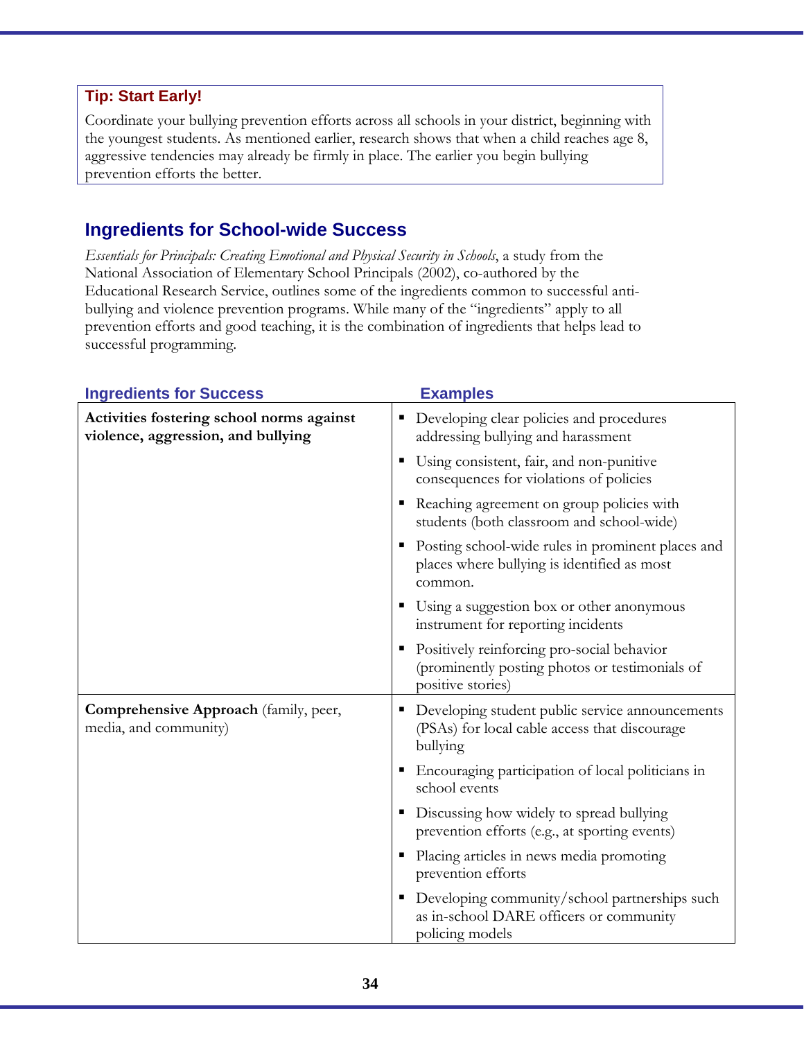**Tip: Start Early!**

Coordinate your bullying prevention efforts across all schools in your district, beginning with the youngest students. As mentioned earlier, research shows that when a child reaches age 8, aggressive tendencies may already be firmly in place. The earlier you begin bullying prevention efforts the better.

## Ingredients for School-wide Success

*Essentials for Principals: Creating Emotional and Physical Security in Schools*, a study from the National Association of Elementary School Principals (2002), co-authored by the Educational Research Service, outlines some of the ingredients common to successful anti-bullying and violence prevention programs. While many of the "ingredients" apply to all prevention efforts and good teaching, it is the combination of ingredients that helps lead to successful programming.

| Ingredients for Success | Examples |
|---|---|
| **Activities fostering school norms against violence, aggression, and bullying** | ▪ Developing clear policies and procedures addressing bullying and harassment<br>▪ Using consistent, fair, and non-punitive consequences for violations of policies<br>▪ Reaching agreement on group policies with students (both classroom and school-wide)<br>▪ Posting school-wide rules in prominent places and places where bullying is identified as most common.<br>▪ Using a suggestion box or other anonymous instrument for reporting incidents<br>▪ Positively reinforcing pro-social behavior (prominently posting photos or testimonials of positive stories) |
| **Comprehensive Approach** (family, peer, media, and community) | ▪ Developing student public service announcements (PSAs) for local cable access that discourage bullying<br>▪ Encouraging participation of local politicians in school events<br>▪ Discussing how widely to spread bullying prevention efforts (e.g., at sporting events)<br>▪ Placing articles in news media promoting prevention efforts<br>▪ Developing community/school partnerships such as in-school DARE officers or community policing models |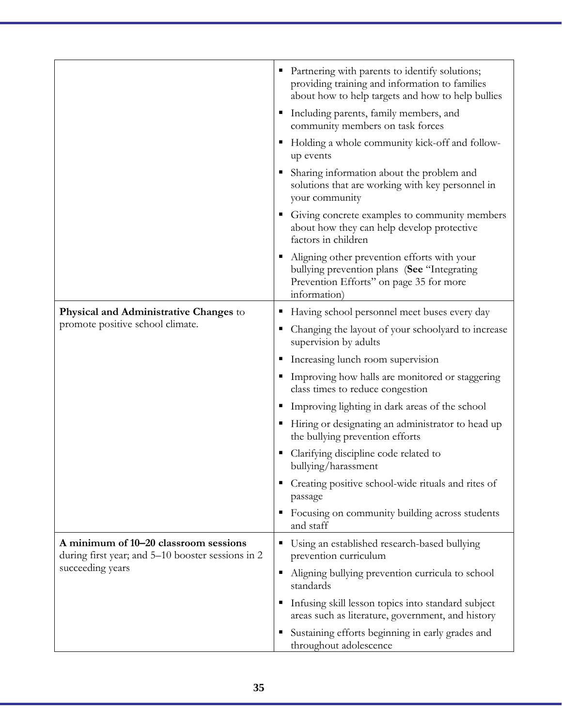| | |
|---|---|
| | ▪ Partnering with parents to identify solutions; providing training and information to families about how to help targets and how to help bullies<br>▪ Including parents, family members, and community members on task forces<br>▪ Holding a whole community kick-off and follow-up events<br>▪ Sharing information about the problem and solutions that are working with key personnel in your community<br>▪ Giving concrete examples to community members about how they can help develop protective factors in children<br>▪ Aligning other prevention efforts with your bullying prevention plans (**See** "Integrating Prevention Efforts" on page 35 for more information) |
| **Physical and Administrative Changes** to promote positive school climate. | ▪ Having school personnel meet buses every day<br>▪ Changing the layout of your schoolyard to increase supervision by adults<br>▪ Increasing lunch room supervision<br>▪ Improving how halls are monitored or staggering class times to reduce congestion<br>▪ Improving lighting in dark areas of the school<br>▪ Hiring or designating an administrator to head up the bullying prevention efforts<br>▪ Clarifying discipline code related to bullying/harassment<br>▪ Creating positive school-wide rituals and rites of passage<br>▪ Focusing on community building across students and staff |
| **A minimum of 10–20 classroom sessions** during first year; and 5–10 booster sessions in 2 succeeding years | ▪ Using an established research-based bullying prevention curriculum<br>▪ Aligning bullying prevention curricula to school standards<br>▪ Infusing skill lesson topics into standard subject areas such as literature, government, and history<br>▪ Sustaining efforts beginning in early grades and throughout adolescence |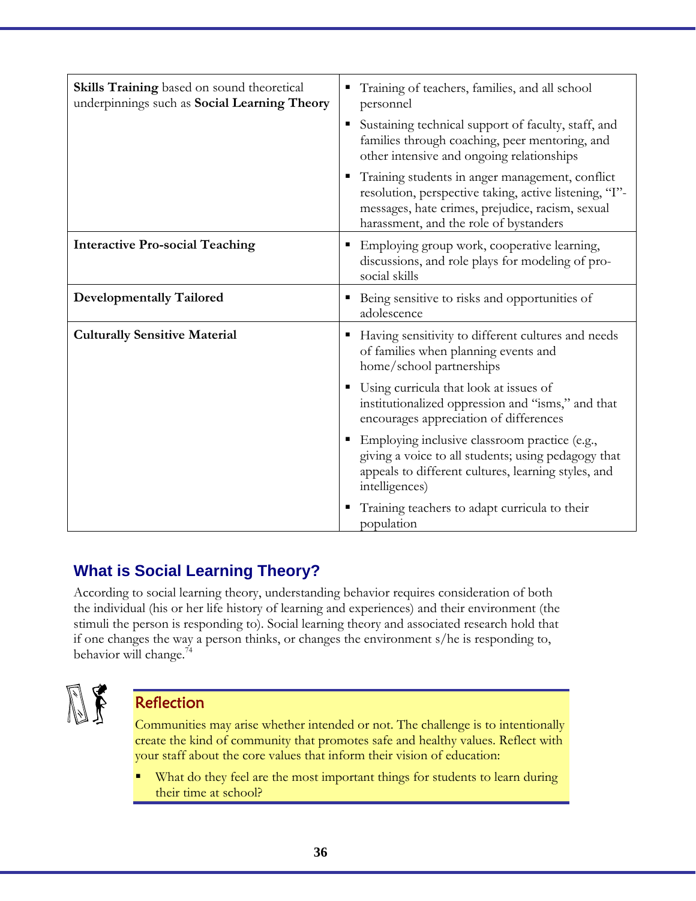| | |
|---|---|
| **Skills Training** based on sound theoretical underpinnings such as **Social Learning Theory** | ▪ Training of teachers, families, and all school personnel<br>▪ Sustaining technical support of faculty, staff, and families through coaching, peer mentoring, and other intensive and ongoing relationships<br>▪ Training students in anger management, conflict resolution, perspective taking, active listening, "I"-messages, hate crimes, prejudice, racism, sexual harassment, and the role of bystanders |
| **Interactive Pro-social Teaching** | ▪ Employing group work, cooperative learning, discussions, and role plays for modeling of pro-social skills |
| **Developmentally Tailored** | ▪ Being sensitive to risks and opportunities of adolescence |
| **Culturally Sensitive Material** | ▪ Having sensitivity to different cultures and needs of families when planning events and home/school partnerships<br>▪ Using curricula that look at issues of institutionalized oppression and "isms," and that encourages appreciation of differences<br>▪ Employing inclusive classroom practice (e.g., giving a voice to all students; using pedagogy that appeals to different cultures, learning styles, and intelligences)<br>▪ Training teachers to adapt curricula to their population |

## What is Social Learning Theory?

According to social learning theory, understanding behavior requires consideration of both the individual (his or her life history of learning and experiences) and their environment (the stimuli the person is responding to). Social learning theory and associated research hold that if one changes the way a person thinks, or changes the environment s/he is responding to, behavior will change.[74]

### Reflection

Communities may arise whether intended or not. The challenge is to intentionally create the kind of community that promotes safe and healthy values. Reflect with your staff about the core values that inform their vision of education:

- What do they feel are the most important things for students to learn during their time at school?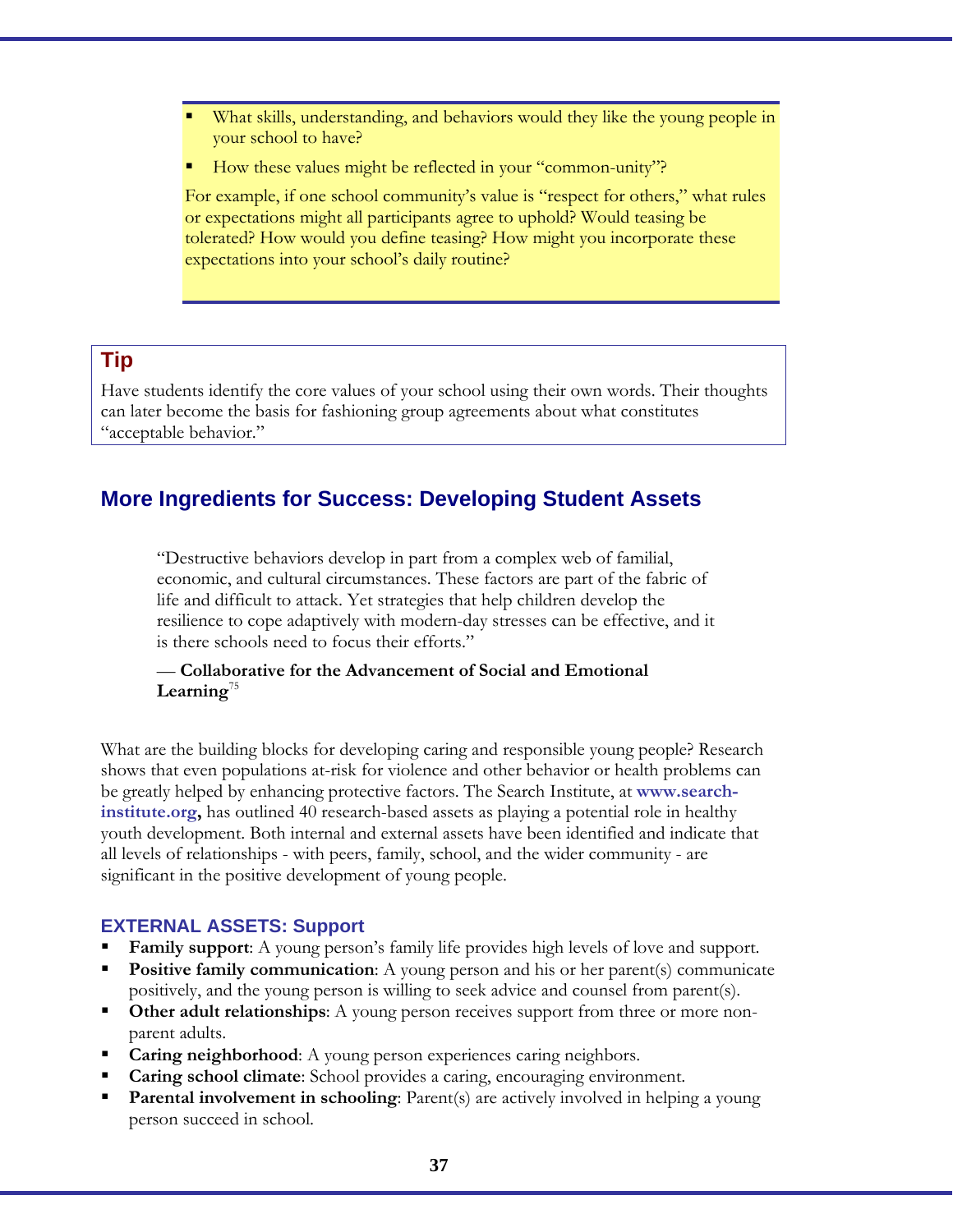- What skills, understanding, and behaviors would they like the young people in your school to have?
- How these values might be reflected in your "common-unity"?

For example, if one school community's value is "respect for others," what rules or expectations might all participants agree to uphold? Would teasing be tolerated? How would you define teasing? How might you incorporate these expectations into your school's daily routine?

**Tip**

Have students identify the core values of your school using their own words. Their thoughts can later become the basis for fashioning group agreements about what constitutes "acceptable behavior."

## More Ingredients for Success: Developing Student Assets

> "Destructive behaviors develop in part from a complex web of familial, economic, and cultural circumstances. These factors are part of the fabric of life and difficult to attack. Yet strategies that help children develop the resilience to cope adaptively with modern-day stresses can be effective, and it is there schools need to focus their efforts."
>
> — **Collaborative for the Advancement of Social and Emotional Learning**[75]

What are the building blocks for developing caring and responsible young people? Research shows that even populations at-risk for violence and other behavior or health problems can be greatly helped by enhancing protective factors. The Search Institute, at **www.search-institute.org,** has outlined 40 research-based assets as playing a potential role in healthy youth development. Both internal and external assets have been identified and indicate that all levels of relationships - with peers, family, school, and the wider community - are significant in the positive development of young people.

### EXTERNAL ASSETS: Support

- **Family support**: A young person's family life provides high levels of love and support.
- **Positive family communication**: A young person and his or her parent(s) communicate positively, and the young person is willing to seek advice and counsel from parent(s).
- **Other adult relationships**: A young person receives support from three or more non-parent adults.
- **Caring neighborhood**: A young person experiences caring neighbors.
- **Caring school climate**: School provides a caring, encouraging environment.
- **Parental involvement in schooling**: Parent(s) are actively involved in helping a young person succeed in school.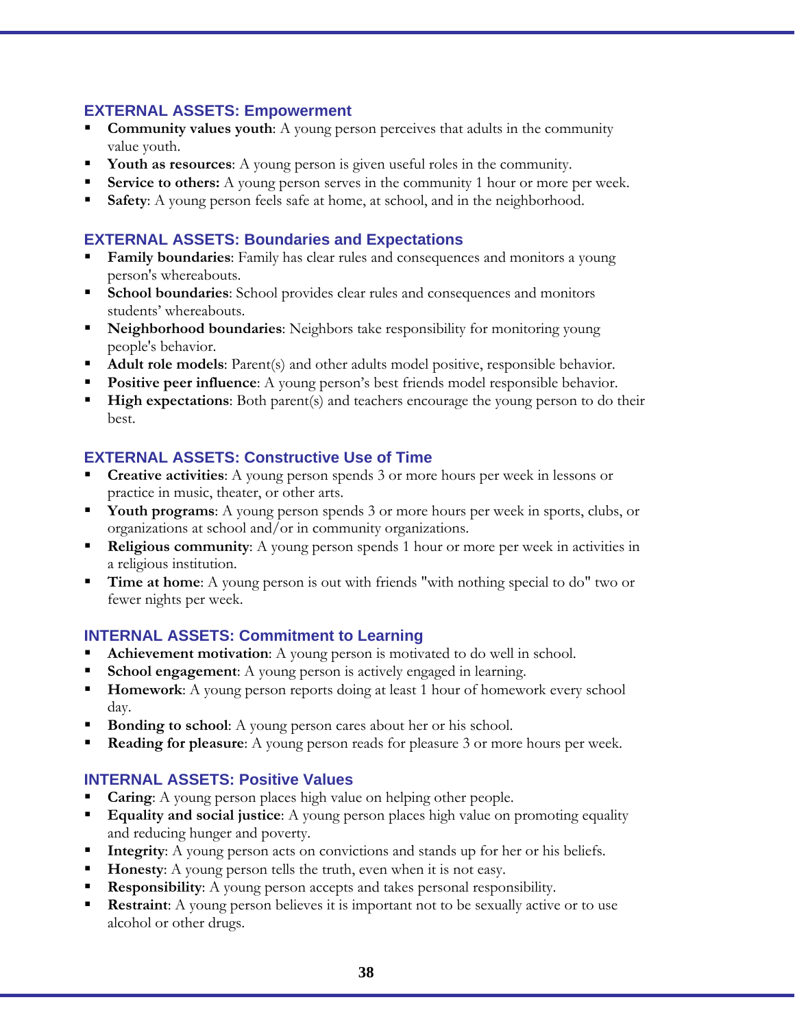## EXTERNAL ASSETS: Empowerment

- **Community values youth**: A young person perceives that adults in the community value youth.
- **Youth as resources**: A young person is given useful roles in the community.
- **Service to others:** A young person serves in the community 1 hour or more per week.
- **Safety**: A young person feels safe at home, at school, and in the neighborhood.

## EXTERNAL ASSETS: Boundaries and Expectations

- **Family boundaries**: Family has clear rules and consequences and monitors a young person's whereabouts.
- **School boundaries**: School provides clear rules and consequences and monitors students' whereabouts.
- **Neighborhood boundaries**: Neighbors take responsibility for monitoring young people's behavior.
- **Adult role models**: Parent(s) and other adults model positive, responsible behavior.
- **Positive peer influence**: A young person's best friends model responsible behavior.
- **High expectations**: Both parent(s) and teachers encourage the young person to do their best.

## EXTERNAL ASSETS: Constructive Use of Time

- **Creative activities**: A young person spends 3 or more hours per week in lessons or practice in music, theater, or other arts.
- **Youth programs**: A young person spends 3 or more hours per week in sports, clubs, or organizations at school and/or in community organizations.
- **Religious community**: A young person spends 1 hour or more per week in activities in a religious institution.
- **Time at home**: A young person is out with friends "with nothing special to do" two or fewer nights per week.

## INTERNAL ASSETS: Commitment to Learning

- **Achievement motivation**: A young person is motivated to do well in school.
- **School engagement**: A young person is actively engaged in learning.
- **Homework**: A young person reports doing at least 1 hour of homework every school day.
- **Bonding to school**: A young person cares about her or his school.
- **Reading for pleasure**: A young person reads for pleasure 3 or more hours per week.

## INTERNAL ASSETS: Positive Values

- **Caring**: A young person places high value on helping other people.
- **Equality and social justice**: A young person places high value on promoting equality and reducing hunger and poverty.
- **Integrity**: A young person acts on convictions and stands up for her or his beliefs.
- **Honesty**: A young person tells the truth, even when it is not easy.
- **Responsibility**: A young person accepts and takes personal responsibility.
- **Restraint**: A young person believes it is important not to be sexually active or to use alcohol or other drugs.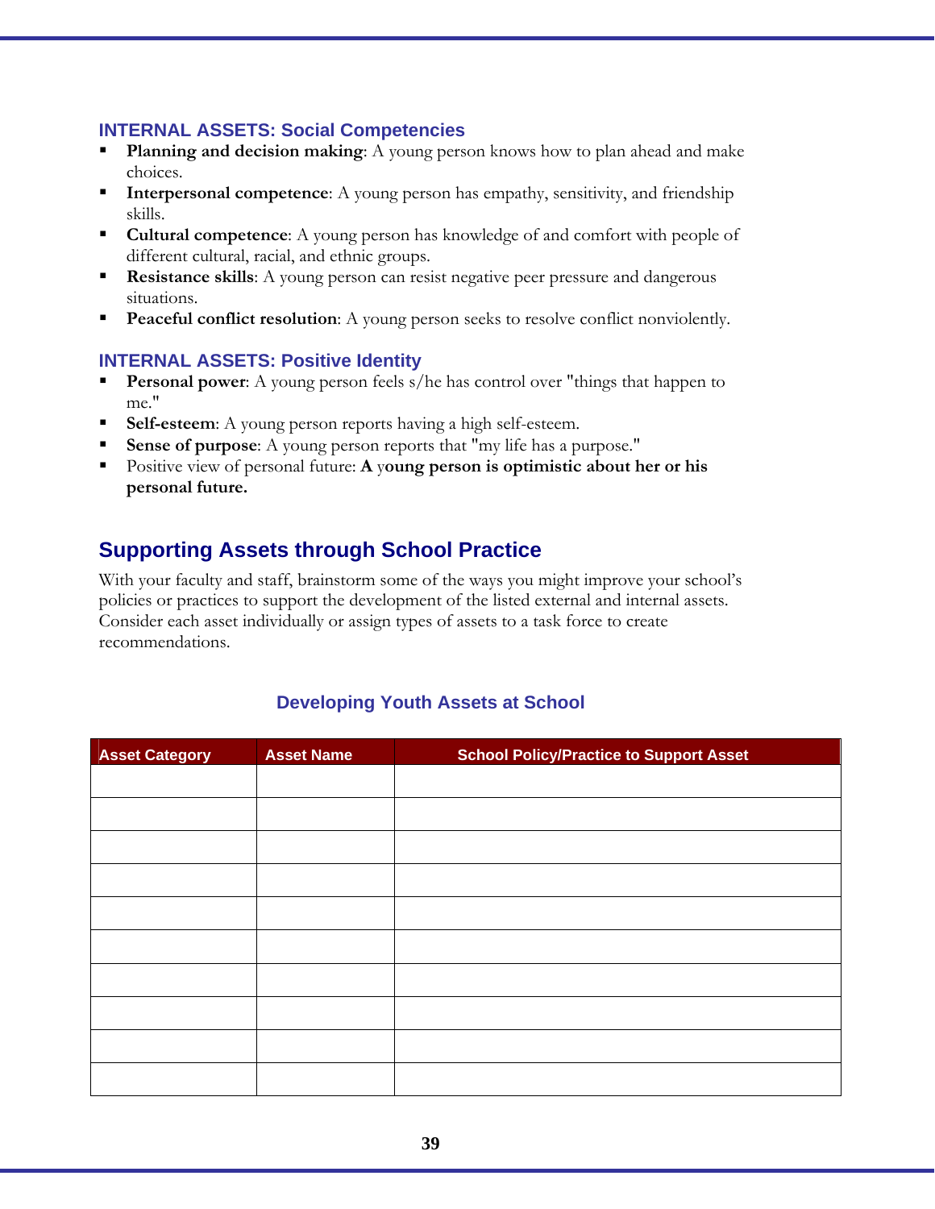### INTERNAL ASSETS: Social Competencies

- **Planning and decision making**: A young person knows how to plan ahead and make choices.
- **Interpersonal competence**: A young person has empathy, sensitivity, and friendship skills.
- **Cultural competence**: A young person has knowledge of and comfort with people of different cultural, racial, and ethnic groups.
- **Resistance skills**: A young person can resist negative peer pressure and dangerous situations.
- **Peaceful conflict resolution**: A young person seeks to resolve conflict nonviolently.

### INTERNAL ASSETS: Positive Identity

- **Personal power**: A young person feels s/he has control over "things that happen to me."
- **Self-esteem**: A young person reports having a high self-esteem.
- **Sense of purpose**: A young person reports that "my life has a purpose."
- Positive view of personal future: **A young person is optimistic about her or his personal future.**

## Supporting Assets through School Practice

With your faculty and staff, brainstorm some of the ways you might improve your school's policies or practices to support the development of the listed external and internal assets. Consider each asset individually or assign types of assets to a task force to create recommendations.

### Developing Youth Assets at School

| Asset Category | Asset Name | School Policy/Practice to Support Asset |
|---|---|---|
| | | |
| | | |
| | | |
| | | |
| | | |
| | | |
| | | |
| | | |
| | | |
| | | |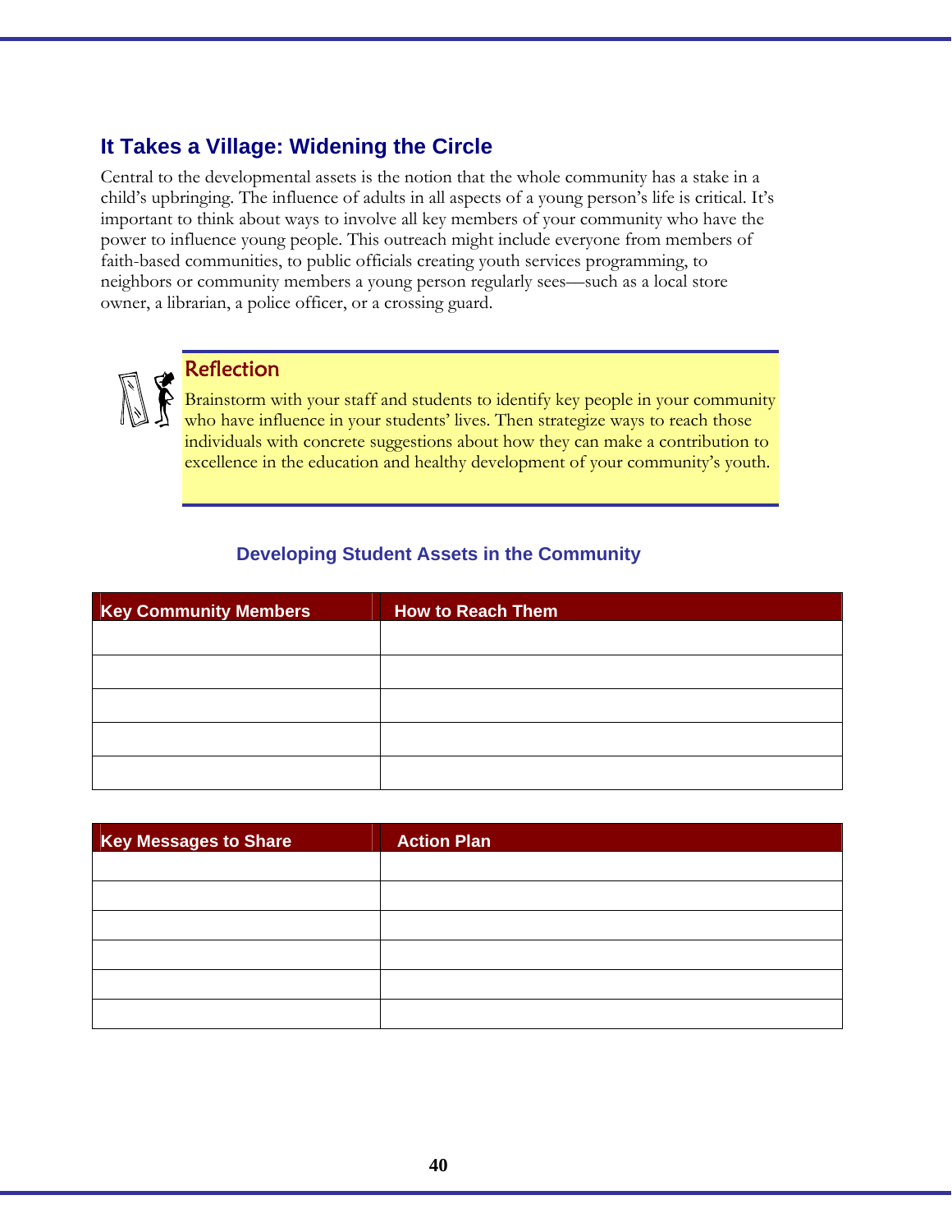## It Takes a Village: Widening the Circle

Central to the developmental assets is the notion that the whole community has a stake in a child's upbringing. The influence of adults in all aspects of a young person's life is critical. It's important to think about ways to involve all key members of your community who have the power to influence young people. This outreach might include everyone from members of faith-based communities, to public officials creating youth services programming, to neighbors or community members a young person regularly sees—such as a local store owner, a librarian, a police officer, or a crossing guard.

### Reflection

Brainstorm with your staff and students to identify key people in your community who have influence in your students' lives. Then strategize ways to reach those individuals with concrete suggestions about how they can make a contribution to excellence in the education and healthy development of your community's youth.

### Developing Student Assets in the Community

| Key Community Members | How to Reach Them |
|---|---|
| | |
| | |
| | |
| | |
| | |

| Key Messages to Share | Action Plan |
|---|---|
| | |
| | |
| | |
| | |
| | |
| | |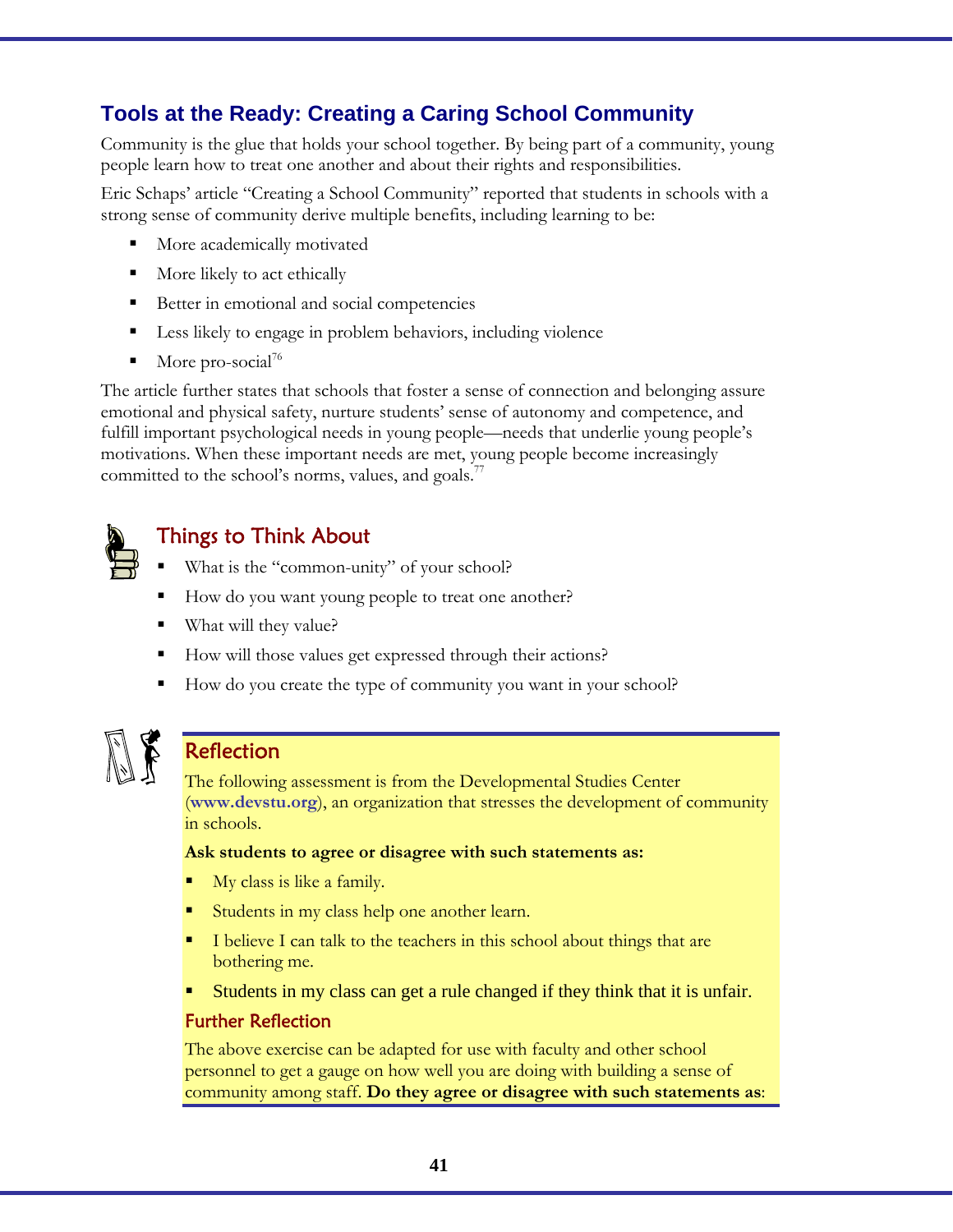## Tools at the Ready: Creating a Caring School Community

Community is the glue that holds your school together. By being part of a community, young people learn how to treat one another and about their rights and responsibilities.

Eric Schaps' article "Creating a School Community" reported that students in schools with a strong sense of community derive multiple benefits, including learning to be:

- More academically motivated
- More likely to act ethically
- Better in emotional and social competencies
- Less likely to engage in problem behaviors, including violence
- More pro-social[76]

The article further states that schools that foster a sense of connection and belonging assure emotional and physical safety, nurture students' sense of autonomy and competence, and fulfill important psychological needs in young people—needs that underlie young people's motivations. When these important needs are met, young people become increasingly committed to the school's norms, values, and goals.[77]

### Things to Think About

- What is the "common-unity" of your school?
- How do you want young people to treat one another?
- What will they value?
- How will those values get expressed through their actions?
- How do you create the type of community you want in your school?

### Reflection

The following assessment is from the Developmental Studies Center (**www.devstu.org**), an organization that stresses the development of community in schools.

**Ask students to agree or disagree with such statements as:**

- My class is like a family.
- Students in my class help one another learn.
- I believe I can talk to the teachers in this school about things that are bothering me.
- Students in my class can get a rule changed if they think that it is unfair.

### Further Reflection

The above exercise can be adapted for use with faculty and other school personnel to get a gauge on how well you are doing with building a sense of community among staff. **Do they agree or disagree with such statements as**: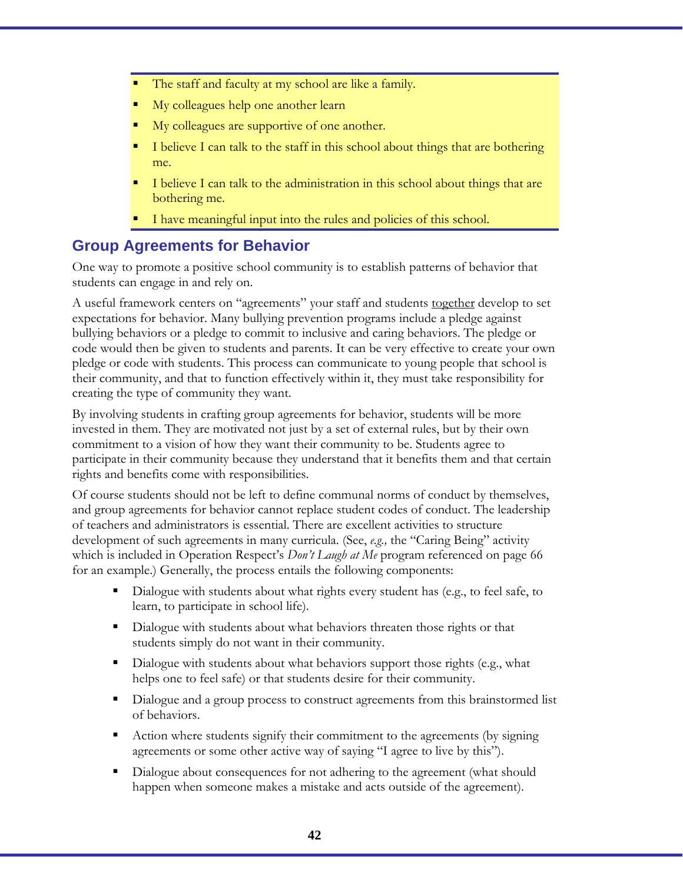- The staff and faculty at my school are like a family.
- My colleagues help one another learn
- My colleagues are supportive of one another.
- I believe I can talk to the staff in this school about things that are bothering me.
- I believe I can talk to the administration in this school about things that are bothering me.
- I have meaningful input into the rules and policies of this school.

## Group Agreements for Behavior

One way to promote a positive school community is to establish patterns of behavior that students can engage in and rely on.

A useful framework centers on "agreements" your staff and students <u>together</u> develop to set expectations for behavior. Many bullying prevention programs include a pledge against bullying behaviors or a pledge to commit to inclusive and caring behaviors. The pledge or code would then be given to students and parents. It can be very effective to create your own pledge or code with students. This process can communicate to young people that school is their community, and that to function effectively within it, they must take responsibility for creating the type of community they want.

By involving students in crafting group agreements for behavior, students will be more invested in them. They are motivated not just by a set of external rules, but by their own commitment to a vision of how they want their community to be. Students agree to participate in their community because they understand that it benefits them and that certain rights and benefits come with responsibilities.

Of course students should not be left to define communal norms of conduct by themselves, and group agreements for behavior cannot replace student codes of conduct. The leadership of teachers and administrators is essential. There are excellent activities to structure development of such agreements in many curricula. (See, *e.g.,* the "Caring Being" activity which is included in Operation Respect's *Don't Laugh at Me* program referenced on page 66 for an example.) Generally, the process entails the following components:

- Dialogue with students about what rights every student has (e.g., to feel safe, to learn, to participate in school life).
- Dialogue with students about what behaviors threaten those rights or that students simply do not want in their community.
- Dialogue with students about what behaviors support those rights (e.g., what helps one to feel safe) or that students desire for their community.
- Dialogue and a group process to construct agreements from this brainstormed list of behaviors.
- Action where students signify their commitment to the agreements (by signing agreements or some other active way of saying "I agree to live by this").
- Dialogue about consequences for not adhering to the agreement (what should happen when someone makes a mistake and acts outside of the agreement).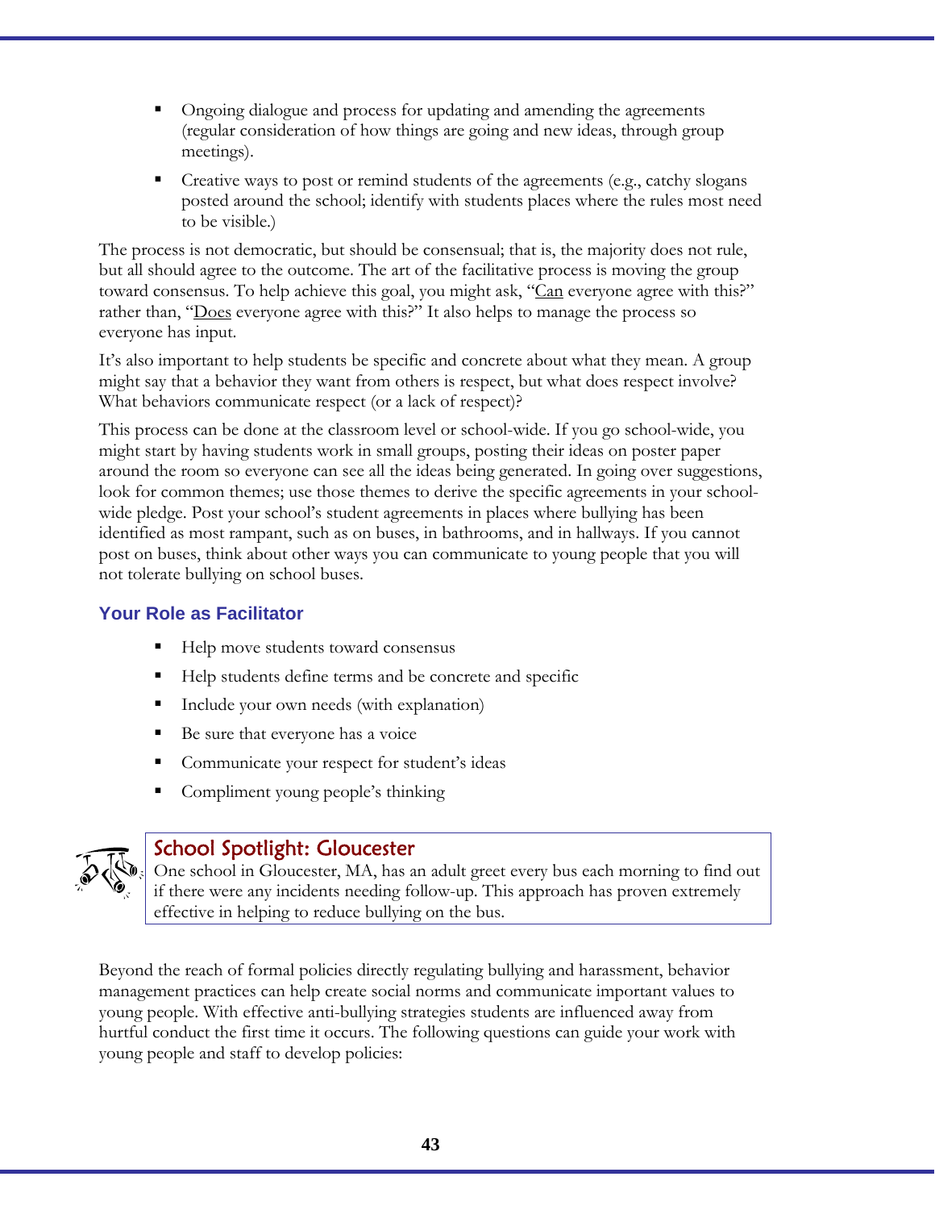- Ongoing dialogue and process for updating and amending the agreements (regular consideration of how things are going and new ideas, through group meetings).
- Creative ways to post or remind students of the agreements (e.g., catchy slogans posted around the school; identify with students places where the rules most need to be visible.)

The process is not democratic, but should be consensual; that is, the majority does not rule, but all should agree to the outcome. The art of the facilitative process is moving the group toward consensus. To help achieve this goal, you might ask, "Can everyone agree with this?" rather than, "Does everyone agree with this?" It also helps to manage the process so everyone has input.

It's also important to help students be specific and concrete about what they mean. A group might say that a behavior they want from others is respect, but what does respect involve? What behaviors communicate respect (or a lack of respect)?

This process can be done at the classroom level or school-wide. If you go school-wide, you might start by having students work in small groups, posting their ideas on poster paper around the room so everyone can see all the ideas being generated. In going over suggestions, look for common themes; use those themes to derive the specific agreements in your school-wide pledge. Post your school's student agreements in places where bullying has been identified as most rampant, such as on buses, in bathrooms, and in hallways. If you cannot post on buses, think about other ways you can communicate to young people that you will not tolerate bullying on school buses.

### Your Role as Facilitator

- Help move students toward consensus
- Help students define terms and be concrete and specific
- Include your own needs (with explanation)
- Be sure that everyone has a voice
- Communicate your respect for student's ideas
- Compliment young people's thinking

**School Spotlight: Gloucester**

One school in Gloucester, MA, has an adult greet every bus each morning to find out if there were any incidents needing follow-up. This approach has proven extremely effective in helping to reduce bullying on the bus.

Beyond the reach of formal policies directly regulating bullying and harassment, behavior management practices can help create social norms and communicate important values to young people. With effective anti-bullying strategies students are influenced away from hurtful conduct the first time it occurs. The following questions can guide your work with young people and staff to develop policies: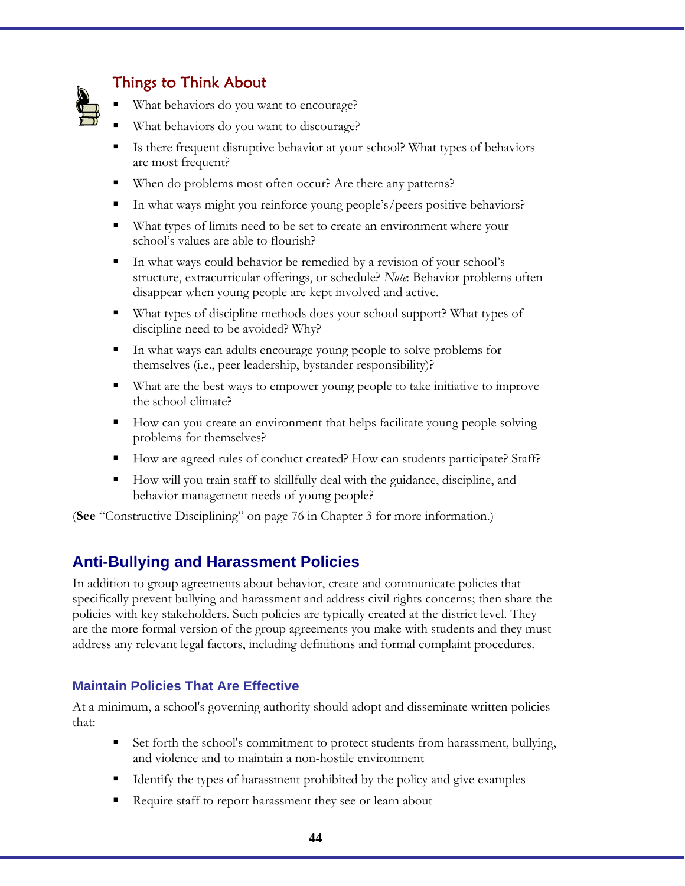### Things to Think About

- What behaviors do you want to encourage?
- What behaviors do you want to discourage?
- Is there frequent disruptive behavior at your school? What types of behaviors are most frequent?
- When do problems most often occur? Are there any patterns?
- In what ways might you reinforce young people's/peers positive behaviors?
- What types of limits need to be set to create an environment where your school's values are able to flourish?
- In what ways could behavior be remedied by a revision of your school's structure, extracurricular offerings, or schedule? *Note*: Behavior problems often disappear when young people are kept involved and active.
- What types of discipline methods does your school support? What types of discipline need to be avoided? Why?
- In what ways can adults encourage young people to solve problems for themselves (i.e., peer leadership, bystander responsibility)?
- What are the best ways to empower young people to take initiative to improve the school climate?
- How can you create an environment that helps facilitate young people solving problems for themselves?
- How are agreed rules of conduct created? How can students participate? Staff?
- How will you train staff to skillfully deal with the guidance, discipline, and behavior management needs of young people?

(**See** "Constructive Disciplining" on page 76 in Chapter 3 for more information.)

## Anti-Bullying and Harassment Policies

In addition to group agreements about behavior, create and communicate policies that specifically prevent bullying and harassment and address civil rights concerns; then share the policies with key stakeholders. Such policies are typically created at the district level. They are the more formal version of the group agreements you make with students and they must address any relevant legal factors, including definitions and formal complaint procedures.

### Maintain Policies That Are Effective

At a minimum, a school's governing authority should adopt and disseminate written policies that:

- Set forth the school's commitment to protect students from harassment, bullying, and violence and to maintain a non-hostile environment
- Identify the types of harassment prohibited by the policy and give examples
- Require staff to report harassment they see or learn about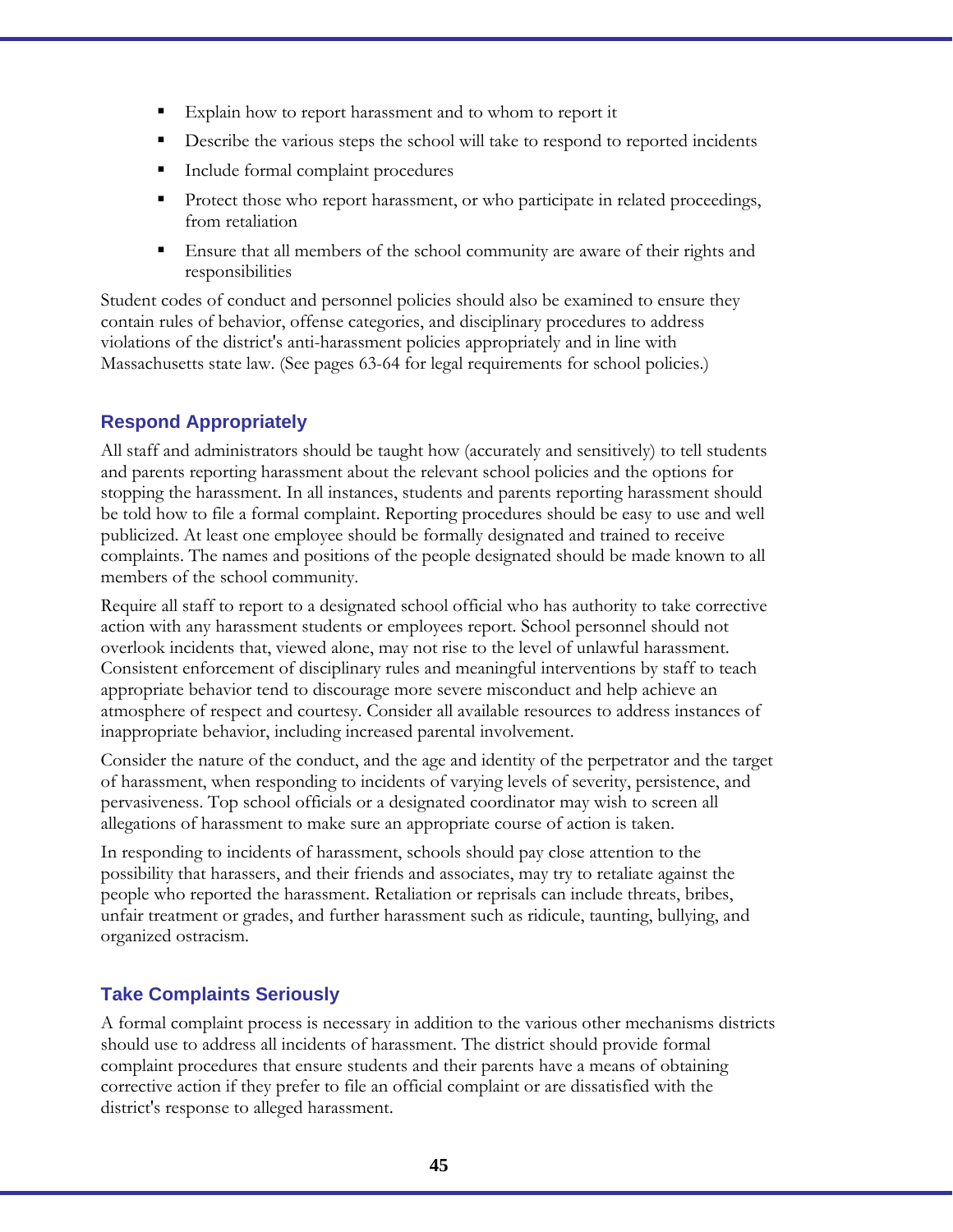- Explain how to report harassment and to whom to report it
- Describe the various steps the school will take to respond to reported incidents
- Include formal complaint procedures
- Protect those who report harassment, or who participate in related proceedings, from retaliation
- Ensure that all members of the school community are aware of their rights and responsibilities

Student codes of conduct and personnel policies should also be examined to ensure they contain rules of behavior, offense categories, and disciplinary procedures to address violations of the district's anti-harassment policies appropriately and in line with Massachusetts state law. (See pages 63-64 for legal requirements for school policies.)

### Respond Appropriately

All staff and administrators should be taught how (accurately and sensitively) to tell students and parents reporting harassment about the relevant school policies and the options for stopping the harassment. In all instances, students and parents reporting harassment should be told how to file a formal complaint. Reporting procedures should be easy to use and well publicized. At least one employee should be formally designated and trained to receive complaints. The names and positions of the people designated should be made known to all members of the school community.

Require all staff to report to a designated school official who has authority to take corrective action with any harassment students or employees report. School personnel should not overlook incidents that, viewed alone, may not rise to the level of unlawful harassment. Consistent enforcement of disciplinary rules and meaningful interventions by staff to teach appropriate behavior tend to discourage more severe misconduct and help achieve an atmosphere of respect and courtesy. Consider all available resources to address instances of inappropriate behavior, including increased parental involvement.

Consider the nature of the conduct, and the age and identity of the perpetrator and the target of harassment, when responding to incidents of varying levels of severity, persistence, and pervasiveness. Top school officials or a designated coordinator may wish to screen all allegations of harassment to make sure an appropriate course of action is taken.

In responding to incidents of harassment, schools should pay close attention to the possibility that harassers, and their friends and associates, may try to retaliate against the people who reported the harassment. Retaliation or reprisals can include threats, bribes, unfair treatment or grades, and further harassment such as ridicule, taunting, bullying, and organized ostracism.

### Take Complaints Seriously

A formal complaint process is necessary in addition to the various other mechanisms districts should use to address all incidents of harassment. The district should provide formal complaint procedures that ensure students and their parents have a means of obtaining corrective action if they prefer to file an official complaint or are dissatisfied with the district's response to alleged harassment.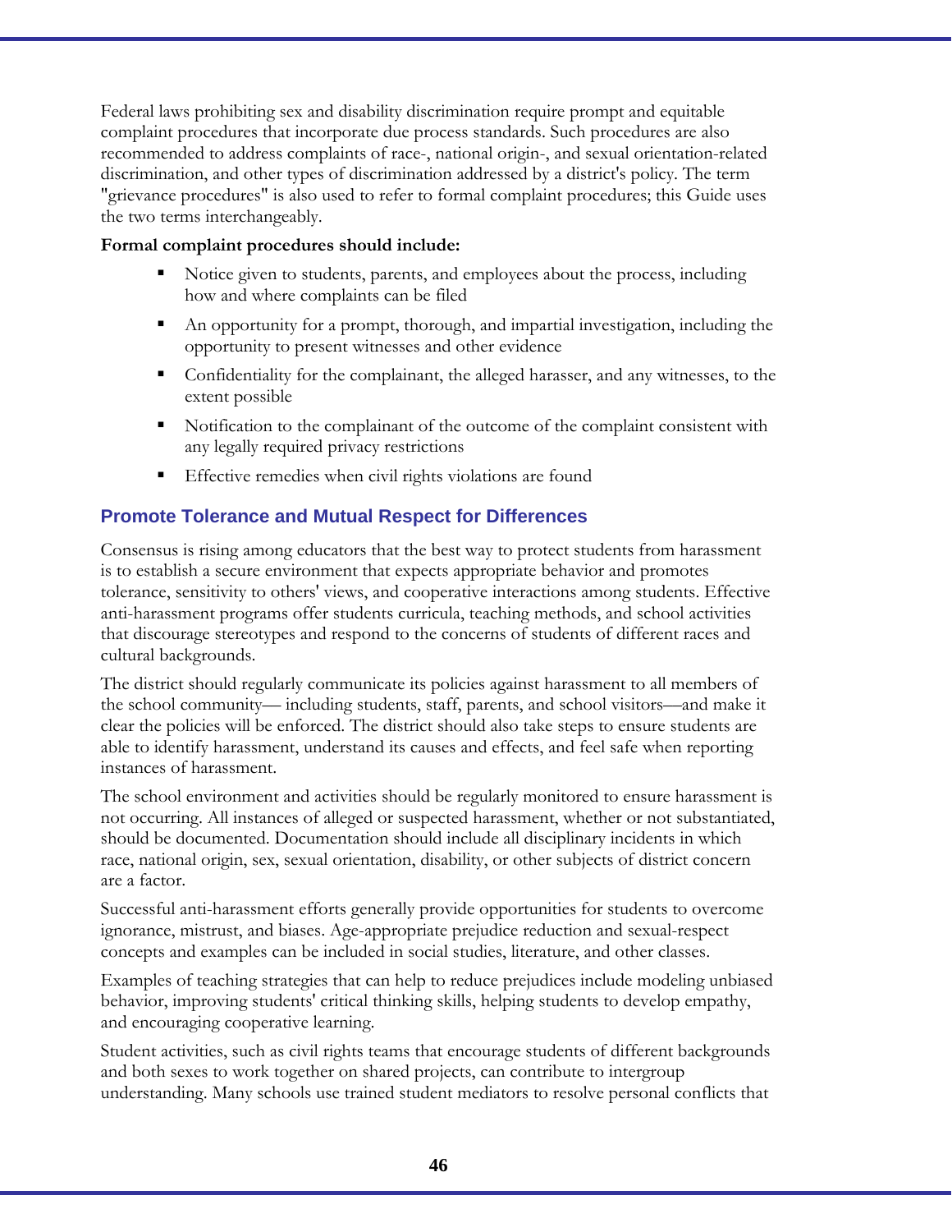Federal laws prohibiting sex and disability discrimination require prompt and equitable complaint procedures that incorporate due process standards. Such procedures are also recommended to address complaints of race-, national origin-, and sexual orientation-related discrimination, and other types of discrimination addressed by a district's policy. The term "grievance procedures" is also used to refer to formal complaint procedures; this Guide uses the two terms interchangeably.

**Formal complaint procedures should include:**

- Notice given to students, parents, and employees about the process, including how and where complaints can be filed
- An opportunity for a prompt, thorough, and impartial investigation, including the opportunity to present witnesses and other evidence
- Confidentiality for the complainant, the alleged harasser, and any witnesses, to the extent possible
- Notification to the complainant of the outcome of the complaint consistent with any legally required privacy restrictions
- Effective remedies when civil rights violations are found

## Promote Tolerance and Mutual Respect for Differences

Consensus is rising among educators that the best way to protect students from harassment is to establish a secure environment that expects appropriate behavior and promotes tolerance, sensitivity to others' views, and cooperative interactions among students. Effective anti-harassment programs offer students curricula, teaching methods, and school activities that discourage stereotypes and respond to the concerns of students of different races and cultural backgrounds.

The district should regularly communicate its policies against harassment to all members of the school community— including students, staff, parents, and school visitors—and make it clear the policies will be enforced. The district should also take steps to ensure students are able to identify harassment, understand its causes and effects, and feel safe when reporting instances of harassment.

The school environment and activities should be regularly monitored to ensure harassment is not occurring. All instances of alleged or suspected harassment, whether or not substantiated, should be documented. Documentation should include all disciplinary incidents in which race, national origin, sex, sexual orientation, disability, or other subjects of district concern are a factor.

Successful anti-harassment efforts generally provide opportunities for students to overcome ignorance, mistrust, and biases. Age-appropriate prejudice reduction and sexual-respect concepts and examples can be included in social studies, literature, and other classes.

Examples of teaching strategies that can help to reduce prejudices include modeling unbiased behavior, improving students' critical thinking skills, helping students to develop empathy, and encouraging cooperative learning.

Student activities, such as civil rights teams that encourage students of different backgrounds and both sexes to work together on shared projects, can contribute to intergroup understanding. Many schools use trained student mediators to resolve personal conflicts that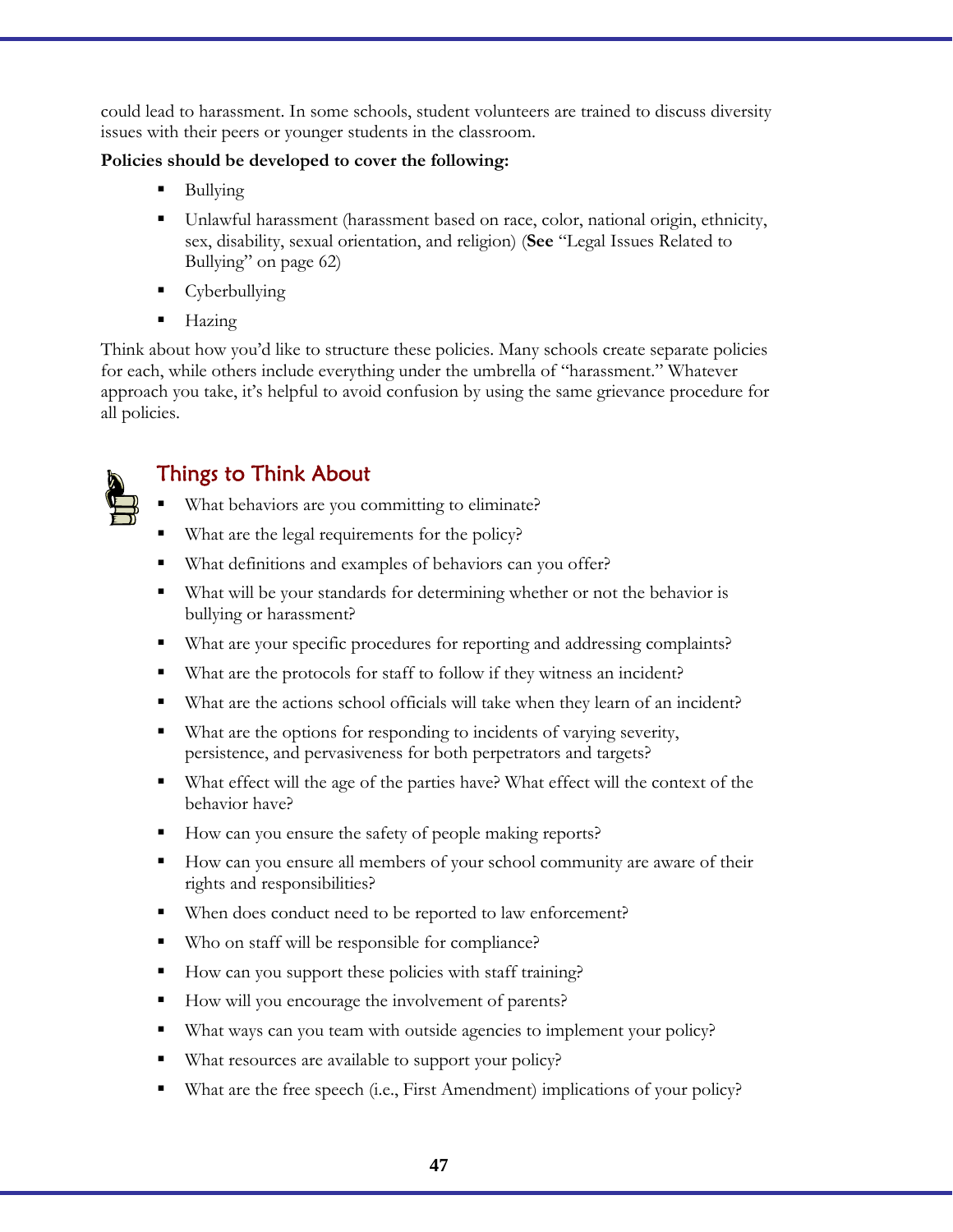could lead to harassment. In some schools, student volunteers are trained to discuss diversity issues with their peers or younger students in the classroom.

**Policies should be developed to cover the following:**

- Bullying
- Unlawful harassment (harassment based on race, color, national origin, ethnicity, sex, disability, sexual orientation, and religion) (**See** "Legal Issues Related to Bullying" on page 62)
- Cyberbullying
- Hazing

Think about how you'd like to structure these policies. Many schools create separate policies for each, while others include everything under the umbrella of "harassment." Whatever approach you take, it's helpful to avoid confusion by using the same grievance procedure for all policies.

## Things to Think About

- What behaviors are you committing to eliminate?
- What are the legal requirements for the policy?
- What definitions and examples of behaviors can you offer?
- What will be your standards for determining whether or not the behavior is bullying or harassment?
- What are your specific procedures for reporting and addressing complaints?
- What are the protocols for staff to follow if they witness an incident?
- What are the actions school officials will take when they learn of an incident?
- What are the options for responding to incidents of varying severity, persistence, and pervasiveness for both perpetrators and targets?
- What effect will the age of the parties have? What effect will the context of the behavior have?
- How can you ensure the safety of people making reports?
- How can you ensure all members of your school community are aware of their rights and responsibilities?
- When does conduct need to be reported to law enforcement?
- Who on staff will be responsible for compliance?
- How can you support these policies with staff training?
- How will you encourage the involvement of parents?
- What ways can you team with outside agencies to implement your policy?
- What resources are available to support your policy?
- What are the free speech (i.e., First Amendment) implications of your policy?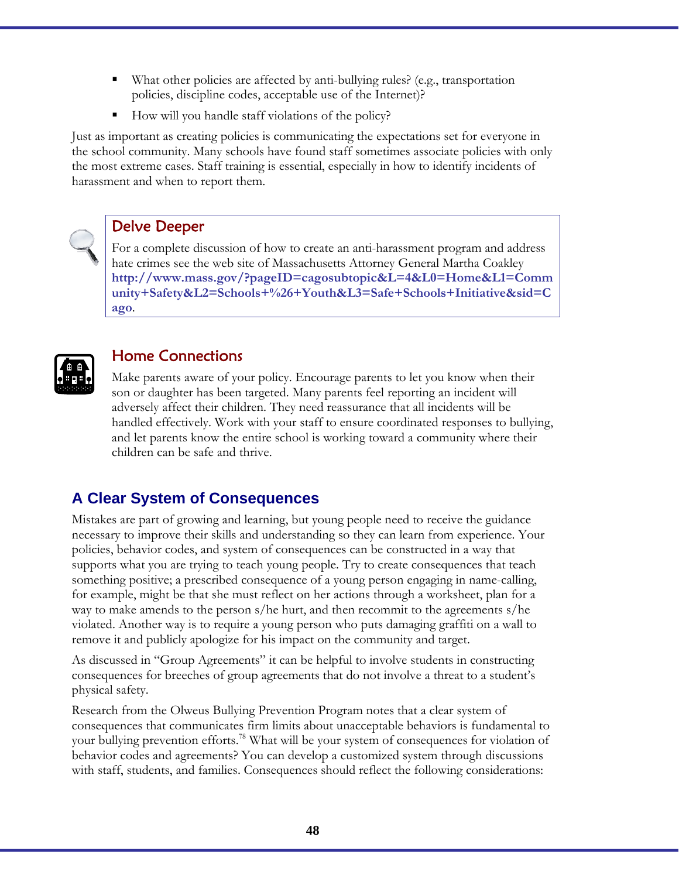- What other policies are affected by anti-bullying rules? (e.g., transportation policies, discipline codes, acceptable use of the Internet)?
- How will you handle staff violations of the policy?

Just as important as creating policies is communicating the expectations set for everyone in the school community. Many schools have found staff sometimes associate policies with only the most extreme cases. Staff training is essential, especially in how to identify incidents of harassment and when to report them.

### Delve Deeper

For a complete discussion of how to create an anti-harassment program and address hate crimes see the web site of Massachusetts Attorney General Martha Coakley **http://www.mass.gov/?pageID=cagosubtopic&L=4&L0=Home&L1=Community+Safety&L2=Schools+%26+Youth&L3=Safe+Schools+Initiative&sid=Cago**.

### Home Connections

Make parents aware of your policy. Encourage parents to let you know when their son or daughter has been targeted. Many parents feel reporting an incident will adversely affect their children. They need reassurance that all incidents will be handled effectively. Work with your staff to ensure coordinated responses to bullying, and let parents know the entire school is working toward a community where their children can be safe and thrive.

## A Clear System of Consequences

Mistakes are part of growing and learning, but young people need to receive the guidance necessary to improve their skills and understanding so they can learn from experience. Your policies, behavior codes, and system of consequences can be constructed in a way that supports what you are trying to teach young people. Try to create consequences that teach something positive; a prescribed consequence of a young person engaging in name-calling, for example, might be that she must reflect on her actions through a worksheet, plan for a way to make amends to the person s/he hurt, and then recommit to the agreements s/he violated. Another way is to require a young person who puts damaging graffiti on a wall to remove it and publicly apologize for his impact on the community and target.

As discussed in "Group Agreements" it can be helpful to involve students in constructing consequences for breeches of group agreements that do not involve a threat to a student's physical safety.

Research from the Olweus Bullying Prevention Program notes that a clear system of consequences that communicates firm limits about unacceptable behaviors is fundamental to your bullying prevention efforts.[78] What will be your system of consequences for violation of behavior codes and agreements? You can develop a customized system through discussions with staff, students, and families. Consequences should reflect the following considerations: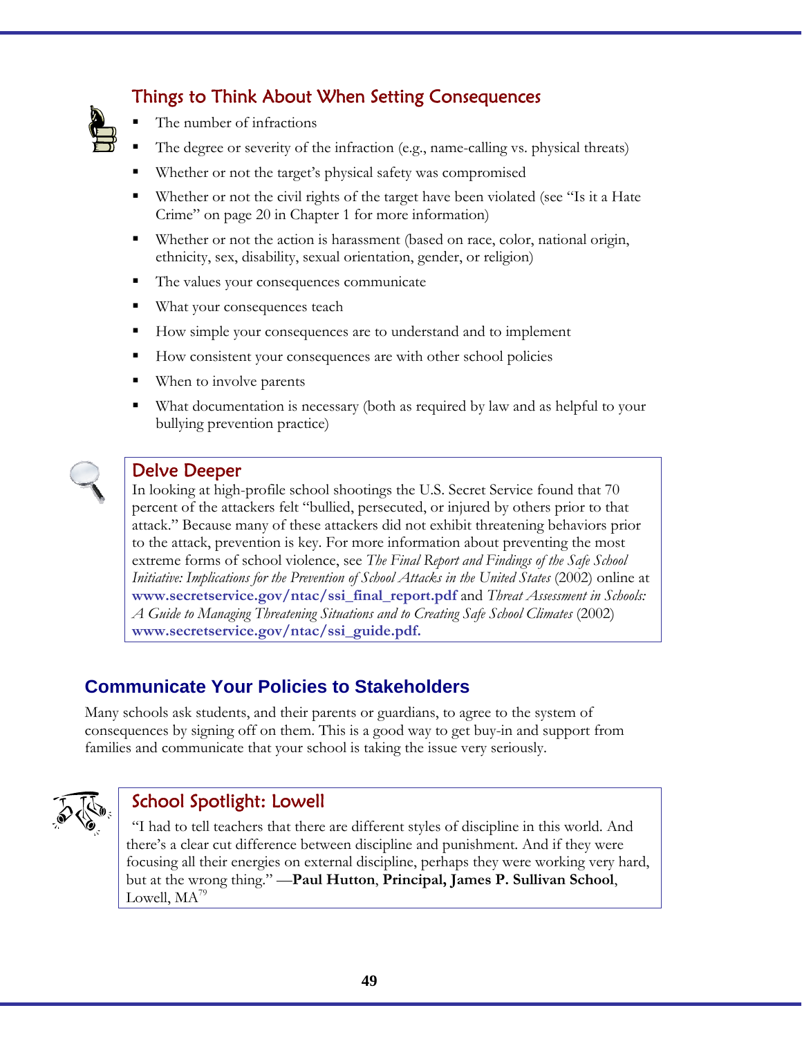### Things to Think About When Setting Consequences

- The number of infractions
- The degree or severity of the infraction (e.g., name-calling vs. physical threats)
- Whether or not the target's physical safety was compromised
- Whether or not the civil rights of the target have been violated (see "Is it a Hate Crime" on page 20 in Chapter 1 for more information)
- Whether or not the action is harassment (based on race, color, national origin, ethnicity, sex, disability, sexual orientation, gender, or religion)
- The values your consequences communicate
- What your consequences teach
- How simple your consequences are to understand and to implement
- How consistent your consequences are with other school policies
- When to involve parents
- What documentation is necessary (both as required by law and as helpful to your bullying prevention practice)

### Delve Deeper

In looking at high-profile school shootings the U.S. Secret Service found that 70 percent of the attackers felt "bullied, persecuted, or injured by others prior to that attack." Because many of these attackers did not exhibit threatening behaviors prior to the attack, prevention is key. For more information about preventing the most extreme forms of school violence, see *The Final Report and Findings of the Safe School Initiative: Implications for the Prevention of School Attacks in the United States* (2002) online at **www.secretservice.gov/ntac/ssi_final_report.pdf** and *Threat Assessment in Schools: A Guide to Managing Threatening Situations and to Creating Safe School Climates* (2002) **www.secretservice.gov/ntac/ssi_guide.pdf.**

## Communicate Your Policies to Stakeholders

Many schools ask students, and their parents or guardians, to agree to the system of consequences by signing off on them. This is a good way to get buy-in and support from families and communicate that your school is taking the issue very seriously.

### School Spotlight: Lowell

"I had to tell teachers that there are different styles of discipline in this world. And there's a clear cut difference between discipline and punishment. And if they were focusing all their energies on external discipline, perhaps they were working very hard, but at the wrong thing." —**Paul Hutton**, **Principal, James P. Sullivan School**, Lowell, MA[79]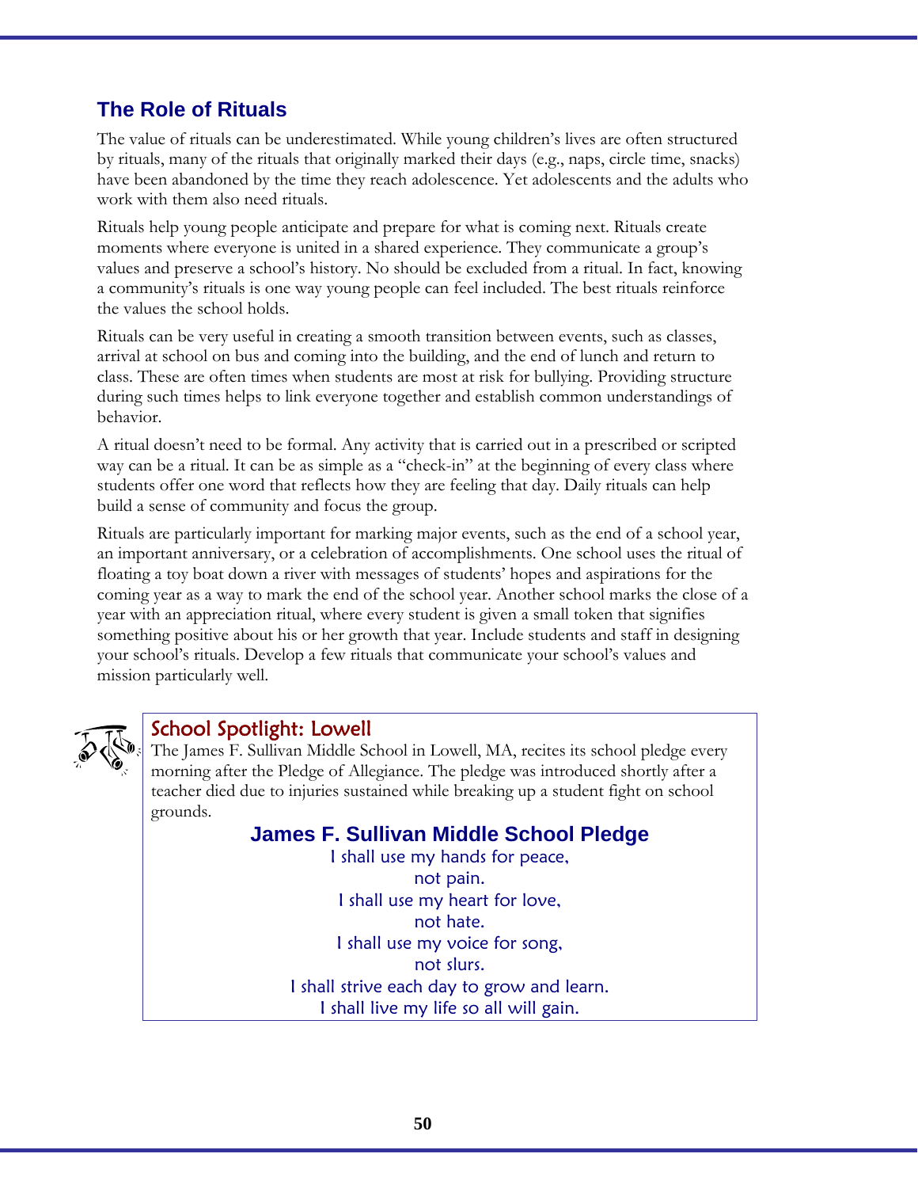## The Role of Rituals

The value of rituals can be underestimated. While young children's lives are often structured by rituals, many of the rituals that originally marked their days (e.g., naps, circle time, snacks) have been abandoned by the time they reach adolescence. Yet adolescents and the adults who work with them also need rituals.

Rituals help young people anticipate and prepare for what is coming next. Rituals create moments where everyone is united in a shared experience. They communicate a group's values and preserve a school's history. No should be excluded from a ritual. In fact, knowing a community's rituals is one way young people can feel included. The best rituals reinforce the values the school holds.

Rituals can be very useful in creating a smooth transition between events, such as classes, arrival at school on bus and coming into the building, and the end of lunch and return to class. These are often times when students are most at risk for bullying. Providing structure during such times helps to link everyone together and establish common understandings of behavior.

A ritual doesn't need to be formal. Any activity that is carried out in a prescribed or scripted way can be a ritual. It can be as simple as a "check-in" at the beginning of every class where students offer one word that reflects how they are feeling that day. Daily rituals can help build a sense of community and focus the group.

Rituals are particularly important for marking major events, such as the end of a school year, an important anniversary, or a celebration of accomplishments. One school uses the ritual of floating a toy boat down a river with messages of students' hopes and aspirations for the coming year as a way to mark the end of the school year. Another school marks the close of a year with an appreciation ritual, where every student is given a small token that signifies something positive about his or her growth that year. Include students and staff in designing your school's rituals. Develop a few rituals that communicate your school's values and mission particularly well.

### School Spotlight: Lowell

The James F. Sullivan Middle School in Lowell, MA, recites its school pledge every morning after the Pledge of Allegiance. The pledge was introduced shortly after a teacher died due to injuries sustained while breaking up a student fight on school grounds.

**James F. Sullivan Middle School Pledge**

I shall use my hands for peace,
not pain.
I shall use my heart for love,
not hate.
I shall use my voice for song,
not slurs.
I shall strive each day to grow and learn.
I shall live my life so all will gain.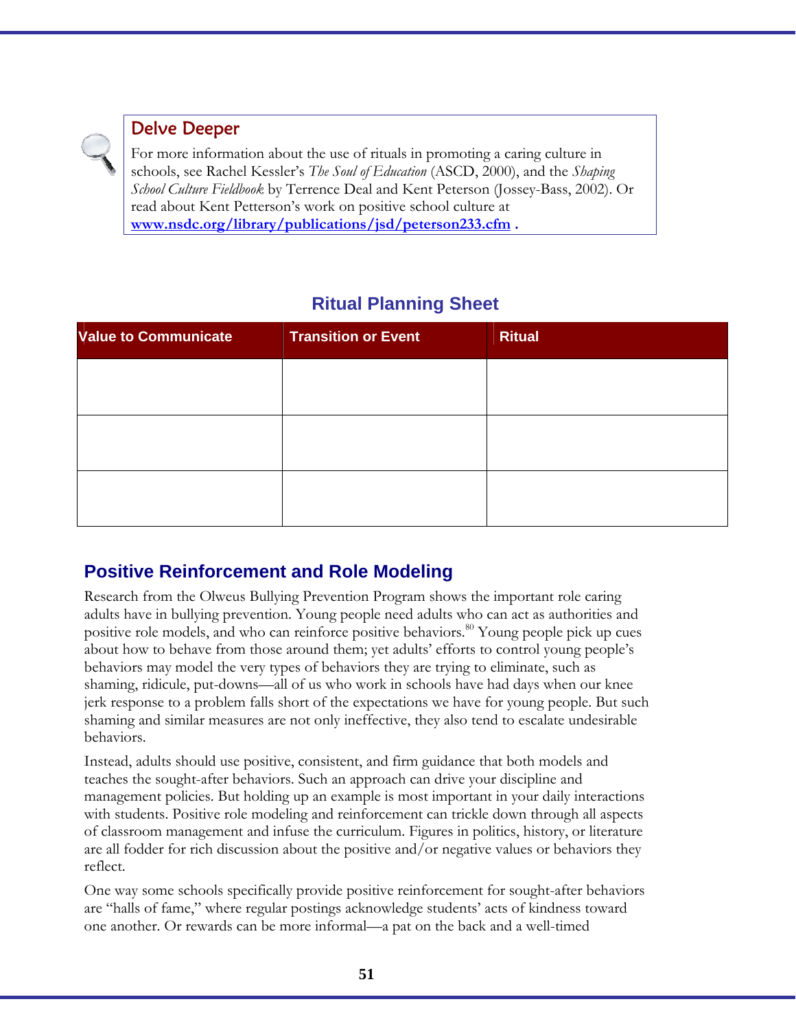### Delve Deeper

For more information about the use of rituals in promoting a caring culture in schools, see Rachel Kessler's *The Soul of Education* (ASCD, 2000), and the *Shaping School Culture Fieldbook* by Terrence Deal and Kent Peterson (Jossey-Bass, 2002). Or read about Kent Petterson's work on positive school culture at **www.nsdc.org/library/publications/jsd/peterson233.cfm** .

### Ritual Planning Sheet

| Value to Communicate | Transition or Event | Ritual |
|---|---|---|
| | | |
| | | |
| | | |

## Positive Reinforcement and Role Modeling

Research from the Olweus Bullying Prevention Program shows the important role caring adults have in bullying prevention. Young people need adults who can act as authorities and positive role models, and who can reinforce positive behaviors.[80] Young people pick up cues about how to behave from those around them; yet adults' efforts to control young people's behaviors may model the very types of behaviors they are trying to eliminate, such as shaming, ridicule, put-downs—all of us who work in schools have had days when our knee jerk response to a problem falls short of the expectations we have for young people. But such shaming and similar measures are not only ineffective, they also tend to escalate undesirable behaviors.

Instead, adults should use positive, consistent, and firm guidance that both models and teaches the sought-after behaviors. Such an approach can drive your discipline and management policies. But holding up an example is most important in your daily interactions with students. Positive role modeling and reinforcement can trickle down through all aspects of classroom management and infuse the curriculum. Figures in politics, history, or literature are all fodder for rich discussion about the positive and/or negative values or behaviors they reflect.

One way some schools specifically provide positive reinforcement for sought-after behaviors are "halls of fame," where regular postings acknowledge students' acts of kindness toward one another. Or rewards can be more informal—a pat on the back and a well-timed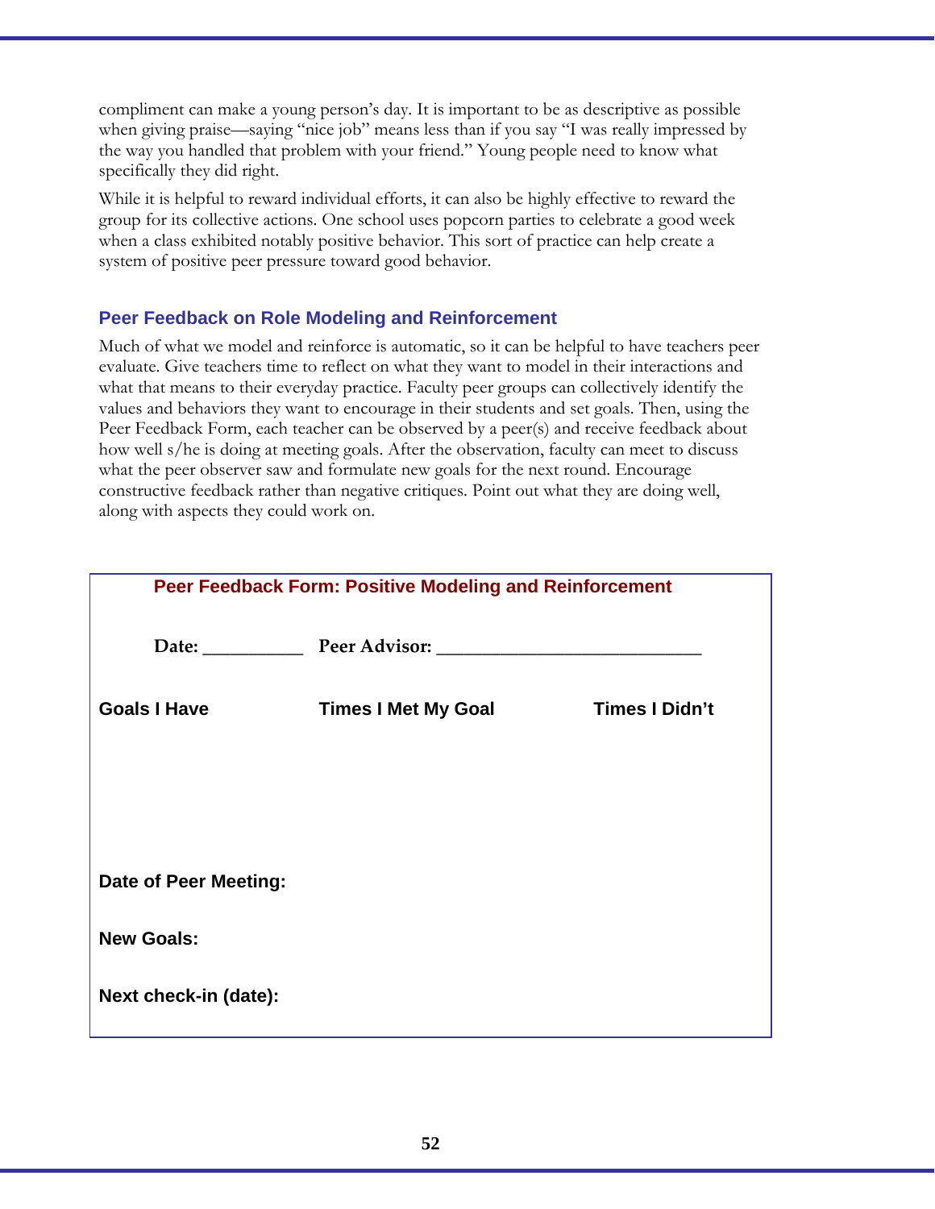compliment can make a young person's day. It is important to be as descriptive as possible when giving praise—saying "nice job" means less than if you say "I was really impressed by the way you handled that problem with your friend." Young people need to know what specifically they did right.

While it is helpful to reward individual efforts, it can also be highly effective to reward the group for its collective actions. One school uses popcorn parties to celebrate a good week when a class exhibited notably positive behavior. This sort of practice can help create a system of positive peer pressure toward good behavior.

### Peer Feedback on Role Modeling and Reinforcement

Much of what we model and reinforce is automatic, so it can be helpful to have teachers peer evaluate. Give teachers time to reflect on what they want to model in their interactions and what that means to their everyday practice. Faculty peer groups can collectively identify the values and behaviors they want to encourage in their students and set goals. Then, using the Peer Feedback Form, each teacher can be observed by a peer(s) and receive feedback about how well s/he is doing at meeting goals. After the observation, faculty can meet to discuss what the peer observer saw and formulate new goals for the next round. Encourage constructive feedback rather than negative critiques. Point out what they are doing well, along with aspects they could work on.

**Peer Feedback Form: Positive Modeling and Reinforcement**

**Date:** __________ **Peer Advisor:** ____________________________

| Goals I Have | Times I Met My Goal | Times I Didn't |
|---|---|---|
| | | |

**Date of Peer Meeting:**

**New Goals:**

**Next check-in (date):**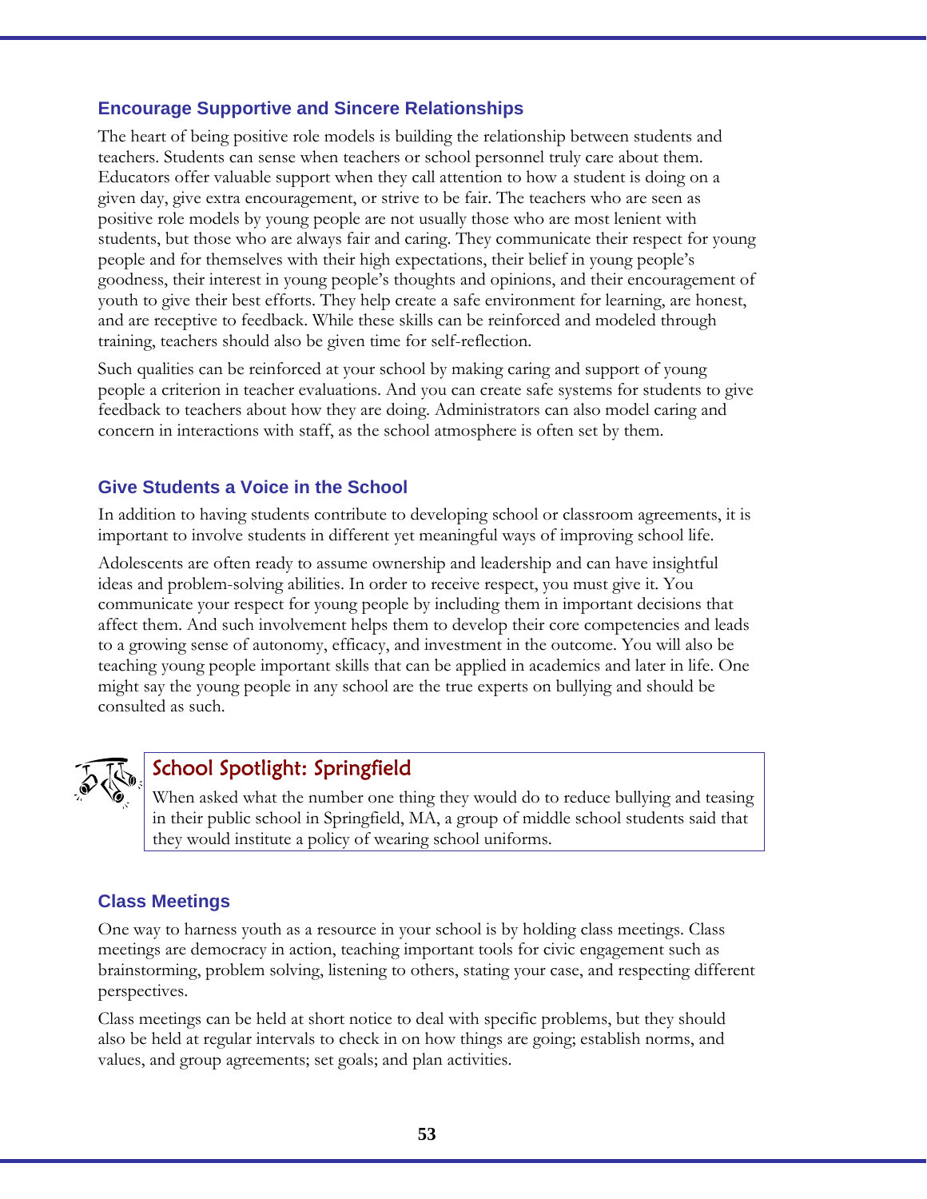### Encourage Supportive and Sincere Relationships

The heart of being positive role models is building the relationship between students and teachers. Students can sense when teachers or school personnel truly care about them. Educators offer valuable support when they call attention to how a student is doing on a given day, give extra encouragement, or strive to be fair. The teachers who are seen as positive role models by young people are not usually those who are most lenient with students, but those who are always fair and caring. They communicate their respect for young people and for themselves with their high expectations, their belief in young people's goodness, their interest in young people's thoughts and opinions, and their encouragement of youth to give their best efforts. They help create a safe environment for learning, are honest, and are receptive to feedback. While these skills can be reinforced and modeled through training, teachers should also be given time for self-reflection.

Such qualities can be reinforced at your school by making caring and support of young people a criterion in teacher evaluations. And you can create safe systems for students to give feedback to teachers about how they are doing. Administrators can also model caring and concern in interactions with staff, as the school atmosphere is often set by them.

### Give Students a Voice in the School

In addition to having students contribute to developing school or classroom agreements, it is important to involve students in different yet meaningful ways of improving school life.

Adolescents are often ready to assume ownership and leadership and can have insightful ideas and problem-solving abilities. In order to receive respect, you must give it. You communicate your respect for young people by including them in important decisions that affect them. And such involvement helps them to develop their core competencies and leads to a growing sense of autonomy, efficacy, and investment in the outcome. You will also be teaching young people important skills that can be applied in academics and later in life. One might say the young people in any school are the true experts on bullying and should be consulted as such.

> **School Spotlight: Springfield**
>
> When asked what the number one thing they would do to reduce bullying and teasing in their public school in Springfield, MA, a group of middle school students said that they would institute a policy of wearing school uniforms.

### Class Meetings

One way to harness youth as a resource in your school is by holding class meetings. Class meetings are democracy in action, teaching important tools for civic engagement such as brainstorming, problem solving, listening to others, stating your case, and respecting different perspectives.

Class meetings can be held at short notice to deal with specific problems, but they should also be held at regular intervals to check in on how things are going; establish norms, and values, and group agreements; set goals; and plan activities.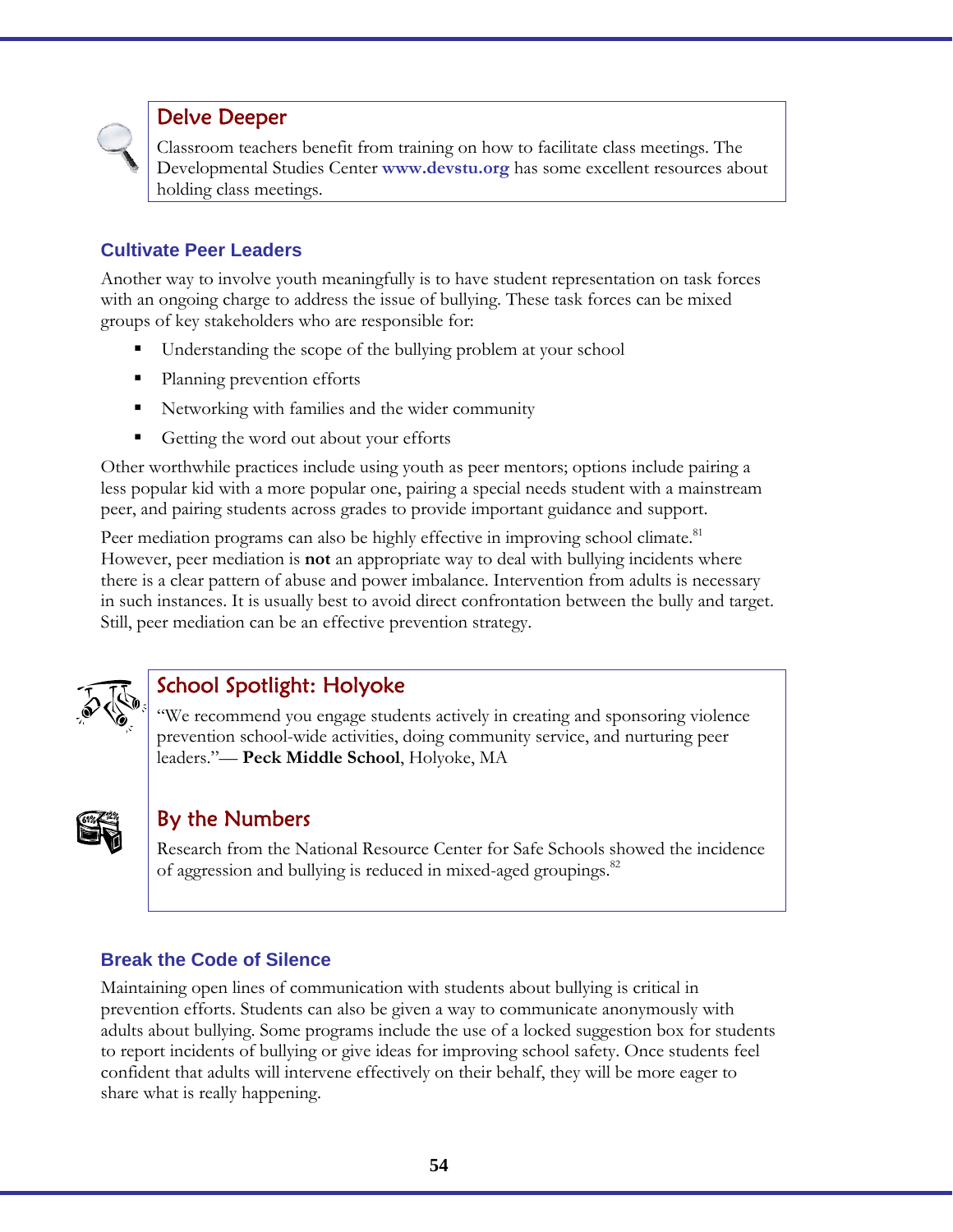### Delve Deeper

Classroom teachers benefit from training on how to facilitate class meetings. The Developmental Studies Center **www.devstu.org** has some excellent resources about holding class meetings.

## Cultivate Peer Leaders

Another way to involve youth meaningfully is to have student representation on task forces with an ongoing charge to address the issue of bullying. These task forces can be mixed groups of key stakeholders who are responsible for:

- Understanding the scope of the bullying problem at your school
- Planning prevention efforts
- Networking with families and the wider community
- Getting the word out about your efforts

Other worthwhile practices include using youth as peer mentors; options include pairing a less popular kid with a more popular one, pairing a special needs student with a mainstream peer, and pairing students across grades to provide important guidance and support.

Peer mediation programs can also be highly effective in improving school climate.[81] However, peer mediation is **not** an appropriate way to deal with bullying incidents where there is a clear pattern of abuse and power imbalance. Intervention from adults is necessary in such instances. It is usually best to avoid direct confrontation between the bully and target. Still, peer mediation can be an effective prevention strategy.

### School Spotlight: Holyoke

"We recommend you engage students actively in creating and sponsoring violence prevention school-wide activities, doing community service, and nurturing peer leaders."— **Peck Middle School**, Holyoke, MA

### By the Numbers

Research from the National Resource Center for Safe Schools showed the incidence of aggression and bullying is reduced in mixed-aged groupings.[82]

## Break the Code of Silence

Maintaining open lines of communication with students about bullying is critical in prevention efforts. Students can also be given a way to communicate anonymously with adults about bullying. Some programs include the use of a locked suggestion box for students to report incidents of bullying or give ideas for improving school safety. Once students feel confident that adults will intervene effectively on their behalf, they will be more eager to share what is really happening.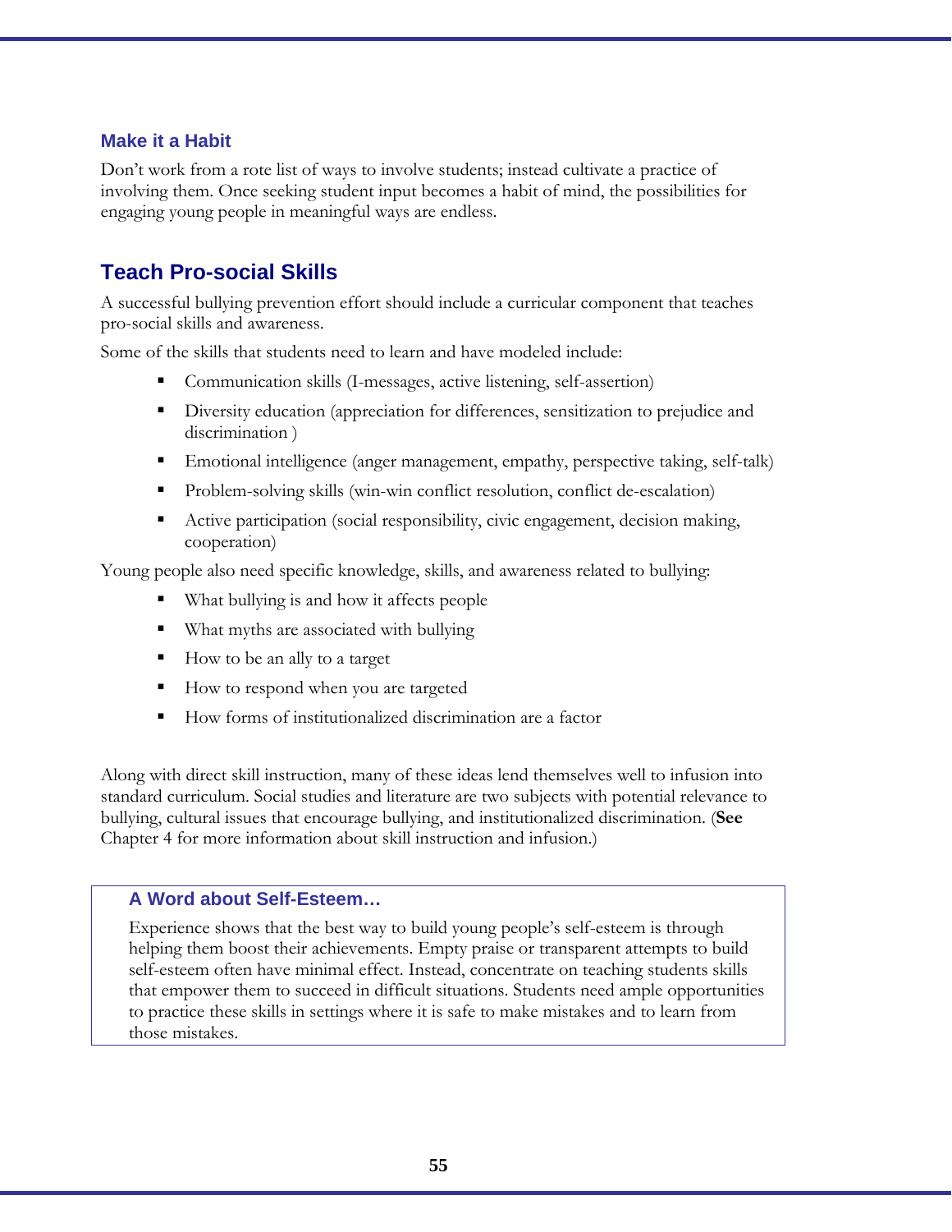### Make it a Habit

Don't work from a rote list of ways to involve students; instead cultivate a practice of involving them. Once seeking student input becomes a habit of mind, the possibilities for engaging young people in meaningful ways are endless.

## Teach Pro-social Skills

A successful bullying prevention effort should include a curricular component that teaches pro-social skills and awareness.

Some of the skills that students need to learn and have modeled include:

- Communication skills (I-messages, active listening, self-assertion)
- Diversity education (appreciation for differences, sensitization to prejudice and discrimination )
- Emotional intelligence (anger management, empathy, perspective taking, self-talk)
- Problem-solving skills (win-win conflict resolution, conflict de-escalation)
- Active participation (social responsibility, civic engagement, decision making, cooperation)

Young people also need specific knowledge, skills, and awareness related to bullying:

- What bullying is and how it affects people
- What myths are associated with bullying
- How to be an ally to a target
- How to respond when you are targeted
- How forms of institutionalized discrimination are a factor

Along with direct skill instruction, many of these ideas lend themselves well to infusion into standard curriculum. Social studies and literature are two subjects with potential relevance to bullying, cultural issues that encourage bullying, and institutionalized discrimination. (**See** Chapter 4 for more information about skill instruction and infusion.)

### A Word about Self-Esteem…

Experience shows that the best way to build young people's self-esteem is through helping them boost their achievements. Empty praise or transparent attempts to build self-esteem often have minimal effect. Instead, concentrate on teaching students skills that empower them to succeed in difficult situations. Students need ample opportunities to practice these skills in settings where it is safe to make mistakes and to learn from those mistakes.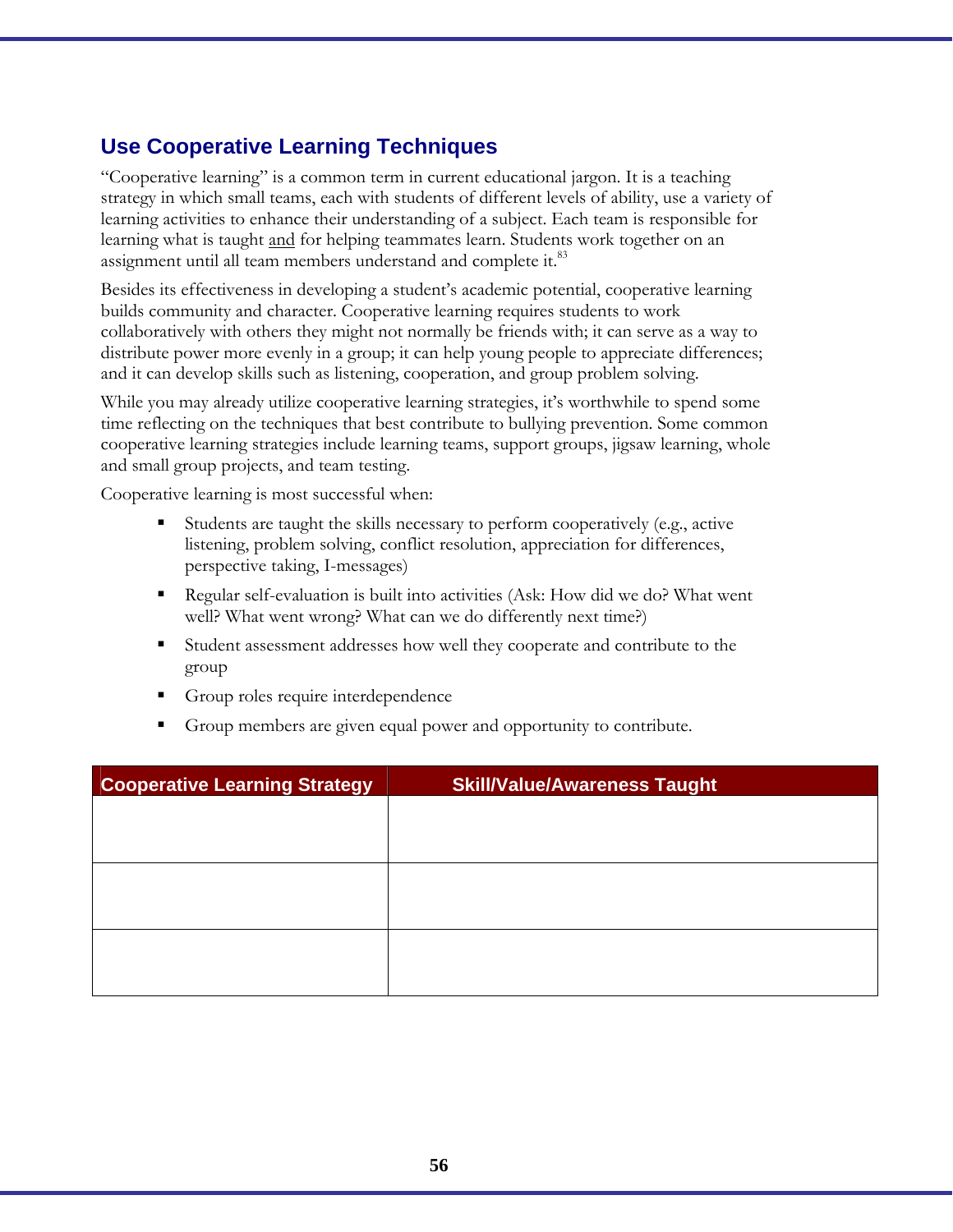## Use Cooperative Learning Techniques

"Cooperative learning" is a common term in current educational jargon. It is a teaching strategy in which small teams, each with students of different levels of ability, use a variety of learning activities to enhance their understanding of a subject. Each team is responsible for learning what is taught <u>and</u> for helping teammates learn. Students work together on an assignment until all team members understand and complete it.[83]

Besides its effectiveness in developing a student's academic potential, cooperative learning builds community and character. Cooperative learning requires students to work collaboratively with others they might not normally be friends with; it can serve as a way to distribute power more evenly in a group; it can help young people to appreciate differences; and it can develop skills such as listening, cooperation, and group problem solving.

While you may already utilize cooperative learning strategies, it's worthwhile to spend some time reflecting on the techniques that best contribute to bullying prevention. Some common cooperative learning strategies include learning teams, support groups, jigsaw learning, whole and small group projects, and team testing.

Cooperative learning is most successful when:

- Students are taught the skills necessary to perform cooperatively (e.g., active listening, problem solving, conflict resolution, appreciation for differences, perspective taking, I-messages)
- Regular self-evaluation is built into activities (Ask: How did we do? What went well? What went wrong? What can we do differently next time?)
- Student assessment addresses how well they cooperate and contribute to the group
- Group roles require interdependence
- Group members are given equal power and opportunity to contribute.

| Cooperative Learning Strategy | Skill/Value/Awareness Taught |
|---|---|
| | |
| | |
| | |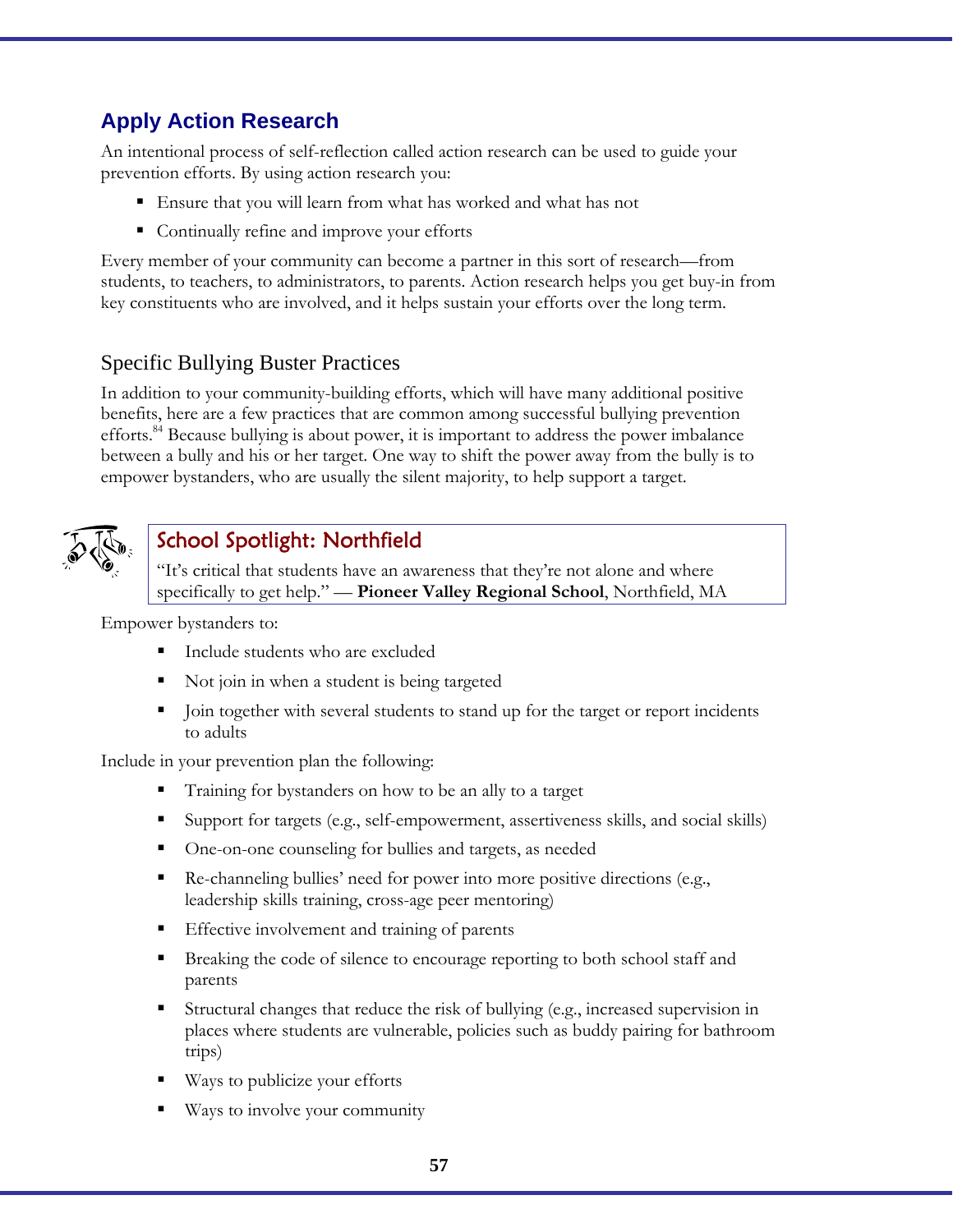## Apply Action Research

An intentional process of self-reflection called action research can be used to guide your prevention efforts. By using action research you:

- Ensure that you will learn from what has worked and what has not
- Continually refine and improve your efforts

Every member of your community can become a partner in this sort of research—from students, to teachers, to administrators, to parents. Action research helps you get buy-in from key constituents who are involved, and it helps sustain your efforts over the long term.

### Specific Bullying Buster Practices

In addition to your community-building efforts, which will have many additional positive benefits, here are a few practices that are common among successful bullying prevention efforts.[84] Because bullying is about power, it is important to address the power imbalance between a bully and his or her target. One way to shift the power away from the bully is to empower bystanders, who are usually the silent majority, to help support a target.

> **School Spotlight: Northfield**
>
> "It's critical that students have an awareness that they're not alone and where specifically to get help." — **Pioneer Valley Regional School**, Northfield, MA

Empower bystanders to:

- Include students who are excluded
- Not join in when a student is being targeted
- Join together with several students to stand up for the target or report incidents to adults

Include in your prevention plan the following:

- Training for bystanders on how to be an ally to a target
- Support for targets (e.g., self-empowerment, assertiveness skills, and social skills)
- One-on-one counseling for bullies and targets, as needed
- Re-channeling bullies' need for power into more positive directions (e.g., leadership skills training, cross-age peer mentoring)
- Effective involvement and training of parents
- Breaking the code of silence to encourage reporting to both school staff and parents
- Structural changes that reduce the risk of bullying (e.g., increased supervision in places where students are vulnerable, policies such as buddy pairing for bathroom trips)
- Ways to publicize your efforts
- Ways to involve your community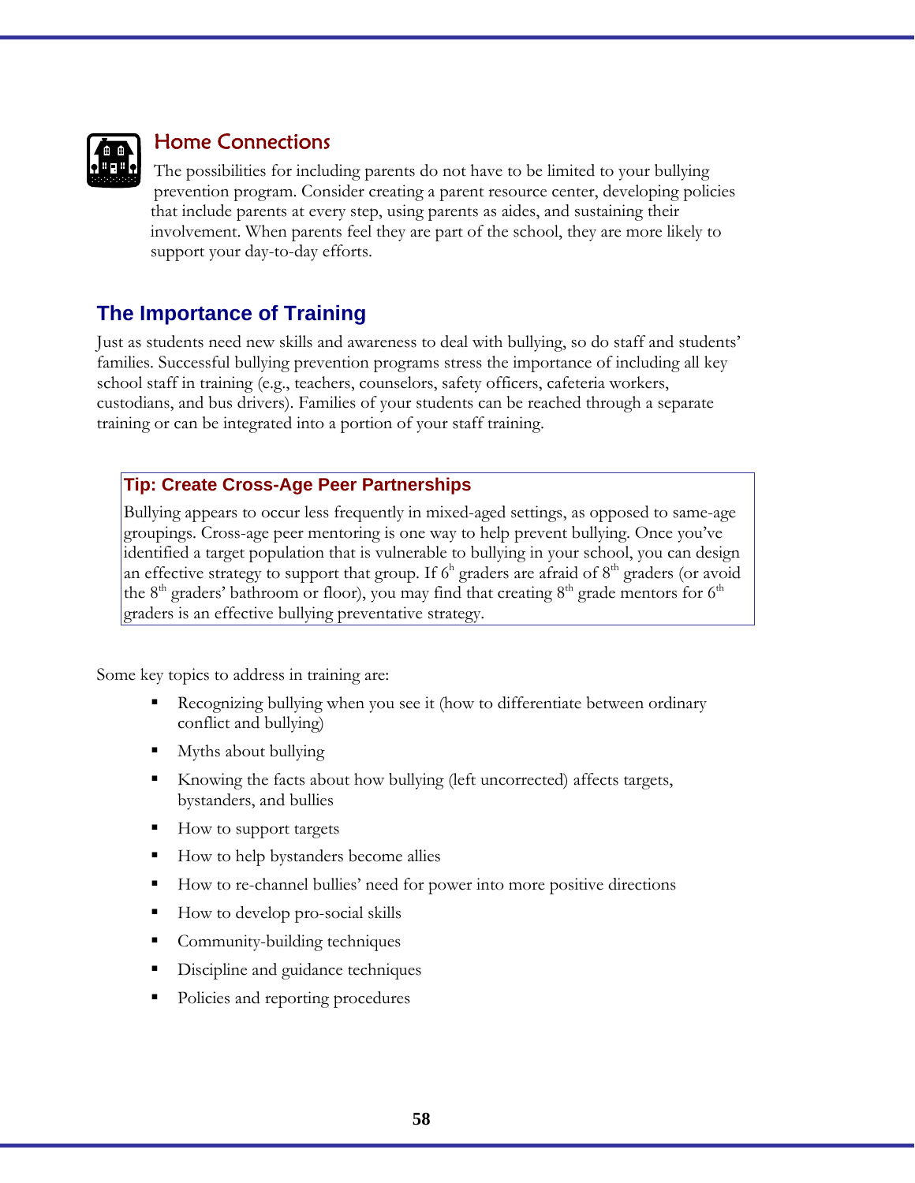### Home Connections

The possibilities for including parents do not have to be limited to your bullying prevention program. Consider creating a parent resource center, developing policies that include parents at every step, using parents as aides, and sustaining their involvement. When parents feel they are part of the school, they are more likely to support your day-to-day efforts.

## The Importance of Training

Just as students need new skills and awareness to deal with bullying, so do staff and students' families. Successful bullying prevention programs stress the importance of including all key school staff in training (e.g., teachers, counselors, safety officers, cafeteria workers, custodians, and bus drivers). Families of your students can be reached through a separate training or can be integrated into a portion of your staff training.

> **Tip: Create Cross-Age Peer Partnerships**
>
> Bullying appears to occur less frequently in mixed-aged settings, as opposed to same-age groupings. Cross-age peer mentoring is one way to help prevent bullying. Once you've identified a target population that is vulnerable to bullying in your school, you can design an effective strategy to support that group. If 6h graders are afraid of 8th graders (or avoid the 8th graders' bathroom or floor), you may find that creating 8th grade mentors for 6th graders is an effective bullying preventative strategy.

Some key topics to address in training are:

- Recognizing bullying when you see it (how to differentiate between ordinary conflict and bullying)
- Myths about bullying
- Knowing the facts about how bullying (left uncorrected) affects targets, bystanders, and bullies
- How to support targets
- How to help bystanders become allies
- How to re-channel bullies' need for power into more positive directions
- How to develop pro-social skills
- Community-building techniques
- Discipline and guidance techniques
- Policies and reporting procedures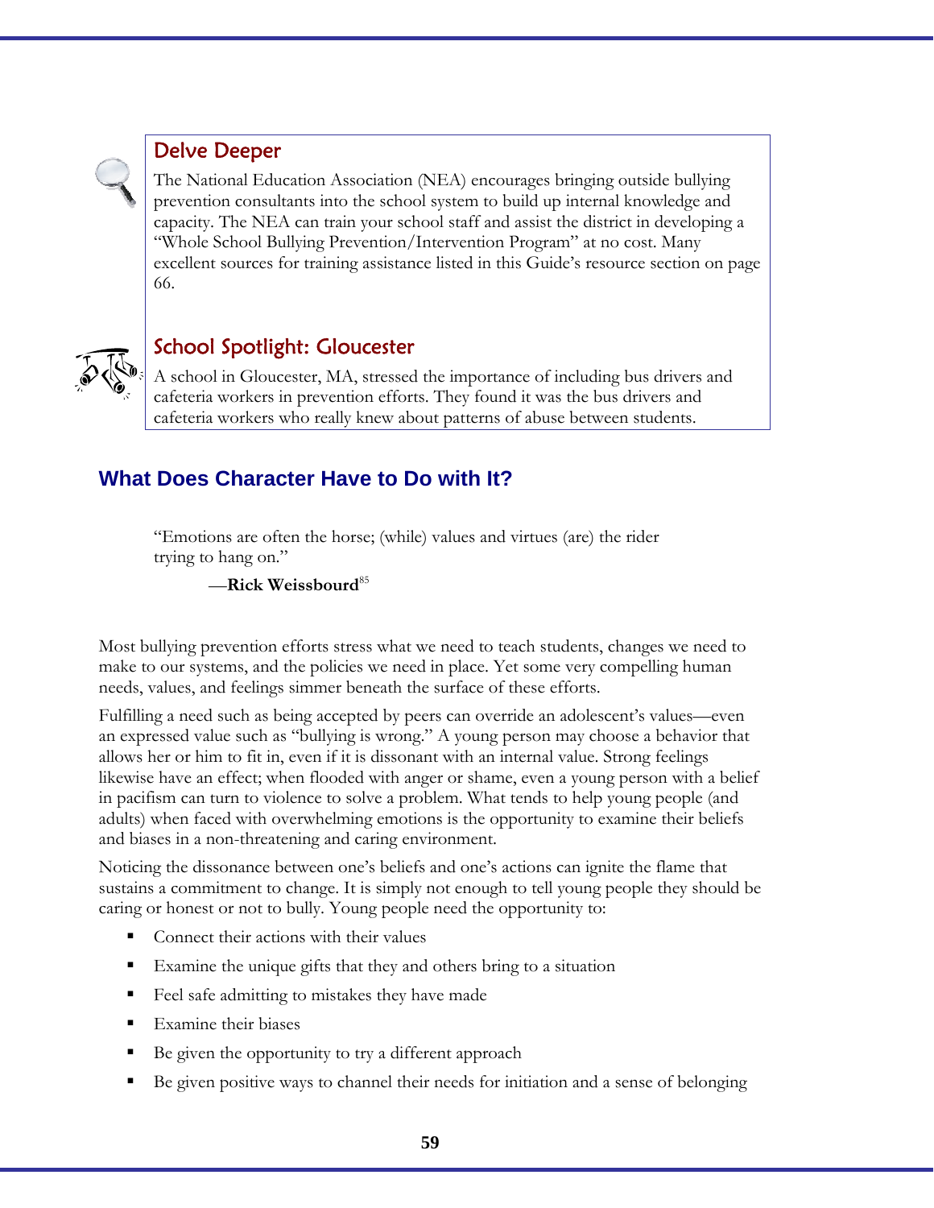### Delve Deeper

The National Education Association (NEA) encourages bringing outside bullying prevention consultants into the school system to build up internal knowledge and capacity. The NEA can train your school staff and assist the district in developing a "Whole School Bullying Prevention/Intervention Program" at no cost. Many excellent sources for training assistance listed in this Guide's resource section on page 66.

### School Spotlight: Gloucester

A school in Gloucester, MA, stressed the importance of including bus drivers and cafeteria workers in prevention efforts. They found it was the bus drivers and cafeteria workers who really knew about patterns of abuse between students.

## What Does Character Have to Do with It?

> "Emotions are often the horse; (while) values and virtues (are) the rider trying to hang on."
>
> —**Rick Weissbourd**[85]

Most bullying prevention efforts stress what we need to teach students, changes we need to make to our systems, and the policies we need in place. Yet some very compelling human needs, values, and feelings simmer beneath the surface of these efforts.

Fulfilling a need such as being accepted by peers can override an adolescent's values—even an expressed value such as "bullying is wrong." A young person may choose a behavior that allows her or him to fit in, even if it is dissonant with an internal value. Strong feelings likewise have an effect; when flooded with anger or shame, even a young person with a belief in pacifism can turn to violence to solve a problem. What tends to help young people (and adults) when faced with overwhelming emotions is the opportunity to examine their beliefs and biases in a non-threatening and caring environment.

Noticing the dissonance between one's beliefs and one's actions can ignite the flame that sustains a commitment to change. It is simply not enough to tell young people they should be caring or honest or not to bully. Young people need the opportunity to:

- Connect their actions with their values
- Examine the unique gifts that they and others bring to a situation
- Feel safe admitting to mistakes they have made
- Examine their biases
- Be given the opportunity to try a different approach
- Be given positive ways to channel their needs for initiation and a sense of belonging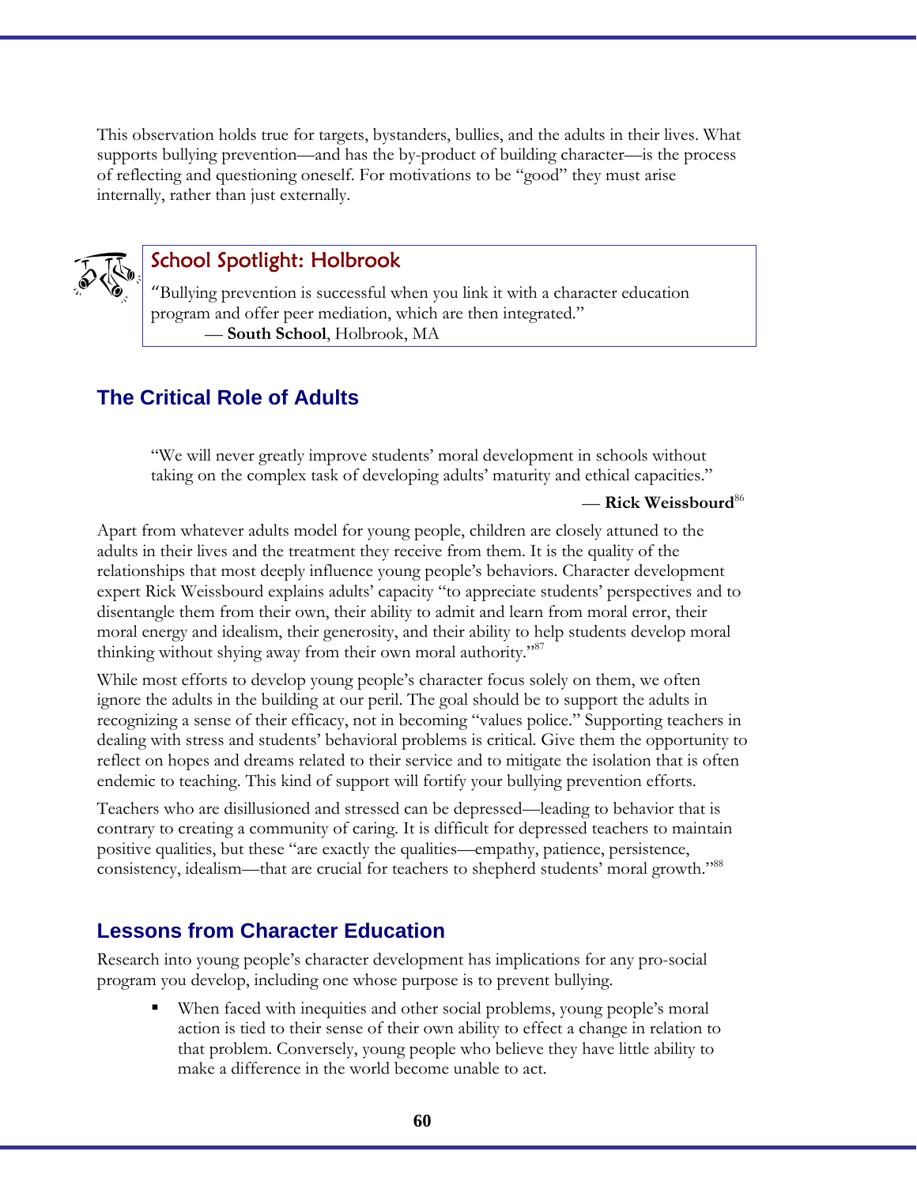This observation holds true for targets, bystanders, bullies, and the adults in their lives. What supports bullying prevention—and has the by-product of building character—is the process of reflecting and questioning oneself. For motivations to be "good" they must arise internally, rather than just externally.

> **School Spotlight: Holbrook**
>
> "Bullying prevention is successful when you link it with a character education program and offer peer mediation, which are then integrated."
>
> — **South School**, Holbrook, MA

## The Critical Role of Adults

> "We will never greatly improve students' moral development in schools without taking on the complex task of developing adults' maturity and ethical capacities."
>
> — **Rick Weissbourd**[86]

Apart from whatever adults model for young people, children are closely attuned to the adults in their lives and the treatment they receive from them. It is the quality of the relationships that most deeply influence young people's behaviors. Character development expert Rick Weissbourd explains adults' capacity "to appreciate students' perspectives and to disentangle them from their own, their ability to admit and learn from moral error, their moral energy and idealism, their generosity, and their ability to help students develop moral thinking without shying away from their own moral authority."[87]

While most efforts to develop young people's character focus solely on them, we often ignore the adults in the building at our peril. The goal should be to support the adults in recognizing a sense of their efficacy, not in becoming "values police." Supporting teachers in dealing with stress and students' behavioral problems is critical. Give them the opportunity to reflect on hopes and dreams related to their service and to mitigate the isolation that is often endemic to teaching. This kind of support will fortify your bullying prevention efforts.

Teachers who are disillusioned and stressed can be depressed—leading to behavior that is contrary to creating a community of caring. It is difficult for depressed teachers to maintain positive qualities, but these "are exactly the qualities—empathy, patience, persistence, consistency, idealism—that are crucial for teachers to shepherd students' moral growth."[88]

## Lessons from Character Education

Research into young people's character development has implications for any pro-social program you develop, including one whose purpose is to prevent bullying.

- When faced with inequities and other social problems, young people's moral action is tied to their sense of their own ability to effect a change in relation to that problem. Conversely, young people who believe they have little ability to make a difference in the world become unable to act.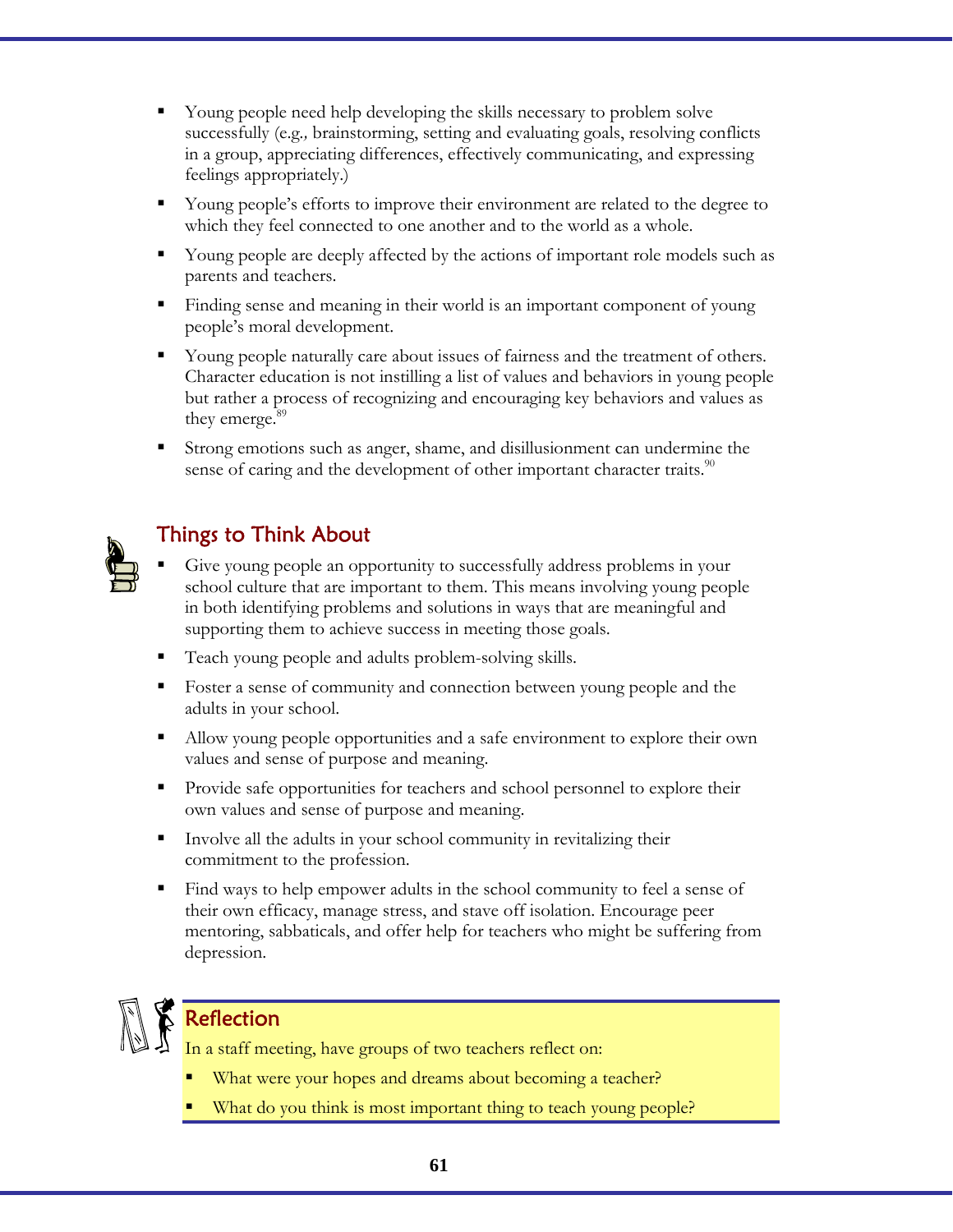- Young people need help developing the skills necessary to problem solve successfully (e.g., brainstorming, setting and evaluating goals, resolving conflicts in a group, appreciating differences, effectively communicating, and expressing feelings appropriately.)
- Young people's efforts to improve their environment are related to the degree to which they feel connected to one another and to the world as a whole.
- Young people are deeply affected by the actions of important role models such as parents and teachers.
- Finding sense and meaning in their world is an important component of young people's moral development.
- Young people naturally care about issues of fairness and the treatment of others. Character education is not instilling a list of values and behaviors in young people but rather a process of recognizing and encouraging key behaviors and values as they emerge.[89]
- Strong emotions such as anger, shame, and disillusionment can undermine the sense of caring and the development of other important character traits.[90]

## Things to Think About

- Give young people an opportunity to successfully address problems in your school culture that are important to them. This means involving young people in both identifying problems and solutions in ways that are meaningful and supporting them to achieve success in meeting those goals.
- Teach young people and adults problem-solving skills.
- Foster a sense of community and connection between young people and the adults in your school.
- Allow young people opportunities and a safe environment to explore their own values and sense of purpose and meaning.
- Provide safe opportunities for teachers and school personnel to explore their own values and sense of purpose and meaning.
- Involve all the adults in your school community in revitalizing their commitment to the profession.
- Find ways to help empower adults in the school community to feel a sense of their own efficacy, manage stress, and stave off isolation. Encourage peer mentoring, sabbaticals, and offer help for teachers who might be suffering from depression.

## Reflection

In a staff meeting, have groups of two teachers reflect on:

- What were your hopes and dreams about becoming a teacher?
- What do you think is most important thing to teach young people?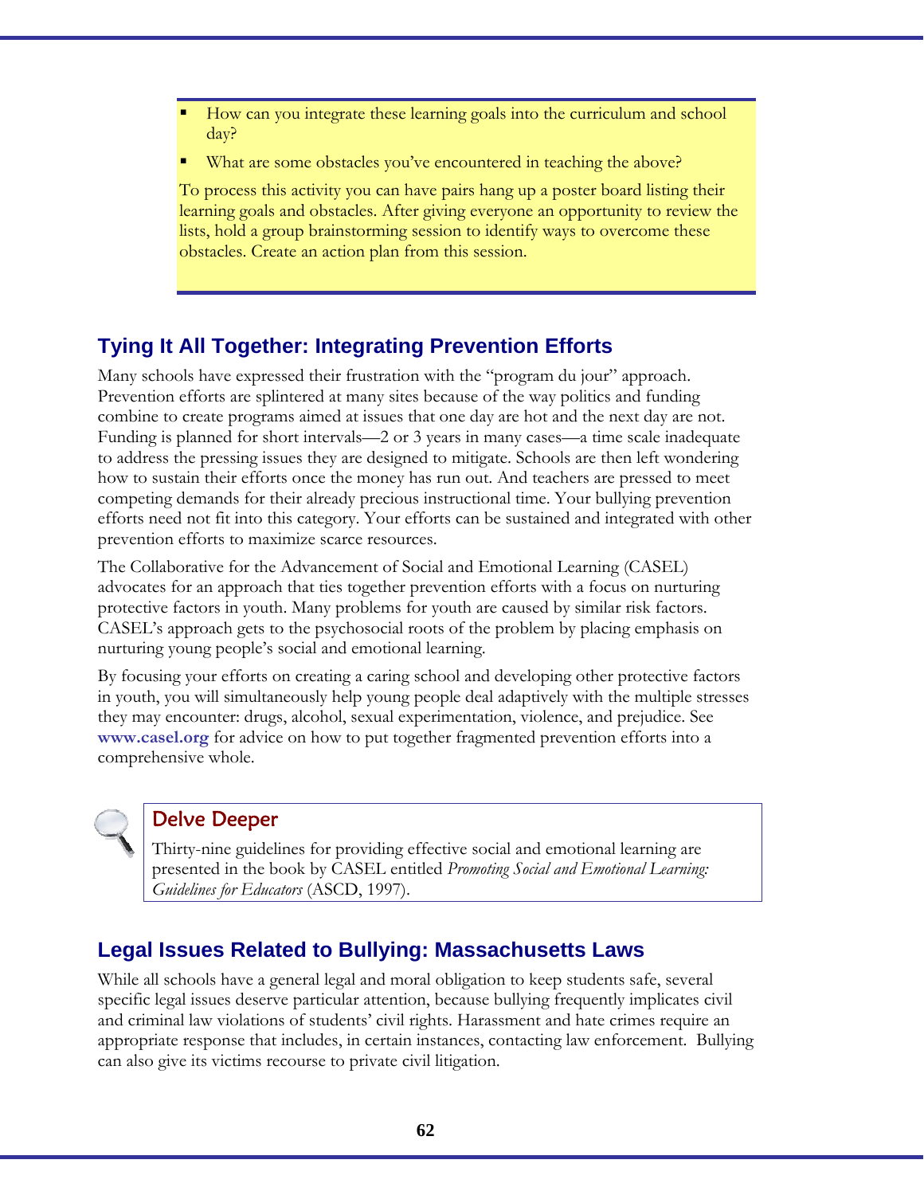- How can you integrate these learning goals into the curriculum and school day?
- What are some obstacles you've encountered in teaching the above?

To process this activity you can have pairs hang up a poster board listing their learning goals and obstacles. After giving everyone an opportunity to review the lists, hold a group brainstorming session to identify ways to overcome these obstacles. Create an action plan from this session.

## Tying It All Together: Integrating Prevention Efforts

Many schools have expressed their frustration with the "program du jour" approach. Prevention efforts are splintered at many sites because of the way politics and funding combine to create programs aimed at issues that one day are hot and the next day are not. Funding is planned for short intervals—2 or 3 years in many cases—a time scale inadequate to address the pressing issues they are designed to mitigate. Schools are then left wondering how to sustain their efforts once the money has run out. And teachers are pressed to meet competing demands for their already precious instructional time. Your bullying prevention efforts need not fit into this category. Your efforts can be sustained and integrated with other prevention efforts to maximize scarce resources.

The Collaborative for the Advancement of Social and Emotional Learning (CASEL) advocates for an approach that ties together prevention efforts with a focus on nurturing protective factors in youth. Many problems for youth are caused by similar risk factors. CASEL's approach gets to the psychosocial roots of the problem by placing emphasis on nurturing young people's social and emotional learning.

By focusing your efforts on creating a caring school and developing other protective factors in youth, you will simultaneously help young people deal adaptively with the multiple stresses they may encounter: drugs, alcohol, sexual experimentation, violence, and prejudice. See **www.casel.org** for advice on how to put together fragmented prevention efforts into a comprehensive whole.

### Delve Deeper

Thirty-nine guidelines for providing effective social and emotional learning are presented in the book by CASEL entitled *Promoting Social and Emotional Learning: Guidelines for Educators* (ASCD, 1997).

## Legal Issues Related to Bullying: Massachusetts Laws

While all schools have a general legal and moral obligation to keep students safe, several specific legal issues deserve particular attention, because bullying frequently implicates civil and criminal law violations of students' civil rights. Harassment and hate crimes require an appropriate response that includes, in certain instances, contacting law enforcement. Bullying can also give its victims recourse to private civil litigation.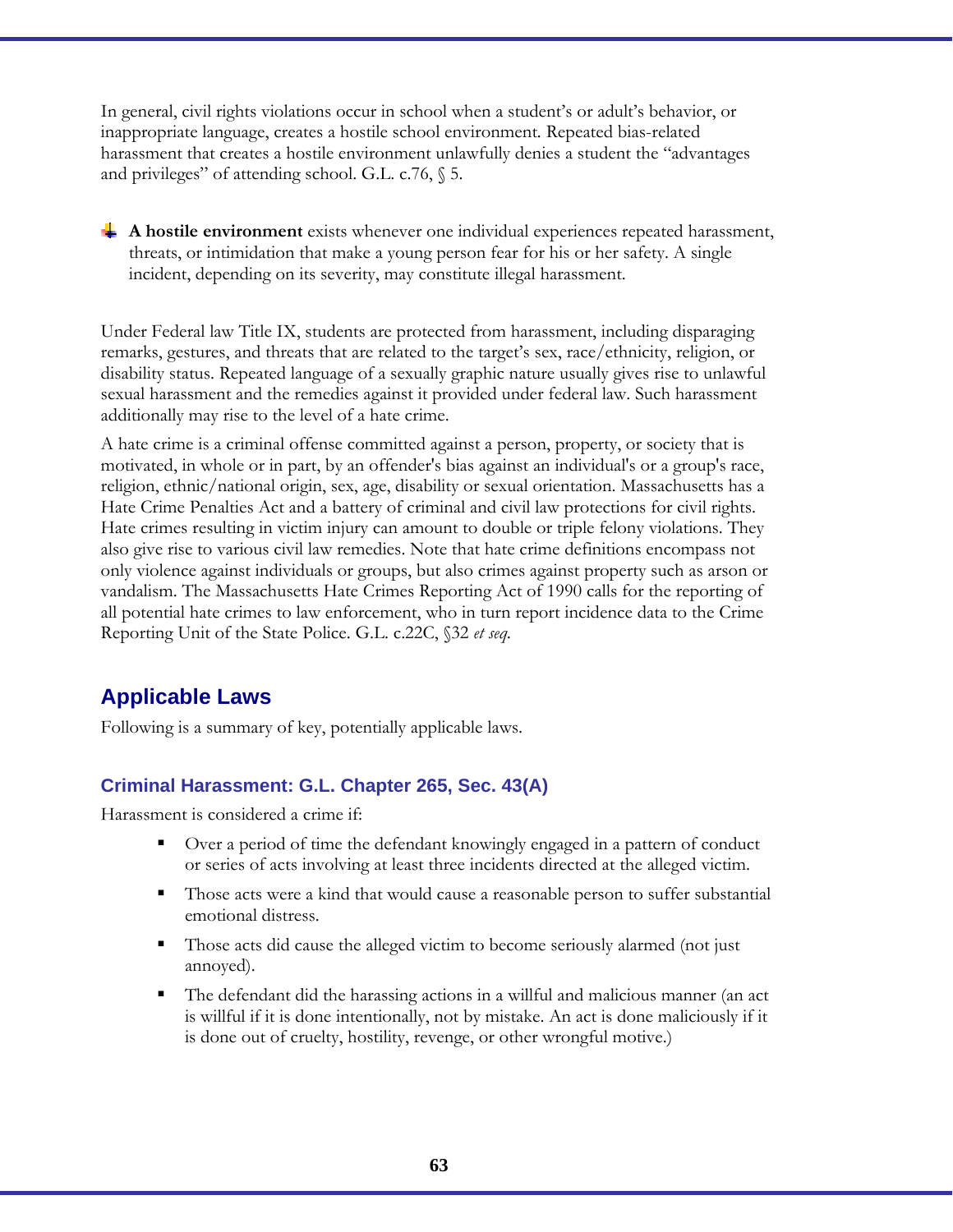In general, civil rights violations occur in school when a student's or adult's behavior, or inappropriate language, creates a hostile school environment. Repeated bias-related harassment that creates a hostile environment unlawfully denies a student the "advantages and privileges" of attending school. G.L. c.76, § 5.

- **A hostile environment** exists whenever one individual experiences repeated harassment, threats, or intimidation that make a young person fear for his or her safety. A single incident, depending on its severity, may constitute illegal harassment.

Under Federal law Title IX, students are protected from harassment, including disparaging remarks, gestures, and threats that are related to the target's sex, race/ethnicity, religion, or disability status. Repeated language of a sexually graphic nature usually gives rise to unlawful sexual harassment and the remedies against it provided under federal law. Such harassment additionally may rise to the level of a hate crime.

A hate crime is a criminal offense committed against a person, property, or society that is motivated, in whole or in part, by an offender's bias against an individual's or a group's race, religion, ethnic/national origin, sex, age, disability or sexual orientation. Massachusetts has a Hate Crime Penalties Act and a battery of criminal and civil law protections for civil rights. Hate crimes resulting in victim injury can amount to double or triple felony violations. They also give rise to various civil law remedies. Note that hate crime definitions encompass not only violence against individuals or groups, but also crimes against property such as arson or vandalism. The Massachusetts Hate Crimes Reporting Act of 1990 calls for the reporting of all potential hate crimes to law enforcement, who in turn report incidence data to the Crime Reporting Unit of the State Police. G.L. c.22C, §32 *et seq.*

## Applicable Laws

Following is a summary of key, potentially applicable laws.

### Criminal Harassment: G.L. Chapter 265, Sec. 43(A)

Harassment is considered a crime if:

- Over a period of time the defendant knowingly engaged in a pattern of conduct or series of acts involving at least three incidents directed at the alleged victim.
- Those acts were a kind that would cause a reasonable person to suffer substantial emotional distress.
- Those acts did cause the alleged victim to become seriously alarmed (not just annoyed).
- The defendant did the harassing actions in a willful and malicious manner (an act is willful if it is done intentionally, not by mistake. An act is done maliciously if it is done out of cruelty, hostility, revenge, or other wrongful motive.)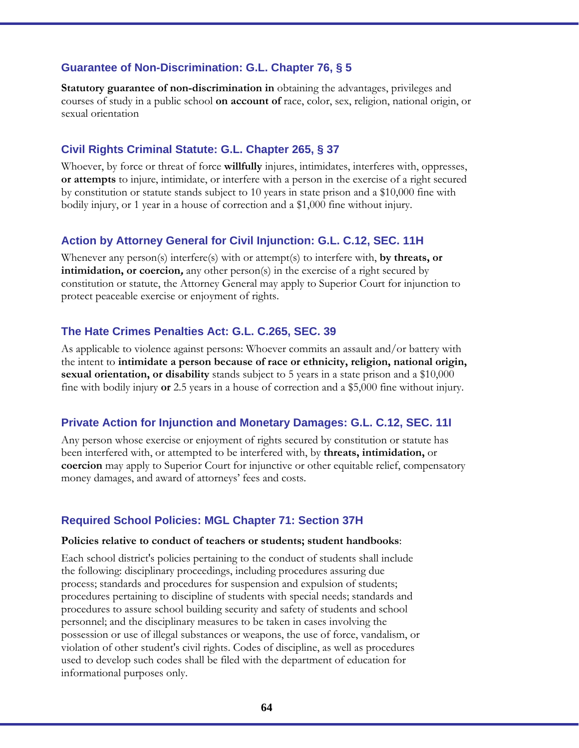### Guarantee of Non-Discrimination: G.L. Chapter 76, § 5

**Statutory guarantee of non-discrimination in** obtaining the advantages, privileges and courses of study in a public school **on account of** race, color, sex, religion, national origin, or sexual orientation

### Civil Rights Criminal Statute: G.L. Chapter 265, § 37

Whoever, by force or threat of force **willfully** injures, intimidates, interferes with, oppresses, **or attempts** to injure, intimidate, or interfere with a person in the exercise of a right secured by constitution or statute stands subject to 10 years in state prison and a $10,000 fine with bodily injury, or 1 year in a house of correction and a $1,000 fine without injury.

### Action by Attorney General for Civil Injunction: G.L. C.12, SEC. 11H

Whenever any person(s) interfere(s) with or attempt(s) to interfere with, **by threats, or intimidation, or coercion,** any other person(s) in the exercise of a right secured by constitution or statute, the Attorney General may apply to Superior Court for injunction to protect peaceable exercise or enjoyment of rights.

### The Hate Crimes Penalties Act: G.L. C.265, SEC. 39

As applicable to violence against persons: Whoever commits an assault and/or battery with the intent to **intimidate a person because of race or ethnicity, religion, national origin, sexual orientation, or disability** stands subject to 5 years in a state prison and a $10,000 fine with bodily injury **or** 2.5 years in a house of correction and a $5,000 fine without injury.

### Private Action for Injunction and Monetary Damages: G.L. C.12, SEC. 11I

Any person whose exercise or enjoyment of rights secured by constitution or statute has been interfered with, or attempted to be interfered with, by **threats, intimidation,** or **coercion** may apply to Superior Court for injunctive or other equitable relief, compensatory money damages, and award of attorneys' fees and costs.

### Required School Policies: MGL Chapter 71: Section 37H

**Policies relative to conduct of teachers or students; student handbooks**:

Each school district's policies pertaining to the conduct of students shall include the following: disciplinary proceedings, including procedures assuring due process; standards and procedures for suspension and expulsion of students; procedures pertaining to discipline of students with special needs; standards and procedures to assure school building security and safety of students and school personnel; and the disciplinary measures to be taken in cases involving the possession or use of illegal substances or weapons, the use of force, vandalism, or violation of other student's civil rights. Codes of discipline, as well as procedures used to develop such codes shall be filed with the department of education for informational purposes only.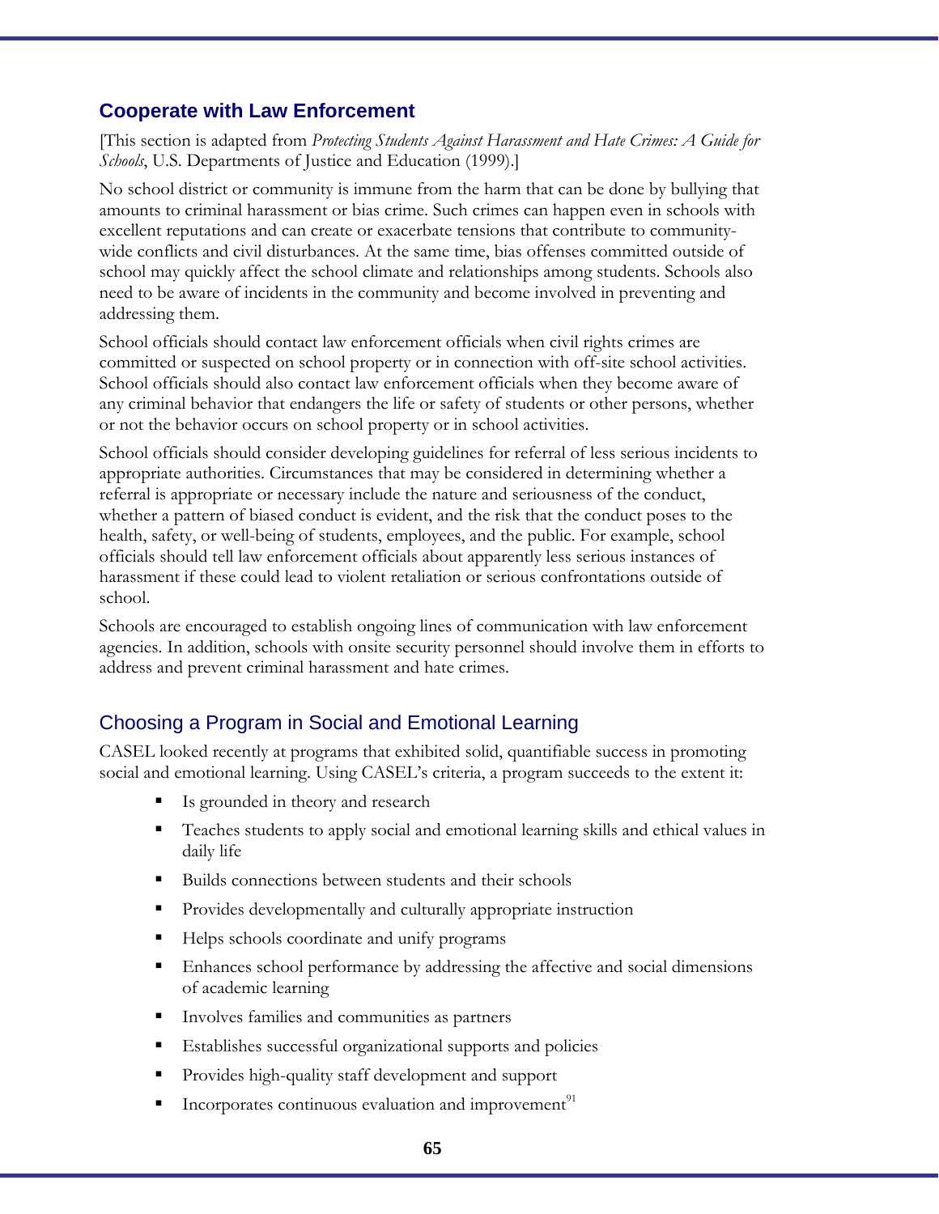## Cooperate with Law Enforcement

[This section is adapted from *Protecting Students Against Harassment and Hate Crimes: A Guide for Schools*, U.S. Departments of Justice and Education (1999).]

No school district or community is immune from the harm that can be done by bullying that amounts to criminal harassment or bias crime. Such crimes can happen even in schools with excellent reputations and can create or exacerbate tensions that contribute to community-wide conflicts and civil disturbances. At the same time, bias offenses committed outside of school may quickly affect the school climate and relationships among students. Schools also need to be aware of incidents in the community and become involved in preventing and addressing them.

School officials should contact law enforcement officials when civil rights crimes are committed or suspected on school property or in connection with off-site school activities. School officials should also contact law enforcement officials when they become aware of any criminal behavior that endangers the life or safety of students or other persons, whether or not the behavior occurs on school property or in school activities.

School officials should consider developing guidelines for referral of less serious incidents to appropriate authorities. Circumstances that may be considered in determining whether a referral is appropriate or necessary include the nature and seriousness of the conduct, whether a pattern of biased conduct is evident, and the risk that the conduct poses to the health, safety, or well-being of students, employees, and the public. For example, school officials should tell law enforcement officials about apparently less serious instances of harassment if these could lead to violent retaliation or serious confrontations outside of school.

Schools are encouraged to establish ongoing lines of communication with law enforcement agencies. In addition, schools with onsite security personnel should involve them in efforts to address and prevent criminal harassment and hate crimes.

### Choosing a Program in Social and Emotional Learning

CASEL looked recently at programs that exhibited solid, quantifiable success in promoting social and emotional learning. Using CASEL's criteria, a program succeeds to the extent it:

- Is grounded in theory and research
- Teaches students to apply social and emotional learning skills and ethical values in daily life
- Builds connections between students and their schools
- Provides developmentally and culturally appropriate instruction
- Helps schools coordinate and unify programs
- Enhances school performance by addressing the affective and social dimensions of academic learning
- Involves families and communities as partners
- Establishes successful organizational supports and policies
- Provides high-quality staff development and support
- Incorporates continuous evaluation and improvement[91]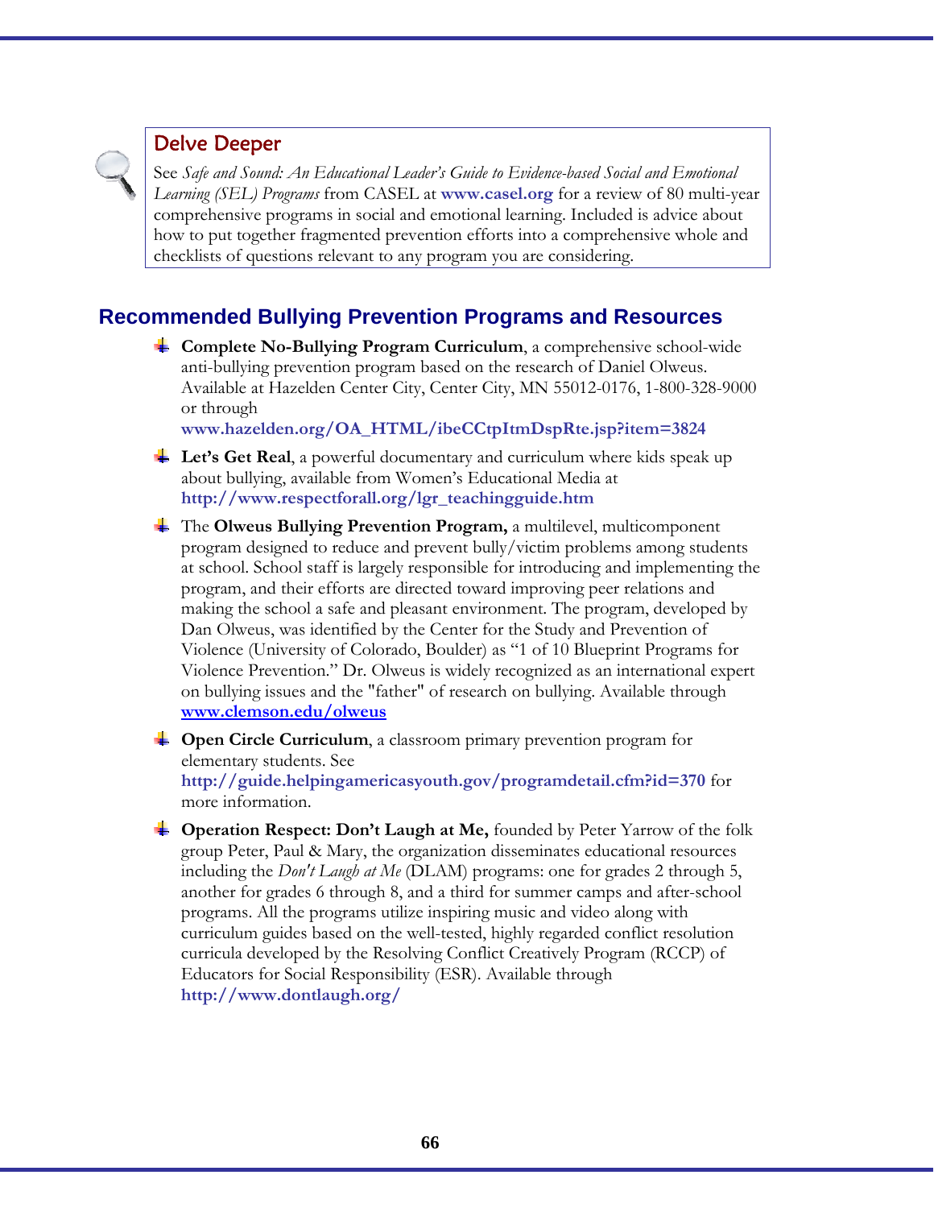### Delve Deeper

See *Safe and Sound: An Educational Leader's Guide to Evidence-based Social and Emotional Learning (SEL) Programs* from CASEL at **www.casel.org** for a review of 80 multi-year comprehensive programs in social and emotional learning. Included is advice about how to put together fragmented prevention efforts into a comprehensive whole and checklists of questions relevant to any program you are considering.

## Recommended Bullying Prevention Programs and Resources

- **Complete No-Bullying Program Curriculum**, a comprehensive school-wide anti-bullying prevention program based on the research of Daniel Olweus. Available at Hazelden Center City, Center City, MN 55012-0176, 1-800-328-9000 or through **www.hazelden.org/OA_HTML/ibeCCtpItmDspRte.jsp?item=3824**
- **Let's Get Real**, a powerful documentary and curriculum where kids speak up about bullying, available from Women's Educational Media at **http://www.respectforall.org/lgr_teachingguide.htm**
- The **Olweus Bullying Prevention Program,** a multilevel, multicomponent program designed to reduce and prevent bully/victim problems among students at school. School staff is largely responsible for introducing and implementing the program, and their efforts are directed toward improving peer relations and making the school a safe and pleasant environment. The program, developed by Dan Olweus, was identified by the Center for the Study and Prevention of Violence (University of Colorado, Boulder) as "1 of 10 Blueprint Programs for Violence Prevention." Dr. Olweus is widely recognized as an international expert on bullying issues and the "father" of research on bullying. Available through **www.clemson.edu/olweus**
- **Open Circle Curriculum**, a classroom primary prevention program for elementary students. See **http://guide.helpingamericasyouth.gov/programdetail.cfm?id=370** for more information.
- **Operation Respect: Don't Laugh at Me,** founded by Peter Yarrow of the folk group Peter, Paul & Mary, the organization disseminates educational resources including the *Don't Laugh at Me* (DLAM) programs: one for grades 2 through 5, another for grades 6 through 8, and a third for summer camps and after-school programs. All the programs utilize inspiring music and video along with curriculum guides based on the well-tested, highly regarded conflict resolution curricula developed by the Resolving Conflict Creatively Program (RCCP) of Educators for Social Responsibility (ESR). Available through **http://www.dontlaugh.org/**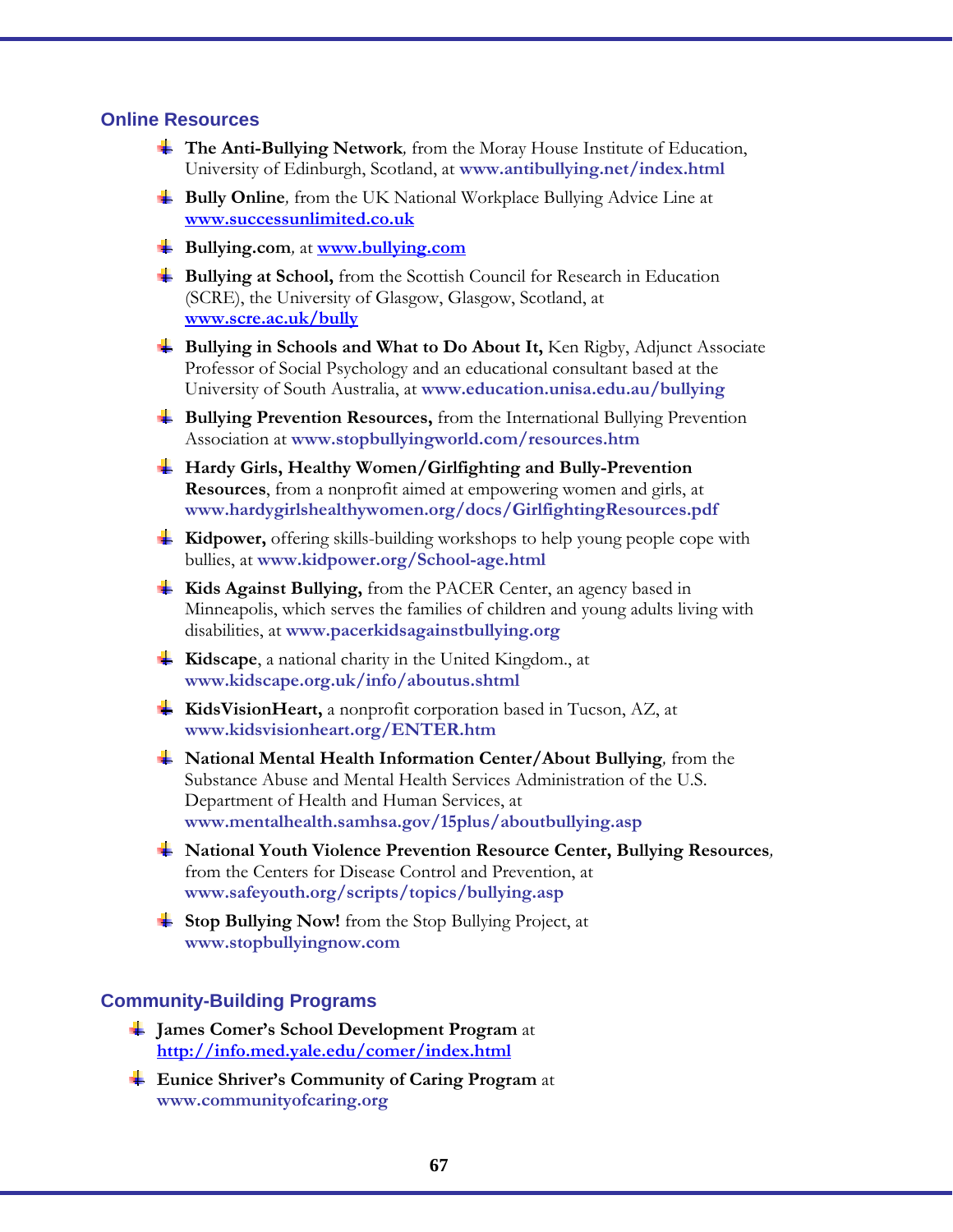## Online Resources

- **The Anti-Bullying Network***,* from the Moray House Institute of Education, University of Edinburgh, Scotland, at **www.antibullying.net/index.html**
- **Bully Online***,* from the UK National Workplace Bullying Advice Line at **www.successunlimited.co.uk**
- **Bullying.com***,* at **www.bullying.com**
- **Bullying at School,** from the Scottish Council for Research in Education (SCRE), the University of Glasgow, Glasgow, Scotland, at **www.scre.ac.uk/bully**
- **Bullying in Schools and What to Do About It,** Ken Rigby, Adjunct Associate Professor of Social Psychology and an educational consultant based at the University of South Australia, at **www.education.unisa.edu.au/bullying**
- **Bullying Prevention Resources,** from the International Bullying Prevention Association at **www.stopbullyingworld.com/resources.htm**
- **Hardy Girls, Healthy Women/Girlfighting and Bully-Prevention Resources**, from a nonprofit aimed at empowering women and girls, at **www.hardygirlshealthywomen.org/docs/GirlfightingResources.pdf**
- **Kidpower,** offering skills-building workshops to help young people cope with bullies, at **www.kidpower.org/School-age.html**
- **Kids Against Bullying,** from the PACER Center, an agency based in Minneapolis, which serves the families of children and young adults living with disabilities, at **www.pacerkidsagainstbullying.org**
- **Kidscape**, a national charity in the United Kingdom., at **www.kidscape.org.uk/info/aboutus.shtml**
- **KidsVisionHeart,** a nonprofit corporation based in Tucson, AZ, at **www.kidsvisionheart.org/ENTER.htm**
- **National Mental Health Information Center/About Bullying***,* from the Substance Abuse and Mental Health Services Administration of the U.S. Department of Health and Human Services, at **www.mentalhealth.samhsa.gov/15plus/aboutbullying.asp**
- **National Youth Violence Prevention Resource Center, Bullying Resources***,* from the Centers for Disease Control and Prevention, at **www.safeyouth.org/scripts/topics/bullying.asp**
- **Stop Bullying Now!** from the Stop Bullying Project, at **www.stopbullyingnow.com**

## Community-Building Programs

- **James Comer's School Development Program** at **http://info.med.yale.edu/comer/index.html**
- **Eunice Shriver's Community of Caring Program** at **www.communityofcaring.org**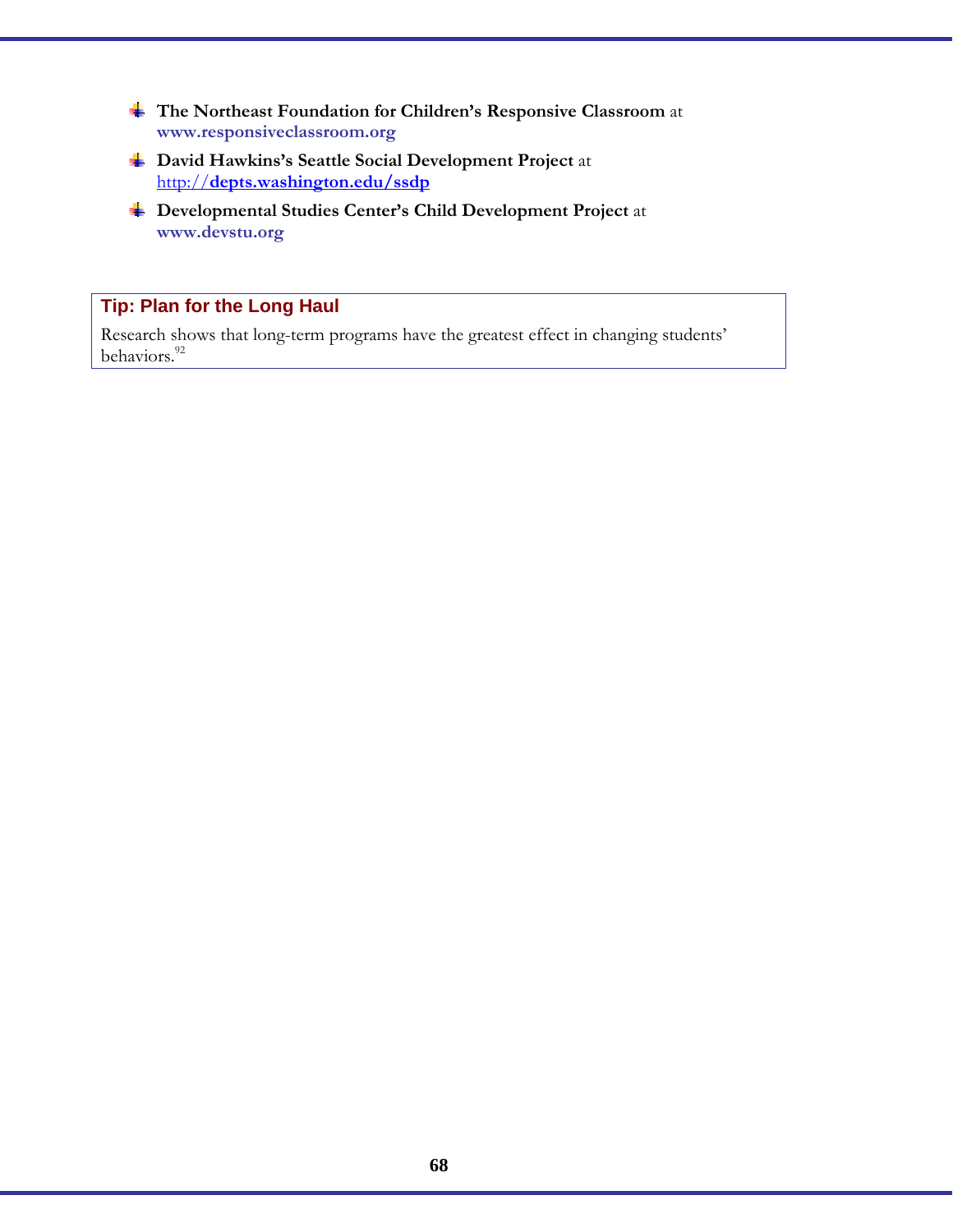- **The Northeast Foundation for Children's Responsive Classroom** at **www.responsiveclassroom.org**
- **David Hawkins's Seattle Social Development Project** at http://**depts.washington.edu/ssdp**
- **Developmental Studies Center's Child Development Project** at **www.devstu.org**

**Tip: Plan for the Long Haul**

Research shows that long-term programs have the greatest effect in changing students' behaviors.[92]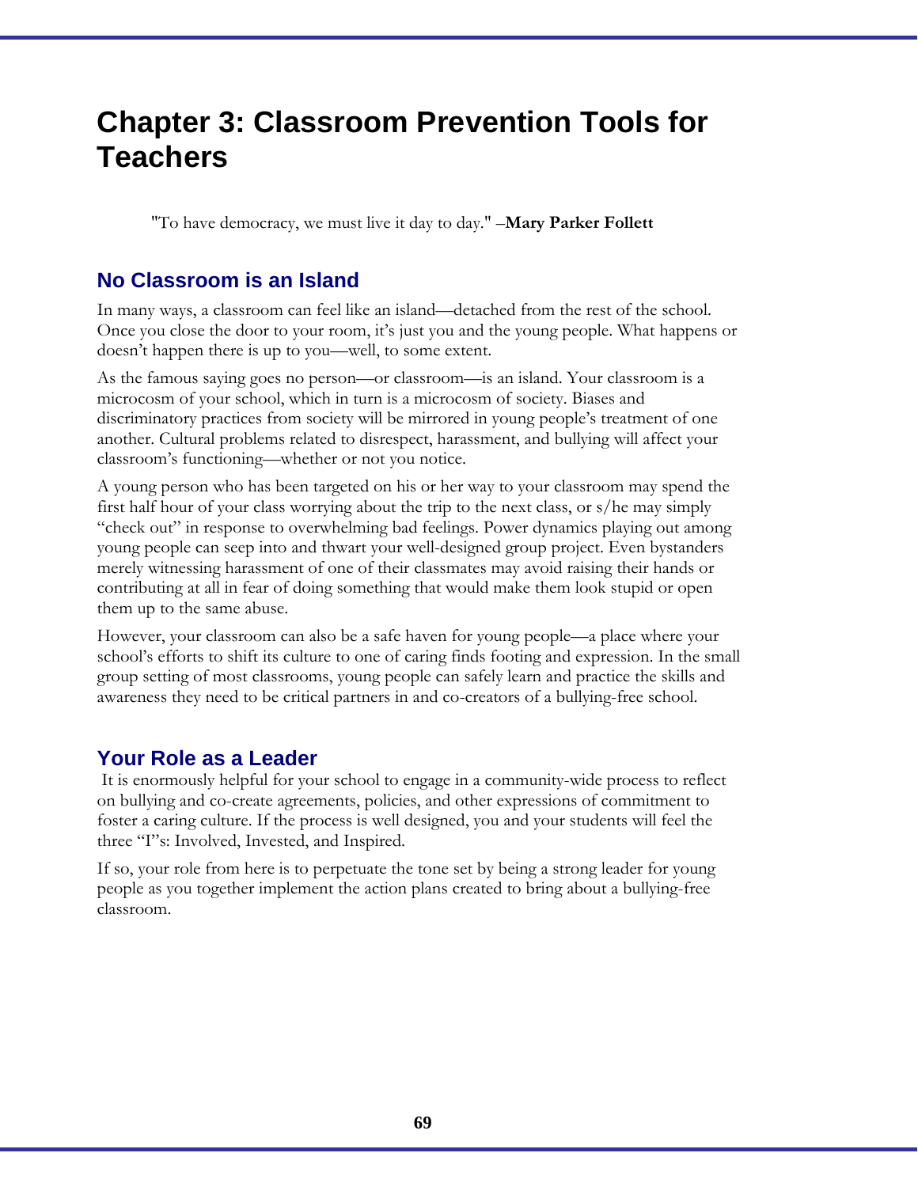# Chapter 3: Classroom Prevention Tools for Teachers

"To have democracy, we must live it day to day." –**Mary Parker Follett**

## No Classroom is an Island

In many ways, a classroom can feel like an island—detached from the rest of the school. Once you close the door to your room, it's just you and the young people. What happens or doesn't happen there is up to you—well, to some extent.

As the famous saying goes no person—or classroom—is an island. Your classroom is a microcosm of your school, which in turn is a microcosm of society. Biases and discriminatory practices from society will be mirrored in young people's treatment of one another. Cultural problems related to disrespect, harassment, and bullying will affect your classroom's functioning—whether or not you notice.

A young person who has been targeted on his or her way to your classroom may spend the first half hour of your class worrying about the trip to the next class, or s/he may simply "check out" in response to overwhelming bad feelings. Power dynamics playing out among young people can seep into and thwart your well-designed group project. Even bystanders merely witnessing harassment of one of their classmates may avoid raising their hands or contributing at all in fear of doing something that would make them look stupid or open them up to the same abuse.

However, your classroom can also be a safe haven for young people—a place where your school's efforts to shift its culture to one of caring finds footing and expression. In the small group setting of most classrooms, young people can safely learn and practice the skills and awareness they need to be critical partners in and co-creators of a bullying-free school.

## Your Role as a Leader

It is enormously helpful for your school to engage in a community-wide process to reflect on bullying and co-create agreements, policies, and other expressions of commitment to foster a caring culture. If the process is well designed, you and your students will feel the three "I"s: Involved, Invested, and Inspired.

If so, your role from here is to perpetuate the tone set by being a strong leader for young people as you together implement the action plans created to bring about a bullying-free classroom.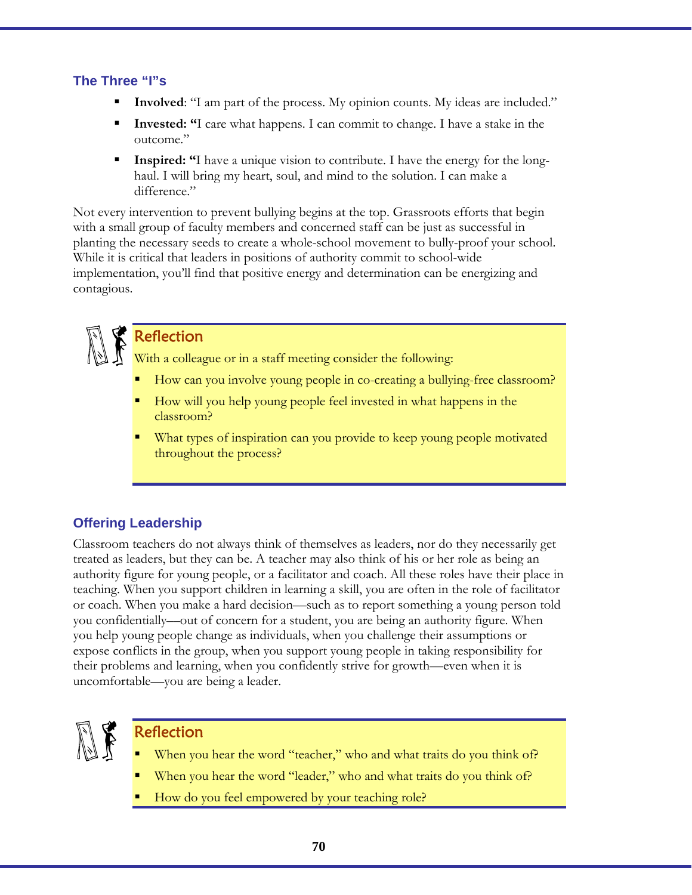### The Three "I"s

- **Involved**: "I am part of the process. My opinion counts. My ideas are included."
- **Invested: "**I care what happens. I can commit to change. I have a stake in the outcome."
- **Inspired: "**I have a unique vision to contribute. I have the energy for the long-haul. I will bring my heart, soul, and mind to the solution. I can make a difference."

Not every intervention to prevent bullying begins at the top. Grassroots efforts that begin with a small group of faculty members and concerned staff can be just as successful in planting the necessary seeds to create a whole-school movement to bully-proof your school. While it is critical that leaders in positions of authority commit to school-wide implementation, you'll find that positive energy and determination can be energizing and contagious.

> **Reflection**
>
> With a colleague or in a staff meeting consider the following:
>
> - How can you involve young people in co-creating a bullying-free classroom?
> - How will you help young people feel invested in what happens in the classroom?
> - What types of inspiration can you provide to keep young people motivated throughout the process?

### Offering Leadership

Classroom teachers do not always think of themselves as leaders, nor do they necessarily get treated as leaders, but they can be. A teacher may also think of his or her role as being an authority figure for young people, or a facilitator and coach. All these roles have their place in teaching. When you support children in learning a skill, you are often in the role of facilitator or coach. When you make a hard decision—such as to report something a young person told you confidentially—out of concern for a student, you are being an authority figure. When you help young people change as individuals, when you challenge their assumptions or expose conflicts in the group, when you support young people in taking responsibility for their problems and learning, when you confidently strive for growth—even when it is uncomfortable—you are being a leader.

> **Reflection**
>
> - When you hear the word "teacher," who and what traits do you think of?
> - When you hear the word "leader," who and what traits do you think of?
> - How do you feel empowered by your teaching role?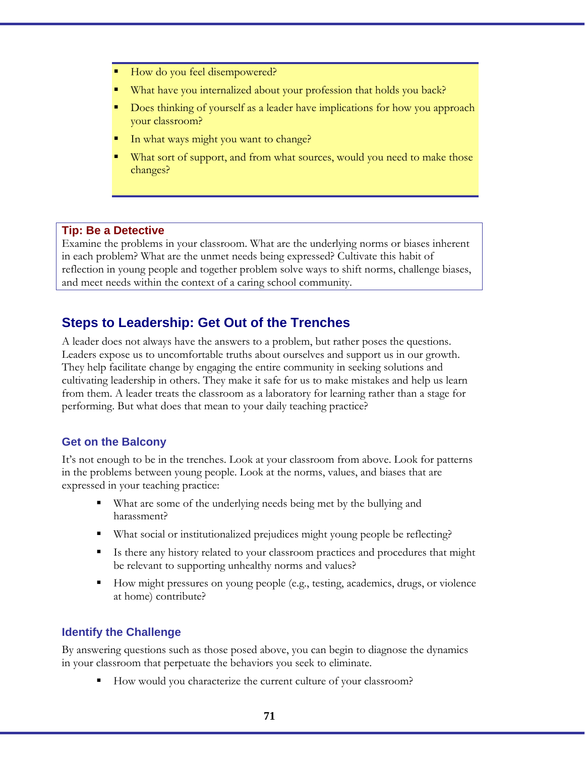- How do you feel disempowered?
- What have you internalized about your profession that holds you back?
- Does thinking of yourself as a leader have implications for how you approach your classroom?
- In what ways might you want to change?
- What sort of support, and from what sources, would you need to make those changes?

**Tip: Be a Detective**
Examine the problems in your classroom. What are the underlying norms or biases inherent in each problem? What are the unmet needs being expressed? Cultivate this habit of reflection in young people and together problem solve ways to shift norms, challenge biases, and meet needs within the context of a caring school community.

## Steps to Leadership: Get Out of the Trenches

A leader does not always have the answers to a problem, but rather poses the questions. Leaders expose us to uncomfortable truths about ourselves and support us in our growth. They help facilitate change by engaging the entire community in seeking solutions and cultivating leadership in others. They make it safe for us to make mistakes and help us learn from them. A leader treats the classroom as a laboratory for learning rather than a stage for performing. But what does that mean to your daily teaching practice?

### Get on the Balcony

It's not enough to be in the trenches. Look at your classroom from above. Look for patterns in the problems between young people. Look at the norms, values, and biases that are expressed in your teaching practice:

- What are some of the underlying needs being met by the bullying and harassment?
- What social or institutionalized prejudices might young people be reflecting?
- Is there any history related to your classroom practices and procedures that might be relevant to supporting unhealthy norms and values?
- How might pressures on young people (e.g., testing, academics, drugs, or violence at home) contribute?

### Identify the Challenge

By answering questions such as those posed above, you can begin to diagnose the dynamics in your classroom that perpetuate the behaviors you seek to eliminate.

- How would you characterize the current culture of your classroom?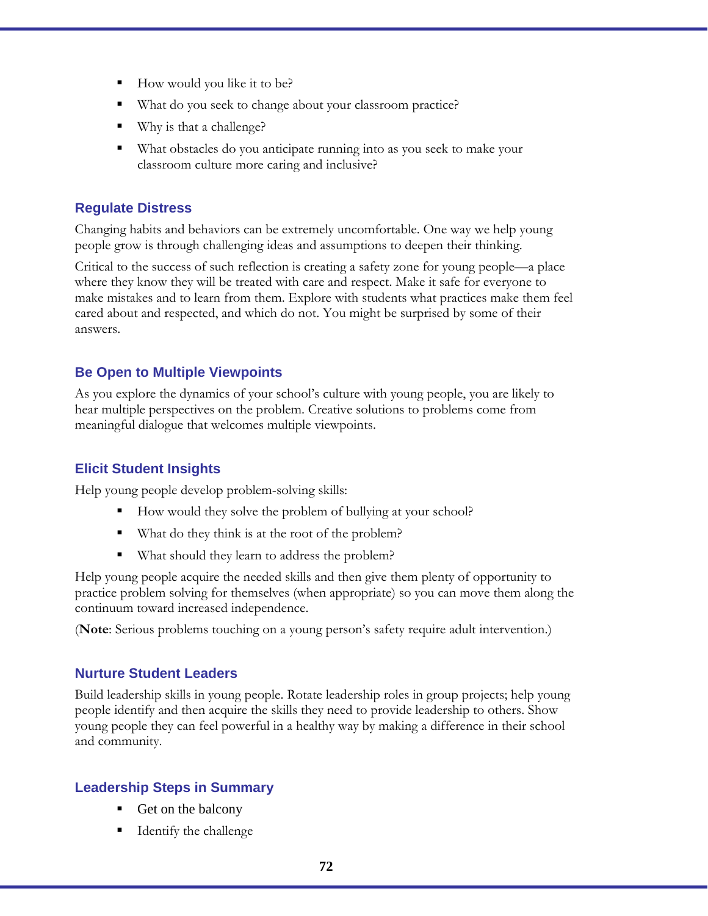- How would you like it to be?
- What do you seek to change about your classroom practice?
- Why is that a challenge?
- What obstacles do you anticipate running into as you seek to make your classroom culture more caring and inclusive?

### Regulate Distress

Changing habits and behaviors can be extremely uncomfortable. One way we help young people grow is through challenging ideas and assumptions to deepen their thinking.

Critical to the success of such reflection is creating a safety zone for young people—a place where they know they will be treated with care and respect. Make it safe for everyone to make mistakes and to learn from them. Explore with students what practices make them feel cared about and respected, and which do not. You might be surprised by some of their answers.

### Be Open to Multiple Viewpoints

As you explore the dynamics of your school's culture with young people, you are likely to hear multiple perspectives on the problem. Creative solutions to problems come from meaningful dialogue that welcomes multiple viewpoints.

### Elicit Student Insights

Help young people develop problem-solving skills:

- How would they solve the problem of bullying at your school?
- What do they think is at the root of the problem?
- What should they learn to address the problem?

Help young people acquire the needed skills and then give them plenty of opportunity to practice problem solving for themselves (when appropriate) so you can move them along the continuum toward increased independence.

(**Note**: Serious problems touching on a young person's safety require adult intervention.)

### Nurture Student Leaders

Build leadership skills in young people. Rotate leadership roles in group projects; help young people identify and then acquire the skills they need to provide leadership to others. Show young people they can feel powerful in a healthy way by making a difference in their school and community.

### Leadership Steps in Summary

- Get on the balcony
- Identify the challenge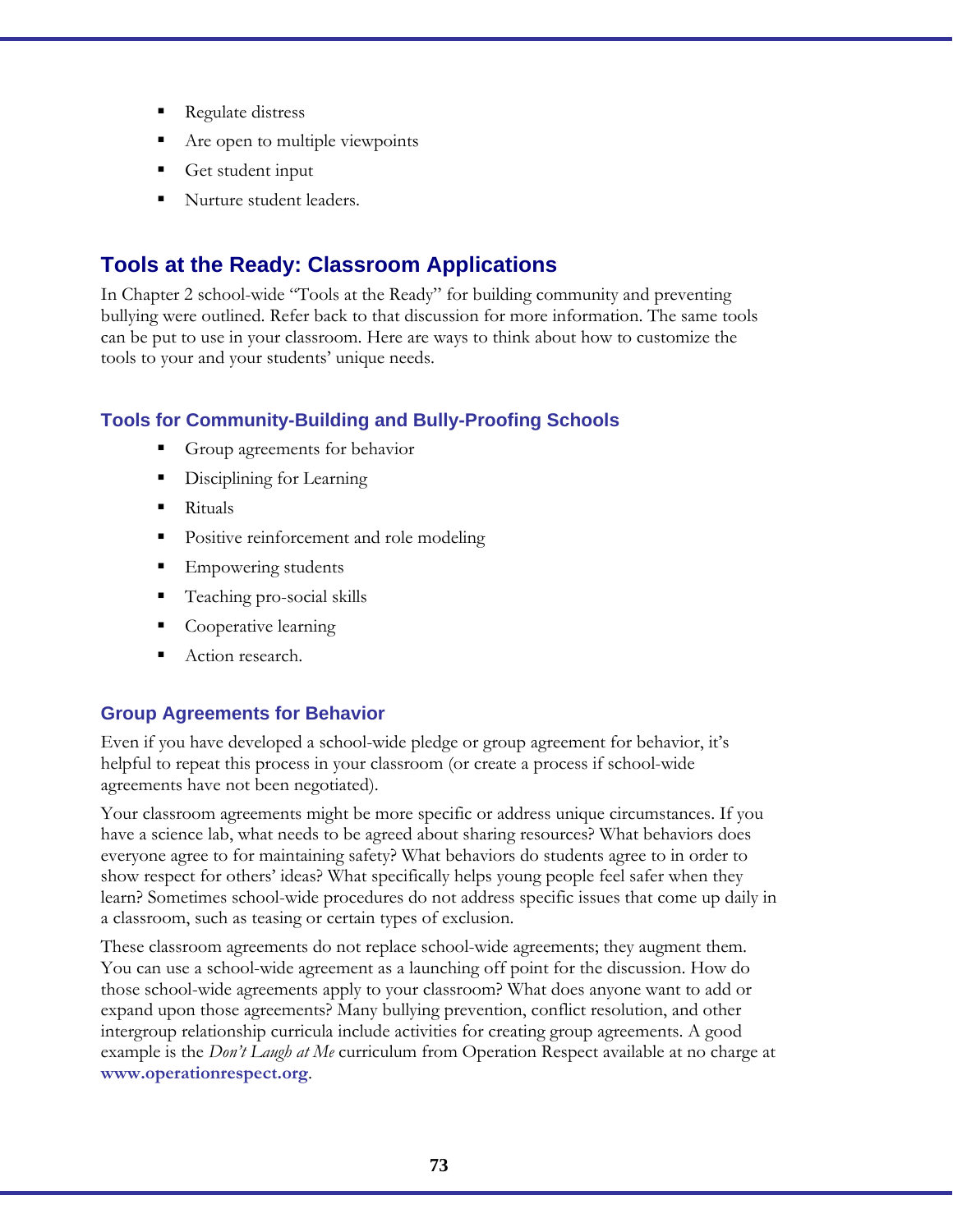- Regulate distress
- Are open to multiple viewpoints
- Get student input
- Nurture student leaders.

## Tools at the Ready: Classroom Applications

In Chapter 2 school-wide "Tools at the Ready" for building community and preventing bullying were outlined. Refer back to that discussion for more information. The same tools can be put to use in your classroom. Here are ways to think about how to customize the tools to your and your students' unique needs.

### Tools for Community-Building and Bully-Proofing Schools

- Group agreements for behavior
- Disciplining for Learning
- Rituals
- Positive reinforcement and role modeling
- Empowering students
- Teaching pro-social skills
- Cooperative learning
- Action research.

### Group Agreements for Behavior

Even if you have developed a school-wide pledge or group agreement for behavior, it's helpful to repeat this process in your classroom (or create a process if school-wide agreements have not been negotiated).

Your classroom agreements might be more specific or address unique circumstances. If you have a science lab, what needs to be agreed about sharing resources? What behaviors does everyone agree to for maintaining safety? What behaviors do students agree to in order to show respect for others' ideas? What specifically helps young people feel safer when they learn? Sometimes school-wide procedures do not address specific issues that come up daily in a classroom, such as teasing or certain types of exclusion.

These classroom agreements do not replace school-wide agreements; they augment them. You can use a school-wide agreement as a launching off point for the discussion. How do those school-wide agreements apply to your classroom? What does anyone want to add or expand upon those agreements? Many bullying prevention, conflict resolution, and other intergroup relationship curricula include activities for creating group agreements. A good example is the *Don't Laugh at Me* curriculum from Operation Respect available at no charge at **www.operationrespect.org**.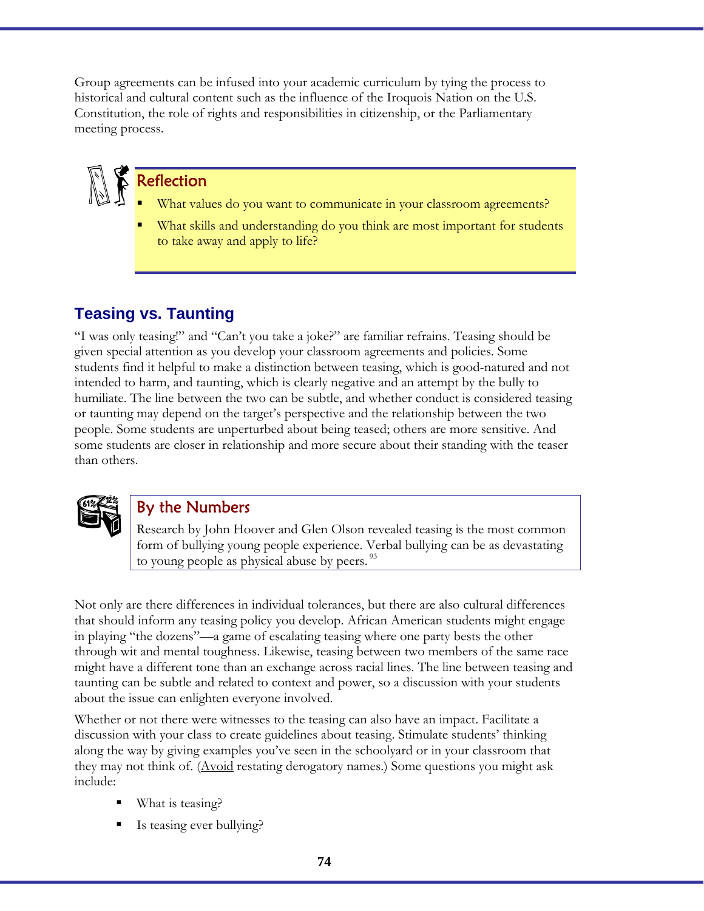Group agreements can be infused into your academic curriculum by tying the process to historical and cultural content such as the influence of the Iroquois Nation on the U.S. Constitution, the role of rights and responsibilities in citizenship, or the Parliamentary meeting process.

### Reflection

- What values do you want to communicate in your classroom agreements?
- What skills and understanding do you think are most important for students to take away and apply to life?

## Teasing vs. Taunting

"I was only teasing!" and "Can't you take a joke?" are familiar refrains. Teasing should be given special attention as you develop your classroom agreements and policies. Some students find it helpful to make a distinction between teasing, which is good-natured and not intended to harm, and taunting, which is clearly negative and an attempt by the bully to humiliate. The line between the two can be subtle, and whether conduct is considered teasing or taunting may depend on the target's perspective and the relationship between the two people. Some students are unperturbed about being teased; others are more sensitive. And some students are closer in relationship and more secure about their standing with the teaser than others.

### By the Numbers

Research by John Hoover and Glen Olson revealed teasing is the most common form of bullying young people experience. Verbal bullying can be as devastating to young people as physical abuse by peers. [93]

Not only are there differences in individual tolerances, but there are also cultural differences that should inform any teasing policy you develop. African American students might engage in playing "the dozens"—a game of escalating teasing where one party bests the other through wit and mental toughness. Likewise, teasing between two members of the same race might have a different tone than an exchange across racial lines. The line between teasing and taunting can be subtle and related to context and power, so a discussion with your students about the issue can enlighten everyone involved.

Whether or not there were witnesses to the teasing can also have an impact. Facilitate a discussion with your class to create guidelines about teasing. Stimulate students' thinking along the way by giving examples you've seen in the schoolyard or in your classroom that they may not think of. (Avoid restating derogatory names.) Some questions you might ask include:

- What is teasing?
- Is teasing ever bullying?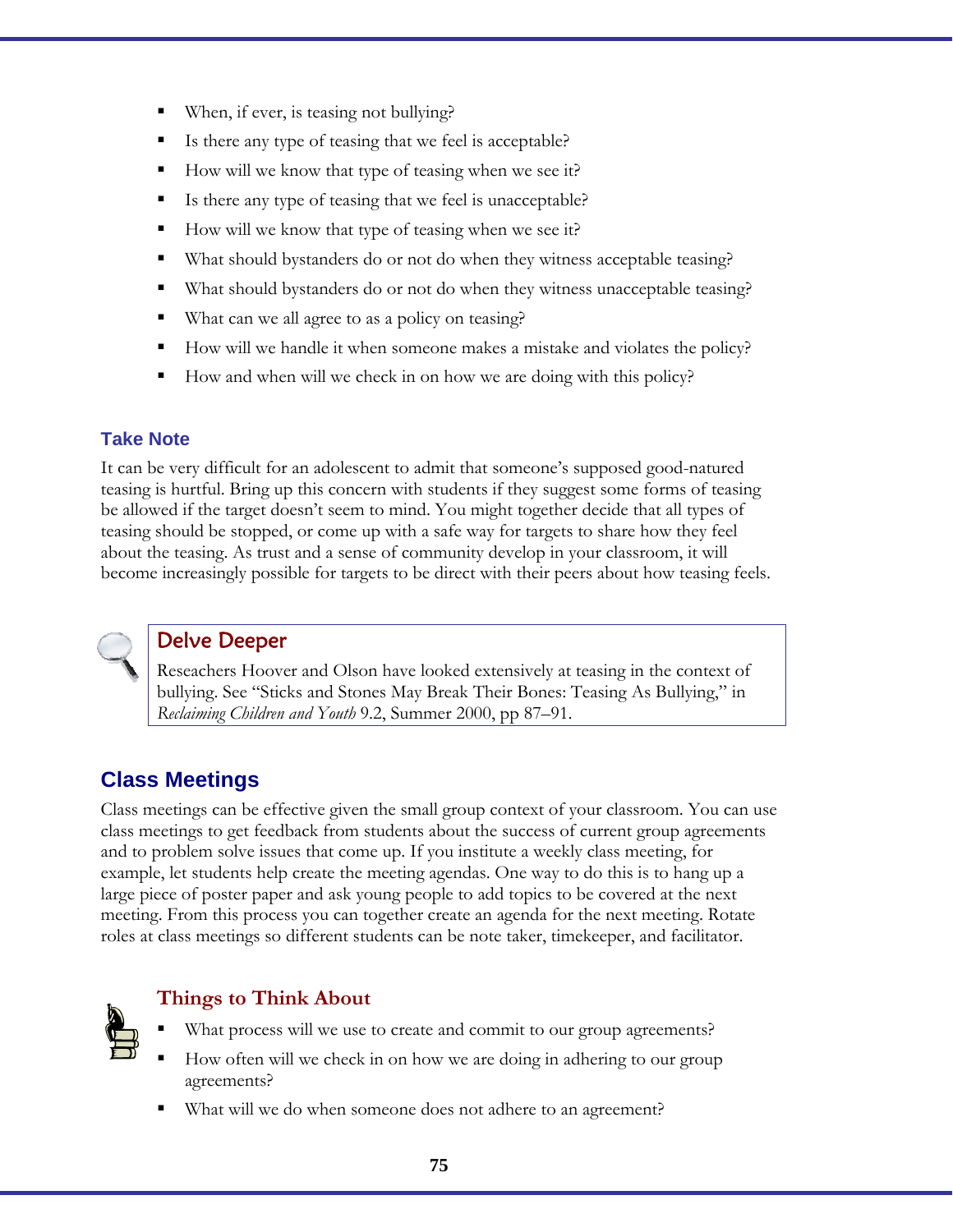- When, if ever, is teasing not bullying?
- Is there any type of teasing that we feel is acceptable?
- How will we know that type of teasing when we see it?
- Is there any type of teasing that we feel is unacceptable?
- How will we know that type of teasing when we see it?
- What should bystanders do or not do when they witness acceptable teasing?
- What should bystanders do or not do when they witness unacceptable teasing?
- What can we all agree to as a policy on teasing?
- How will we handle it when someone makes a mistake and violates the policy?
- How and when will we check in on how we are doing with this policy?

### Take Note

It can be very difficult for an adolescent to admit that someone's supposed good-natured teasing is hurtful. Bring up this concern with students if they suggest some forms of teasing be allowed if the target doesn't seem to mind. You might together decide that all types of teasing should be stopped, or come up with a safe way for targets to share how they feel about the teasing. As trust and a sense of community develop in your classroom, it will become increasingly possible for targets to be direct with their peers about how teasing feels.

### Delve Deeper

Reseachers Hoover and Olson have looked extensively at teasing in the context of bullying. See "Sticks and Stones May Break Their Bones: Teasing As Bullying," in *Reclaiming Children and Youth* 9.2, Summer 2000, pp 87–91.

## Class Meetings

Class meetings can be effective given the small group context of your classroom. You can use class meetings to get feedback from students about the success of current group agreements and to problem solve issues that come up. If you institute a weekly class meeting, for example, let students help create the meeting agendas. One way to do this is to hang up a large piece of poster paper and ask young people to add topics to be covered at the next meeting. From this process you can together create an agenda for the next meeting. Rotate roles at class meetings so different students can be note taker, timekeeper, and facilitator.

### Things to Think About

- What process will we use to create and commit to our group agreements?
- How often will we check in on how we are doing in adhering to our group agreements?
- What will we do when someone does not adhere to an agreement?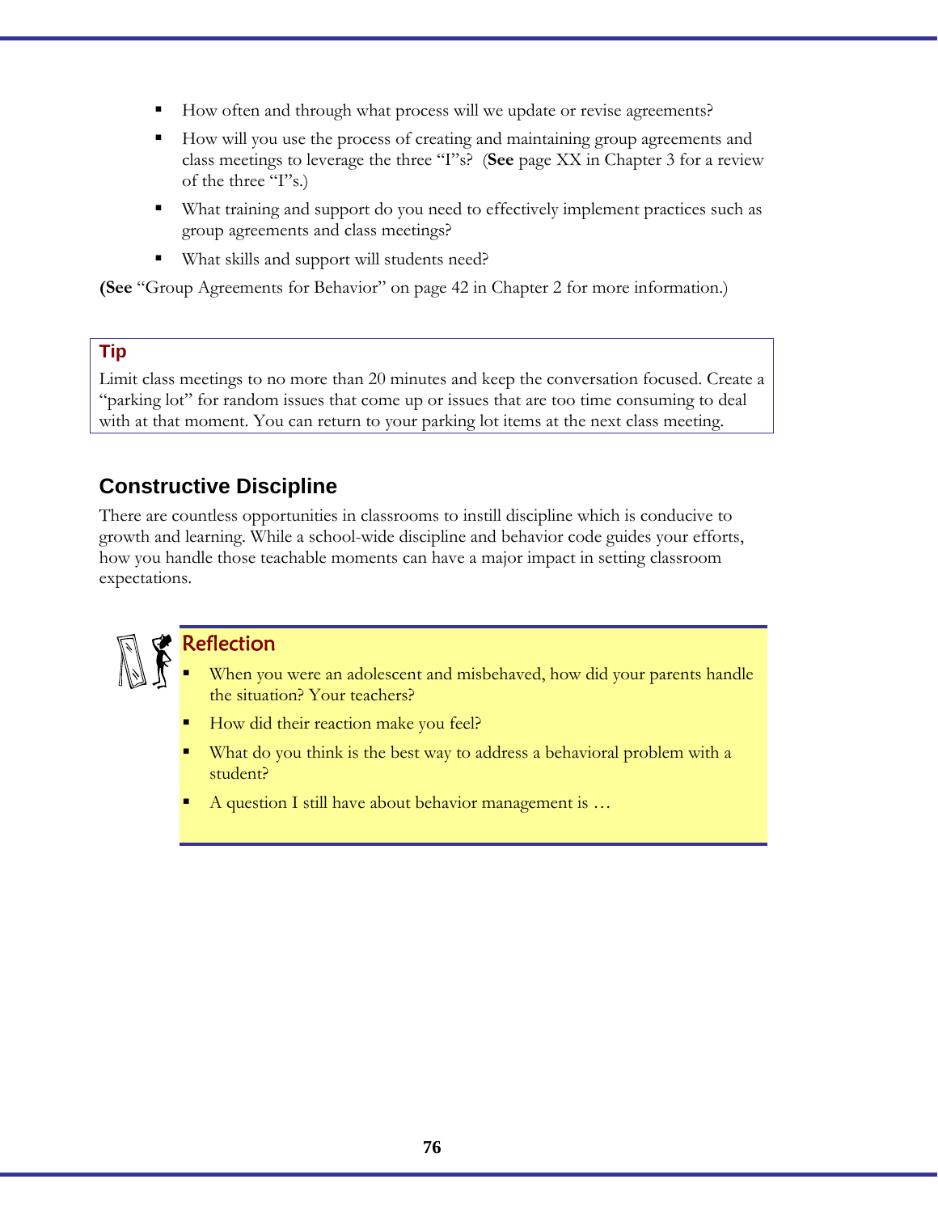- How often and through what process will we update or revise agreements?
- How will you use the process of creating and maintaining group agreements and class meetings to leverage the three "I"s? (**See** page XX in Chapter 3 for a review of the three "I"s.)
- What training and support do you need to effectively implement practices such as group agreements and class meetings?
- What skills and support will students need?

**(See** "Group Agreements for Behavior" on page 42 in Chapter 2 for more information.)

> **Tip**
>
> Limit class meetings to no more than 20 minutes and keep the conversation focused. Create a "parking lot" for random issues that come up or issues that are too time consuming to deal with at that moment. You can return to your parking lot items at the next class meeting.

## Constructive Discipline

There are countless opportunities in classrooms to instill discipline which is conducive to growth and learning. While a school-wide discipline and behavior code guides your efforts, how you handle those teachable moments can have a major impact in setting classroom expectations.

> **Reflection**
>
> - When you were an adolescent and misbehaved, how did your parents handle the situation? Your teachers?
> - How did their reaction make you feel?
> - What do you think is the best way to address a behavioral problem with a student?
> - A question I still have about behavior management is …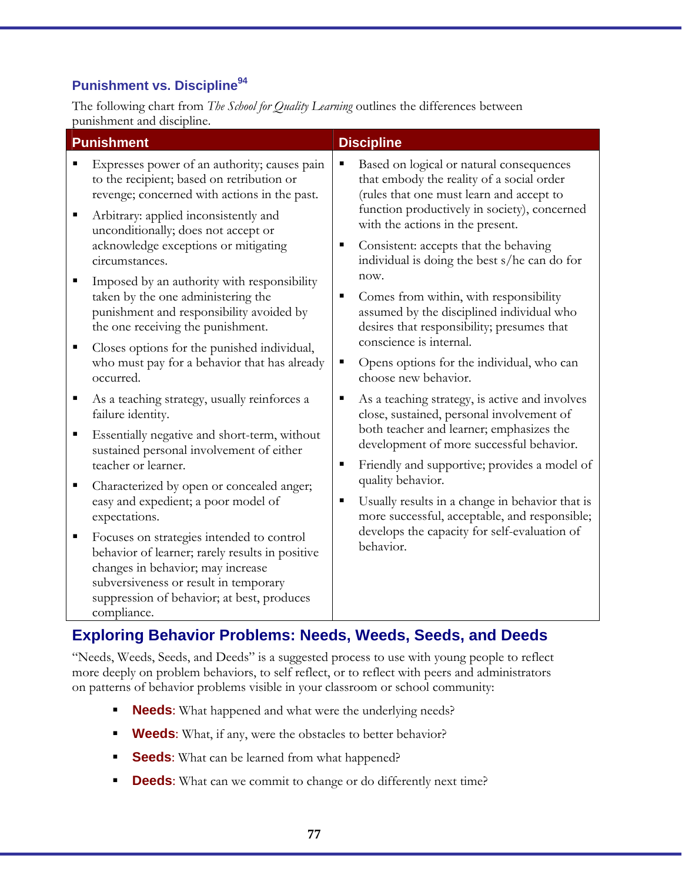## Punishment vs. Discipline[94]

The following chart from *The School for Quality Learning* outlines the differences between punishment and discipline.

| Punishment | Discipline |
|---|---|
| ▪ Expresses power of an authority; causes pain to the recipient; based on retribution or revenge; concerned with actions in the past.<br>▪ Arbitrary: applied inconsistently and unconditionally; does not accept or acknowledge exceptions or mitigating circumstances.<br>▪ Imposed by an authority with responsibility taken by the one administering the punishment and responsibility avoided by the one receiving the punishment.<br>▪ Closes options for the punished individual, who must pay for a behavior that has already occurred.<br>▪ As a teaching strategy, usually reinforces a failure identity.<br>▪ Essentially negative and short-term, without sustained personal involvement of either teacher or learner.<br>▪ Characterized by open or concealed anger; easy and expedient; a poor model of expectations.<br>▪ Focuses on strategies intended to control behavior of learner; rarely results in positive changes in behavior; may increase subversiveness or result in temporary suppression of behavior; at best, produces compliance. | ▪ Based on logical or natural consequences that embody the reality of a social order (rules that one must learn and accept to function productively in society), concerned with the actions in the present.<br>▪ Consistent: accepts that the behaving individual is doing the best s/he can do for now.<br>▪ Comes from within, with responsibility assumed by the disciplined individual who desires that responsibility; presumes that conscience is internal.<br>▪ Opens options for the individual, who can choose new behavior.<br>▪ As a teaching strategy, is active and involves close, sustained, personal involvement of both teacher and learner; emphasizes the development of more successful behavior.<br>▪ Friendly and supportive; provides a model of quality behavior.<br>▪ Usually results in a change in behavior that is more successful, acceptable, and responsible; develops the capacity for self-evaluation of behavior. |

## Exploring Behavior Problems: Needs, Weeds, Seeds, and Deeds

"Needs, Weeds, Seeds, and Deeds" is a suggested process to use with young people to reflect more deeply on problem behaviors, to self reflect, or to reflect with peers and administrators on patterns of behavior problems visible in your classroom or school community:

- **Needs**: What happened and what were the underlying needs?
- **Weeds**: What, if any, were the obstacles to better behavior?
- **Seeds**: What can be learned from what happened?
- **Deeds**: What can we commit to change or do differently next time?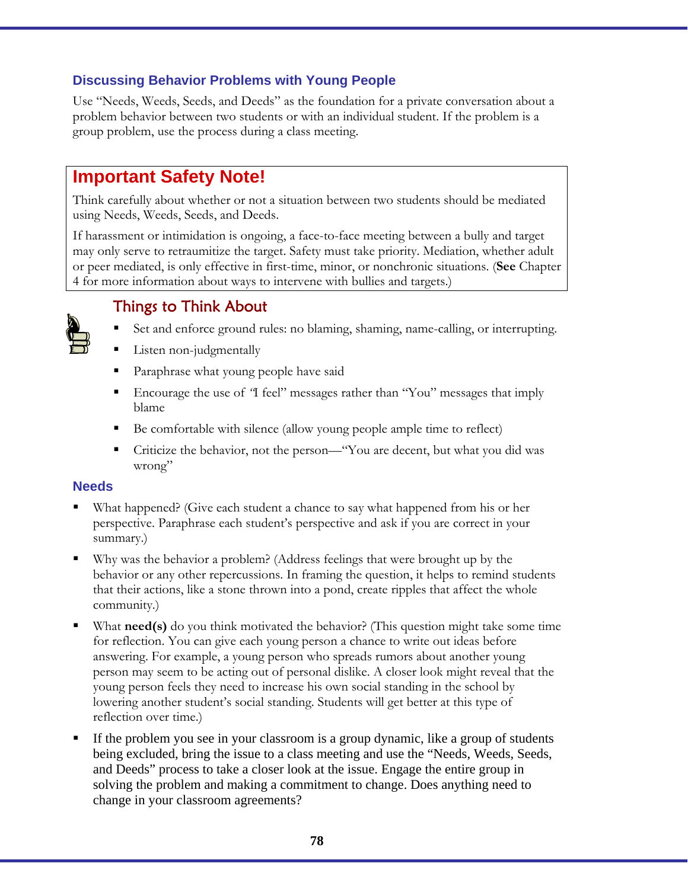### Discussing Behavior Problems with Young People

Use "Needs, Weeds, Seeds, and Deeds" as the foundation for a private conversation about a problem behavior between two students or with an individual student. If the problem is a group problem, use the process during a class meeting.

## Important Safety Note!

Think carefully about whether or not a situation between two students should be mediated using Needs, Weeds, Seeds, and Deeds.

If harassment or intimidation is ongoing, a face-to-face meeting between a bully and target may only serve to retraumitize the target. Safety must take priority. Mediation, whether adult or peer mediated, is only effective in first-time, minor, or nonchronic situations. (**See** Chapter 4 for more information about ways to intervene with bullies and targets.)

### Things to Think About

- Set and enforce ground rules: no blaming, shaming, name-calling, or interrupting.
- Listen non-judgmentally
- Paraphrase what young people have said
- Encourage the use of "I feel" messages rather than "You" messages that imply blame
- Be comfortable with silence (allow young people ample time to reflect)
- Criticize the behavior, not the person—"You are decent, but what you did was wrong"

### Needs

- What happened? (Give each student a chance to say what happened from his or her perspective. Paraphrase each student's perspective and ask if you are correct in your summary.)
- Why was the behavior a problem? (Address feelings that were brought up by the behavior or any other repercussions. In framing the question, it helps to remind students that their actions, like a stone thrown into a pond, create ripples that affect the whole community.)
- What **need(s)** do you think motivated the behavior? (This question might take some time for reflection. You can give each young person a chance to write out ideas before answering. For example, a young person who spreads rumors about another young person may seem to be acting out of personal dislike. A closer look might reveal that the young person feels they need to increase his own social standing in the school by lowering another student's social standing. Students will get better at this type of reflection over time.)
- If the problem you see in your classroom is a group dynamic, like a group of students being excluded, bring the issue to a class meeting and use the "Needs, Weeds, Seeds, and Deeds" process to take a closer look at the issue. Engage the entire group in solving the problem and making a commitment to change. Does anything need to change in your classroom agreements?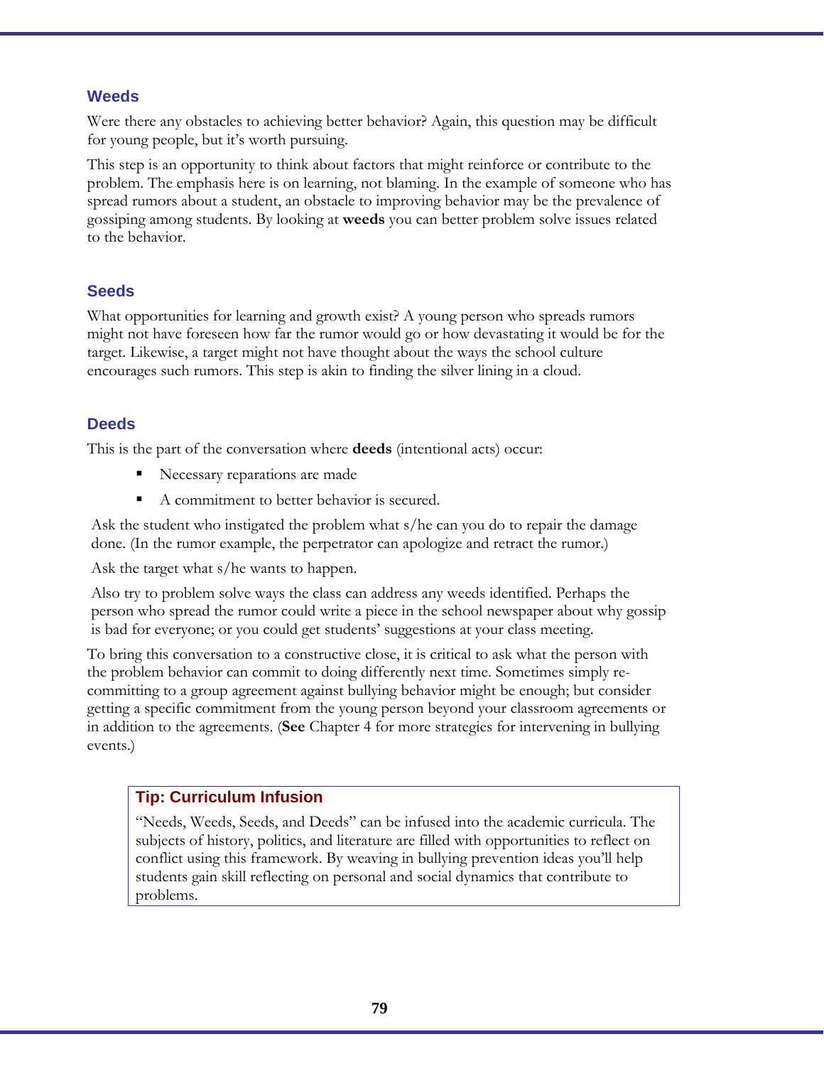### Weeds

Were there any obstacles to achieving better behavior? Again, this question may be difficult for young people, but it's worth pursuing.

This step is an opportunity to think about factors that might reinforce or contribute to the problem. The emphasis here is on learning, not blaming. In the example of someone who has spread rumors about a student, an obstacle to improving behavior may be the prevalence of gossiping among students. By looking at **weeds** you can better problem solve issues related to the behavior.

### Seeds

What opportunities for learning and growth exist? A young person who spreads rumors might not have foreseen how far the rumor would go or how devastating it would be for the target. Likewise, a target might not have thought about the ways the school culture encourages such rumors. This step is akin to finding the silver lining in a cloud.

### Deeds

This is the part of the conversation where **deeds** (intentional acts) occur:

- Necessary reparations are made
- A commitment to better behavior is secured.

Ask the student who instigated the problem what s/he can you do to repair the damage done. (In the rumor example, the perpetrator can apologize and retract the rumor.)

Ask the target what s/he wants to happen.

Also try to problem solve ways the class can address any weeds identified. Perhaps the person who spread the rumor could write a piece in the school newspaper about why gossip is bad for everyone; or you could get students' suggestions at your class meeting.

To bring this conversation to a constructive close, it is critical to ask what the person with the problem behavior can commit to doing differently next time. Sometimes simply re-committing to a group agreement against bullying behavior might be enough; but consider getting a specific commitment from the young person beyond your classroom agreements or in addition to the agreements. (**See** Chapter 4 for more strategies for intervening in bullying events.)

> **Tip: Curriculum Infusion**
>
> "Needs, Weeds, Seeds, and Deeds" can be infused into the academic curricula. The subjects of history, politics, and literature are filled with opportunities to reflect on conflict using this framework. By weaving in bullying prevention ideas you'll help students gain skill reflecting on personal and social dynamics that contribute to problems.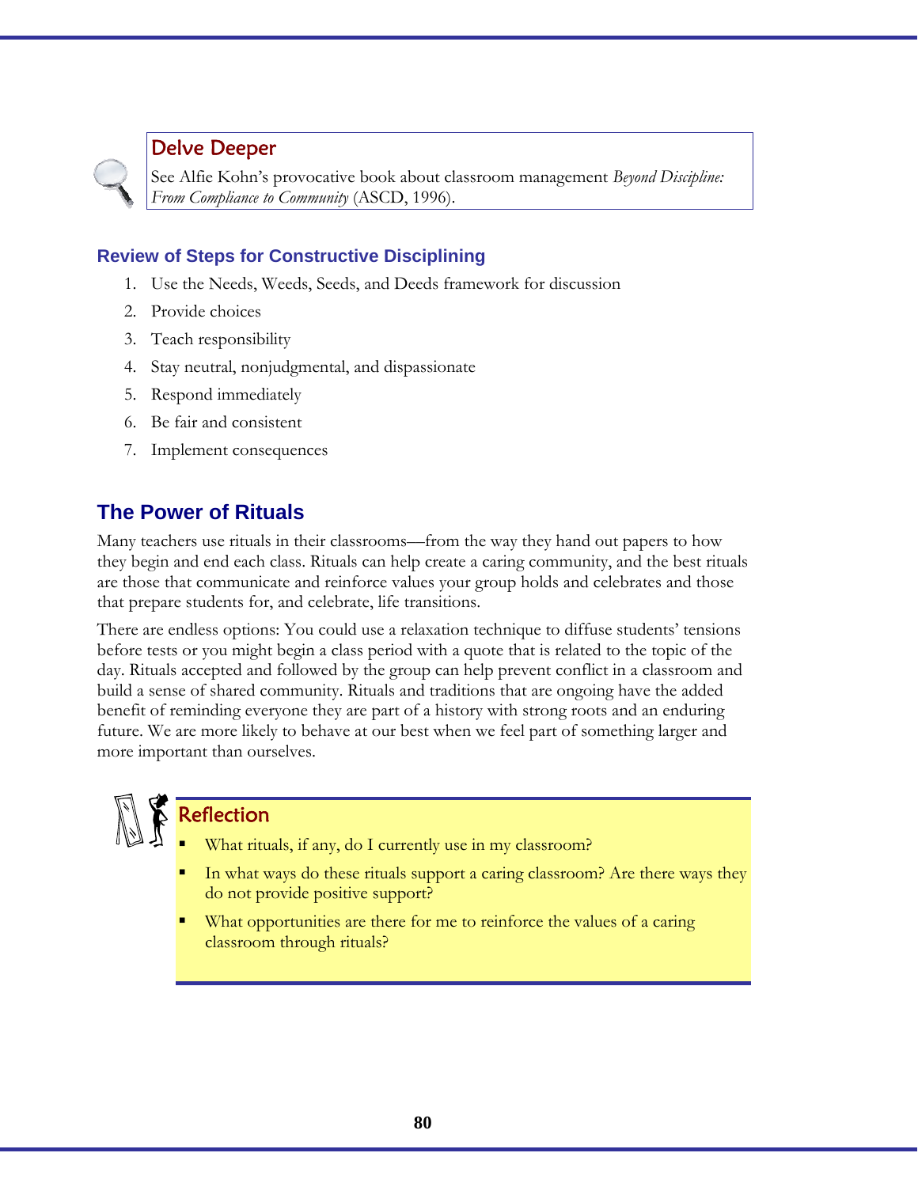### Delve Deeper

See Alfie Kohn's provocative book about classroom management *Beyond Discipline: From Compliance to Community* (ASCD, 1996).

### Review of Steps for Constructive Disciplining

1. Use the Needs, Weeds, Seeds, and Deeds framework for discussion
2. Provide choices
3. Teach responsibility
4. Stay neutral, nonjudgmental, and dispassionate
5. Respond immediately
6. Be fair and consistent
7. Implement consequences

## The Power of Rituals

Many teachers use rituals in their classrooms—from the way they hand out papers to how they begin and end each class. Rituals can help create a caring community, and the best rituals are those that communicate and reinforce values your group holds and celebrates and those that prepare students for, and celebrate, life transitions.

There are endless options: You could use a relaxation technique to diffuse students' tensions before tests or you might begin a class period with a quote that is related to the topic of the day. Rituals accepted and followed by the group can help prevent conflict in a classroom and build a sense of shared community. Rituals and traditions that are ongoing have the added benefit of reminding everyone they are part of a history with strong roots and an enduring future. We are more likely to behave at our best when we feel part of something larger and more important than ourselves.

### Reflection

- What rituals, if any, do I currently use in my classroom?
- In what ways do these rituals support a caring classroom? Are there ways they do not provide positive support?
- What opportunities are there for me to reinforce the values of a caring classroom through rituals?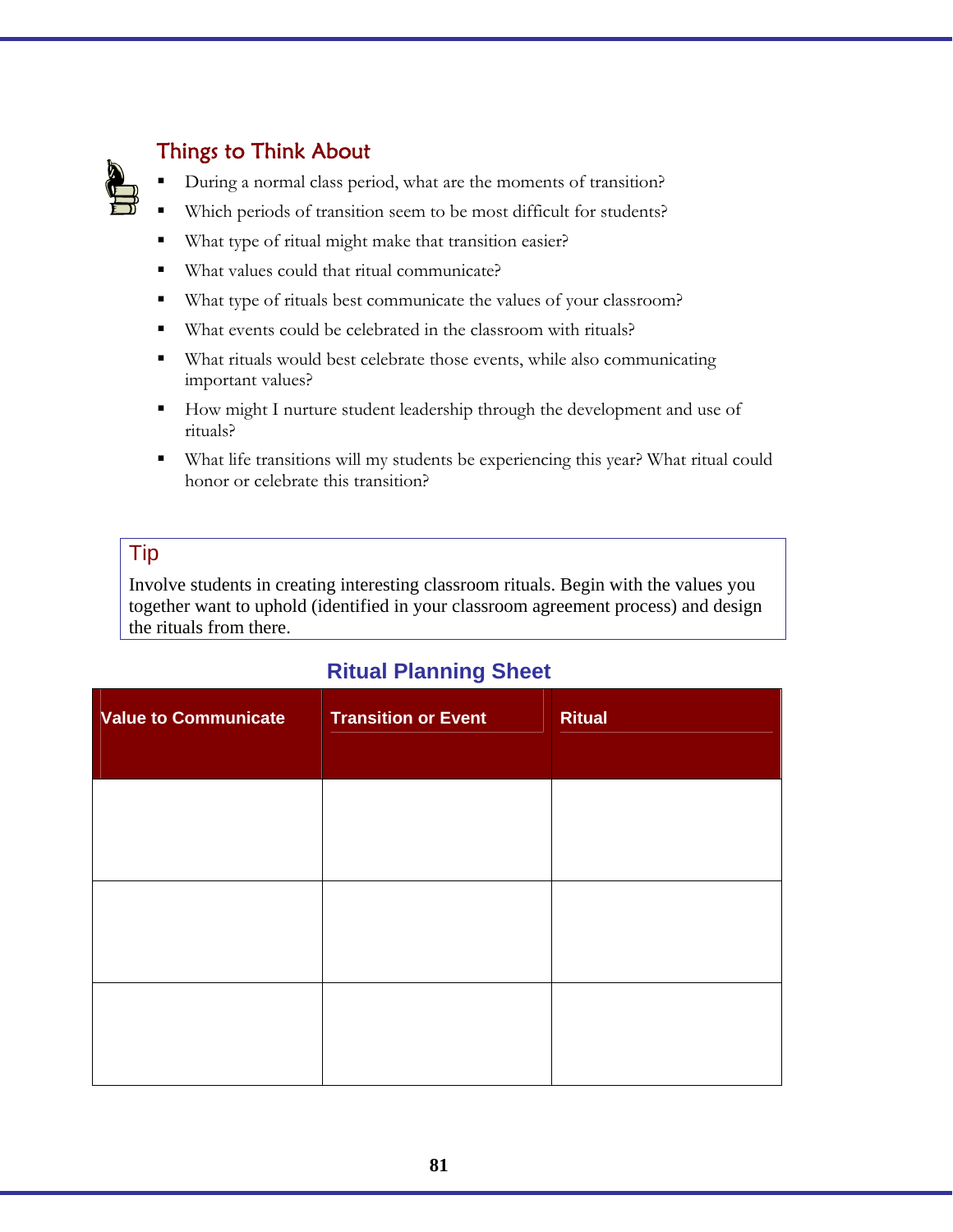## Things to Think About

- During a normal class period, what are the moments of transition?
- Which periods of transition seem to be most difficult for students?
- What type of ritual might make that transition easier?
- What values could that ritual communicate?
- What type of rituals best communicate the values of your classroom?
- What events could be celebrated in the classroom with rituals?
- What rituals would best celebrate those events, while also communicating important values?
- How might I nurture student leadership through the development and use of rituals?
- What life transitions will my students be experiencing this year? What ritual could honor or celebrate this transition?

### Tip

Involve students in creating interesting classroom rituals. Begin with the values you together want to uphold (identified in your classroom agreement process) and design the rituals from there.

## Ritual Planning Sheet

| Value to Communicate | Transition or Event | Ritual |
|---|---|---|
| | | |
| | | |
| | | |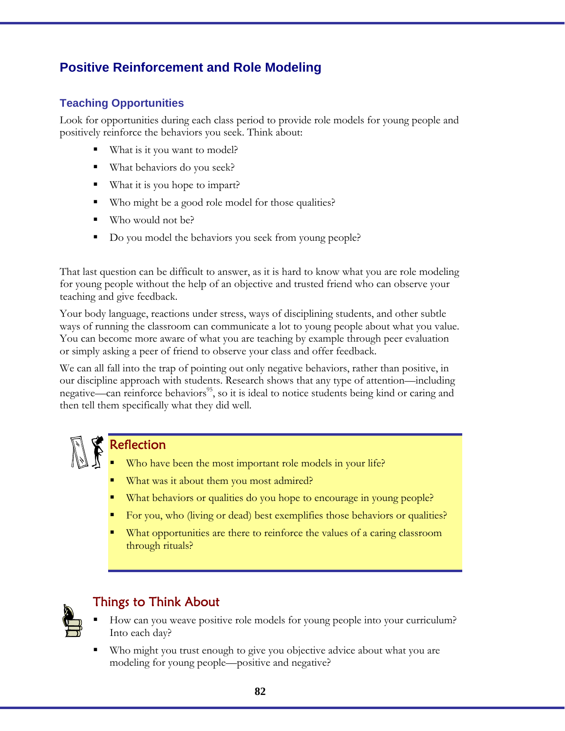## Positive Reinforcement and Role Modeling

### Teaching Opportunities

Look for opportunities during each class period to provide role models for young people and positively reinforce the behaviors you seek. Think about:

- What is it you want to model?
- What behaviors do you seek?
- What it is you hope to impart?
- Who might be a good role model for those qualities?
- Who would not be?
- Do you model the behaviors you seek from young people?

That last question can be difficult to answer, as it is hard to know what you are role modeling for young people without the help of an objective and trusted friend who can observe your teaching and give feedback.

Your body language, reactions under stress, ways of disciplining students, and other subtle ways of running the classroom can communicate a lot to young people about what you value. You can become more aware of what you are teaching by example through peer evaluation or simply asking a peer of friend to observe your class and offer feedback.

We can all fall into the trap of pointing out only negative behaviors, rather than positive, in our discipline approach with students. Research shows that any type of attention—including negative—can reinforce behaviors[95], so it is ideal to notice students being kind or caring and then tell them specifically what they did well.

### Reflection

- Who have been the most important role models in your life?
- What was it about them you most admired?
- What behaviors or qualities do you hope to encourage in young people?
- For you, who (living or dead) best exemplifies those behaviors or qualities?
- What opportunities are there to reinforce the values of a caring classroom through rituals?

### Things to Think About

- How can you weave positive role models for young people into your curriculum? Into each day?
- Who might you trust enough to give you objective advice about what you are modeling for young people—positive and negative?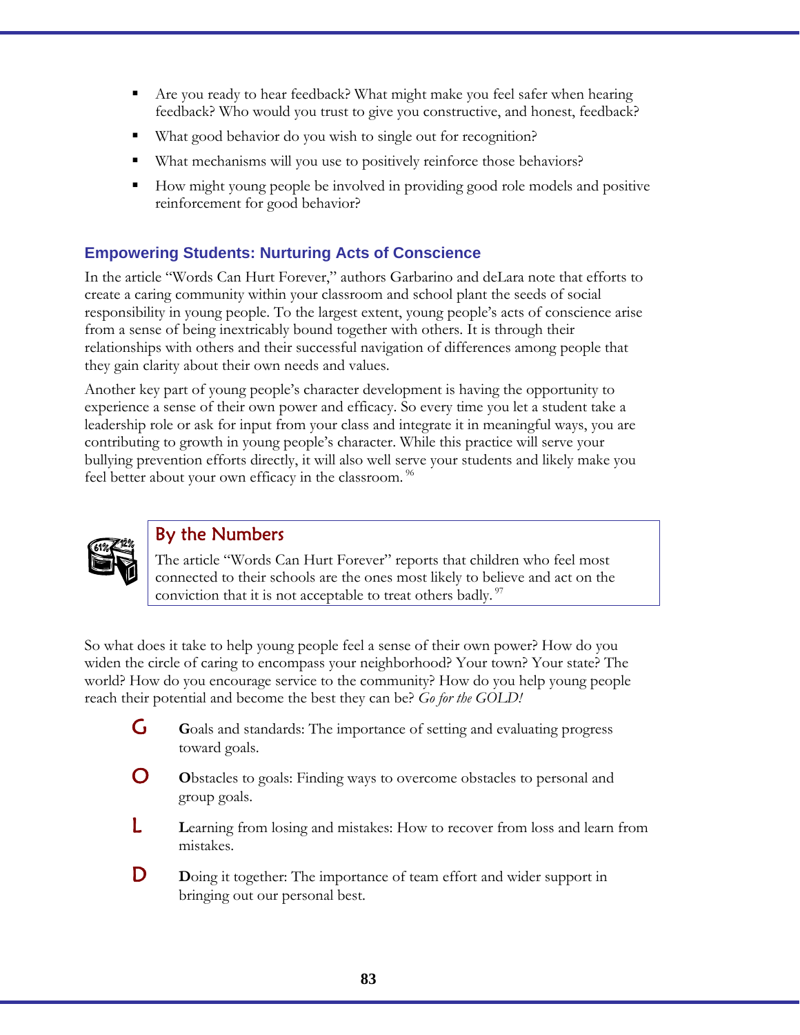- Are you ready to hear feedback? What might make you feel safer when hearing feedback? Who would you trust to give you constructive, and honest, feedback?
- What good behavior do you wish to single out for recognition?
- What mechanisms will you use to positively reinforce those behaviors?
- How might young people be involved in providing good role models and positive reinforcement for good behavior?

## Empowering Students: Nurturing Acts of Conscience

In the article "Words Can Hurt Forever," authors Garbarino and deLara note that efforts to create a caring community within your classroom and school plant the seeds of social responsibility in young people. To the largest extent, young people's acts of conscience arise from a sense of being inextricably bound together with others. It is through their relationships with others and their successful navigation of differences among people that they gain clarity about their own needs and values.

Another key part of young people's character development is having the opportunity to experience a sense of their own power and efficacy. So every time you let a student take a leadership role or ask for input from your class and integrate it in meaningful ways, you are contributing to growth in young people's character. While this practice will serve your bullying prevention efforts directly, it will also well serve your students and likely make you feel better about your own efficacy in the classroom.[96]

### By the Numbers

The article "Words Can Hurt Forever" reports that children who feel most connected to their schools are the ones most likely to believe and act on the conviction that it is not acceptable to treat others badly.[97]

So what does it take to help young people feel a sense of their own power? How do you widen the circle of caring to encompass your neighborhood? Your town? Your state? The world? How do you encourage service to the community? How do you help young people reach their potential and become the best they can be? *Go for the GOLD!*

- **G** — **G**oals and standards: The importance of setting and evaluating progress toward goals.
- **O** — **O**bstacles to goals: Finding ways to overcome obstacles to personal and group goals.
- **L** — **L**earning from losing and mistakes: How to recover from loss and learn from mistakes.
- **D** — **D**oing it together: The importance of team effort and wider support in bringing out our personal best.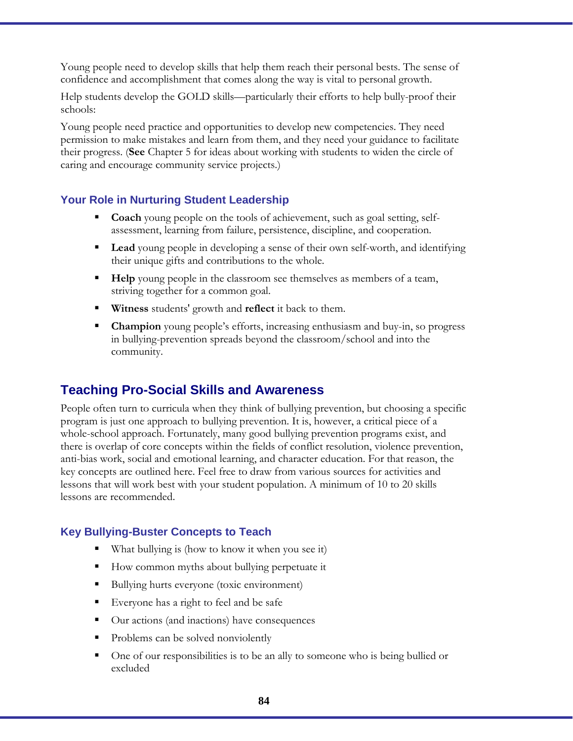Young people need to develop skills that help them reach their personal bests. The sense of confidence and accomplishment that comes along the way is vital to personal growth.

Help students develop the GOLD skills—particularly their efforts to help bully-proof their schools:

Young people need practice and opportunities to develop new competencies. They need permission to make mistakes and learn from them, and they need your guidance to facilitate their progress. (**See** Chapter 5 for ideas about working with students to widen the circle of caring and encourage community service projects.)

### Your Role in Nurturing Student Leadership

- **Coach** young people on the tools of achievement, such as goal setting, self-assessment, learning from failure, persistence, discipline, and cooperation.
- **Lead** young people in developing a sense of their own self-worth, and identifying their unique gifts and contributions to the whole.
- **Help** young people in the classroom see themselves as members of a team, striving together for a common goal.
- **Witness** students' growth and **reflect** it back to them.
- **Champion** young people's efforts, increasing enthusiasm and buy-in, so progress in bullying-prevention spreads beyond the classroom/school and into the community.

## Teaching Pro-Social Skills and Awareness

People often turn to curricula when they think of bullying prevention, but choosing a specific program is just one approach to bullying prevention. It is, however, a critical piece of a whole-school approach. Fortunately, many good bullying prevention programs exist, and there is overlap of core concepts within the fields of conflict resolution, violence prevention, anti-bias work, social and emotional learning, and character education. For that reason, the key concepts are outlined here. Feel free to draw from various sources for activities and lessons that will work best with your student population. A minimum of 10 to 20 skills lessons are recommended.

### Key Bullying-Buster Concepts to Teach

- What bullying is (how to know it when you see it)
- How common myths about bullying perpetuate it
- Bullying hurts everyone (toxic environment)
- Everyone has a right to feel and be safe
- Our actions (and inactions) have consequences
- Problems can be solved nonviolently
- One of our responsibilities is to be an ally to someone who is being bullied or excluded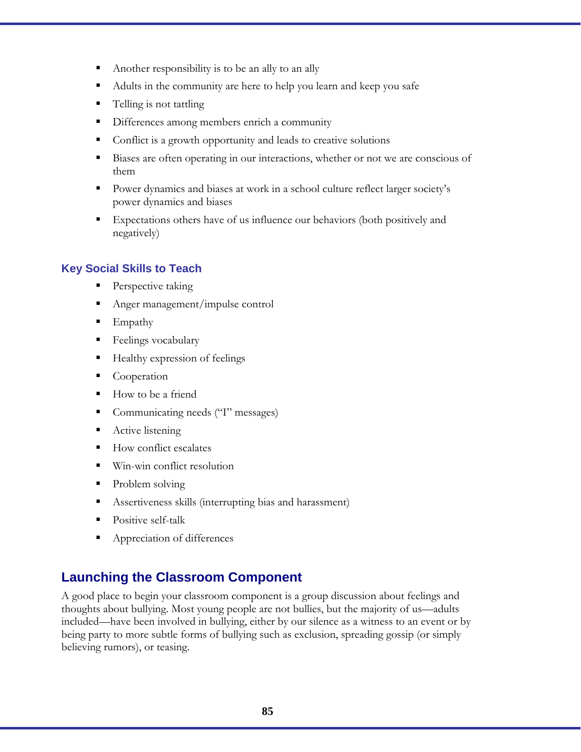- Another responsibility is to be an ally to an ally
- Adults in the community are here to help you learn and keep you safe
- Telling is not tattling
- Differences among members enrich a community
- Conflict is a growth opportunity and leads to creative solutions
- Biases are often operating in our interactions, whether or not we are conscious of them
- Power dynamics and biases at work in a school culture reflect larger society's power dynamics and biases
- Expectations others have of us influence our behaviors (both positively and negatively)

### Key Social Skills to Teach

- Perspective taking
- Anger management/impulse control
- Empathy
- Feelings vocabulary
- Healthy expression of feelings
- Cooperation
- How to be a friend
- Communicating needs ("I" messages)
- Active listening
- How conflict escalates
- Win-win conflict resolution
- Problem solving
- Assertiveness skills (interrupting bias and harassment)
- Positive self-talk
- Appreciation of differences

## Launching the Classroom Component

A good place to begin your classroom component is a group discussion about feelings and thoughts about bullying. Most young people are not bullies, but the majority of us—adults included—have been involved in bullying, either by our silence as a witness to an event or by being party to more subtle forms of bullying such as exclusion, spreading gossip (or simply believing rumors), or teasing.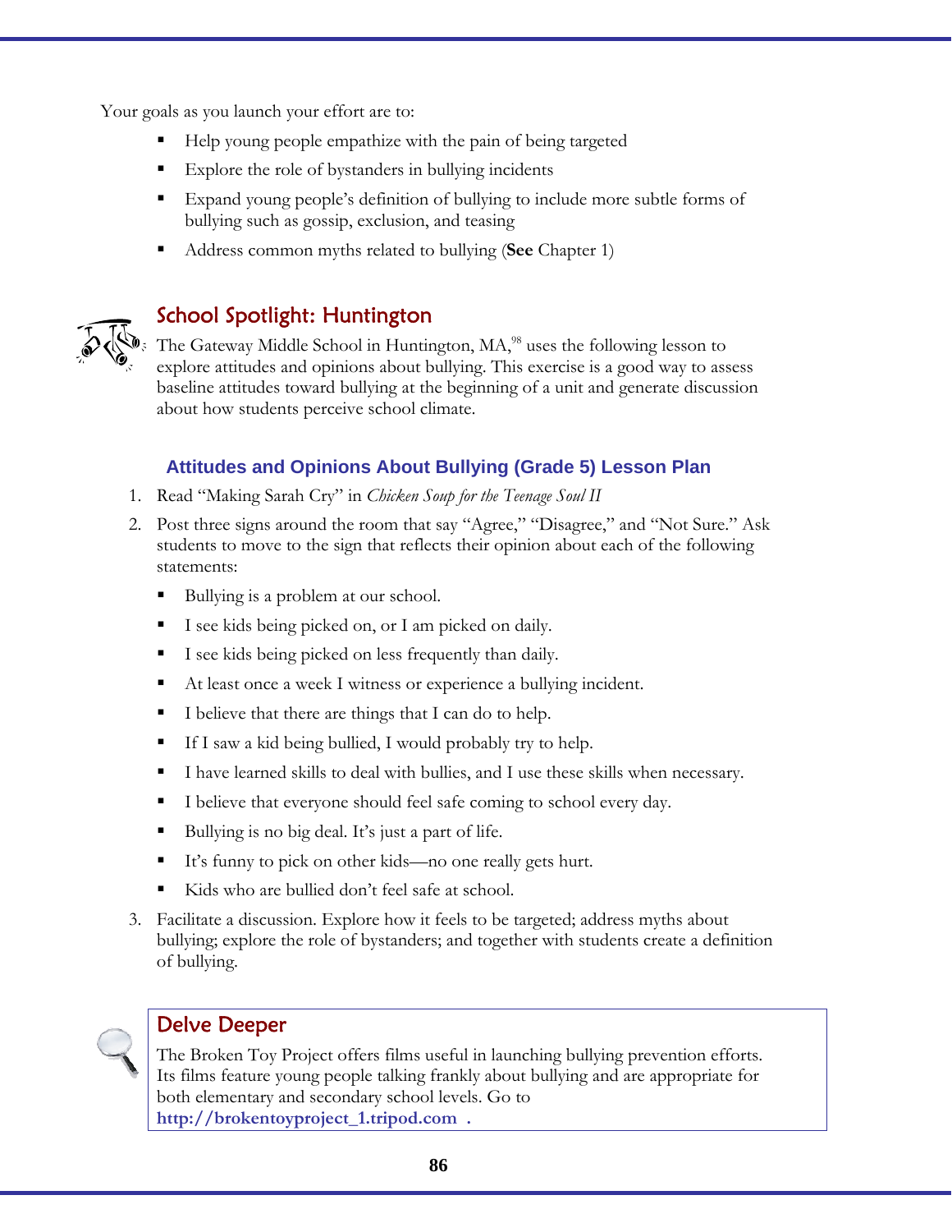Your goals as you launch your effort are to:

- Help young people empathize with the pain of being targeted
- Explore the role of bystanders in bullying incidents
- Expand young people's definition of bullying to include more subtle forms of bullying such as gossip, exclusion, and teasing
- Address common myths related to bullying (**See** Chapter 1)

## School Spotlight: Huntington

The Gateway Middle School in Huntington, MA,[98] uses the following lesson to explore attitudes and opinions about bullying. This exercise is a good way to assess baseline attitudes toward bullying at the beginning of a unit and generate discussion about how students perceive school climate.

### Attitudes and Opinions About Bullying (Grade 5) Lesson Plan

1. Read "Making Sarah Cry" in *Chicken Soup for the Teenage Soul II*
2. Post three signs around the room that say "Agree," "Disagree," and "Not Sure." Ask students to move to the sign that reflects their opinion about each of the following statements:
   - Bullying is a problem at our school.
   - I see kids being picked on, or I am picked on daily.
   - I see kids being picked on less frequently than daily.
   - At least once a week I witness or experience a bullying incident.
   - I believe that there are things that I can do to help.
   - If I saw a kid being bullied, I would probably try to help.
   - I have learned skills to deal with bullies, and I use these skills when necessary.
   - I believe that everyone should feel safe coming to school every day.
   - Bullying is no big deal. It's just a part of life.
   - It's funny to pick on other kids—no one really gets hurt.
   - Kids who are bullied don't feel safe at school.
3. Facilitate a discussion. Explore how it feels to be targeted; address myths about bullying; explore the role of bystanders; and together with students create a definition of bullying.

## Delve Deeper

The Broken Toy Project offers films useful in launching bullying prevention efforts. Its films feature young people talking frankly about bullying and are appropriate for both elementary and secondary school levels. Go to **http://brokentoyproject_1.tripod.com** .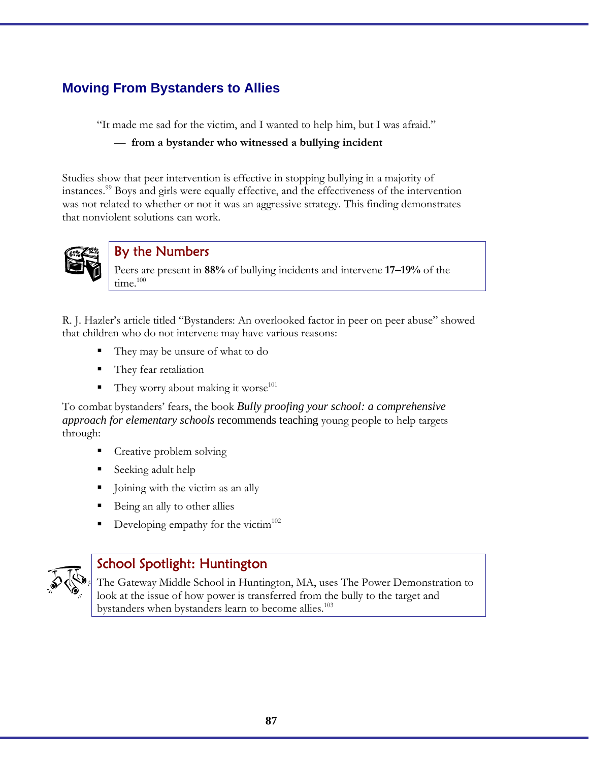## Moving From Bystanders to Allies

> "It made me sad for the victim, and I wanted to help him, but I was afraid."
>
> — **from a bystander who witnessed a bullying incident**

Studies show that peer intervention is effective in stopping bullying in a majority of instances.[99] Boys and girls were equally effective, and the effectiveness of the intervention was not related to whether or not it was an aggressive strategy. This finding demonstrates that nonviolent solutions can work.

### By the Numbers

Peers are present in **88%** of bullying incidents and intervene **17–19%** of the time.[100]

R. J. Hazler's article titled "Bystanders: An overlooked factor in peer on peer abuse" showed that children who do not intervene may have various reasons:

- They may be unsure of what to do
- They fear retaliation
- They worry about making it worse[101]

To combat bystanders' fears, the book *Bully proofing your school: a comprehensive approach for elementary schools* recommends teaching young people to help targets through:

- Creative problem solving
- Seeking adult help
- Joining with the victim as an ally
- Being an ally to other allies
- Developing empathy for the victim[102]

### School Spotlight: Huntington

The Gateway Middle School in Huntington, MA, uses The Power Demonstration to look at the issue of how power is transferred from the bully to the target and bystanders when bystanders learn to become allies.[103]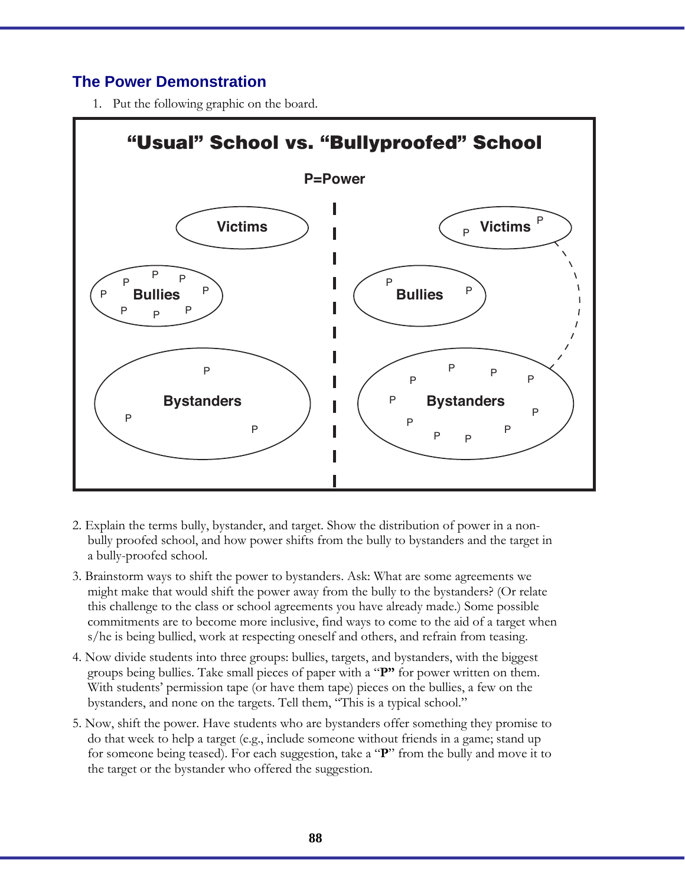## The Power Demonstration

1. Put the following graphic on the board.

**"Usual" School vs. "Bullyproofed" School**

**P=Power**

| "Usual" School | "Bullyproofed" School |
|---|---|
| Victims | Victims (P P) |
| Bullies (P P P P P P P P) | Bullies (P P) |
| Bystanders (P P P) | Bystanders (P P P P P P P P P P P) |

2. Explain the terms bully, bystander, and target. Show the distribution of power in a non-bully proofed school, and how power shifts from the bully to bystanders and the target in a bully-proofed school.

3. Brainstorm ways to shift the power to bystanders. Ask: What are some agreements we might make that would shift the power away from the bully to the bystanders? (Or relate this challenge to the class or school agreements you have already made.) Some possible commitments are to become more inclusive, find ways to come to the aid of a target when s/he is being bullied, work at respecting oneself and others, and refrain from teasing.

4. Now divide students into three groups: bullies, targets, and bystanders, with the biggest groups being bullies. Take small pieces of paper with a "**P"** for power written on them. With students' permission tape (or have them tape) pieces on the bullies, a few on the bystanders, and none on the targets. Tell them, "This is a typical school."

5. Now, shift the power. Have students who are bystanders offer something they promise to do that week to help a target (e.g., include someone without friends in a game; stand up for someone being teased). For each suggestion, take a "**P**" from the bully and move it to the target or the bystander who offered the suggestion.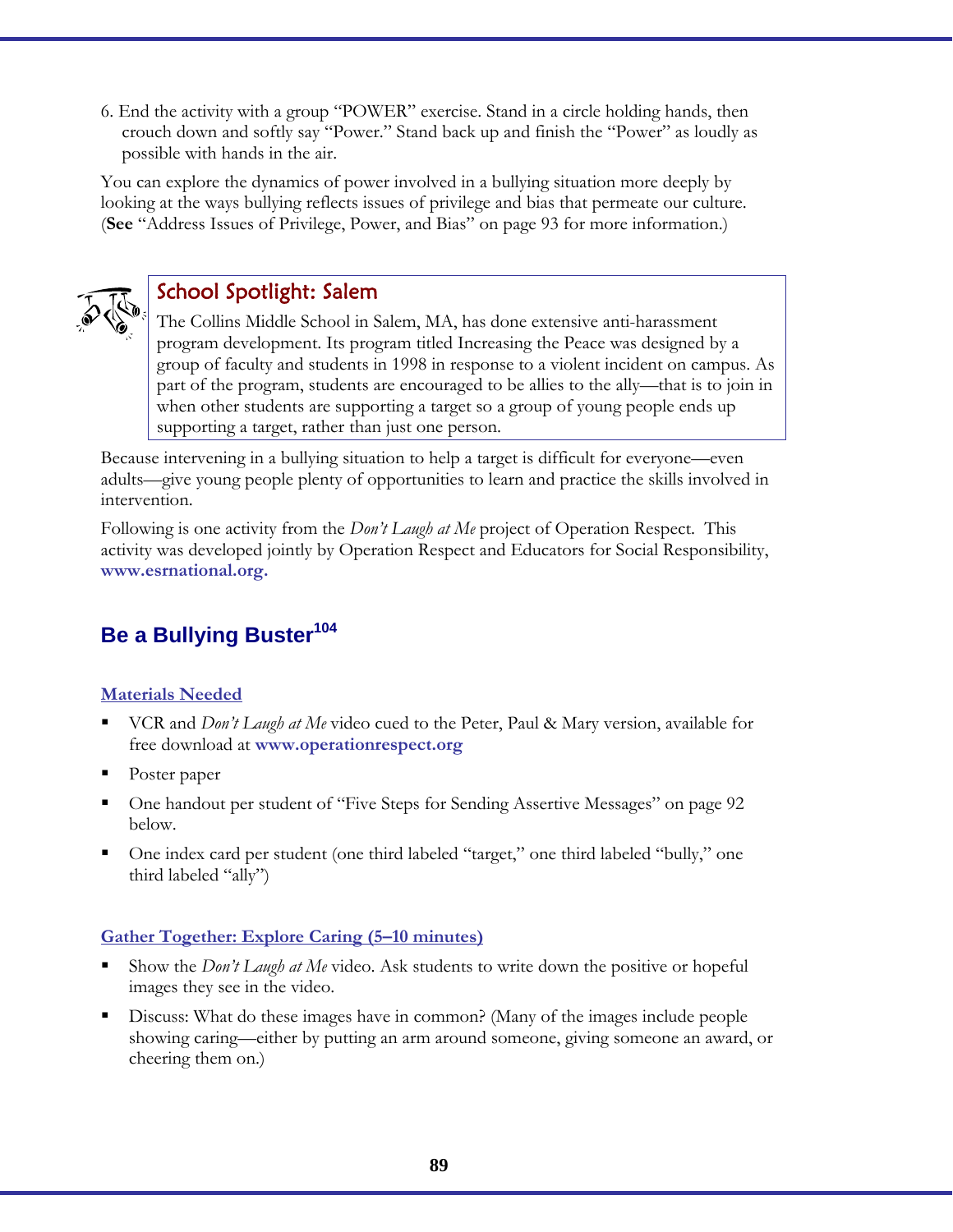6. End the activity with a group "POWER" exercise. Stand in a circle holding hands, then crouch down and softly say "Power." Stand back up and finish the "Power" as loudly as possible with hands in the air.

You can explore the dynamics of power involved in a bullying situation more deeply by looking at the ways bullying reflects issues of privilege and bias that permeate our culture. (**See** "Address Issues of Privilege, Power, and Bias" on page 93 for more information.)

> ### School Spotlight: Salem
>
> The Collins Middle School in Salem, MA, has done extensive anti-harassment program development. Its program titled Increasing the Peace was designed by a group of faculty and students in 1998 in response to a violent incident on campus. As part of the program, students are encouraged to be allies to the ally—that is to join in when other students are supporting a target so a group of young people ends up supporting a target, rather than just one person.

Because intervening in a bullying situation to help a target is difficult for everyone—even adults—give young people plenty of opportunities to learn and practice the skills involved in intervention.

Following is one activity from the *Don't Laugh at Me* project of Operation Respect. This activity was developed jointly by Operation Respect and Educators for Social Responsibility, **www.esrnational.org.**

## Be a Bullying Buster[104]

**Materials Needed**

- VCR and *Don't Laugh at Me* video cued to the Peter, Paul & Mary version, available for free download at **www.operationrespect.org**
- Poster paper
- One handout per student of "Five Steps for Sending Assertive Messages" on page 92 below.
- One index card per student (one third labeled "target," one third labeled "bully," one third labeled "ally")

**Gather Together: Explore Caring (5–10 minutes)**

- Show the *Don't Laugh at Me* video. Ask students to write down the positive or hopeful images they see in the video.
- Discuss: What do these images have in common? (Many of the images include people showing caring—either by putting an arm around someone, giving someone an award, or cheering them on.)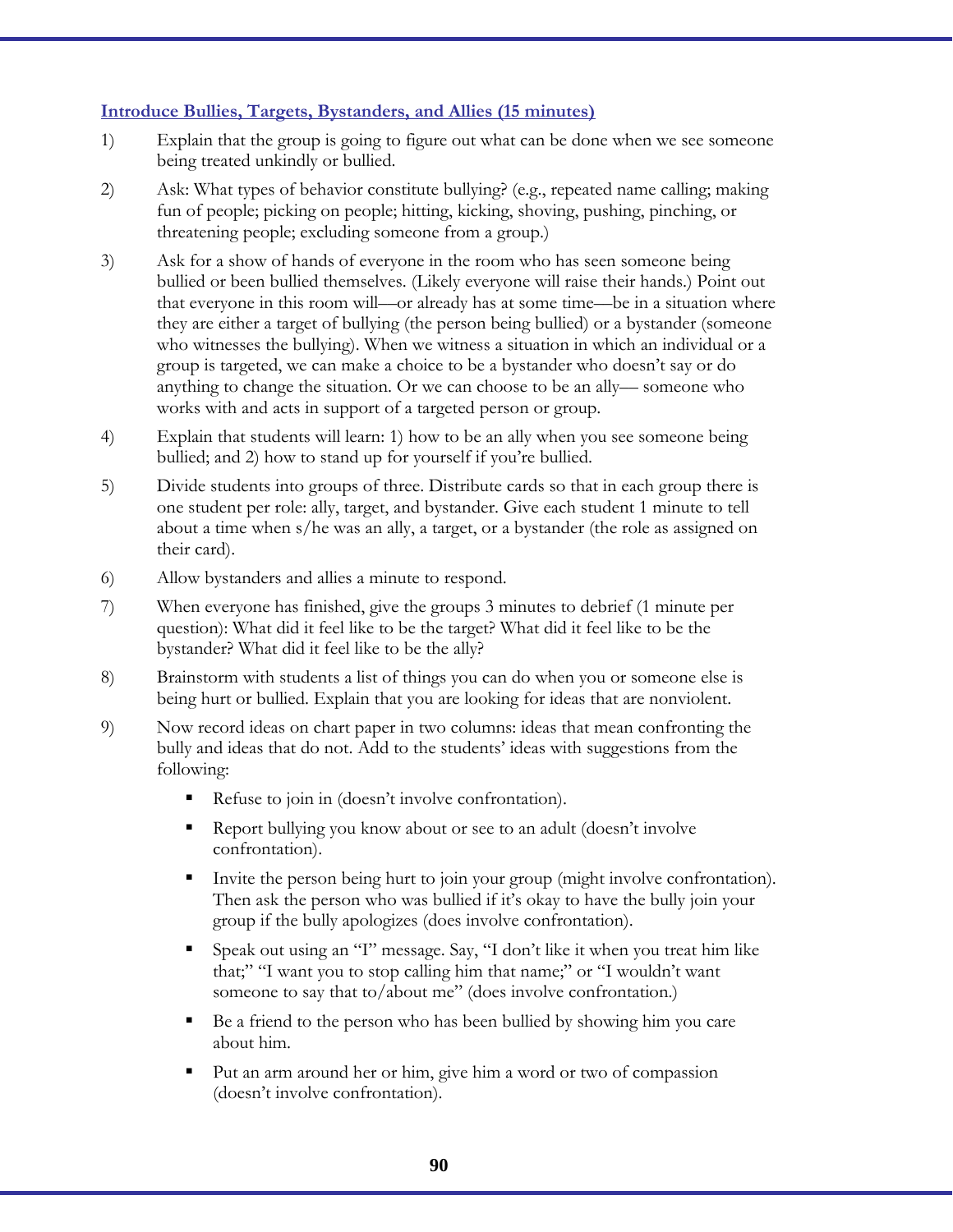**Introduce Bullies, Targets, Bystanders, and Allies (15 minutes)**

1) Explain that the group is going to figure out what can be done when we see someone being treated unkindly or bullied.

2) Ask: What types of behavior constitute bullying? (e.g., repeated name calling; making fun of people; picking on people; hitting, kicking, shoving, pushing, pinching, or threatening people; excluding someone from a group.)

3) Ask for a show of hands of everyone in the room who has seen someone being bullied or been bullied themselves. (Likely everyone will raise their hands.) Point out that everyone in this room will—or already has at some time—be in a situation where they are either a target of bullying (the person being bullied) or a bystander (someone who witnesses the bullying). When we witness a situation in which an individual or a group is targeted, we can make a choice to be a bystander who doesn't say or do anything to change the situation. Or we can choose to be an ally— someone who works with and acts in support of a targeted person or group.

4) Explain that students will learn: 1) how to be an ally when you see someone being bullied; and 2) how to stand up for yourself if you're bullied.

5) Divide students into groups of three. Distribute cards so that in each group there is one student per role: ally, target, and bystander. Give each student 1 minute to tell about a time when s/he was an ally, a target, or a bystander (the role as assigned on their card).

6) Allow bystanders and allies a minute to respond.

7) When everyone has finished, give the groups 3 minutes to debrief (1 minute per question): What did it feel like to be the target? What did it feel like to be the bystander? What did it feel like to be the ally?

8) Brainstorm with students a list of things you can do when you or someone else is being hurt or bullied. Explain that you are looking for ideas that are nonviolent.

9) Now record ideas on chart paper in two columns: ideas that mean confronting the bully and ideas that do not. Add to the students' ideas with suggestions from the following:

   - Refuse to join in (doesn't involve confrontation).
   - Report bullying you know about or see to an adult (doesn't involve confrontation).
   - Invite the person being hurt to join your group (might involve confrontation). Then ask the person who was bullied if it's okay to have the bully join your group if the bully apologizes (does involve confrontation).
   - Speak out using an "I" message. Say, "I don't like it when you treat him like that;" "I want you to stop calling him that name;" or "I wouldn't want someone to say that to/about me" (does involve confrontation.)
   - Be a friend to the person who has been bullied by showing him you care about him.
   - Put an arm around her or him, give him a word or two of compassion (doesn't involve confrontation).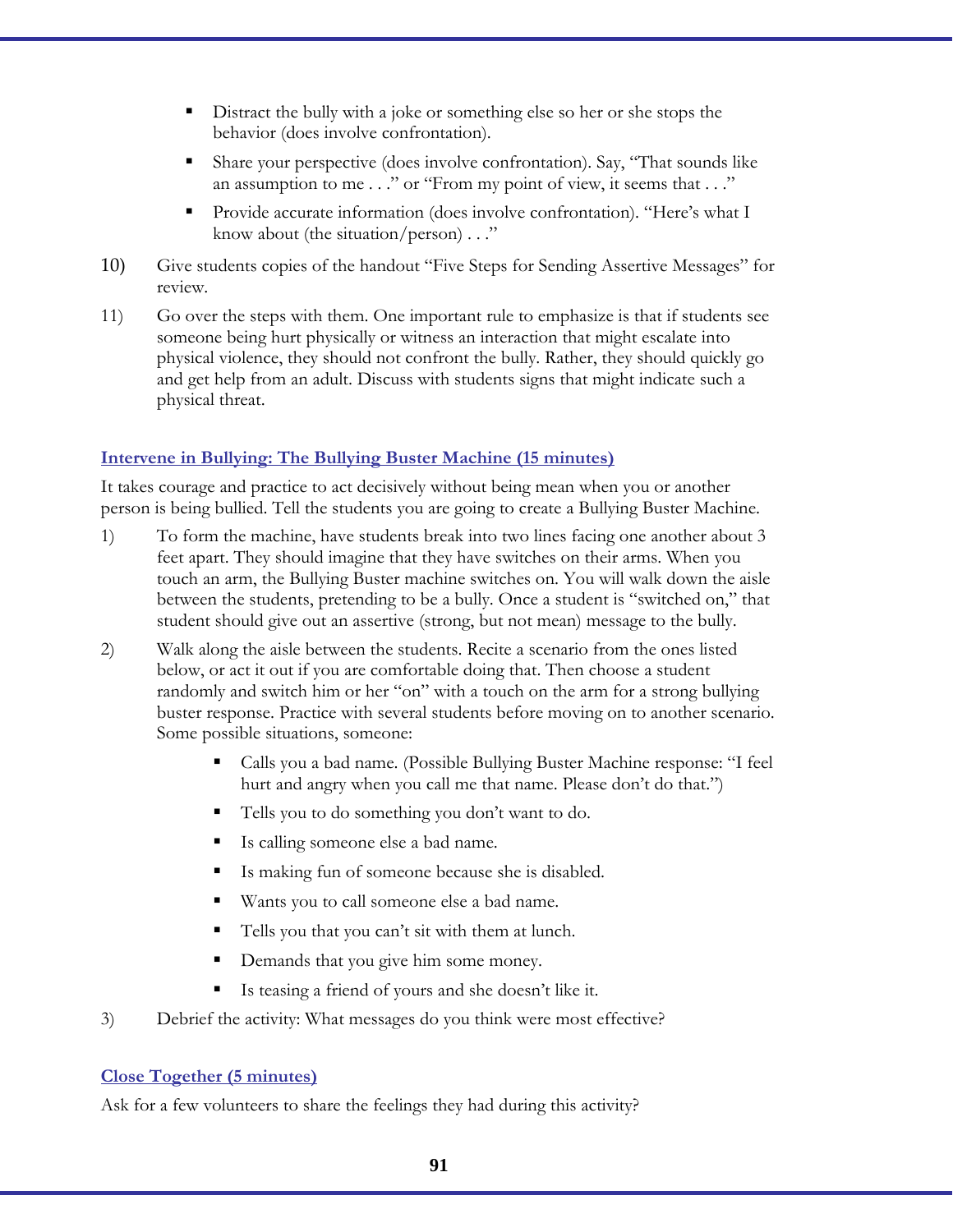- Distract the bully with a joke or something else so her or she stops the behavior (does involve confrontation).
- Share your perspective (does involve confrontation). Say, "That sounds like an assumption to me . . ." or "From my point of view, it seems that . . ."
- Provide accurate information (does involve confrontation). "Here's what I know about (the situation/person) . . ."

10) Give students copies of the handout "Five Steps for Sending Assertive Messages" for review.

11) Go over the steps with them. One important rule to emphasize is that if students see someone being hurt physically or witness an interaction that might escalate into physical violence, they should not confront the bully. Rather, they should quickly go and get help from an adult. Discuss with students signs that might indicate such a physical threat.

### Intervene in Bullying: The Bullying Buster Machine (15 minutes)

It takes courage and practice to act decisively without being mean when you or another person is being bullied. Tell the students you are going to create a Bullying Buster Machine.

1) To form the machine, have students break into two lines facing one another about 3 feet apart. They should imagine that they have switches on their arms. When you touch an arm, the Bullying Buster machine switches on. You will walk down the aisle between the students, pretending to be a bully. Once a student is "switched on," that student should give out an assertive (strong, but not mean) message to the bully.

2) Walk along the aisle between the students. Recite a scenario from the ones listed below, or act it out if you are comfortable doing that. Then choose a student randomly and switch him or her "on" with a touch on the arm for a strong bullying buster response. Practice with several students before moving on to another scenario. Some possible situations, someone:
   - Calls you a bad name. (Possible Bullying Buster Machine response: "I feel hurt and angry when you call me that name. Please don't do that.")
   - Tells you to do something you don't want to do.
   - Is calling someone else a bad name.
   - Is making fun of someone because she is disabled.
   - Wants you to call someone else a bad name.
   - Tells you that you can't sit with them at lunch.
   - Demands that you give him some money.
   - Is teasing a friend of yours and she doesn't like it.

3) Debrief the activity: What messages do you think were most effective?

### Close Together (5 minutes)

Ask for a few volunteers to share the feelings they had during this activity?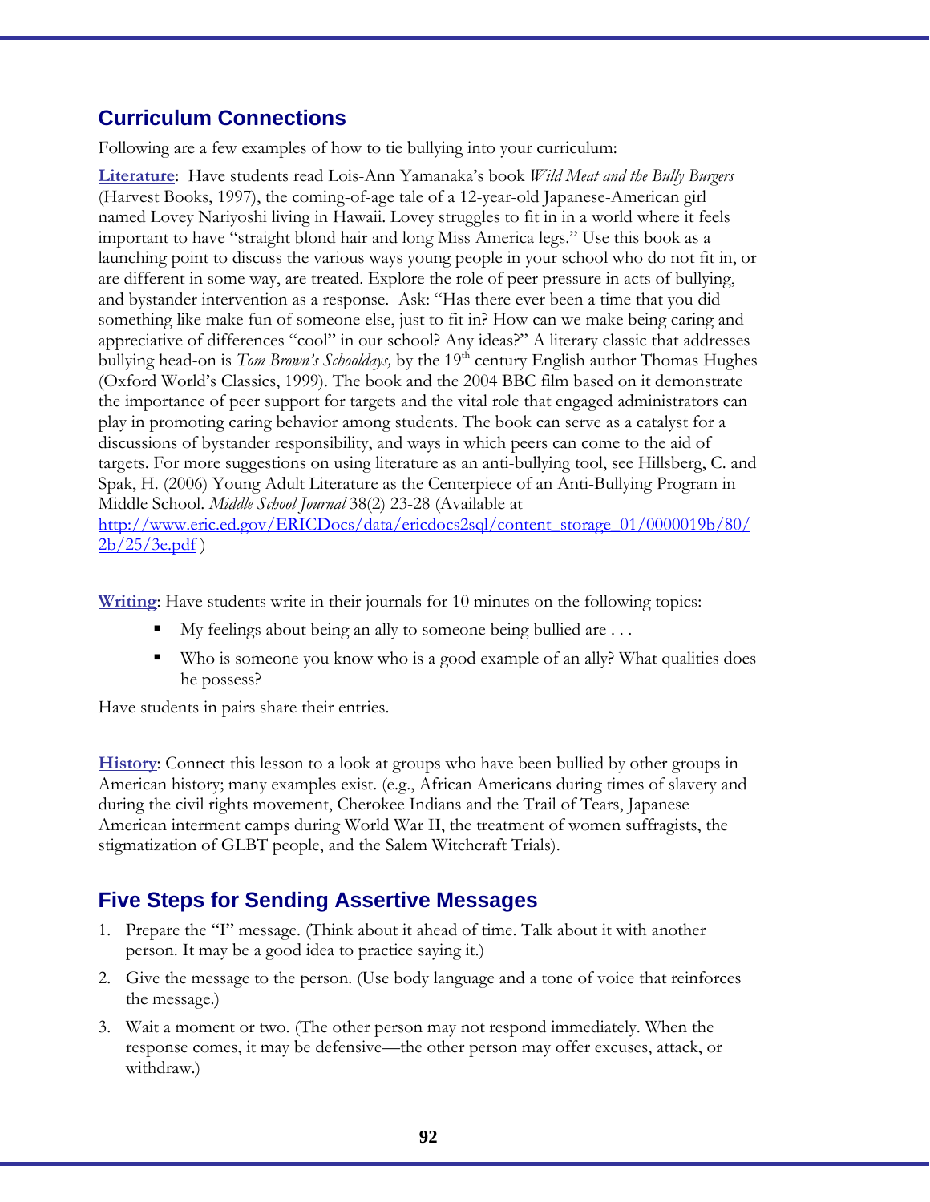## Curriculum Connections

Following are a few examples of how to tie bullying into your curriculum:

**Literature**: Have students read Lois-Ann Yamanaka's book *Wild Meat and the Bully Burgers* (Harvest Books, 1997), the coming-of-age tale of a 12-year-old Japanese-American girl named Lovey Nariyoshi living in Hawaii. Lovey struggles to fit in in a world where it feels important to have "straight blond hair and long Miss America legs." Use this book as a launching point to discuss the various ways young people in your school who do not fit in, or are different in some way, are treated. Explore the role of peer pressure in acts of bullying, and bystander intervention as a response. Ask: "Has there ever been a time that you did something like make fun of someone else, just to fit in? How can we make being caring and appreciative of differences "cool" in our school? Any ideas?" A literary classic that addresses bullying head-on is *Tom Brown's Schooldays,* by the 19th century English author Thomas Hughes (Oxford World's Classics, 1999). The book and the 2004 BBC film based on it demonstrate the importance of peer support for targets and the vital role that engaged administrators can play in promoting caring behavior among students. The book can serve as a catalyst for a discussions of bystander responsibility, and ways in which peers can come to the aid of targets. For more suggestions on using literature as an anti-bullying tool, see Hillsberg, C. and Spak, H. (2006) Young Adult Literature as the Centerpiece of an Anti-Bullying Program in Middle School. *Middle School Journal* 38(2) 23-28 (Available at http://www.eric.ed.gov/ERICDocs/data/ericdocs2sql/content_storage_01/0000019b/80/2b/25/3e.pdf )

**Writing**: Have students write in their journals for 10 minutes on the following topics:

- My feelings about being an ally to someone being bullied are . . .
- Who is someone you know who is a good example of an ally? What qualities does he possess?

Have students in pairs share their entries.

**History**: Connect this lesson to a look at groups who have been bullied by other groups in American history; many examples exist. (e.g., African Americans during times of slavery and during the civil rights movement, Cherokee Indians and the Trail of Tears, Japanese American interment camps during World War II, the treatment of women suffragists, the stigmatization of GLBT people, and the Salem Witchcraft Trials).

## Five Steps for Sending Assertive Messages

1. Prepare the "I" message. (Think about it ahead of time. Talk about it with another person. It may be a good idea to practice saying it.)
2. Give the message to the person. (Use body language and a tone of voice that reinforces the message.)
3. Wait a moment or two. (The other person may not respond immediately. When the response comes, it may be defensive—the other person may offer excuses, attack, or withdraw.)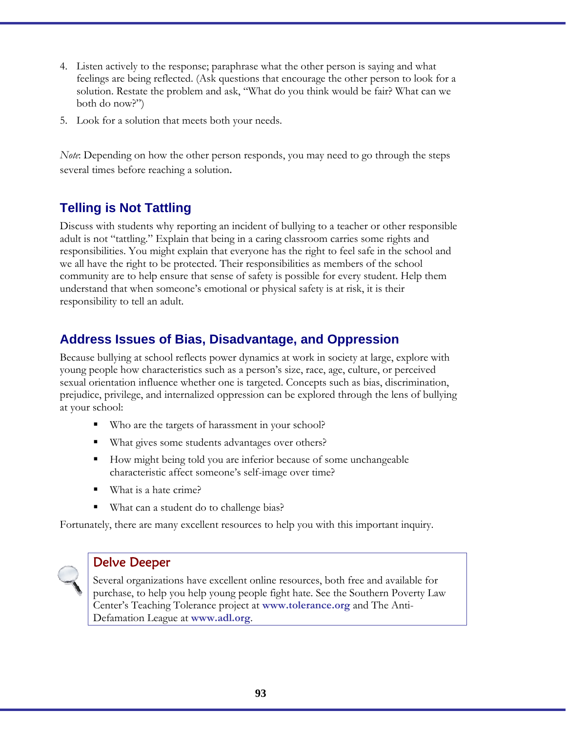4. Listen actively to the response; paraphrase what the other person is saying and what feelings are being reflected. (Ask questions that encourage the other person to look for a solution. Restate the problem and ask, "What do you think would be fair? What can we both do now?")
5. Look for a solution that meets both your needs.

*Note*: Depending on how the other person responds, you may need to go through the steps several times before reaching a solution.

## Telling is Not Tattling

Discuss with students why reporting an incident of bullying to a teacher or other responsible adult is not "tattling." Explain that being in a caring classroom carries some rights and responsibilities. You might explain that everyone has the right to feel safe in the school and we all have the right to be protected. Their responsibilities as members of the school community are to help ensure that sense of safety is possible for every student. Help them understand that when someone's emotional or physical safety is at risk, it is their responsibility to tell an adult.

## Address Issues of Bias, Disadvantage, and Oppression

Because bullying at school reflects power dynamics at work in society at large, explore with young people how characteristics such as a person's size, race, age, culture, or perceived sexual orientation influence whether one is targeted. Concepts such as bias, discrimination, prejudice, privilege, and internalized oppression can be explored through the lens of bullying at your school:

- Who are the targets of harassment in your school?
- What gives some students advantages over others?
- How might being told you are inferior because of some unchangeable characteristic affect someone's self-image over time?
- What is a hate crime?
- What can a student do to challenge bias?

Fortunately, there are many excellent resources to help you with this important inquiry.

### Delve Deeper

Several organizations have excellent online resources, both free and available for purchase, to help you help young people fight hate. See the Southern Poverty Law Center's Teaching Tolerance project at **www.tolerance.org** and The Anti-Defamation League at **www.adl.org**.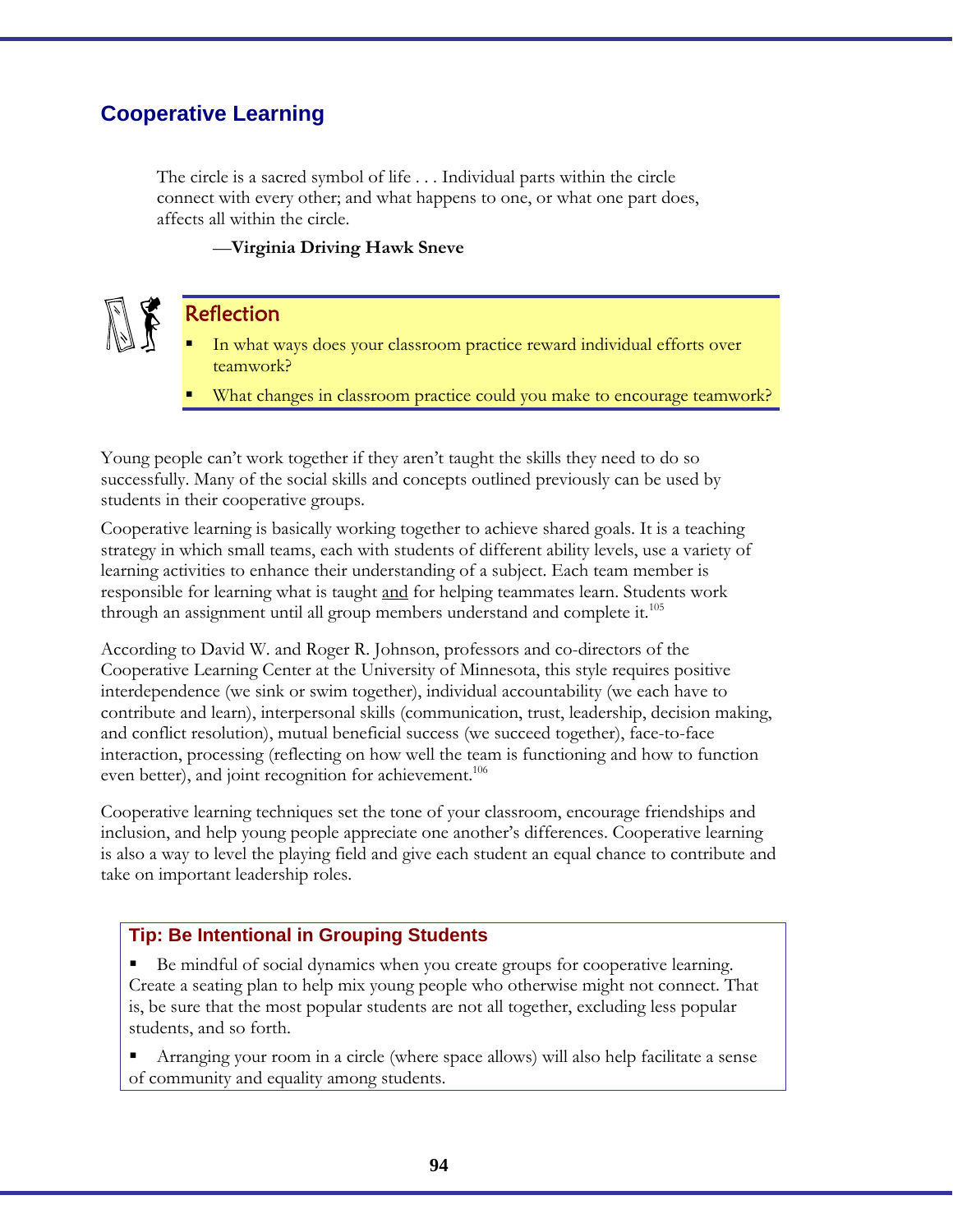## Cooperative Learning

> The circle is a sacred symbol of life . . . Individual parts within the circle connect with every other; and what happens to one, or what one part does, affects all within the circle.
>
> —**Virginia Driving Hawk Sneve**

### Reflection

- In what ways does your classroom practice reward individual efforts over teamwork?
- What changes in classroom practice could you make to encourage teamwork?

Young people can't work together if they aren't taught the skills they need to do so successfully. Many of the social skills and concepts outlined previously can be used by students in their cooperative groups.

Cooperative learning is basically working together to achieve shared goals. It is a teaching strategy in which small teams, each with students of different ability levels, use a variety of learning activities to enhance their understanding of a subject. Each team member is responsible for learning what is taught <u>and</u> for helping teammates learn. Students work through an assignment until all group members understand and complete it.[105]

According to David W. and Roger R. Johnson, professors and co-directors of the Cooperative Learning Center at the University of Minnesota, this style requires positive interdependence (we sink or swim together), individual accountability (we each have to contribute and learn), interpersonal skills (communication, trust, leadership, decision making, and conflict resolution), mutual beneficial success (we succeed together), face-to-face interaction, processing (reflecting on how well the team is functioning and how to function even better), and joint recognition for achievement.[106]

Cooperative learning techniques set the tone of your classroom, encourage friendships and inclusion, and help young people appreciate one another's differences. Cooperative learning is also a way to level the playing field and give each student an equal chance to contribute and take on important leadership roles.

### Tip: Be Intentional in Grouping Students

- Be mindful of social dynamics when you create groups for cooperative learning. Create a seating plan to help mix young people who otherwise might not connect. That is, be sure that the most popular students are not all together, excluding less popular students, and so forth.
- Arranging your room in a circle (where space allows) will also help facilitate a sense of community and equality among students.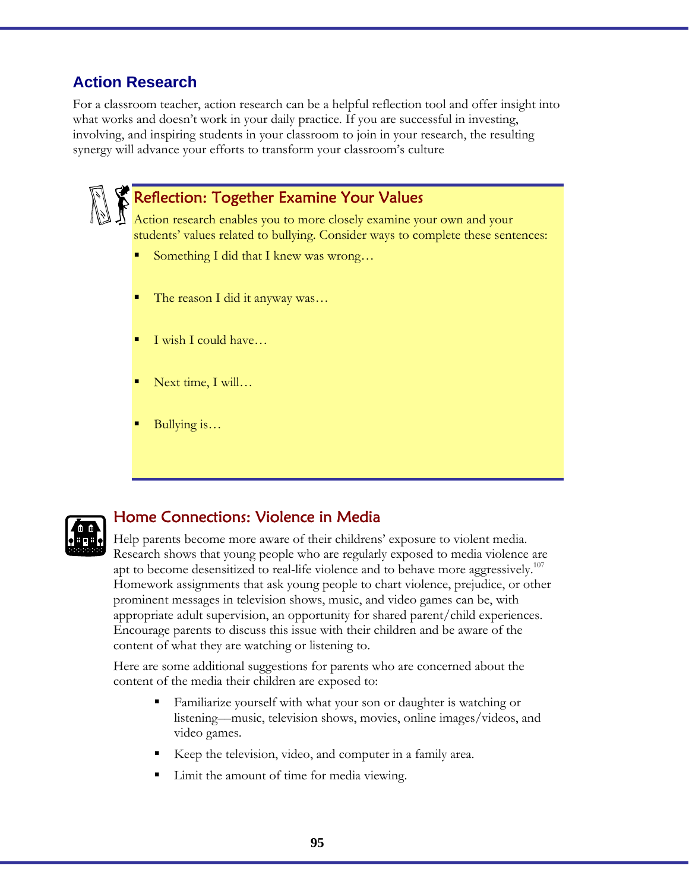## Action Research

For a classroom teacher, action research can be a helpful reflection tool and offer insight into what works and doesn't work in your daily practice. If you are successful in investing, involving, and inspiring students in your classroom to join in your research, the resulting synergy will advance your efforts to transform your classroom's culture

### Reflection: Together Examine Your Values

Action research enables you to more closely examine your own and your students' values related to bullying. Consider ways to complete these sentences:

- Something I did that I knew was wrong…
- The reason I did it anyway was…
- I wish I could have…
- Next time, I will…
- Bullying is…

### Home Connections: Violence in Media

Help parents become more aware of their childrens' exposure to violent media. Research shows that young people who are regularly exposed to media violence are apt to become desensitized to real-life violence and to behave more aggressively.[107] Homework assignments that ask young people to chart violence, prejudice, or other prominent messages in television shows, music, and video games can be, with appropriate adult supervision, an opportunity for shared parent/child experiences. Encourage parents to discuss this issue with their children and be aware of the content of what they are watching or listening to.

Here are some additional suggestions for parents who are concerned about the content of the media their children are exposed to:

- Familiarize yourself with what your son or daughter is watching or listening—music, television shows, movies, online images/videos, and video games.
- Keep the television, video, and computer in a family area.
- Limit the amount of time for media viewing.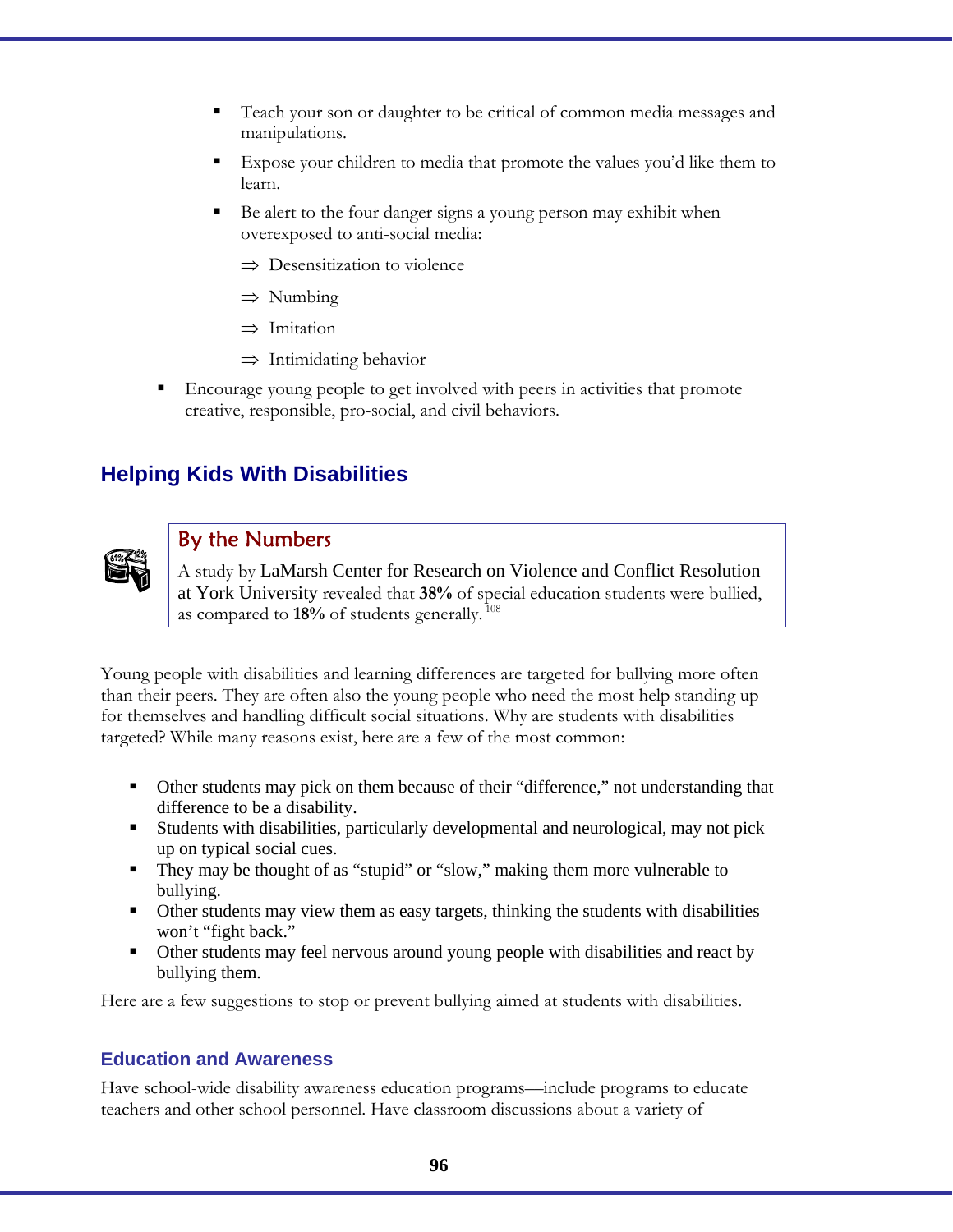- Teach your son or daughter to be critical of common media messages and manipulations.
- Expose your children to media that promote the values you'd like them to learn.
- Be alert to the four danger signs a young person may exhibit when overexposed to anti-social media:
  - ⇒ Desensitization to violence
  - ⇒ Numbing
  - ⇒ Imitation
  - ⇒ Intimidating behavior

- Encourage young people to get involved with peers in activities that promote creative, responsible, pro-social, and civil behaviors.

## Helping Kids With Disabilities

**By the Numbers**

A study by LaMarsh Center for Research on Violence and Conflict Resolution at York University revealed that **38%** of special education students were bullied, as compared to **18%** of students generally.[108]

Young people with disabilities and learning differences are targeted for bullying more often than their peers. They are often also the young people who need the most help standing up for themselves and handling difficult social situations. Why are students with disabilities targeted? While many reasons exist, here are a few of the most common:

- Other students may pick on them because of their "difference," not understanding that difference to be a disability.
- Students with disabilities, particularly developmental and neurological, may not pick up on typical social cues.
- They may be thought of as "stupid" or "slow," making them more vulnerable to bullying.
- Other students may view them as easy targets, thinking the students with disabilities won't "fight back."
- Other students may feel nervous around young people with disabilities and react by bullying them.

Here are a few suggestions to stop or prevent bullying aimed at students with disabilities.

### Education and Awareness

Have school-wide disability awareness education programs—include programs to educate teachers and other school personnel. Have classroom discussions about a variety of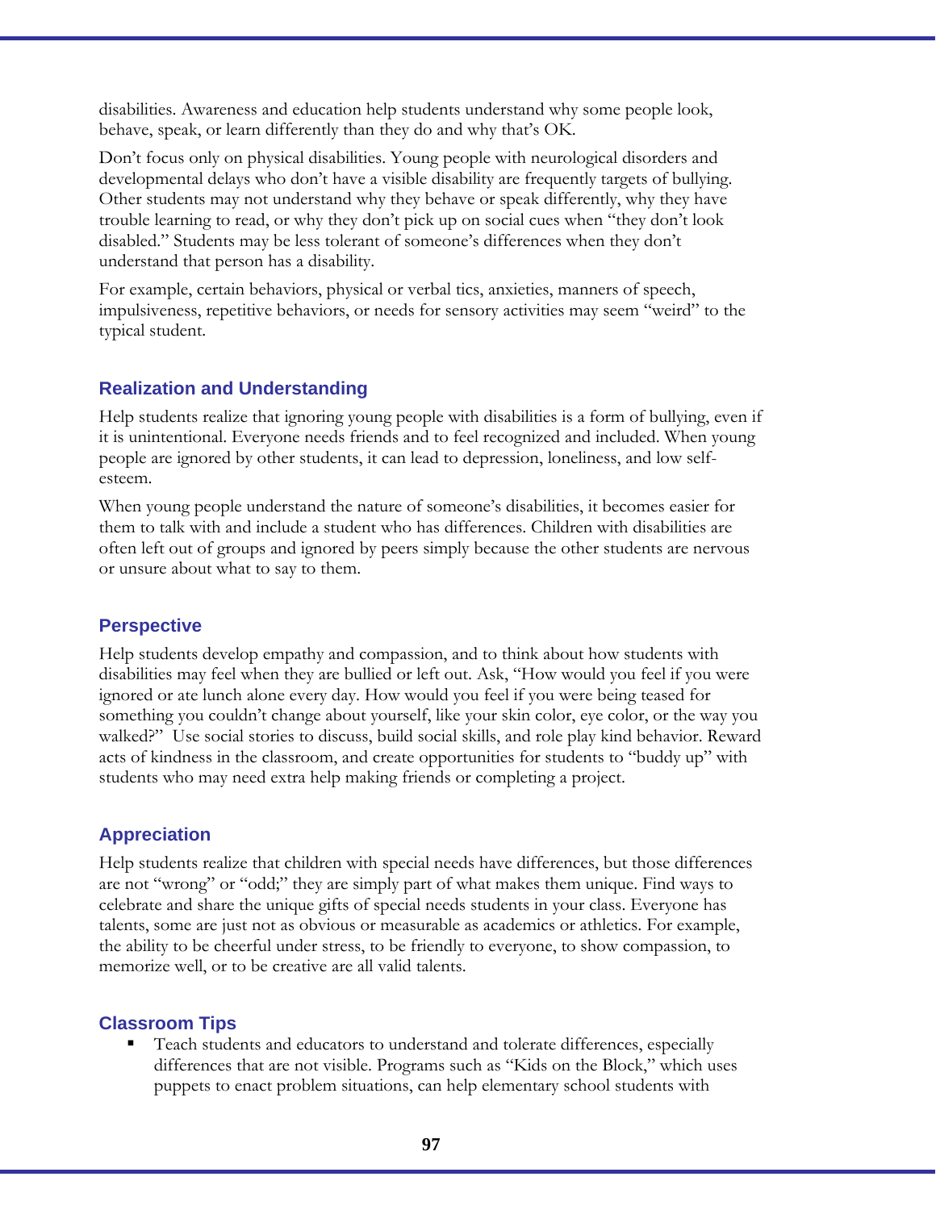disabilities. Awareness and education help students understand why some people look, behave, speak, or learn differently than they do and why that's OK.

Don't focus only on physical disabilities. Young people with neurological disorders and developmental delays who don't have a visible disability are frequently targets of bullying. Other students may not understand why they behave or speak differently, why they have trouble learning to read, or why they don't pick up on social cues when "they don't look disabled." Students may be less tolerant of someone's differences when they don't understand that person has a disability.

For example, certain behaviors, physical or verbal tics, anxieties, manners of speech, impulsiveness, repetitive behaviors, or needs for sensory activities may seem "weird" to the typical student.

### Realization and Understanding

Help students realize that ignoring young people with disabilities is a form of bullying, even if it is unintentional. Everyone needs friends and to feel recognized and included. When young people are ignored by other students, it can lead to depression, loneliness, and low self-esteem.

When young people understand the nature of someone's disabilities, it becomes easier for them to talk with and include a student who has differences. Children with disabilities are often left out of groups and ignored by peers simply because the other students are nervous or unsure about what to say to them.

### Perspective

Help students develop empathy and compassion, and to think about how students with disabilities may feel when they are bullied or left out. Ask, "How would you feel if you were ignored or ate lunch alone every day. How would you feel if you were being teased for something you couldn't change about yourself, like your skin color, eye color, or the way you walked?" Use social stories to discuss, build social skills, and role play kind behavior. Reward acts of kindness in the classroom, and create opportunities for students to "buddy up" with students who may need extra help making friends or completing a project.

### Appreciation

Help students realize that children with special needs have differences, but those differences are not "wrong" or "odd;" they are simply part of what makes them unique. Find ways to celebrate and share the unique gifts of special needs students in your class. Everyone has talents, some are just not as obvious or measurable as academics or athletics. For example, the ability to be cheerful under stress, to be friendly to everyone, to show compassion, to memorize well, or to be creative are all valid talents.

### Classroom Tips

- Teach students and educators to understand and tolerate differences, especially differences that are not visible. Programs such as "Kids on the Block," which uses puppets to enact problem situations, can help elementary school students with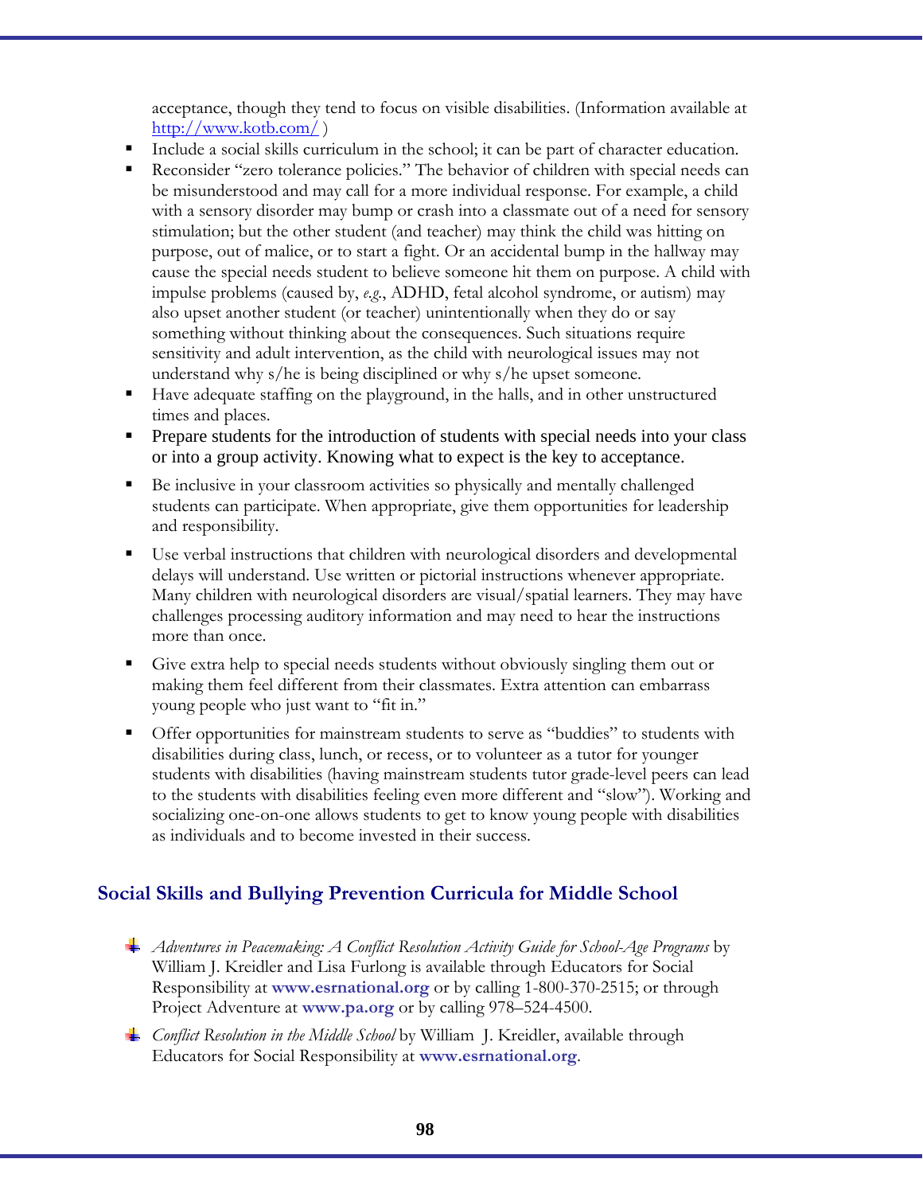acceptance, though they tend to focus on visible disabilities. (Information available at http://www.kotb.com/ )

- Include a social skills curriculum in the school; it can be part of character education.
- Reconsider "zero tolerance policies." The behavior of children with special needs can be misunderstood and may call for a more individual response. For example, a child with a sensory disorder may bump or crash into a classmate out of a need for sensory stimulation; but the other student (and teacher) may think the child was hitting on purpose, out of malice, or to start a fight. Or an accidental bump in the hallway may cause the special needs student to believe someone hit them on purpose. A child with impulse problems (caused by, *e.g.*, ADHD, fetal alcohol syndrome, or autism) may also upset another student (or teacher) unintentionally when they do or say something without thinking about the consequences. Such situations require sensitivity and adult intervention, as the child with neurological issues may not understand why s/he is being disciplined or why s/he upset someone.
- Have adequate staffing on the playground, in the halls, and in other unstructured times and places.
- Prepare students for the introduction of students with special needs into your class or into a group activity. Knowing what to expect is the key to acceptance.
- Be inclusive in your classroom activities so physically and mentally challenged students can participate. When appropriate, give them opportunities for leadership and responsibility.
- Use verbal instructions that children with neurological disorders and developmental delays will understand. Use written or pictorial instructions whenever appropriate. Many children with neurological disorders are visual/spatial learners. They may have challenges processing auditory information and may need to hear the instructions more than once.
- Give extra help to special needs students without obviously singling them out or making them feel different from their classmates. Extra attention can embarrass young people who just want to "fit in."
- Offer opportunities for mainstream students to serve as "buddies" to students with disabilities during class, lunch, or recess, or to volunteer as a tutor for younger students with disabilities (having mainstream students tutor grade-level peers can lead to the students with disabilities feeling even more different and "slow"). Working and socializing one-on-one allows students to get to know young people with disabilities as individuals and to become invested in their success.

## Social Skills and Bullying Prevention Curricula for Middle School

- *Adventures in Peacemaking: A Conflict Resolution Activity Guide for School-Age Programs* by William J. Kreidler and Lisa Furlong is available through Educators for Social Responsibility at **www.esrnational.org** or by calling 1-800-370-2515; or through Project Adventure at **www.pa.org** or by calling 978–524-4500.
- *Conflict Resolution in the Middle School* by William J. Kreidler, available through Educators for Social Responsibility at **www.esrnational.org**.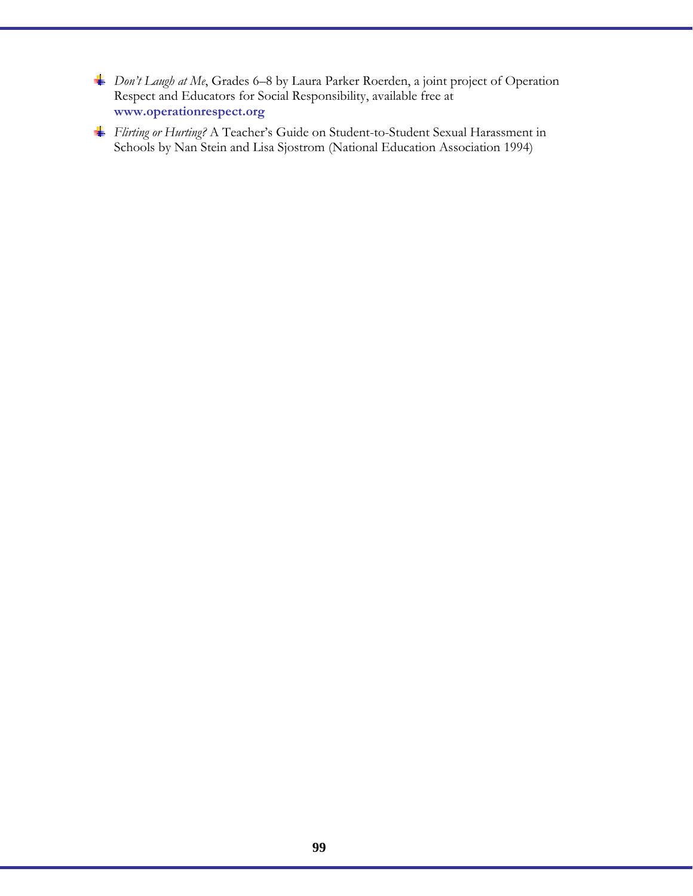- *Don't Laugh at Me*, Grades 6–8 by Laura Parker Roerden, a joint project of Operation Respect and Educators for Social Responsibility, available free at **www.operationrespect.org**
- *Flirting or Hurting?* A Teacher's Guide on Student-to-Student Sexual Harassment in Schools by Nan Stein and Lisa Sjostrom (National Education Association 1994)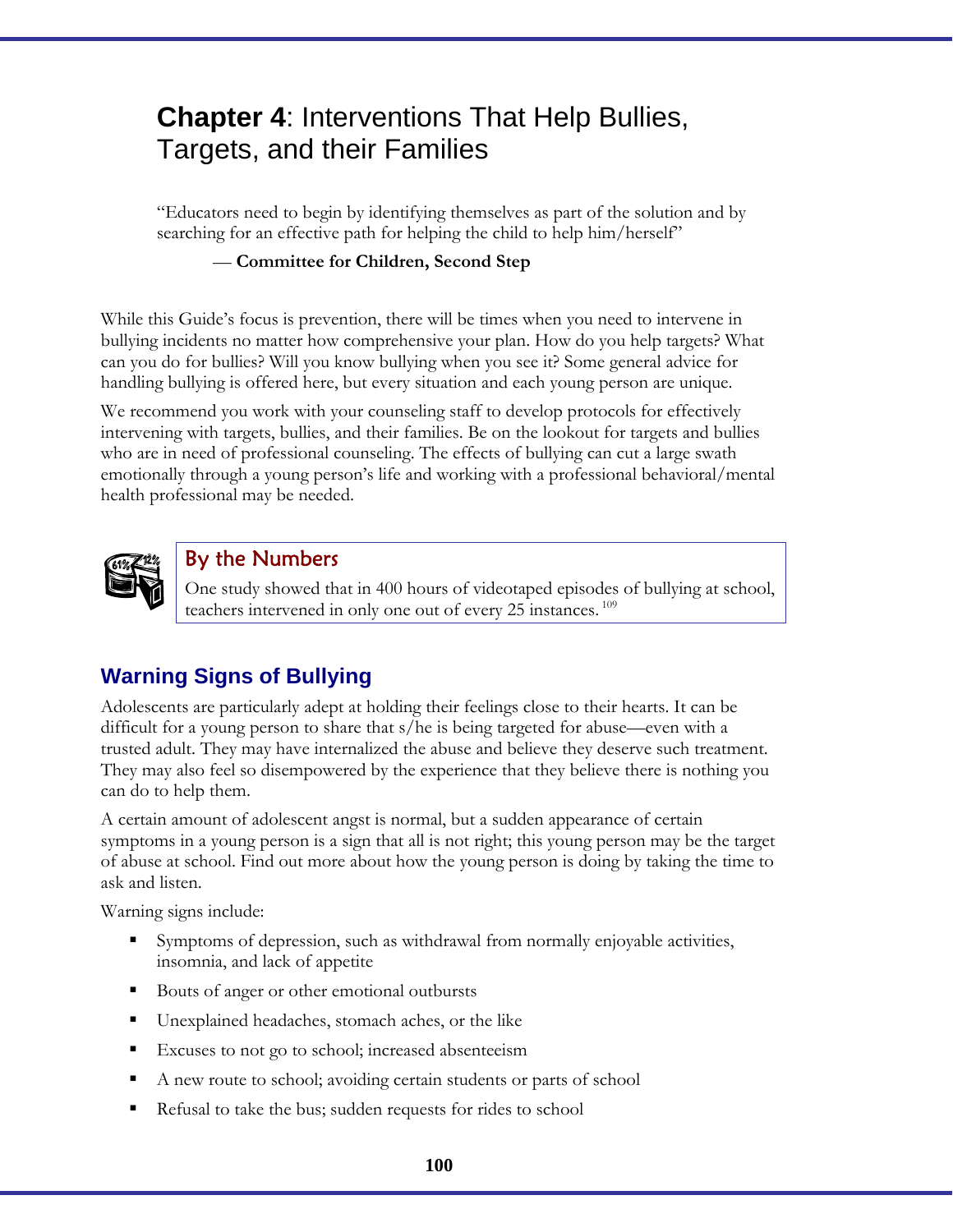# **Chapter 4**: Interventions That Help Bullies, Targets, and their Families

"Educators need to begin by identifying themselves as part of the solution and by searching for an effective path for helping the child to help him/herself"

— **Committee for Children, Second Step**

While this Guide's focus is prevention, there will be times when you need to intervene in bullying incidents no matter how comprehensive your plan. How do you help targets? What can you do for bullies? Will you know bullying when you see it? Some general advice for handling bullying is offered here, but every situation and each young person are unique.

We recommend you work with your counseling staff to develop protocols for effectively intervening with targets, bullies, and their families. Be on the lookout for targets and bullies who are in need of professional counseling. The effects of bullying can cut a large swath emotionally through a young person's life and working with a professional behavioral/mental health professional may be needed.

### By the Numbers

One study showed that in 400 hours of videotaped episodes of bullying at school, teachers intervened in only one out of every 25 instances.[109]

## Warning Signs of Bullying

Adolescents are particularly adept at holding their feelings close to their hearts. It can be difficult for a young person to share that s/he is being targeted for abuse—even with a trusted adult. They may have internalized the abuse and believe they deserve such treatment. They may also feel so disempowered by the experience that they believe there is nothing you can do to help them.

A certain amount of adolescent angst is normal, but a sudden appearance of certain symptoms in a young person is a sign that all is not right; this young person may be the target of abuse at school. Find out more about how the young person is doing by taking the time to ask and listen.

Warning signs include:

- Symptoms of depression, such as withdrawal from normally enjoyable activities, insomnia, and lack of appetite
- Bouts of anger or other emotional outbursts
- Unexplained headaches, stomach aches, or the like
- Excuses to not go to school; increased absenteeism
- A new route to school; avoiding certain students or parts of school
- Refusal to take the bus; sudden requests for rides to school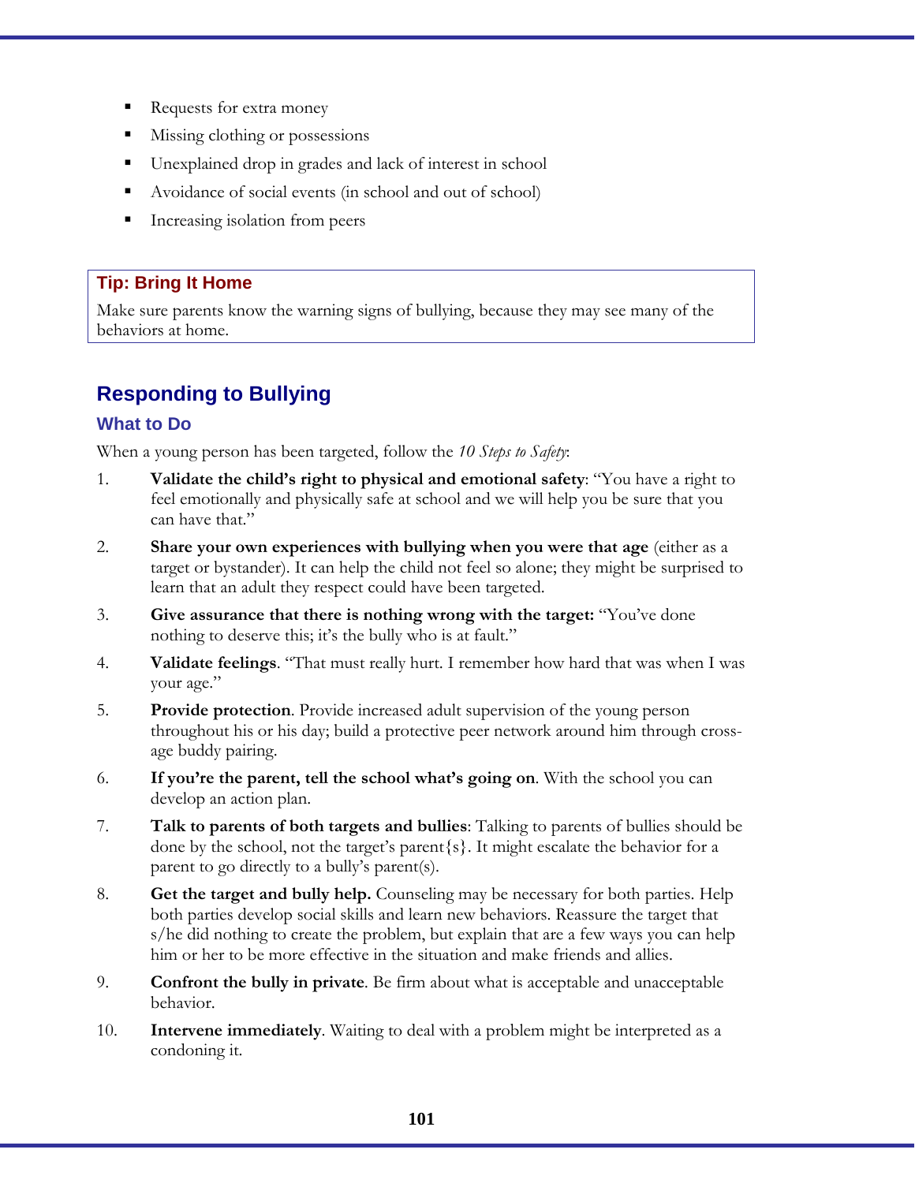- Requests for extra money
- Missing clothing or possessions
- Unexplained drop in grades and lack of interest in school
- Avoidance of social events (in school and out of school)
- Increasing isolation from peers

> **Tip: Bring It Home**
>
> Make sure parents know the warning signs of bullying, because they may see many of the behaviors at home.

## Responding to Bullying

### What to Do

When a young person has been targeted, follow the *10 Steps to Safety*:

1. **Validate the child's right to physical and emotional safety**: "You have a right to feel emotionally and physically safe at school and we will help you be sure that you can have that."
2. **Share your own experiences with bullying when you were that age** (either as a target or bystander). It can help the child not feel so alone; they might be surprised to learn that an adult they respect could have been targeted.
3. **Give assurance that there is nothing wrong with the target:** "You've done nothing to deserve this; it's the bully who is at fault."
4. **Validate feelings**. "That must really hurt. I remember how hard that was when I was your age."
5. **Provide protection**. Provide increased adult supervision of the young person throughout his or his day; build a protective peer network around him through cross-age buddy pairing.
6. **If you're the parent, tell the school what's going on**. With the school you can develop an action plan.
7. **Talk to parents of both targets and bullies**: Talking to parents of bullies should be done by the school, not the target's parent{s}. It might escalate the behavior for a parent to go directly to a bully's parent(s).
8. **Get the target and bully help.** Counseling may be necessary for both parties. Help both parties develop social skills and learn new behaviors. Reassure the target that s/he did nothing to create the problem, but explain that are a few ways you can help him or her to be more effective in the situation and make friends and allies.
9. **Confront the bully in private**. Be firm about what is acceptable and unacceptable behavior.
10. **Intervene immediately**. Waiting to deal with a problem might be interpreted as a condoning it.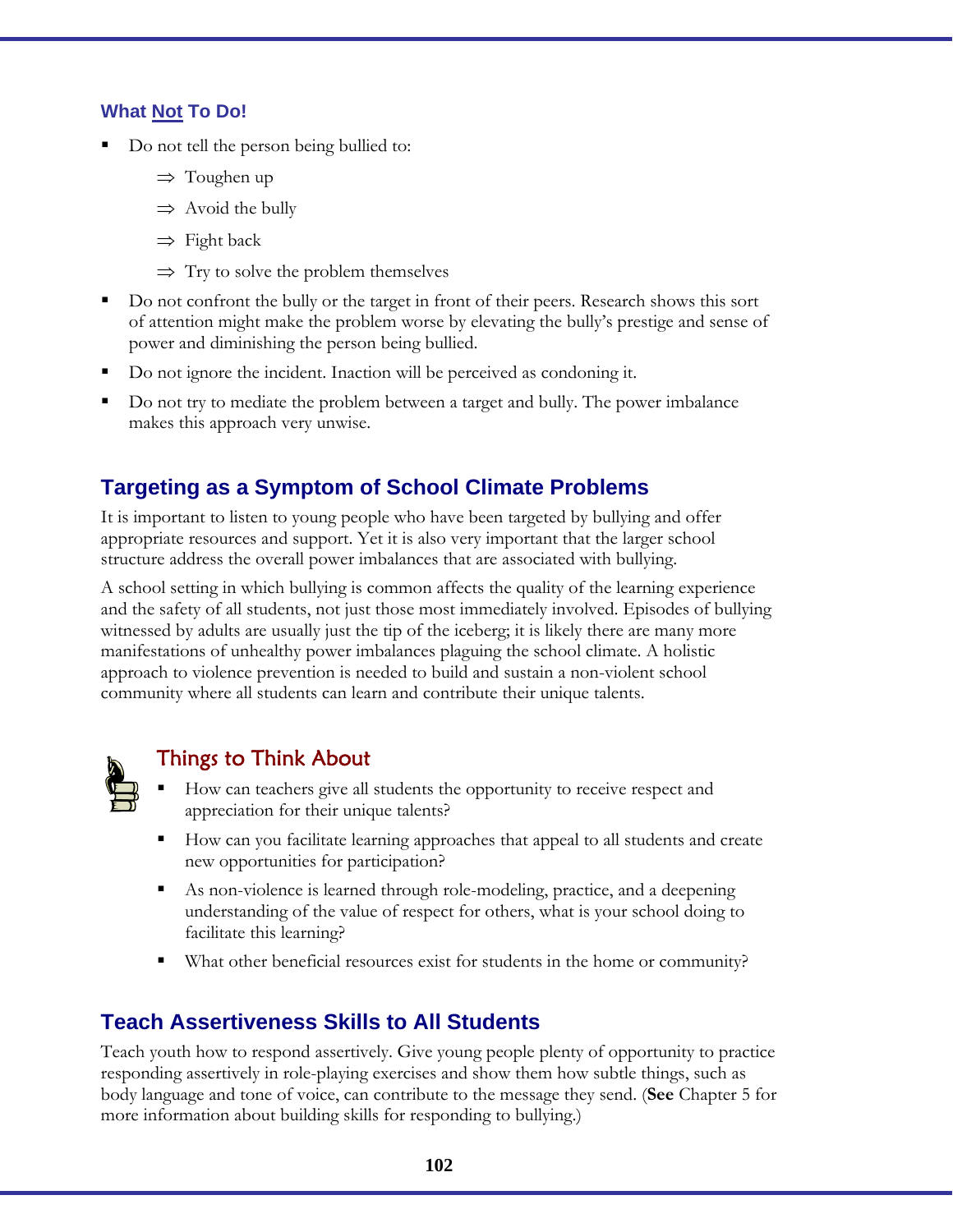### What Not To Do!

- Do not tell the person being bullied to:
  - ⇒ Toughen up
  - ⇒ Avoid the bully
  - ⇒ Fight back
  - ⇒ Try to solve the problem themselves
- Do not confront the bully or the target in front of their peers. Research shows this sort of attention might make the problem worse by elevating the bully's prestige and sense of power and diminishing the person being bullied.
- Do not ignore the incident. Inaction will be perceived as condoning it.
- Do not try to mediate the problem between a target and bully. The power imbalance makes this approach very unwise.

## Targeting as a Symptom of School Climate Problems

It is important to listen to young people who have been targeted by bullying and offer appropriate resources and support. Yet it is also very important that the larger school structure address the overall power imbalances that are associated with bullying.

A school setting in which bullying is common affects the quality of the learning experience and the safety of all students, not just those most immediately involved. Episodes of bullying witnessed by adults are usually just the tip of the iceberg; it is likely there are many more manifestations of unhealthy power imbalances plaguing the school climate. A holistic approach to violence prevention is needed to build and sustain a non-violent school community where all students can learn and contribute their unique talents.

### Things to Think About

- How can teachers give all students the opportunity to receive respect and appreciation for their unique talents?
- How can you facilitate learning approaches that appeal to all students and create new opportunities for participation?
- As non-violence is learned through role-modeling, practice, and a deepening understanding of the value of respect for others, what is your school doing to facilitate this learning?
- What other beneficial resources exist for students in the home or community?

## Teach Assertiveness Skills to All Students

Teach youth how to respond assertively. Give young people plenty of opportunity to practice responding assertively in role-playing exercises and show them how subtle things, such as body language and tone of voice, can contribute to the message they send. (**See** Chapter 5 for more information about building skills for responding to bullying.)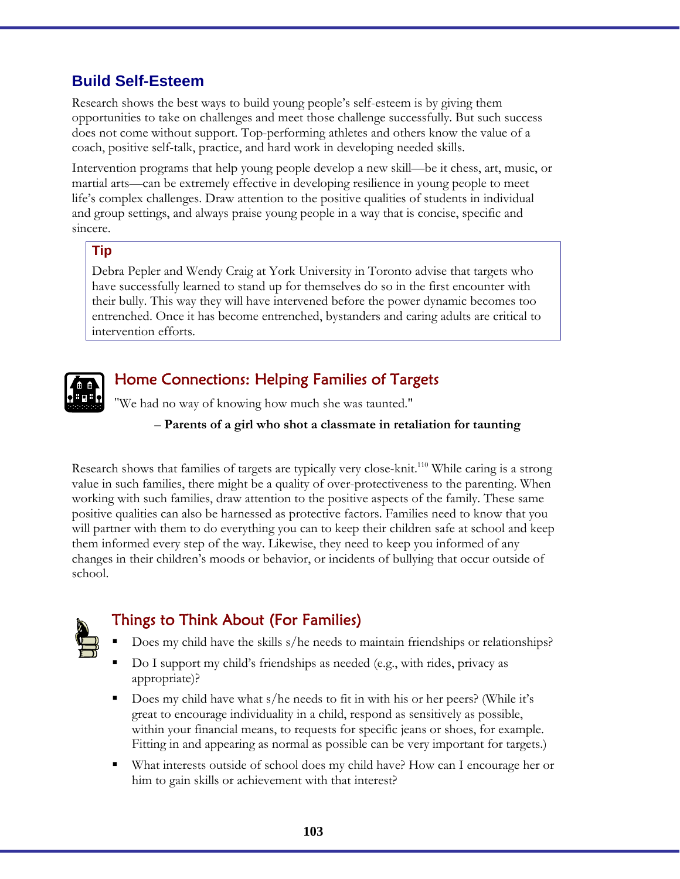## Build Self-Esteem

Research shows the best ways to build young people's self-esteem is by giving them opportunities to take on challenges and meet those challenge successfully. But such success does not come without support. Top-performing athletes and others know the value of a coach, positive self-talk, practice, and hard work in developing needed skills.

Intervention programs that help young people develop a new skill—be it chess, art, music, or martial arts—can be extremely effective in developing resilience in young people to meet life's complex challenges. Draw attention to the positive qualities of students in individual and group settings, and always praise young people in a way that is concise, specific and sincere.

> **Tip**
>
> Debra Pepler and Wendy Craig at York University in Toronto advise that targets who have successfully learned to stand up for themselves do so in the first encounter with their bully. This way they will have intervened before the power dynamic becomes too entrenched. Once it has become entrenched, bystanders and caring adults are critical to intervention efforts.

### Home Connections: Helping Families of Targets

"We had no way of knowing how much she was taunted."

– **Parents of a girl who shot a classmate in retaliation for taunting**

Research shows that families of targets are typically very close-knit.[110] While caring is a strong value in such families, there might be a quality of over-protectiveness to the parenting. When working with such families, draw attention to the positive aspects of the family. These same positive qualities can also be harnessed as protective factors. Families need to know that you will partner with them to do everything you can to keep their children safe at school and keep them informed every step of the way. Likewise, they need to keep you informed of any changes in their children's moods or behavior, or incidents of bullying that occur outside of school.

### Things to Think About (For Families)

- Does my child have the skills s/he needs to maintain friendships or relationships?
- Do I support my child's friendships as needed (e.g., with rides, privacy as appropriate)?
- Does my child have what s/he needs to fit in with his or her peers? (While it's great to encourage individuality in a child, respond as sensitively as possible, within your financial means, to requests for specific jeans or shoes, for example. Fitting in and appearing as normal as possible can be very important for targets.)
- What interests outside of school does my child have? How can I encourage her or him to gain skills or achievement with that interest?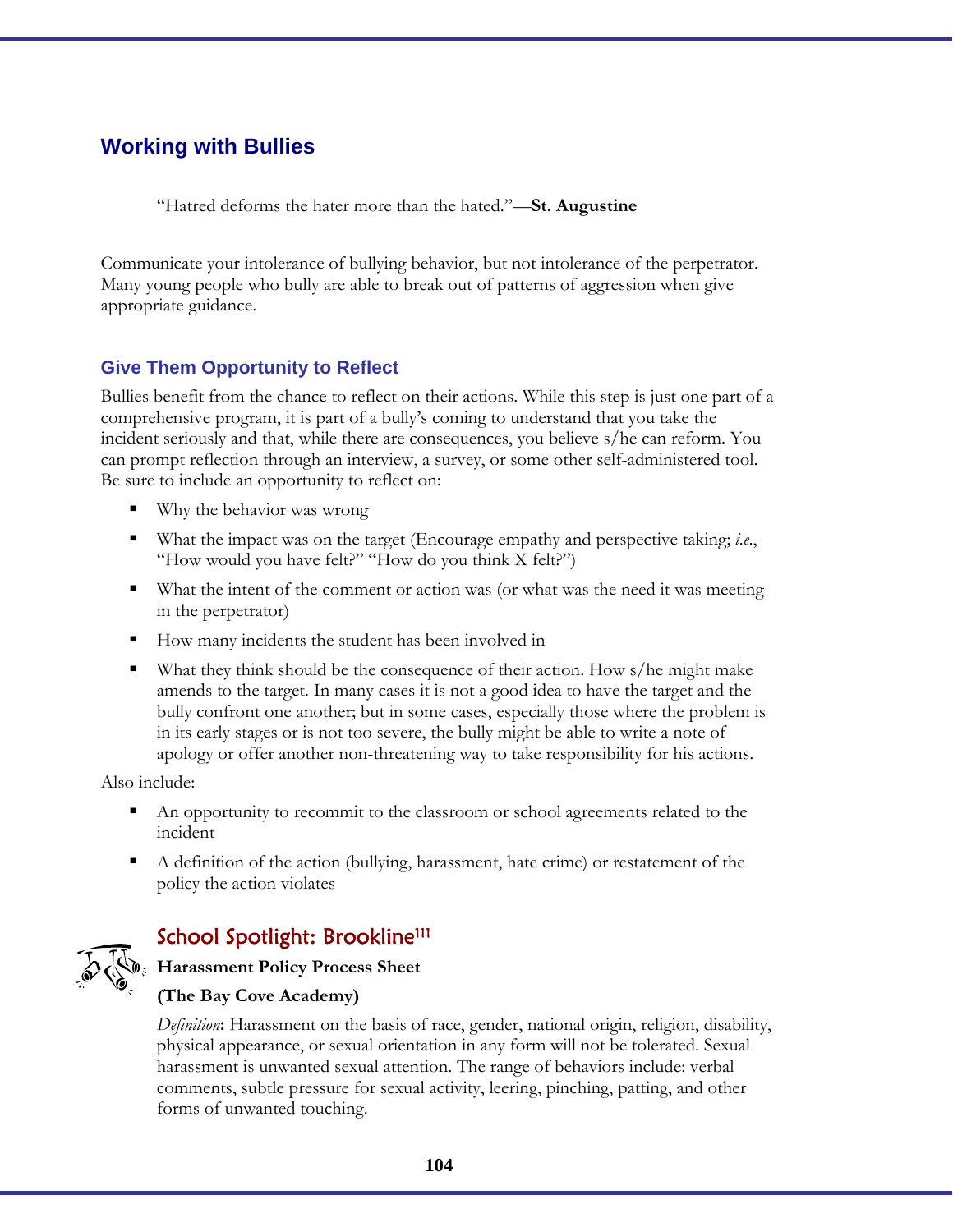## Working with Bullies

> "Hatred deforms the hater more than the hated."—**St. Augustine**

Communicate your intolerance of bullying behavior, but not intolerance of the perpetrator. Many young people who bully are able to break out of patterns of aggression when give appropriate guidance.

### Give Them Opportunity to Reflect

Bullies benefit from the chance to reflect on their actions. While this step is just one part of a comprehensive program, it is part of a bully's coming to understand that you take the incident seriously and that, while there are consequences, you believe s/he can reform. You can prompt reflection through an interview, a survey, or some other self-administered tool. Be sure to include an opportunity to reflect on:

- Why the behavior was wrong
- What the impact was on the target (Encourage empathy and perspective taking; *i.e.*, "How would you have felt?" "How do you think X felt?")
- What the intent of the comment or action was (or what was the need it was meeting in the perpetrator)
- How many incidents the student has been involved in
- What they think should be the consequence of their action. How s/he might make amends to the target. In many cases it is not a good idea to have the target and the bully confront one another; but in some cases, especially those where the problem is in its early stages or is not too severe, the bully might be able to write a note of apology or offer another non-threatening way to take responsibility for his actions.

Also include:

- An opportunity to recommit to the classroom or school agreements related to the incident
- A definition of the action (bullying, harassment, hate crime) or restatement of the policy the action violates

### School Spotlight: Brookline[111]

**Harassment Policy Process Sheet**

**(The Bay Cove Academy)**

*Definition***:** Harassment on the basis of race, gender, national origin, religion, disability, physical appearance, or sexual orientation in any form will not be tolerated. Sexual harassment is unwanted sexual attention. The range of behaviors include: verbal comments, subtle pressure for sexual activity, leering, pinching, patting, and other forms of unwanted touching.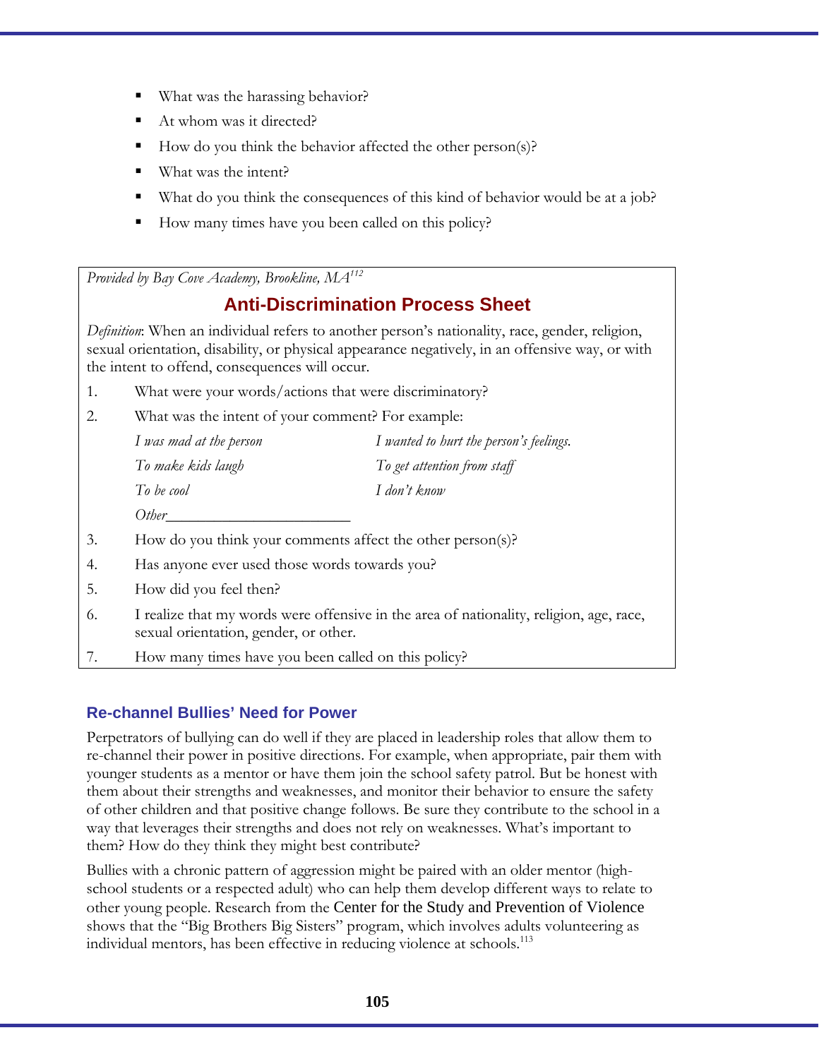- What was the harassing behavior?
- At whom was it directed?
- How do you think the behavior affected the other person(s)?
- What was the intent?
- What do you think the consequences of this kind of behavior would be at a job?
- How many times have you been called on this policy?

*Provided by Bay Cove Academy, Brookline, MA*[112]

## Anti-Discrimination Process Sheet

*Definition*: When an individual refers to another person's nationality, race, gender, religion, sexual orientation, disability, or physical appearance negatively, in an offensive way, or with the intent to offend, consequences will occur.

1. What were your words/actions that were discriminatory?
2. What was the intent of your comment? For example:

   *I was mad at the person* — *I wanted to hurt the person's feelings.*

   *To make kids laugh* — *To get attention from staff*

   *To be cool* — *I don't know*

   *Other*________________________
3. How do you think your comments affect the other person(s)?
4. Has anyone ever used those words towards you?
5. How did you feel then?
6. I realize that my words were offensive in the area of nationality, religion, age, race, sexual orientation, gender, or other.
7. How many times have you been called on this policy?

### Re-channel Bullies' Need for Power

Perpetrators of bullying can do well if they are placed in leadership roles that allow them to re-channel their power in positive directions. For example, when appropriate, pair them with younger students as a mentor or have them join the school safety patrol. But be honest with them about their strengths and weaknesses, and monitor their behavior to ensure the safety of other children and that positive change follows. Be sure they contribute to the school in a way that leverages their strengths and does not rely on weaknesses. What's important to them? How do they think they might best contribute?

Bullies with a chronic pattern of aggression might be paired with an older mentor (high-school students or a respected adult) who can help them develop different ways to relate to other young people. Research from the Center for the Study and Prevention of Violence shows that the "Big Brothers Big Sisters" program, which involves adults volunteering as individual mentors, has been effective in reducing violence at schools.[113]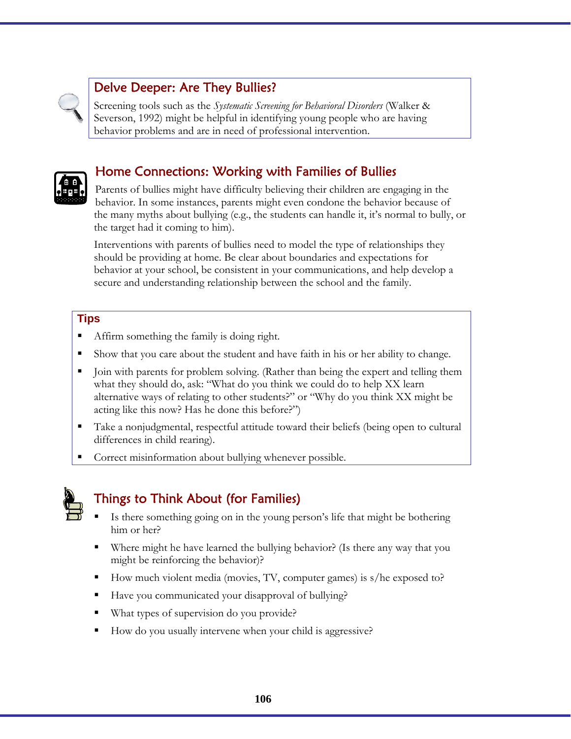## Delve Deeper: Are They Bullies?

Screening tools such as the *Systematic Screening for Behavioral Disorders* (Walker & Severson, 1992) might be helpful in identifying young people who are having behavior problems and are in need of professional intervention.

## Home Connections: Working with Families of Bullies

Parents of bullies might have difficulty believing their children are engaging in the behavior. In some instances, parents might even condone the behavior because of the many myths about bullying (e.g., the students can handle it, it's normal to bully, or the target had it coming to him).

Interventions with parents of bullies need to model the type of relationships they should be providing at home. Be clear about boundaries and expectations for behavior at your school, be consistent in your communications, and help develop a secure and understanding relationship between the school and the family.

### Tips

- Affirm something the family is doing right.
- Show that you care about the student and have faith in his or her ability to change.
- Join with parents for problem solving. (Rather than being the expert and telling them what they should do, ask: "What do you think we could do to help XX learn alternative ways of relating to other students?" or "Why do you think XX might be acting like this now? Has he done this before?")
- Take a nonjudgmental, respectful attitude toward their beliefs (being open to cultural differences in child rearing).
- Correct misinformation about bullying whenever possible.

## Things to Think About (for Families)

- Is there something going on in the young person's life that might be bothering him or her?
- Where might he have learned the bullying behavior? (Is there any way that you might be reinforcing the behavior)?
- How much violent media (movies, TV, computer games) is s/he exposed to?
- Have you communicated your disapproval of bullying?
- What types of supervision do you provide?
- How do you usually intervene when your child is aggressive?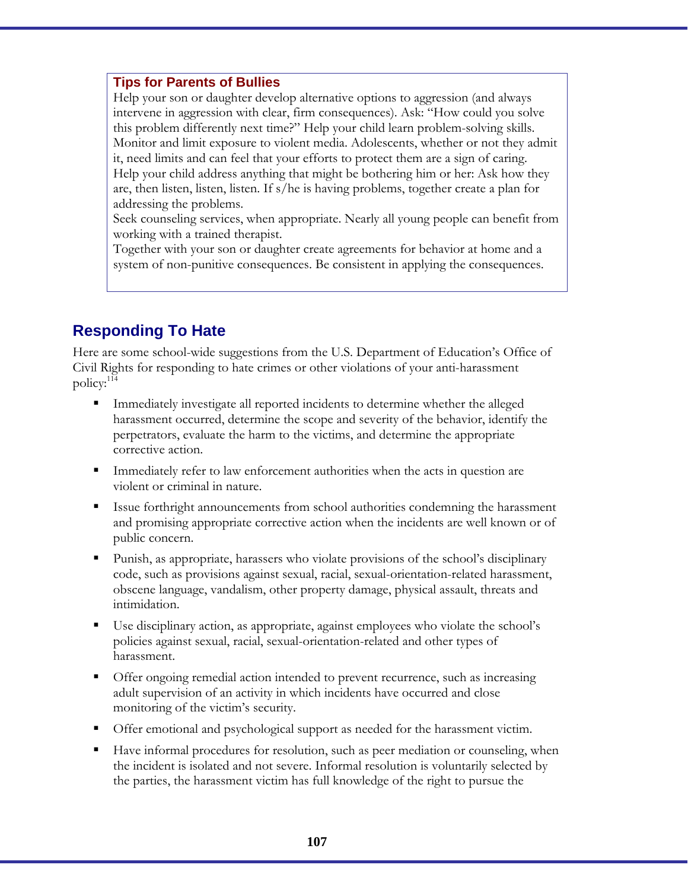### Tips for Parents of Bullies

Help your son or daughter develop alternative options to aggression (and always intervene in aggression with clear, firm consequences). Ask: "How could you solve this problem differently next time?" Help your child learn problem-solving skills.
Monitor and limit exposure to violent media. Adolescents, whether or not they admit it, need limits and can feel that your efforts to protect them are a sign of caring.
Help your child address anything that might be bothering him or her: Ask how they are, then listen, listen, listen. If s/he is having problems, together create a plan for addressing the problems.
Seek counseling services, when appropriate. Nearly all young people can benefit from working with a trained therapist.
Together with your son or daughter create agreements for behavior at home and a system of non-punitive consequences. Be consistent in applying the consequences.

## Responding To Hate

Here are some school-wide suggestions from the U.S. Department of Education's Office of Civil Rights for responding to hate crimes or other violations of your anti-harassment policy:[114]

- Immediately investigate all reported incidents to determine whether the alleged harassment occurred, determine the scope and severity of the behavior, identify the perpetrators, evaluate the harm to the victims, and determine the appropriate corrective action.
- Immediately refer to law enforcement authorities when the acts in question are violent or criminal in nature.
- Issue forthright announcements from school authorities condemning the harassment and promising appropriate corrective action when the incidents are well known or of public concern.
- Punish, as appropriate, harassers who violate provisions of the school's disciplinary code, such as provisions against sexual, racial, sexual-orientation-related harassment, obscene language, vandalism, other property damage, physical assault, threats and intimidation.
- Use disciplinary action, as appropriate, against employees who violate the school's policies against sexual, racial, sexual-orientation-related and other types of harassment.
- Offer ongoing remedial action intended to prevent recurrence, such as increasing adult supervision of an activity in which incidents have occurred and close monitoring of the victim's security.
- Offer emotional and psychological support as needed for the harassment victim.
- Have informal procedures for resolution, such as peer mediation or counseling, when the incident is isolated and not severe. Informal resolution is voluntarily selected by the parties, the harassment victim has full knowledge of the right to pursue the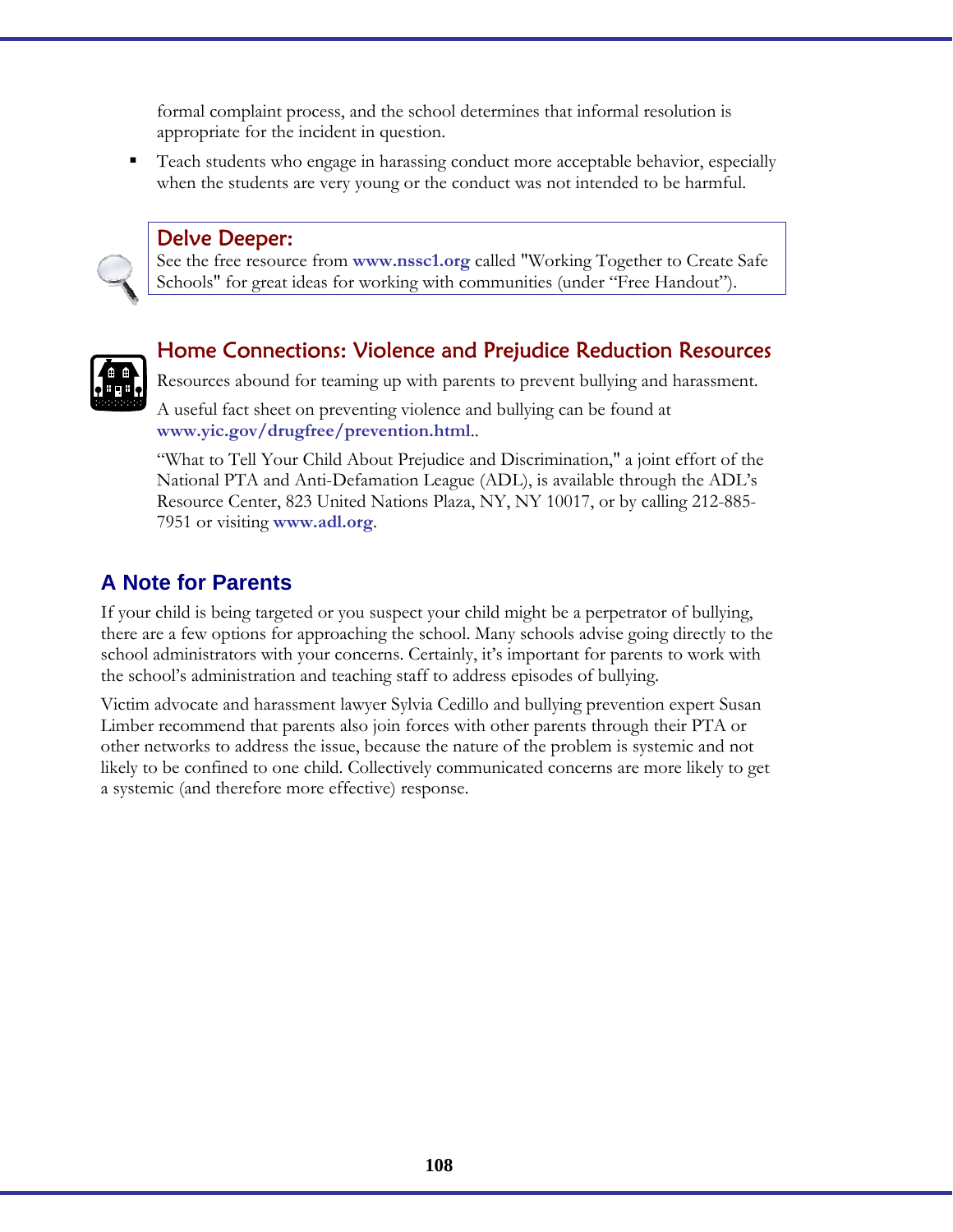formal complaint process, and the school determines that informal resolution is appropriate for the incident in question.

- Teach students who engage in harassing conduct more acceptable behavior, especially when the students are very young or the conduct was not intended to be harmful.

> **Delve Deeper:**
> See the free resource from **www.nssc1.org** called "Working Together to Create Safe Schools" for great ideas for working with communities (under "Free Handout").

### Home Connections: Violence and Prejudice Reduction Resources

Resources abound for teaming up with parents to prevent bullying and harassment.

A useful fact sheet on preventing violence and bullying can be found at **www.yic.gov/drugfree/prevention.html**..

"What to Tell Your Child About Prejudice and Discrimination," a joint effort of the National PTA and Anti-Defamation League (ADL), is available through the ADL's Resource Center, 823 United Nations Plaza, NY, NY 10017, or by calling 212-885-7951 or visiting **www.adl.org**.

## A Note for Parents

If your child is being targeted or you suspect your child might be a perpetrator of bullying, there are a few options for approaching the school. Many schools advise going directly to the school administrators with your concerns. Certainly, it's important for parents to work with the school's administration and teaching staff to address episodes of bullying.

Victim advocate and harassment lawyer Sylvia Cedillo and bullying prevention expert Susan Limber recommend that parents also join forces with other parents through their PTA or other networks to address the issue, because the nature of the problem is systemic and not likely to be confined to one child. Collectively communicated concerns are more likely to get a systemic (and therefore more effective) response.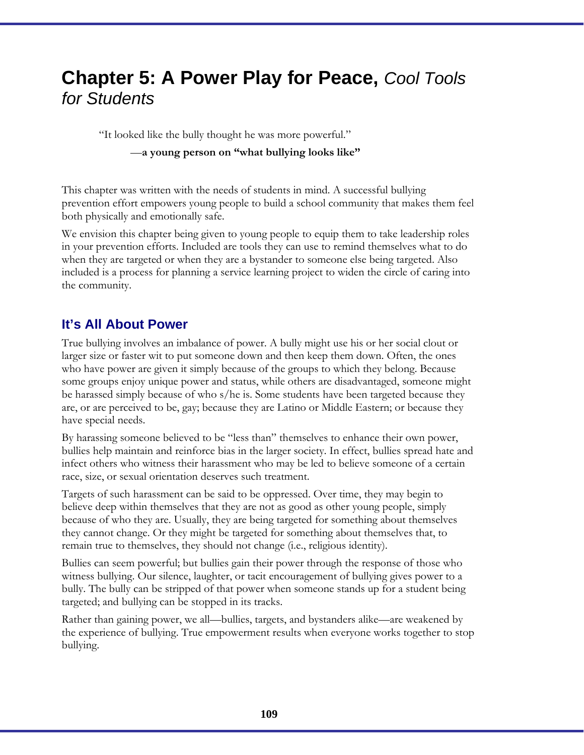# Chapter 5: A Power Play for Peace, *Cool Tools for Students*

> "It looked like the bully thought he was more powerful."
>
> —**a young person on "what bullying looks like"**

This chapter was written with the needs of students in mind. A successful bullying prevention effort empowers young people to build a school community that makes them feel both physically and emotionally safe.

We envision this chapter being given to young people to equip them to take leadership roles in your prevention efforts. Included are tools they can use to remind themselves what to do when they are targeted or when they are a bystander to someone else being targeted. Also included is a process for planning a service learning project to widen the circle of caring into the community.

## It's All About Power

True bullying involves an imbalance of power. A bully might use his or her social clout or larger size or faster wit to put someone down and then keep them down. Often, the ones who have power are given it simply because of the groups to which they belong. Because some groups enjoy unique power and status, while others are disadvantaged, someone might be harassed simply because of who s/he is. Some students have been targeted because they are, or are perceived to be, gay; because they are Latino or Middle Eastern; or because they have special needs.

By harassing someone believed to be "less than" themselves to enhance their own power, bullies help maintain and reinforce bias in the larger society. In effect, bullies spread hate and infect others who witness their harassment who may be led to believe someone of a certain race, size, or sexual orientation deserves such treatment.

Targets of such harassment can be said to be oppressed. Over time, they may begin to believe deep within themselves that they are not as good as other young people, simply because of who they are. Usually, they are being targeted for something about themselves they cannot change. Or they might be targeted for something about themselves that, to remain true to themselves, they should not change (i.e., religious identity).

Bullies can seem powerful; but bullies gain their power through the response of those who witness bullying. Our silence, laughter, or tacit encouragement of bullying gives power to a bully. The bully can be stripped of that power when someone stands up for a student being targeted; and bullying can be stopped in its tracks.

Rather than gaining power, we all—bullies, targets, and bystanders alike—are weakened by the experience of bullying. True empowerment results when everyone works together to stop bullying.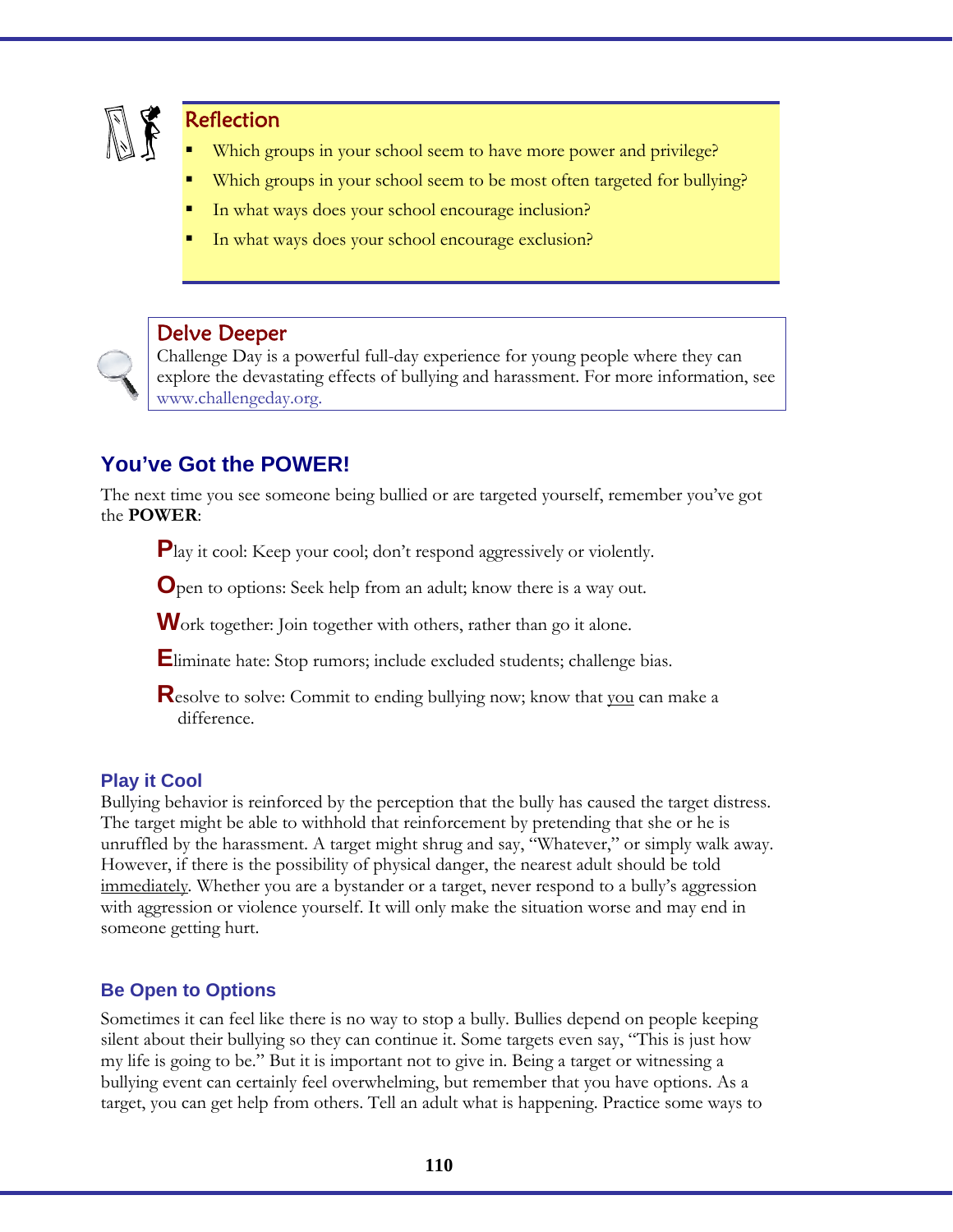### Reflection

- Which groups in your school seem to have more power and privilege?
- Which groups in your school seem to be most often targeted for bullying?
- In what ways does your school encourage inclusion?
- In what ways does your school encourage exclusion?

### Delve Deeper

Challenge Day is a powerful full-day experience for young people where they can explore the devastating effects of bullying and harassment. For more information, see www.challengeday.org.

## You've Got the POWER!

The next time you see someone being bullied or are targeted yourself, remember you've got the **POWER**:

> **P**lay it cool: Keep your cool; don't respond aggressively or violently.
>
> **O**pen to options: Seek help from an adult; know there is a way out.
>
> **W**ork together: Join together with others, rather than go it alone.
>
> **E**liminate hate: Stop rumors; include excluded students; challenge bias.
>
> **R**esolve to solve: Commit to ending bullying now; know that you can make a difference.

### Play it Cool

Bullying behavior is reinforced by the perception that the bully has caused the target distress. The target might be able to withhold that reinforcement by pretending that she or he is unruffled by the harassment. A target might shrug and say, "Whatever," or simply walk away. However, if there is the possibility of physical danger, the nearest adult should be told immediately. Whether you are a bystander or a target, never respond to a bully's aggression with aggression or violence yourself. It will only make the situation worse and may end in someone getting hurt.

### Be Open to Options

Sometimes it can feel like there is no way to stop a bully. Bullies depend on people keeping silent about their bullying so they can continue it. Some targets even say, "This is just how my life is going to be." But it is important not to give in. Being a target or witnessing a bullying event can certainly feel overwhelming, but remember that you have options. As a target, you can get help from others. Tell an adult what is happening. Practice some ways to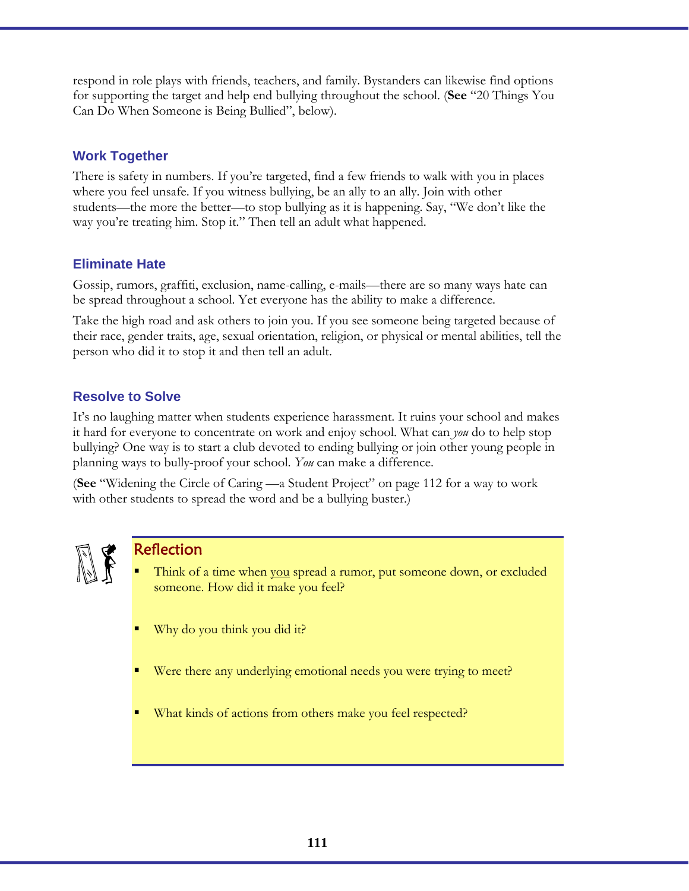respond in role plays with friends, teachers, and family. Bystanders can likewise find options for supporting the target and help end bullying throughout the school. (**See** "20 Things You Can Do When Someone is Being Bullied", below).

### Work Together

There is safety in numbers. If you're targeted, find a few friends to walk with you in places where you feel unsafe. If you witness bullying, be an ally to an ally. Join with other students—the more the better—to stop bullying as it is happening. Say, "We don't like the way you're treating him. Stop it." Then tell an adult what happened.

### Eliminate Hate

Gossip, rumors, graffiti, exclusion, name-calling, e-mails—there are so many ways hate can be spread throughout a school. Yet everyone has the ability to make a difference.

Take the high road and ask others to join you. If you see someone being targeted because of their race, gender traits, age, sexual orientation, religion, or physical or mental abilities, tell the person who did it to stop it and then tell an adult.

### Resolve to Solve

It's no laughing matter when students experience harassment. It ruins your school and makes it hard for everyone to concentrate on work and enjoy school. What can *you* do to help stop bullying? One way is to start a club devoted to ending bullying or join other young people in planning ways to bully-proof your school. *You* can make a difference.

(**See** "Widening the Circle of Caring —a Student Project" on page 112 for a way to work with other students to spread the word and be a bullying buster.)

### Reflection

- Think of a time when <u>you</u> spread a rumor, put someone down, or excluded someone. How did it make you feel?
- Why do you think you did it?
- Were there any underlying emotional needs you were trying to meet?
- What kinds of actions from others make you feel respected?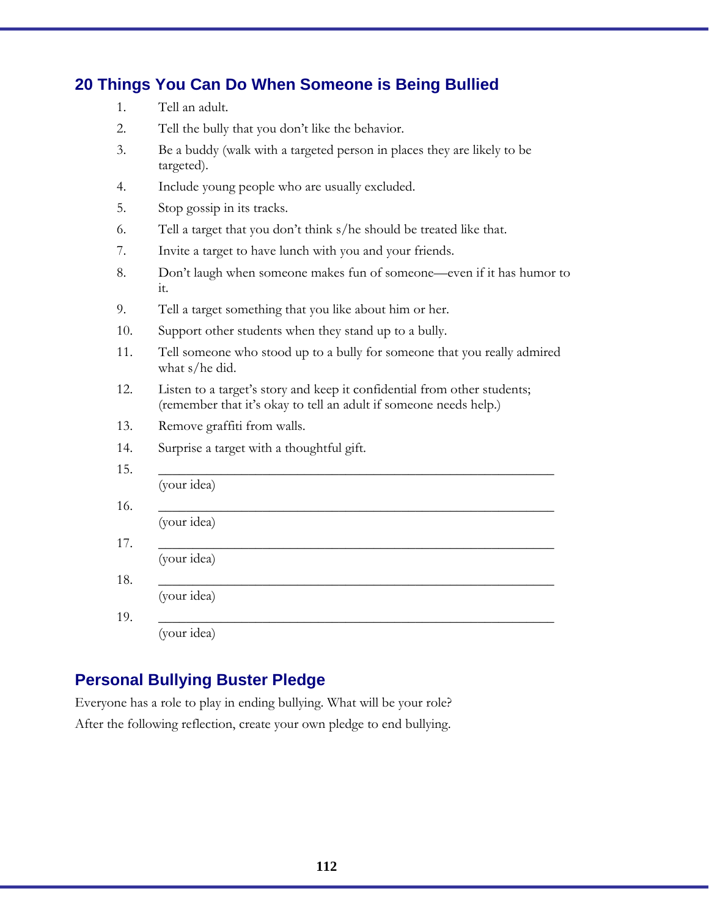## 20 Things You Can Do When Someone is Being Bullied

1. Tell an adult.
2. Tell the bully that you don't like the behavior.
3. Be a buddy (walk with a targeted person in places they are likely to be targeted).
4. Include young people who are usually excluded.
5. Stop gossip in its tracks.
6. Tell a target that you don't think s/he should be treated like that.
7. Invite a target to have lunch with you and your friends.
8. Don't laugh when someone makes fun of someone—even if it has humor to it.
9. Tell a target something that you like about him or her.
10. Support other students when they stand up to a bully.
11. Tell someone who stood up to a bully for someone that you really admired what s/he did.
12. Listen to a target's story and keep it confidential from other students; (remember that it's okay to tell an adult if someone needs help.)
13. Remove graffiti from walls.
14. Surprise a target with a thoughtful gift.
15. ____________________________________________________________
    (your idea)
16. ____________________________________________________________
    (your idea)
17. ____________________________________________________________
    (your idea)
18. ____________________________________________________________
    (your idea)
19. ____________________________________________________________
    (your idea)

## Personal Bullying Buster Pledge

Everyone has a role to play in ending bullying. What will be your role?

After the following reflection, create your own pledge to end bullying.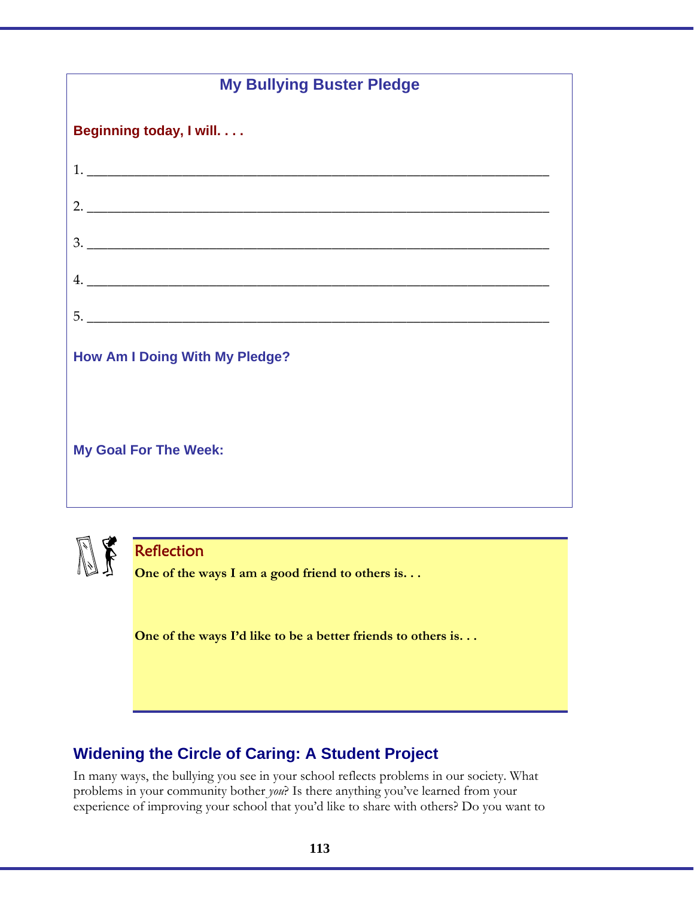## My Bullying Buster Pledge

**Beginning today, I will. . . .**

1. ____________________________________________________________________

2. ____________________________________________________________________

3. ____________________________________________________________________

4. ____________________________________________________________________

5. ____________________________________________________________________

**How Am I Doing With My Pledge?**

**My Goal For The Week:**

### Reflection

**One of the ways I am a good friend to others is. . .**

**One of the ways I'd like to be a better friends to others is. . .**

## Widening the Circle of Caring: A Student Project

In many ways, the bullying you see in your school reflects problems in our society. What problems in your community bother *you*? Is there anything you've learned from your experience of improving your school that you'd like to share with others? Do you want to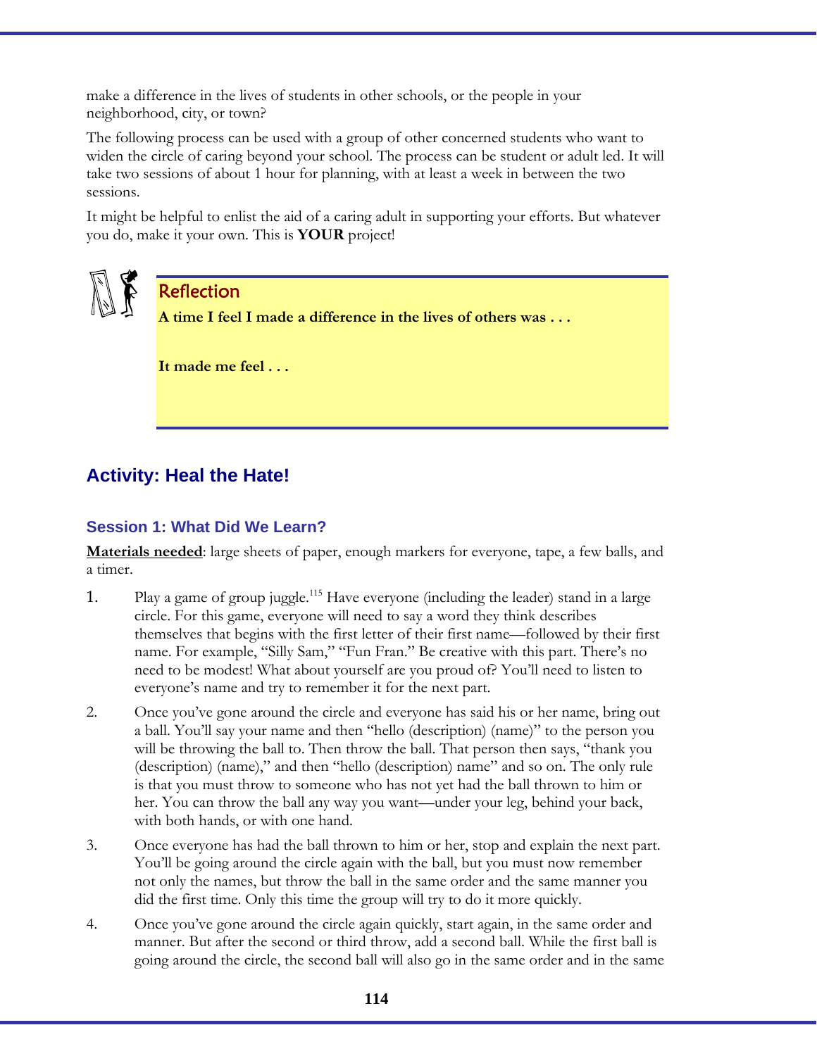make a difference in the lives of students in other schools, or the people in your neighborhood, city, or town?

The following process can be used with a group of other concerned students who want to widen the circle of caring beyond your school. The process can be student or adult led. It will take two sessions of about 1 hour for planning, with at least a week in between the two sessions.

It might be helpful to enlist the aid of a caring adult in supporting your efforts. But whatever you do, make it your own. This is **YOUR** project!

> **Reflection**
>
> **A time I feel I made a difference in the lives of others was . . .**
>
> **It made me feel . . .**

## Activity: Heal the Hate!

### Session 1: What Did We Learn?

**Materials needed**: large sheets of paper, enough markers for everyone, tape, a few balls, and a timer.

1. Play a game of group juggle.[115] Have everyone (including the leader) stand in a large circle. For this game, everyone will need to say a word they think describes themselves that begins with the first letter of their first name—followed by their first name. For example, "Silly Sam," "Fun Fran." Be creative with this part. There's no need to be modest! What about yourself are you proud of? You'll need to listen to everyone's name and try to remember it for the next part.
2. Once you've gone around the circle and everyone has said his or her name, bring out a ball. You'll say your name and then "hello (description) (name)" to the person you will be throwing the ball to. Then throw the ball. That person then says, "thank you (description) (name)," and then "hello (description) name" and so on. The only rule is that you must throw to someone who has not yet had the ball thrown to him or her. You can throw the ball any way you want—under your leg, behind your back, with both hands, or with one hand.
3. Once everyone has had the ball thrown to him or her, stop and explain the next part. You'll be going around the circle again with the ball, but you must now remember not only the names, but throw the ball in the same order and the same manner you did the first time. Only this time the group will try to do it more quickly.
4. Once you've gone around the circle again quickly, start again, in the same order and manner. But after the second or third throw, add a second ball. While the first ball is going around the circle, the second ball will also go in the same order and in the same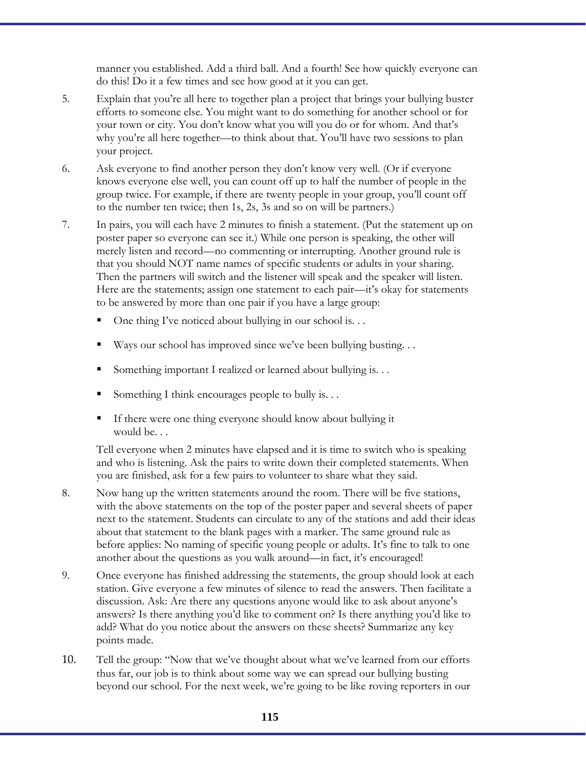manner you established. Add a third ball. And a fourth! See how quickly everyone can do this! Do it a few times and see how good at it you can get.

5. Explain that you're all here to together plan a project that brings your bullying buster efforts to someone else. You might want to do something for another school or for your town or city. You don't know what you will you do or for whom. And that's why you're all here together—to think about that. You'll have two sessions to plan your project.

6. Ask everyone to find another person they don't know very well. (Or if everyone knows everyone else well, you can count off up to half the number of people in the group twice. For example, if there are twenty people in your group, you'll count off to the number ten twice; then 1s, 2s, 3s and so on will be partners.)

7. In pairs, you will each have 2 minutes to finish a statement. (Put the statement up on poster paper so everyone can see it.) While one person is speaking, the other will merely listen and record—no commenting or interrupting. Another ground rule is that you should NOT name names of specific students or adults in your sharing. Then the partners will switch and the listener will speak and the speaker will listen. Here are the statements; assign one statement to each pair—it's okay for statements to be answered by more than one pair if you have a large group:

   - One thing I've noticed about bullying in our school is. . .
   - Ways our school has improved since we've been bullying busting. . .
   - Something important I realized or learned about bullying is. . .
   - Something I think encourages people to bully is. . .
   - If there were one thing everyone should know about bullying it would be. . .

   Tell everyone when 2 minutes have elapsed and it is time to switch who is speaking and who is listening. Ask the pairs to write down their completed statements. When you are finished, ask for a few pairs to volunteer to share what they said.

8. Now hang up the written statements around the room. There will be five stations, with the above statements on the top of the poster paper and several sheets of paper next to the statement. Students can circulate to any of the stations and add their ideas about that statement to the blank pages with a marker. The same ground rule as before applies: No naming of specific young people or adults. It's fine to talk to one another about the questions as you walk around—in fact, it's encouraged!

9. Once everyone has finished addressing the statements, the group should look at each station. Give everyone a few minutes of silence to read the answers. Then facilitate a discussion. Ask: Are there any questions anyone would like to ask about anyone's answers? Is there anything you'd like to comment on? Is there anything you'd like to add? What do you notice about the answers on these sheets? Summarize any key points made.

10. Tell the group: "Now that we've thought about what we've learned from our efforts thus far, our job is to think about some way we can spread our bullying busting beyond our school. For the next week, we're going to be like roving reporters in our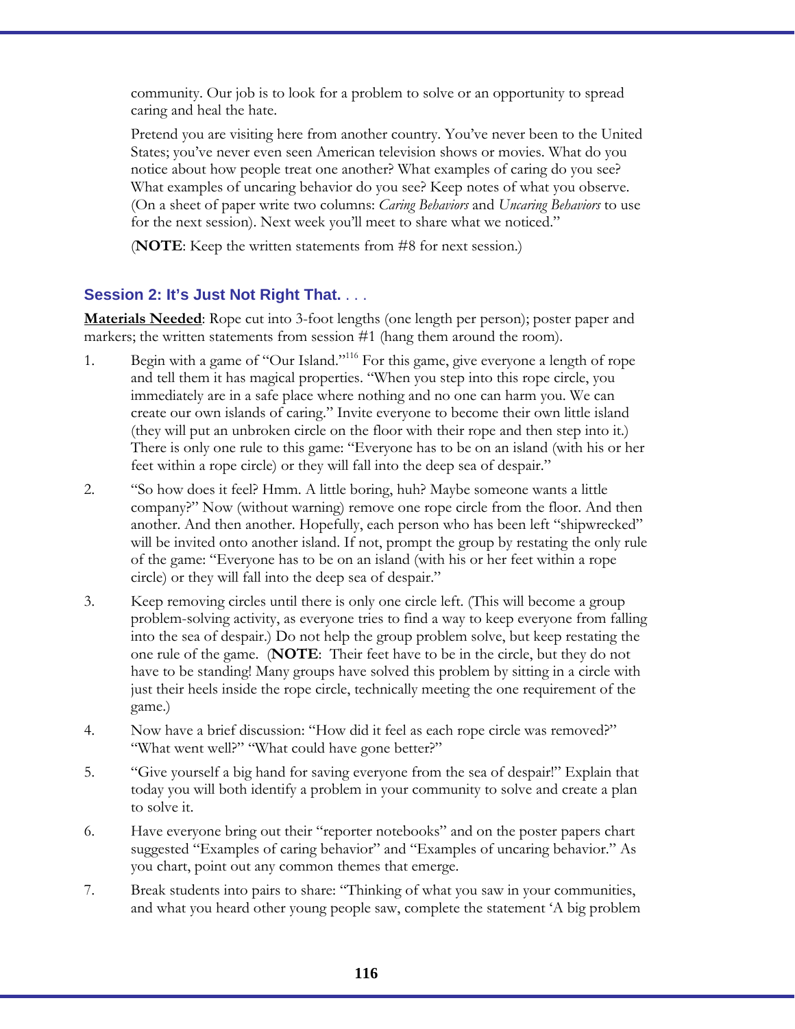community. Our job is to look for a problem to solve or an opportunity to spread caring and heal the hate.

Pretend you are visiting here from another country. You've never been to the United States; you've never even seen American television shows or movies. What do you notice about how people treat one another? What examples of caring do you see? What examples of uncaring behavior do you see? Keep notes of what you observe. (On a sheet of paper write two columns: *Caring Behaviors* and *Uncaring Behaviors* to use for the next session). Next week you'll meet to share what we noticed."

(**NOTE**: Keep the written statements from #8 for next session.)

### Session 2: It's Just Not Right That. . . .

**Materials Needed**: Rope cut into 3-foot lengths (one length per person); poster paper and markers; the written statements from session #1 (hang them around the room).

1. Begin with a game of "Our Island."[116] For this game, give everyone a length of rope and tell them it has magical properties. "When you step into this rope circle, you immediately are in a safe place where nothing and no one can harm you. We can create our own islands of caring." Invite everyone to become their own little island (they will put an unbroken circle on the floor with their rope and then step into it.) There is only one rule to this game: "Everyone has to be on an island (with his or her feet within a rope circle) or they will fall into the deep sea of despair."
2. "So how does it feel? Hmm. A little boring, huh? Maybe someone wants a little company?" Now (without warning) remove one rope circle from the floor. And then another. And then another. Hopefully, each person who has been left "shipwrecked" will be invited onto another island. If not, prompt the group by restating the only rule of the game: "Everyone has to be on an island (with his or her feet within a rope circle) or they will fall into the deep sea of despair."
3. Keep removing circles until there is only one circle left. (This will become a group problem-solving activity, as everyone tries to find a way to keep everyone from falling into the sea of despair.) Do not help the group problem solve, but keep restating the one rule of the game. (**NOTE**: Their feet have to be in the circle, but they do not have to be standing! Many groups have solved this problem by sitting in a circle with just their heels inside the rope circle, technically meeting the one requirement of the game.)
4. Now have a brief discussion: "How did it feel as each rope circle was removed?" "What went well?" "What could have gone better?"
5. "Give yourself a big hand for saving everyone from the sea of despair!" Explain that today you will both identify a problem in your community to solve and create a plan to solve it.
6. Have everyone bring out their "reporter notebooks" and on the poster papers chart suggested "Examples of caring behavior" and "Examples of uncaring behavior." As you chart, point out any common themes that emerge.
7. Break students into pairs to share: "Thinking of what you saw in your communities, and what you heard other young people saw, complete the statement 'A big problem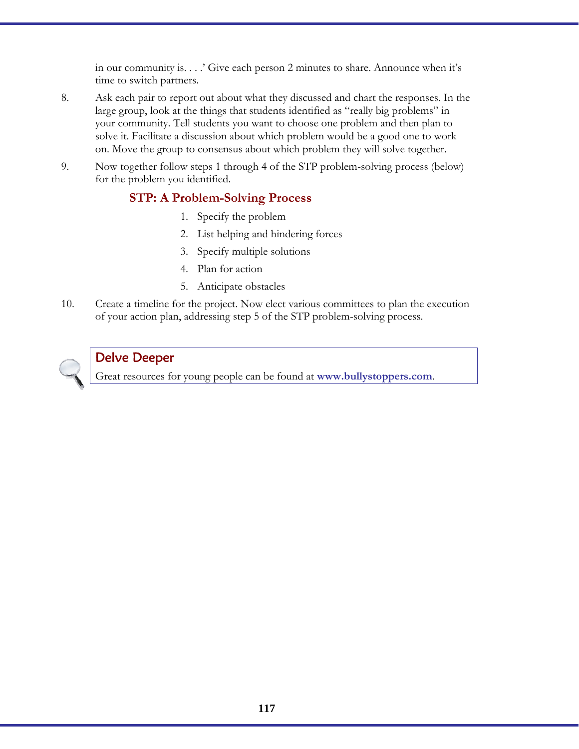in our community is. . . .' Give each person 2 minutes to share. Announce when it's time to switch partners.

8. Ask each pair to report out about what they discussed and chart the responses. In the large group, look at the things that students identified as "really big problems" in your community. Tell students you want to choose one problem and then plan to solve it. Facilitate a discussion about which problem would be a good one to work on. Move the group to consensus about which problem they will solve together.

9. Now together follow steps 1 through 4 of the STP problem-solving process (below) for the problem you identified.

### STP: A Problem-Solving Process

1. Specify the problem
2. List helping and hindering forces
3. Specify multiple solutions
4. Plan for action
5. Anticipate obstacles

10. Create a timeline for the project. Now elect various committees to plan the execution of your action plan, addressing step 5 of the STP problem-solving process.

### Delve Deeper

Great resources for young people can be found at **www.bullystoppers.com**.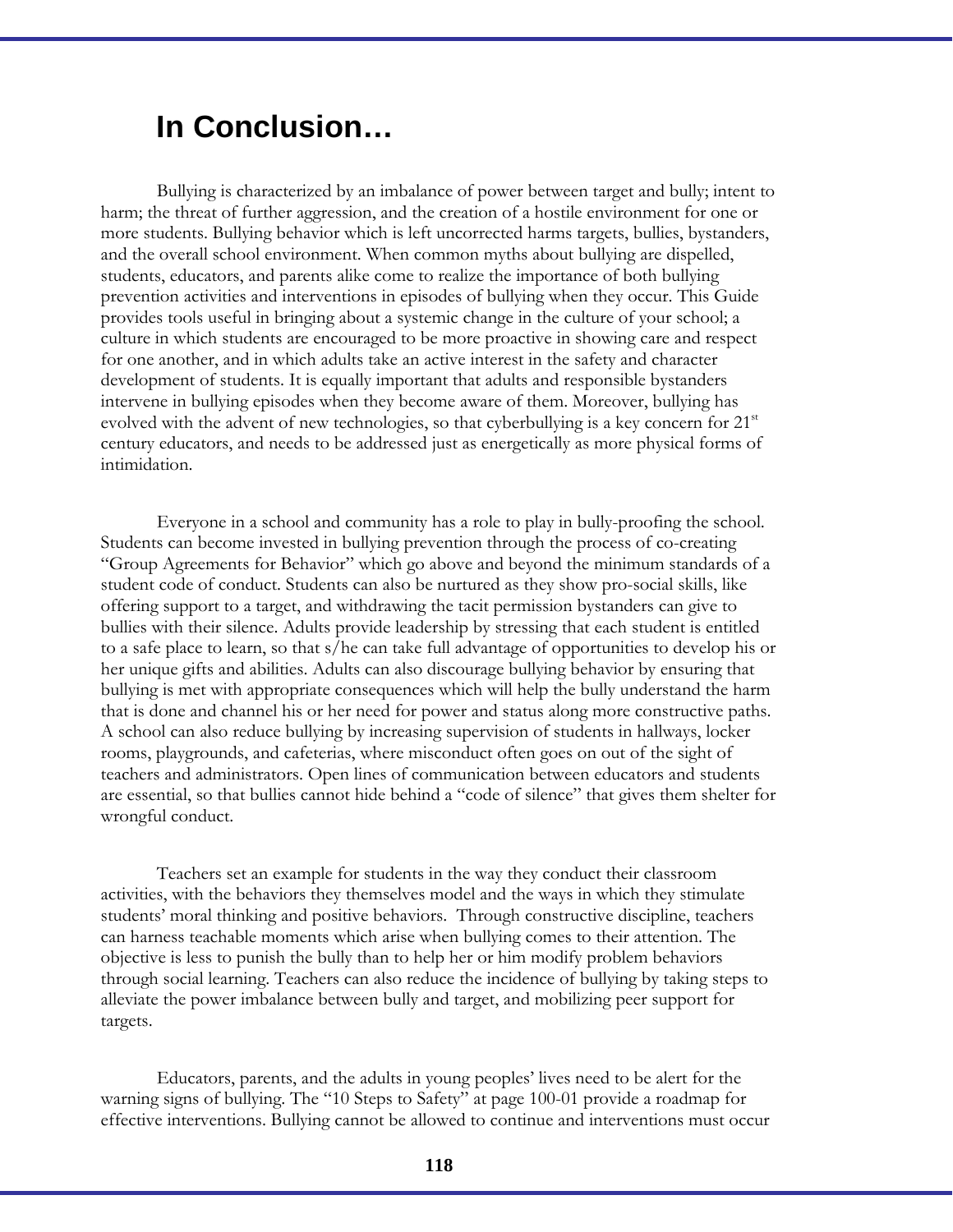# In Conclusion…

Bullying is characterized by an imbalance of power between target and bully; intent to harm; the threat of further aggression, and the creation of a hostile environment for one or more students. Bullying behavior which is left uncorrected harms targets, bullies, bystanders, and the overall school environment. When common myths about bullying are dispelled, students, educators, and parents alike come to realize the importance of both bullying prevention activities and interventions in episodes of bullying when they occur. This Guide provides tools useful in bringing about a systemic change in the culture of your school; a culture in which students are encouraged to be more proactive in showing care and respect for one another, and in which adults take an active interest in the safety and character development of students. It is equally important that adults and responsible bystanders intervene in bullying episodes when they become aware of them. Moreover, bullying has evolved with the advent of new technologies, so that cyberbullying is a key concern for 21st century educators, and needs to be addressed just as energetically as more physical forms of intimidation.

Everyone in a school and community has a role to play in bully-proofing the school. Students can become invested in bullying prevention through the process of co-creating "Group Agreements for Behavior" which go above and beyond the minimum standards of a student code of conduct. Students can also be nurtured as they show pro-social skills, like offering support to a target, and withdrawing the tacit permission bystanders can give to bullies with their silence. Adults provide leadership by stressing that each student is entitled to a safe place to learn, so that s/he can take full advantage of opportunities to develop his or her unique gifts and abilities. Adults can also discourage bullying behavior by ensuring that bullying is met with appropriate consequences which will help the bully understand the harm that is done and channel his or her need for power and status along more constructive paths. A school can also reduce bullying by increasing supervision of students in hallways, locker rooms, playgrounds, and cafeterias, where misconduct often goes on out of the sight of teachers and administrators. Open lines of communication between educators and students are essential, so that bullies cannot hide behind a "code of silence" that gives them shelter for wrongful conduct.

Teachers set an example for students in the way they conduct their classroom activities, with the behaviors they themselves model and the ways in which they stimulate students' moral thinking and positive behaviors. Through constructive discipline, teachers can harness teachable moments which arise when bullying comes to their attention. The objective is less to punish the bully than to help her or him modify problem behaviors through social learning. Teachers can also reduce the incidence of bullying by taking steps to alleviate the power imbalance between bully and target, and mobilizing peer support for targets.

Educators, parents, and the adults in young peoples' lives need to be alert for the warning signs of bullying. The "10 Steps to Safety" at page 100-01 provide a roadmap for effective interventions. Bullying cannot be allowed to continue and interventions must occur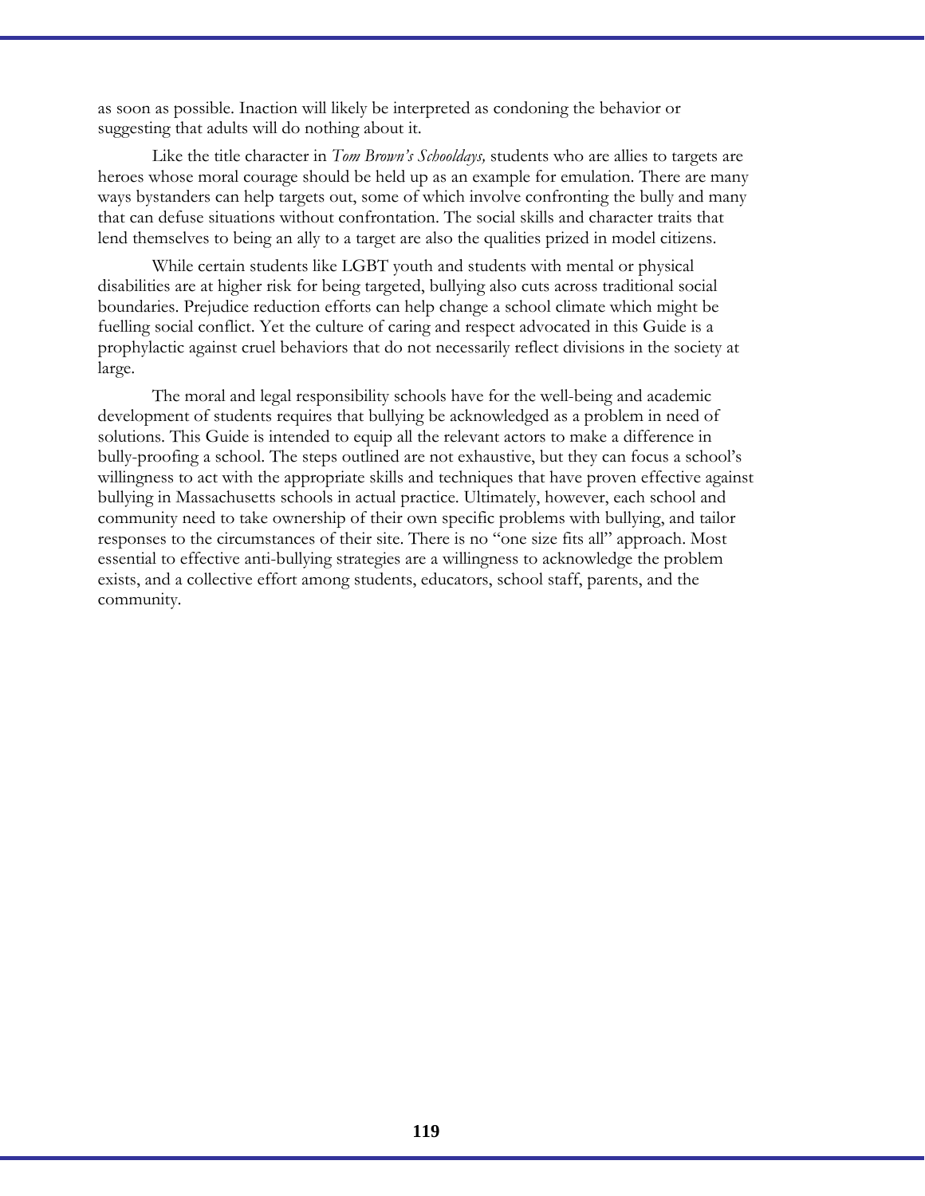as soon as possible. Inaction will likely be interpreted as condoning the behavior or suggesting that adults will do nothing about it.

Like the title character in *Tom Brown's Schooldays,* students who are allies to targets are heroes whose moral courage should be held up as an example for emulation. There are many ways bystanders can help targets out, some of which involve confronting the bully and many that can defuse situations without confrontation. The social skills and character traits that lend themselves to being an ally to a target are also the qualities prized in model citizens.

While certain students like LGBT youth and students with mental or physical disabilities are at higher risk for being targeted, bullying also cuts across traditional social boundaries. Prejudice reduction efforts can help change a school climate which might be fuelling social conflict. Yet the culture of caring and respect advocated in this Guide is a prophylactic against cruel behaviors that do not necessarily reflect divisions in the society at large.

The moral and legal responsibility schools have for the well-being and academic development of students requires that bullying be acknowledged as a problem in need of solutions. This Guide is intended to equip all the relevant actors to make a difference in bully-proofing a school. The steps outlined are not exhaustive, but they can focus a school's willingness to act with the appropriate skills and techniques that have proven effective against bullying in Massachusetts schools in actual practice. Ultimately, however, each school and community need to take ownership of their own specific problems with bullying, and tailor responses to the circumstances of their site. There is no "one size fits all" approach. Most essential to effective anti-bullying strategies are a willingness to acknowledge the problem exists, and a collective effort among students, educators, school staff, parents, and the community.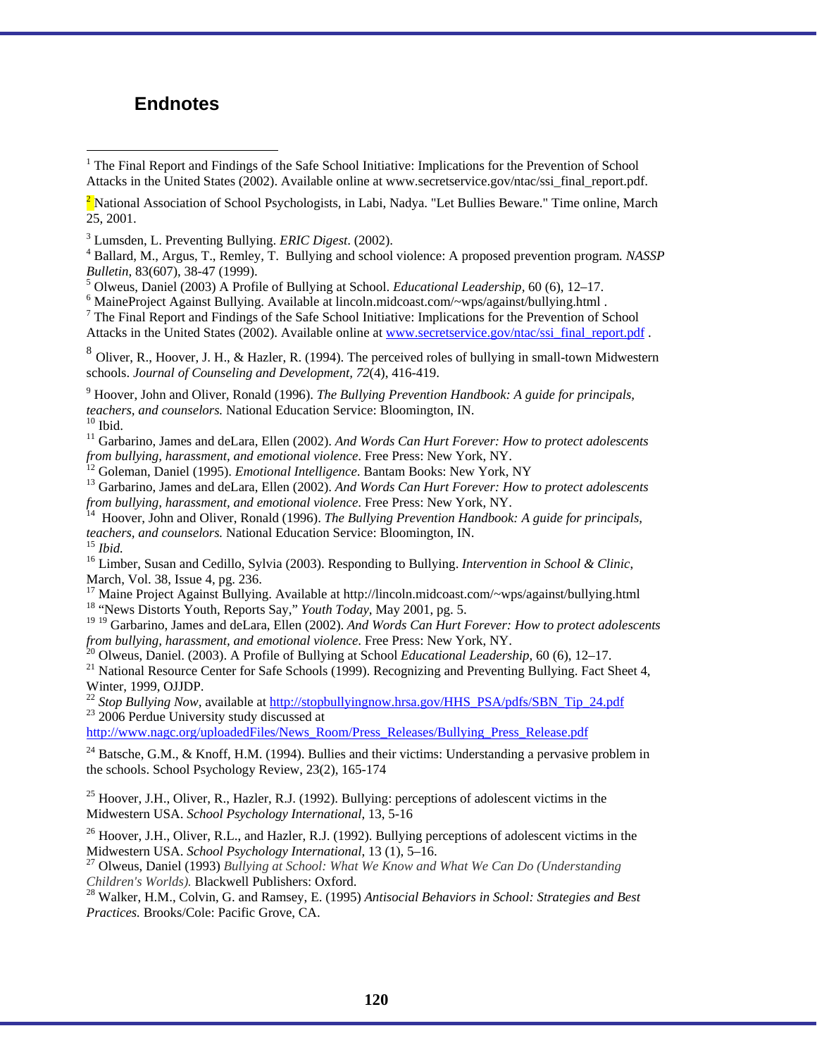## Endnotes

[1] The Final Report and Findings of the Safe School Initiative: Implications for the Prevention of School Attacks in the United States (2002). Available online at www.secretservice.gov/ntac/ssi_final_report.pdf.

[2] National Association of School Psychologists, in Labi, Nadya. "Let Bullies Beware." Time online, March 25, 2001.

[3] Lumsden, L. Preventing Bullying. *ERIC Digest*. (2002).

[4] Ballard, M., Argus, T., Remley, T. Bullying and school violence: A proposed prevention program. *NASSP Bulletin*, 83(607), 38-47 (1999).

[5] Olweus, Daniel (2003) A Profile of Bullying at School. *Educational Leadership*, 60 (6), 12–17.

[6] MaineProject Against Bullying. Available at lincoln.midcoast.com/~wps/against/bullying.html .

[7] The Final Report and Findings of the Safe School Initiative: Implications for the Prevention of School Attacks in the United States (2002). Available online at www.secretservice.gov/ntac/ssi_final_report.pdf .

[8] Oliver, R., Hoover, J. H., & Hazler, R. (1994). The perceived roles of bullying in small-town Midwestern schools. *Journal of Counseling and Development, 72*(4), 416-419.

[9] Hoover, John and Oliver, Ronald (1996). *The Bullying Prevention Handbook: A guide for principals, teachers, and counselors.* National Education Service: Bloomington, IN.

[10] Ibid.

[11] Garbarino, James and deLara, Ellen (2002). *And Words Can Hurt Forever: How to protect adolescents from bullying, harassment, and emotional violence*. Free Press: New York, NY.

[12] Goleman, Daniel (1995). *Emotional Intelligence*. Bantam Books: New York, NY

[13] Garbarino, James and deLara, Ellen (2002). *And Words Can Hurt Forever: How to protect adolescents from bullying, harassment, and emotional violence*. Free Press: New York, NY.

[14] Hoover, John and Oliver, Ronald (1996). *The Bullying Prevention Handbook: A guide for principals, teachers, and counselors.* National Education Service: Bloomington, IN.

[15] *Ibid.*

[16] Limber, Susan and Cedillo, Sylvia (2003). Responding to Bullying. *Intervention in School & Clinic*, March, Vol. 38, Issue 4, pg. 236.

[17] Maine Project Against Bullying. Available at http://lincoln.midcoast.com/~wps/against/bullying.html

[18] "News Distorts Youth, Reports Say," *Youth Today*, May 2001, pg. 5.

[19] [19] Garbarino, James and deLara, Ellen (2002). *And Words Can Hurt Forever: How to protect adolescents from bullying, harassment, and emotional violence*. Free Press: New York, NY.

[20] Olweus, Daniel. (2003). A Profile of Bullying at School *Educational Leadership*, 60 (6), 12–17.

[21] National Resource Center for Safe Schools (1999). Recognizing and Preventing Bullying. Fact Sheet 4, Winter, 1999, OJJDP.

[22] *Stop Bullying Now*, available at http://stopbullyingnow.hrsa.gov/HHS_PSA/pdfs/SBN_Tip_24.pdf

[23] 2006 Perdue University study discussed at http://www.nagc.org/uploadedFiles/News_Room/Press_Releases/Bullying_Press_Release.pdf

[24] Batsche, G.M., & Knoff, H.M. (1994). Bullies and their victims: Understanding a pervasive problem in the schools. School Psychology Review, 23(2), 165-174

[25] Hoover, J.H., Oliver, R., Hazler, R.J. (1992). Bullying: perceptions of adolescent victims in the Midwestern USA. *School Psychology International*, 13, 5-16

[26] Hoover, J.H., Oliver, R.L., and Hazler, R.J. (1992). Bullying perceptions of adolescent victims in the Midwestern USA. *School Psychology International*, 13 (1), 5–16.

[27] Olweus, Daniel (1993) *Bullying at School: What We Know and What We Can Do (Understanding Children's Worlds).* Blackwell Publishers: Oxford.

[28] Walker, H.M., Colvin, G. and Ramsey, E. (1995) *Antisocial Behaviors in School: Strategies and Best Practices.* Brooks/Cole: Pacific Grove, CA.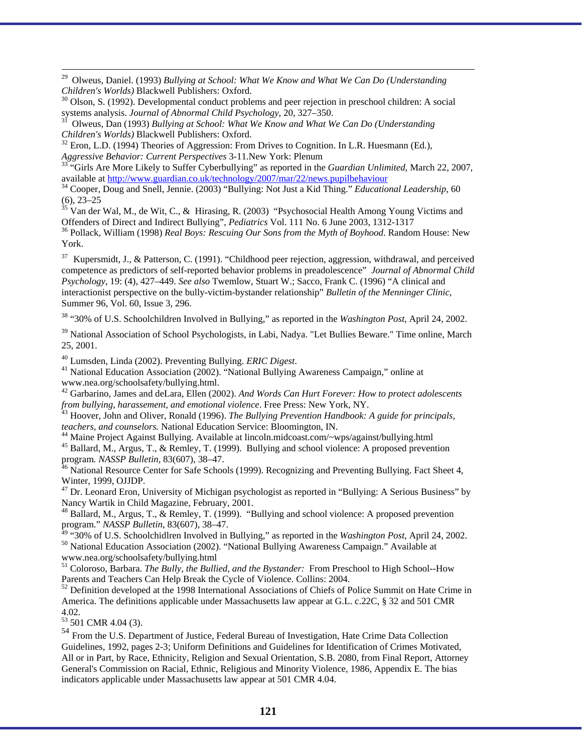[29] Olweus, Daniel. (1993) *Bullying at School: What We Know and What We Can Do (Understanding Children's Worlds)* Blackwell Publishers: Oxford.

[30] Olson, S. (1992). Developmental conduct problems and peer rejection in preschool children: A social systems analysis. *Journal of Abnormal Child Psychology*, 20, 327–350.

[31] Olweus, Dan (1993) *Bullying at School: What We Know and What We Can Do (Understanding Children's Worlds)* Blackwell Publishers: Oxford.

[32] Eron, L.D. (1994) Theories of Aggression: From Drives to Cognition. In L.R. Huesmann (Ed.), *Aggressive Behavior: Current Perspectives* 3-11.New York: Plenum

[33] "Girls Are More Likely to Suffer Cyberbullying" as reported in the *Guardian Unlimited*, March 22, 2007, available at http://www.guardian.co.uk/technology/2007/mar/22/news.pupilbehaviour

[34] Cooper, Doug and Snell, Jennie. (2003) "Bullying: Not Just a Kid Thing." *Educational Leadership*, 60 (6), 23–25

[35] Van der Wal, M., de Wit, C., & Hirasing, R. (2003) "Psychosocial Health Among Young Victims and Offenders of Direct and Indirect Bullying", *Pediatrics* Vol. 111 No. 6 June 2003, 1312-1317

[36] Pollack, William (1998) *Real Boys: Rescuing Our Sons from the Myth of Boyhood*. Random House: New York.

[37] Kupersmidt, J., & Patterson, C. (1991). "Childhood peer rejection, aggression, withdrawal, and perceived competence as predictors of self-reported behavior problems in preadolescence" *Journal of Abnormal Child Psychology*, 19: (4), 427–449. *See also* Twemlow, Stuart W.; Sacco, Frank C. (1996) "A clinical and interactionist perspective on the bully-victim-bystander relationship" *Bulletin of the Menninger Clinic*, Summer 96, Vol. 60, Issue 3, 296.

[38] "30% of U.S. Schoolchildren Involved in Bullying," as reported in the *Washington Post*, April 24, 2002.

[39] National Association of School Psychologists, in Labi, Nadya. "Let Bullies Beware." Time online, March 25, 2001.

[40] Lumsden, Linda (2002). Preventing Bullying. *ERIC Digest*.

[41] National Education Association (2002). "National Bullying Awareness Campaign," online at www.nea.org/schoolsafety/bullying.html.

[42] Garbarino, James and deLara, Ellen (2002). *And Words Can Hurt Forever: How to protect adolescents from bullying, harassement, and emotional violence*. Free Press: New York, NY.

[43] Hoover, John and Oliver, Ronald (1996). *The Bullying Prevention Handbook: A guide for principals, teachers, and counselors.* National Education Service: Bloomington, IN.

[44] Maine Project Against Bullying. Available at lincoln.midcoast.com/~wps/against/bullying.html

[45] Ballard, M., Argus, T., & Remley, T. (1999). Bullying and school violence: A proposed prevention program*. NASSP Bulletin*, 83(607), 38–47.

[46] National Resource Center for Safe Schools (1999). Recognizing and Preventing Bullying. Fact Sheet 4, Winter, 1999, OJJDP.

[47] Dr. Leonard Eron, University of Michigan psychologist as reported in "Bullying: A Serious Business" by Nancy Wartik in Child Magazine, February, 2001.

[48] Ballard, M., Argus, T., & Remley, T. (1999). "Bullying and school violence: A proposed prevention program." *NASSP Bulletin*, 83(607), 38–47.

[49] "30% of U.S. Schoolchidlren Involved in Bullying," as reported in the *Washington Post*, April 24, 2002.

[50] National Education Association (2002). "National Bullying Awareness Campaign." Available at www.nea.org/schoolsafety/bullying.html

[51] Coloroso, Barbara. *The Bully, the Bullied, and the Bystander:* From Preschool to High School--How Parents and Teachers Can Help Break the Cycle of Violence. Collins: 2004.

[52] Definition developed at the 1998 International Associations of Chiefs of Police Summit on Hate Crime in America. The definitions applicable under Massachusetts law appear at G.L. c.22C, § 32 and 501 CMR 4.02.

[53] 501 CMR 4.04 (3).

[54] From the U.S. Department of Justice, Federal Bureau of Investigation, Hate Crime Data Collection Guidelines, 1992, pages 2-3; Uniform Definitions and Guidelines for Identification of Crimes Motivated, All or in Part, by Race, Ethnicity, Religion and Sexual Orientation, S.B. 2080, from Final Report, Attorney General's Commission on Racial, Ethnic, Religious and Minority Violence, 1986, Appendix E. The bias indicators applicable under Massachusetts law appear at 501 CMR 4.04.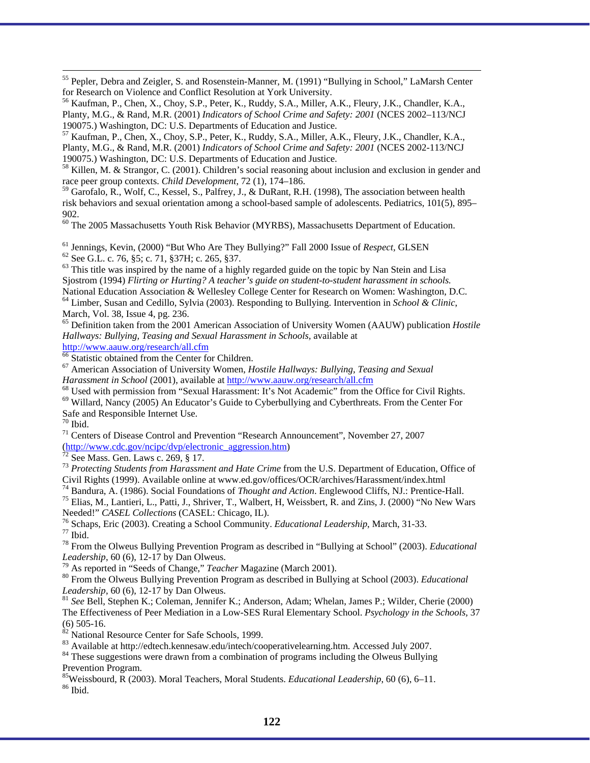[55] Pepler, Debra and Zeigler, S. and Rosenstein-Manner, M. (1991) "Bullying in School," LaMarsh Center for Research on Violence and Conflict Resolution at York University.

[56] Kaufman, P., Chen, X., Choy, S.P., Peter, K., Ruddy, S.A., Miller, A.K., Fleury, J.K., Chandler, K.A., Planty, M.G., & Rand, M.R. (2001) *Indicators of School Crime and Safety: 2001* (NCES 2002–113/NCJ 190075.) Washington, DC: U.S. Departments of Education and Justice.

[57] Kaufman, P., Chen, X., Choy, S.P., Peter, K., Ruddy, S.A., Miller, A.K., Fleury, J.K., Chandler, K.A., Planty, M.G., & Rand, M.R. (2001) *Indicators of School Crime and Safety: 2001* (NCES 2002-113/NCJ 190075.) Washington, DC: U.S. Departments of Education and Justice.

[58] Killen, M. & Strangor, C. (2001). Children's social reasoning about inclusion and exclusion in gender and race peer group contexts. *Child Development,* 72 (1), 174–186.

[59] Garofalo, R., Wolf, C., Kessel, S., Palfrey, J., & DuRant, R.H. (1998), The association between health risk behaviors and sexual orientation among a school-based sample of adolescents. Pediatrics, 101(5), 895–902.

[60] The 2005 Massachusetts Youth Risk Behavior (MYRBS), Massachusetts Department of Education.

[61] Jennings, Kevin, (2000) "But Who Are They Bullying?" Fall 2000 Issue of *Respect*, GLSEN

[62] See G.L. c. 76, §5; c. 71, §37H; c. 265, §37.

[63] This title was inspired by the name of a highly regarded guide on the topic by Nan Stein and Lisa Sjostrom (1994) *Flirting or Hurting? A teacher's guide on student-to-student harassment in schools.* National Education Association & Wellesley College Center for Research on Women: Washington, D.C.

[64] Limber, Susan and Cedillo, Sylvia (2003). Responding to Bullying. Intervention in *School & Clinic*, March, Vol. 38, Issue 4, pg. 236.

[65] Definition taken from the 2001 American Association of University Women (AAUW) publication *Hostile Hallways: Bullying, Teasing and Sexual Harassment in Schools,* available at http://www.aauw.org/research/all.cfm

[66] Statistic obtained from the Center for Children.

[67] American Association of University Women, *Hostile Hallways: Bullying, Teasing and Sexual Harassment in School* (2001), available at http://www.aauw.org/research/all.cfm

[68] Used with permission from "Sexual Harassment: It's Not Academic" from the Office for Civil Rights.

[69] Willard, Nancy (2005) An Educator's Guide to Cyberbullying and Cyberthreats. From the Center For Safe and Responsible Internet Use.

[70] Ibid.

[71] Centers of Disease Control and Prevention "Research Announcement", November 27, 2007 (http://www.cdc.gov/ncipc/dvp/electronic_aggression.htm)

[72] See Mass. Gen. Laws c. 269, § 17.

[73] *Protecting Students from Harassment and Hate Crime* from the U.S. Department of Education, Office of Civil Rights (1999). Available online at www.ed.gov/offices/OCR/archives/Harassment/index.html

[74] Bandura, A. (1986). Social Foundations of *Thought and Action*. Englewood Cliffs, NJ.: Prentice-Hall.

[75] Elias, M., Lantieri, L., Patti, J., Shriver, T., Walbert, H, Weissbert, R. and Zins, J. (2000) "No New Wars Needed!" *CASEL Collections* (CASEL: Chicago, IL).

[76] Schaps, Eric (2003). Creating a School Community. *Educational Leadership,* March, 31-33.

[77] Ibid.

[78] From the Olweus Bullying Prevention Program as described in "Bullying at School" (2003). *Educational Leadership*, 60 (6), 12-17 by Dan Olweus.

[79] As reported in "Seeds of Change," *Teacher* Magazine (March 2001).

[80] From the Olweus Bullying Prevention Program as described in Bullying at School (2003). *Educational Leadership*, 60 (6), 12-17 by Dan Olweus.

[81] *See* Bell, Stephen K.; Coleman, Jennifer K.; Anderson, Adam; Whelan, James P.; Wilder, Cherie (2000) The Effectiveness of Peer Mediation in a Low-SES Rural Elementary School. *Psychology in the Schools,* 37 (6) 505-16.

[82] National Resource Center for Safe Schools, 1999.

[83] Available at http://edtech.kennesaw.edu/intech/cooperativelearning.htm. Accessed July 2007.

[84] These suggestions were drawn from a combination of programs including the Olweus Bullying Prevention Program.

[85] Weissbourd, R (2003). Moral Teachers, Moral Students. *Educational Leadership,* 60 (6), 6–11.

[86] Ibid.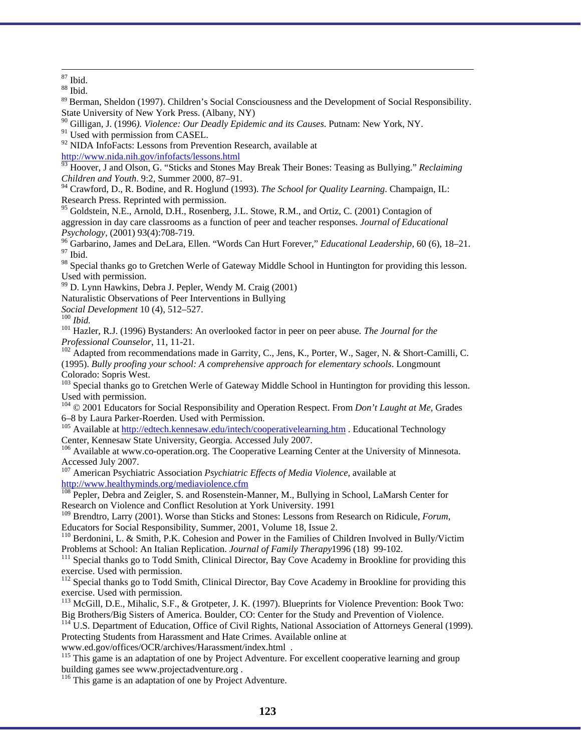[87] Ibid.

[88] Ibid.

[89] Berman, Sheldon (1997). Children's Social Consciousness and the Development of Social Responsibility. State University of New York Press. (Albany, NY)

[90] Gilligan, J. (1996*). Violence: Our Deadly Epidemic and its Causes*. Putnam: New York, NY.

[91] Used with permission from CASEL.

[92] NIDA InfoFacts: Lessons from Prevention Research, available at http://www.nida.nih.gov/infofacts/lessons.html

[93] Hoover, J and Olson, G. "Sticks and Stones May Break Their Bones: Teasing as Bullying." *Reclaiming Children and Youth*. 9:2, Summer 2000, 87–91.

[94] Crawford, D., R. Bodine, and R. Hoglund (1993). *The School for Quality Learning*. Champaign, IL: Research Press. Reprinted with permission.

[95] Goldstein, N.E., Arnold, D.H., Rosenberg, J.L. Stowe, R.M., and Ortiz, C. (2001) Contagion of aggression in day care classrooms as a function of peer and teacher responses. *Journal of Educational Psychology,* (2001) 93(4):708-719.

[96] Garbarino, James and DeLara, Ellen. "Words Can Hurt Forever," *Educational Leadership*, 60 (6), 18–21.

[97] Ibid.

[98] Special thanks go to Gretchen Werle of Gateway Middle School in Huntington for providing this lesson. Used with permission.

[99] D. Lynn Hawkins, Debra J. Pepler, Wendy M. Craig (2001)
Naturalistic Observations of Peer Interventions in Bullying
*Social Development* 10 (4), 512–527.

[100] *Ibid.*

[101] Hazler, R.J. (1996) Bystanders: An overlooked factor in peer on peer abuse*. The Journal for the Professional Counselor*, 11, 11-21.

[102] Adapted from recommendations made in Garrity, C., Jens, K., Porter, W., Sager, N. & Short-Camilli, C. (1995). *Bully proofing your school: A comprehensive approach for elementary schools*. Longmount Colorado: Sopris West.

[103] Special thanks go to Gretchen Werle of Gateway Middle School in Huntington for providing this lesson. Used with permission.

[104] © 2001 Educators for Social Responsibility and Operation Respect. From *Don't Laught at Me*, Grades 6–8 by Laura Parker-Roerden. Used with Permission.

[105] Available at http://edtech.kennesaw.edu/intech/cooperativelearning.htm . Educational Technology Center, Kennesaw State University, Georgia. Accessed July 2007.

[106] Available at www.co-operation.org. The Cooperative Learning Center at the University of Minnesota. Accessed July 2007.

[107] American Psychiatric Association *Psychiatric Effects of Media Violence,* available at http://www.healthyminds.org/mediaviolence.cfm

[108] Pepler, Debra and Zeigler, S. and Rosenstein-Manner, M., Bullying in School, LaMarsh Center for Research on Violence and Conflict Resolution at York University. 1991

[109] Brendtro, Larry (2001). Worse than Sticks and Stones: Lessons from Research on Ridicule, *Forum*, Educators for Social Responsibility, Summer, 2001, Volume 18, Issue 2.

[110] Berdonini, L. & Smith, P.K. Cohesion and Power in the Families of Children Involved in Bully/Victim Problems at School: An Italian Replication. *Journal of Family Therapy*1996 (18) 99-102.

[111] Special thanks go to Todd Smith, Clinical Director, Bay Cove Academy in Brookline for providing this exercise. Used with permission.

[112] Special thanks go to Todd Smith, Clinical Director, Bay Cove Academy in Brookline for providing this exercise. Used with permission.

[113] McGill, D.E., Mihalic, S.F., & Grotpeter, J. K. (1997). Blueprints for Violence Prevention: Book Two: Big Brothers/Big Sisters of America. Boulder, CO: Center for the Study and Prevention of Violence.

[114] U.S. Department of Education, Office of Civil Rights, National Association of Attorneys General (1999). Protecting Students from Harassment and Hate Crimes. Available online at www.ed.gov/offices/OCR/archives/Harassment/index.html .

[115] This game is an adaptation of one by Project Adventure. For excellent cooperative learning and group building games see www.projectadventure.org .

[116] This game is an adaptation of one by Project Adventure.